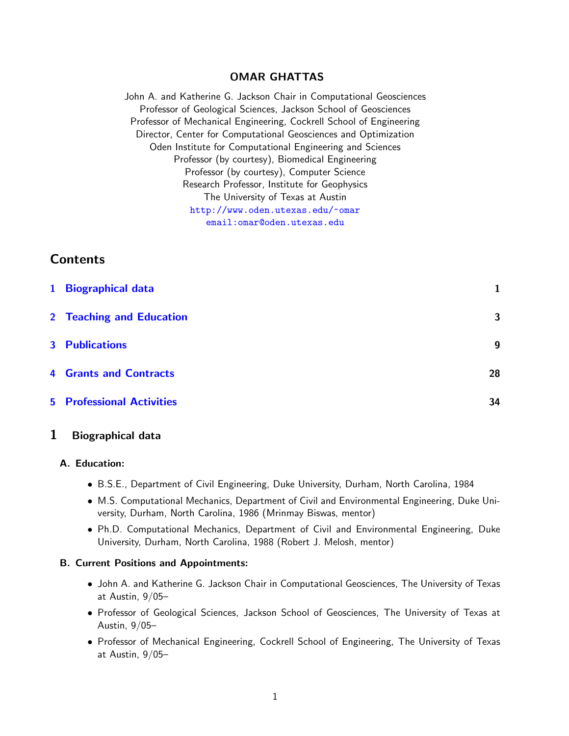# OMAR GHATTAS

John A. and Katherine G. Jackson Chair in Computational Geosciences
Professor of Geological Sciences, Jackson School of Geosciences
Professor of Mechanical Engineering, Cockrell School of Engineering
Director, Center for Computational Geosciences and Optimization
Oden Institute for Computational Engineering and Sciences
Professor (by courtesy), Biomedical Engineering
Professor (by courtesy), Computer Science
Research Professor, Institute for Geophysics
The University of Texas at Austin
http://www.oden.utexas.edu/~omar
email:omar@oden.utexas.edu

## Contents

1 Biographical data — 1

2 Teaching and Education — 3

3 Publications — 9

4 Grants and Contracts — 28

5 Professional Activities — 34

## 1 Biographical data

### A. Education:

- B.S.E., Department of Civil Engineering, Duke University, Durham, North Carolina, 1984
- M.S. Computational Mechanics, Department of Civil and Environmental Engineering, Duke University, Durham, North Carolina, 1986 (Mrinmay Biswas, mentor)
- Ph.D. Computational Mechanics, Department of Civil and Environmental Engineering, Duke University, Durham, North Carolina, 1988 (Robert J. Melosh, mentor)

### B. Current Positions and Appointments:

- John A. and Katherine G. Jackson Chair in Computational Geosciences, The University of Texas at Austin, 9/05–
- Professor of Geological Sciences, Jackson School of Geosciences, The University of Texas at Austin, 9/05–
- Professor of Mechanical Engineering, Cockrell School of Engineering, The University of Texas at Austin, 9/05–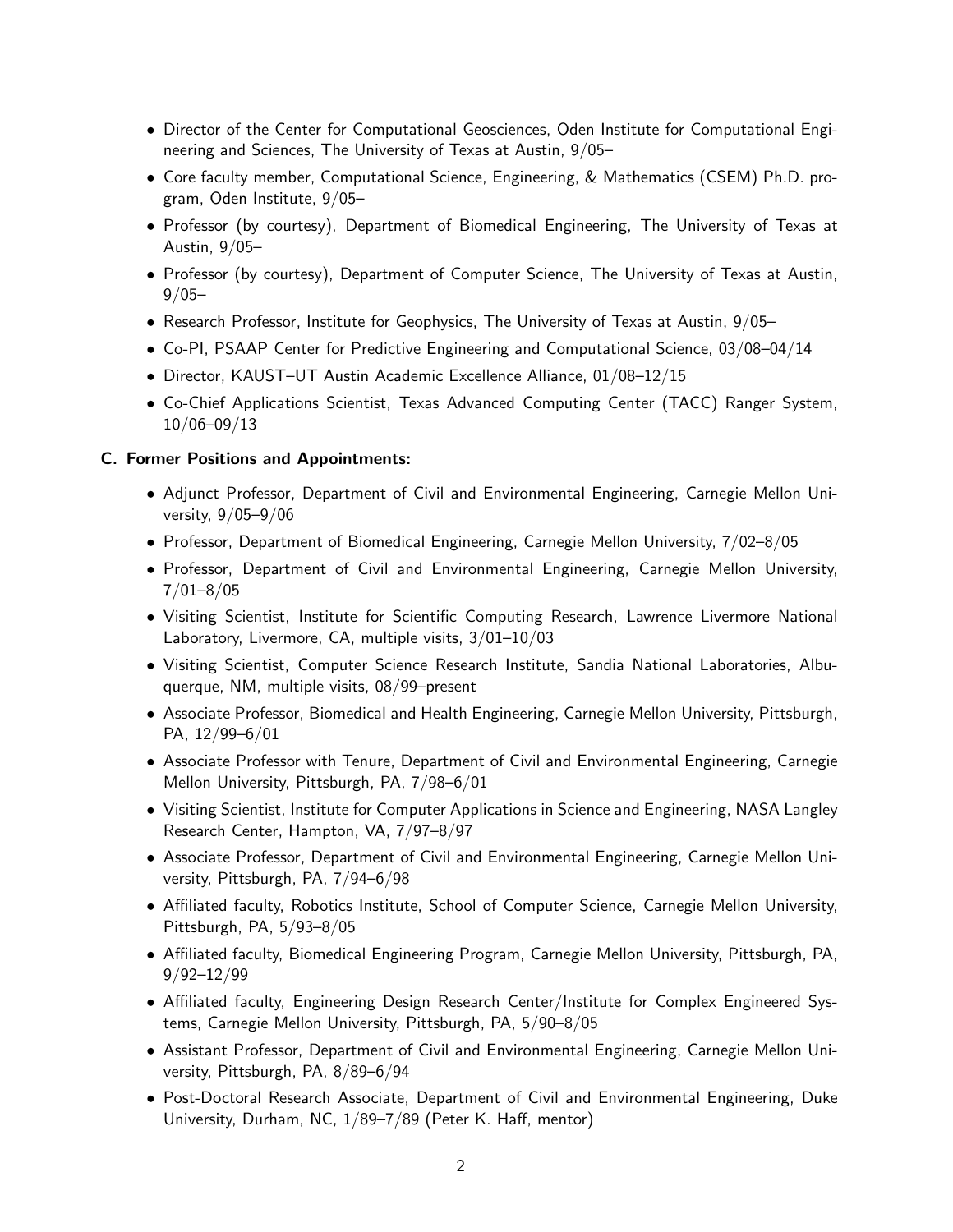- Director of the Center for Computational Geosciences, Oden Institute for Computational Engineering and Sciences, The University of Texas at Austin, 9/05–
- Core faculty member, Computational Science, Engineering, & Mathematics (CSEM) Ph.D. program, Oden Institute, 9/05–
- Professor (by courtesy), Department of Biomedical Engineering, The University of Texas at Austin, 9/05–
- Professor (by courtesy), Department of Computer Science, The University of Texas at Austin, 9/05–
- Research Professor, Institute for Geophysics, The University of Texas at Austin, 9/05–
- Co-PI, PSAAP Center for Predictive Engineering and Computational Science, 03/08–04/14
- Director, KAUST–UT Austin Academic Excellence Alliance, 01/08–12/15
- Co-Chief Applications Scientist, Texas Advanced Computing Center (TACC) Ranger System, 10/06–09/13

### C. Former Positions and Appointments:

- Adjunct Professor, Department of Civil and Environmental Engineering, Carnegie Mellon University, 9/05–9/06
- Professor, Department of Biomedical Engineering, Carnegie Mellon University, 7/02–8/05
- Professor, Department of Civil and Environmental Engineering, Carnegie Mellon University, 7/01–8/05
- Visiting Scientist, Institute for Scientific Computing Research, Lawrence Livermore National Laboratory, Livermore, CA, multiple visits, 3/01–10/03
- Visiting Scientist, Computer Science Research Institute, Sandia National Laboratories, Albuquerque, NM, multiple visits, 08/99–present
- Associate Professor, Biomedical and Health Engineering, Carnegie Mellon University, Pittsburgh, PA, 12/99–6/01
- Associate Professor with Tenure, Department of Civil and Environmental Engineering, Carnegie Mellon University, Pittsburgh, PA, 7/98–6/01
- Visiting Scientist, Institute for Computer Applications in Science and Engineering, NASA Langley Research Center, Hampton, VA, 7/97–8/97
- Associate Professor, Department of Civil and Environmental Engineering, Carnegie Mellon University, Pittsburgh, PA, 7/94–6/98
- Affiliated faculty, Robotics Institute, School of Computer Science, Carnegie Mellon University, Pittsburgh, PA, 5/93–8/05
- Affiliated faculty, Biomedical Engineering Program, Carnegie Mellon University, Pittsburgh, PA, 9/92–12/99
- Affiliated faculty, Engineering Design Research Center/Institute for Complex Engineered Systems, Carnegie Mellon University, Pittsburgh, PA, 5/90–8/05
- Assistant Professor, Department of Civil and Environmental Engineering, Carnegie Mellon University, Pittsburgh, PA, 8/89–6/94
- Post-Doctoral Research Associate, Department of Civil and Environmental Engineering, Duke University, Durham, NC, 1/89–7/89 (Peter K. Haff, mentor)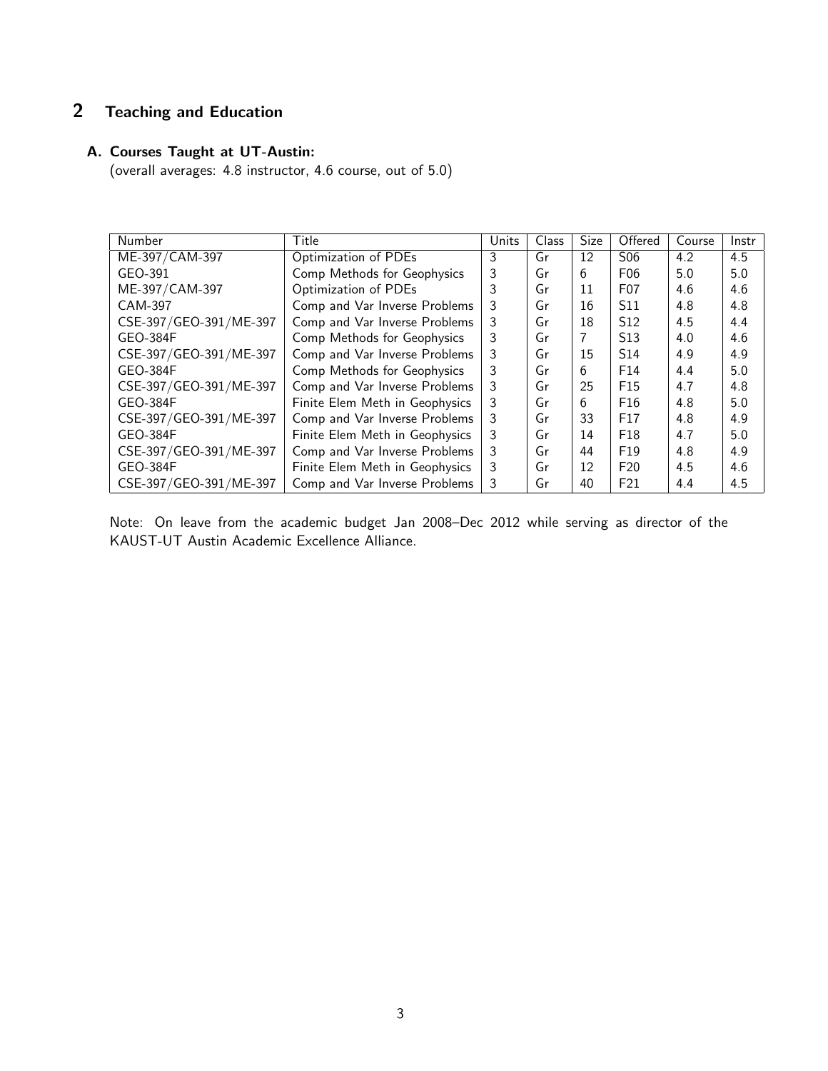## 2 Teaching and Education

### A. Courses Taught at UT-Austin:

(overall averages: 4.8 instructor, 4.6 course, out of 5.0)

| Number | Title | Units | Class | Size | Offered | Course | Instr |
|---|---|---|---|---|---|---|---|
| ME-397/CAM-397 | Optimization of PDEs | 3 | Gr | 12 | S06 | 4.2 | 4.5 |
| GEO-391 | Comp Methods for Geophysics | 3 | Gr | 6 | F06 | 5.0 | 5.0 |
| ME-397/CAM-397 | Optimization of PDEs | 3 | Gr | 11 | F07 | 4.6 | 4.6 |
| CAM-397 | Comp and Var Inverse Problems | 3 | Gr | 16 | S11 | 4.8 | 4.8 |
| CSE-397/GEO-391/ME-397 | Comp and Var Inverse Problems | 3 | Gr | 18 | S12 | 4.5 | 4.4 |
| GEO-384F | Comp Methods for Geophysics | 3 | Gr | 7 | S13 | 4.0 | 4.6 |
| CSE-397/GEO-391/ME-397 | Comp and Var Inverse Problems | 3 | Gr | 15 | S14 | 4.9 | 4.9 |
| GEO-384F | Comp Methods for Geophysics | 3 | Gr | 6 | F14 | 4.4 | 5.0 |
| CSE-397/GEO-391/ME-397 | Comp and Var Inverse Problems | 3 | Gr | 25 | F15 | 4.7 | 4.8 |
| GEO-384F | Finite Elem Meth in Geophysics | 3 | Gr | 6 | F16 | 4.8 | 5.0 |
| CSE-397/GEO-391/ME-397 | Comp and Var Inverse Problems | 3 | Gr | 33 | F17 | 4.8 | 4.9 |
| GEO-384F | Finite Elem Meth in Geophysics | 3 | Gr | 14 | F18 | 4.7 | 5.0 |
| CSE-397/GEO-391/ME-397 | Comp and Var Inverse Problems | 3 | Gr | 44 | F19 | 4.8 | 4.9 |
| GEO-384F | Finite Elem Meth in Geophysics | 3 | Gr | 12 | F20 | 4.5 | 4.6 |
| CSE-397/GEO-391/ME-397 | Comp and Var Inverse Problems | 3 | Gr | 40 | F21 | 4.4 | 4.5 |

Note: On leave from the academic budget Jan 2008–Dec 2012 while serving as director of the KAUST-UT Austin Academic Excellence Alliance.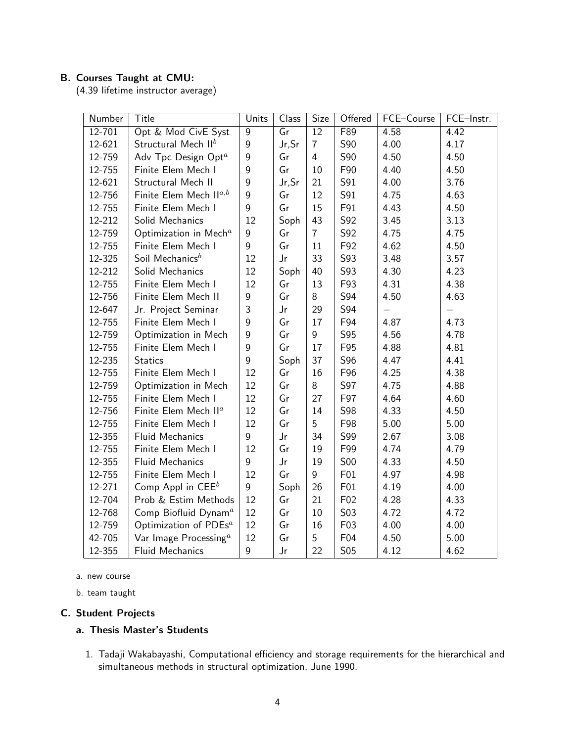### B. Courses Taught at CMU:

(4.39 lifetime instructor average)

| Number | Title | Units | Class | Size | Offered | FCE–Course | FCE–Instr. |
|---|---|---|---|---|---|---|---|
| 12-701 | Opt & Mod CivE Syst | 9 | Gr | 12 | F89 | 4.58 | 4.42 |
| 12-621 | Structural Mech II[b] | 9 | Jr,Sr | 7 | S90 | 4.00 | 4.17 |
| 12-759 | Adv Tpc Design Opt[a] | 9 | Gr | 4 | S90 | 4.50 | 4.50 |
| 12-755 | Finite Elem Mech I | 9 | Gr | 10 | F90 | 4.40 | 4.50 |
| 12-621 | Structural Mech II | 9 | Jr,Sr | 21 | S91 | 4.00 | 3.76 |
| 12-756 | Finite Elem Mech II[a,b] | 9 | Gr | 12 | S91 | 4.75 | 4.63 |
| 12-755 | Finite Elem Mech I | 9 | Gr | 15 | F91 | 4.43 | 4.50 |
| 12-212 | Solid Mechanics | 12 | Soph | 43 | S92 | 3.45 | 3.13 |
| 12-759 | Optimization in Mech[a] | 9 | Gr | 7 | S92 | 4.75 | 4.75 |
| 12-755 | Finite Elem Mech I | 9 | Gr | 11 | F92 | 4.62 | 4.50 |
| 12-325 | Soil Mechanics[b] | 12 | Jr | 33 | S93 | 3.48 | 3.57 |
| 12-212 | Solid Mechanics | 12 | Soph | 40 | S93 | 4.30 | 4.23 |
| 12-755 | Finite Elem Mech I | 12 | Gr | 13 | F93 | 4.31 | 4.38 |
| 12-756 | Finite Elem Mech II | 9 | Gr | 8 | S94 | 4.50 | 4.63 |
| 12-647 | Jr. Project Seminar | 3 | Jr | 29 | S94 | — | — |
| 12-755 | Finite Elem Mech I | 9 | Gr | 17 | F94 | 4.87 | 4.73 |
| 12-759 | Optimization in Mech | 9 | Gr | 9 | S95 | 4.56 | 4.78 |
| 12-755 | Finite Elem Mech I | 9 | Gr | 17 | F95 | 4.88 | 4.81 |
| 12-235 | Statics | 9 | Soph | 37 | S96 | 4.47 | 4.41 |
| 12-755 | Finite Elem Mech I | 12 | Gr | 16 | F96 | 4.25 | 4.38 |
| 12-759 | Optimization in Mech | 12 | Gr | 8 | S97 | 4.75 | 4.88 |
| 12-755 | Finite Elem Mech I | 12 | Gr | 27 | F97 | 4.64 | 4.60 |
| 12-756 | Finite Elem Mech II[a] | 12 | Gr | 14 | S98 | 4.33 | 4.50 |
| 12-755 | Finite Elem Mech I | 12 | Gr | 5 | F98 | 5.00 | 5.00 |
| 12-355 | Fluid Mechanics | 9 | Jr | 34 | S99 | 2.67 | 3.08 |
| 12-755 | Finite Elem Mech I | 12 | Gr | 19 | F99 | 4.74 | 4.79 |
| 12-355 | Fluid Mechanics | 9 | Jr | 19 | S00 | 4.33 | 4.50 |
| 12-755 | Finite Elem Mech I | 12 | Gr | 9 | F01 | 4.97 | 4.98 |
| 12-271 | Comp Appl in CEE[b] | 9 | Soph | 26 | F01 | 4.19 | 4.00 |
| 12-704 | Prob & Estim Methods | 12 | Gr | 21 | F02 | 4.28 | 4.33 |
| 12-768 | Comp Biofluid Dynam[a] | 12 | Gr | 10 | S03 | 4.72 | 4.72 |
| 12-759 | Optimization of PDEs[a] | 12 | Gr | 16 | F03 | 4.00 | 4.00 |
| 42-705 | Var Image Processing[a] | 12 | Gr | 5 | F04 | 4.50 | 5.00 |
| 12-355 | Fluid Mechanics | 9 | Jr | 22 | S05 | 4.12 | 4.62 |

a. new course

b. team taught

### C. Student Projects

#### a. Thesis Master's Students

1. Tadaji Wakabayashi, Computational efficiency and storage requirements for the hierarchical and simultaneous methods in structural optimization, June 1990.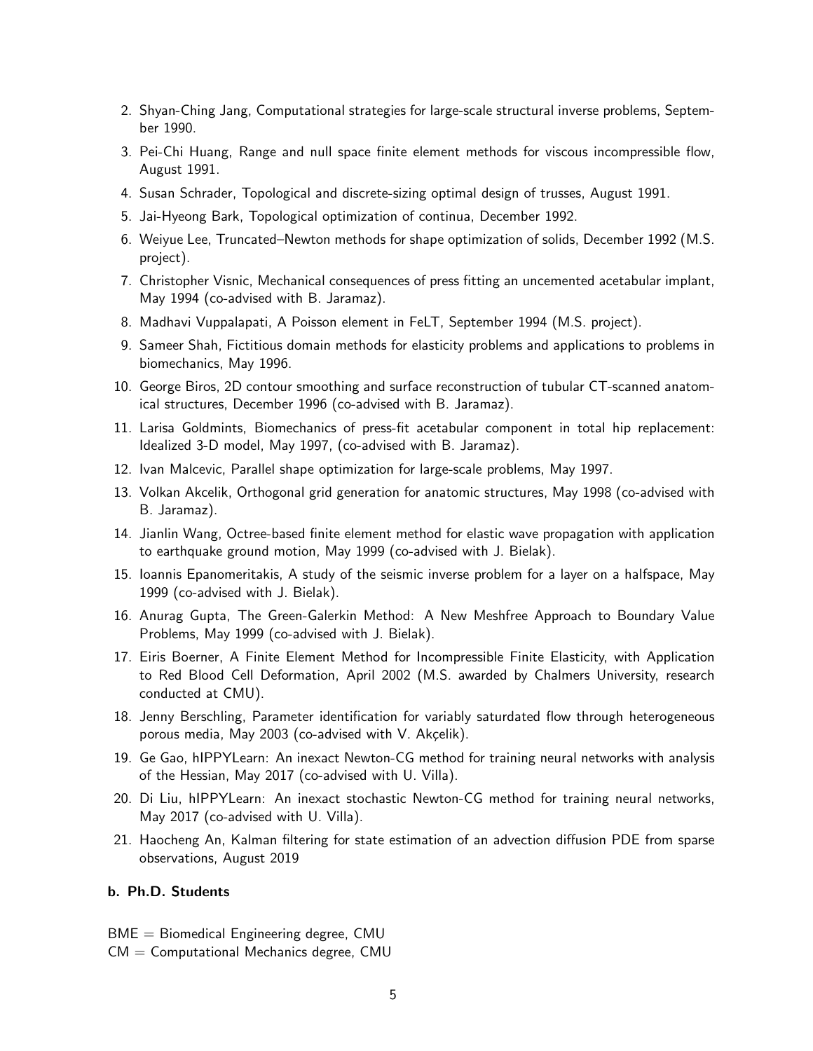2. Shyan-Ching Jang, Computational strategies for large-scale structural inverse problems, September 1990.
3. Pei-Chi Huang, Range and null space finite element methods for viscous incompressible flow, August 1991.
4. Susan Schrader, Topological and discrete-sizing optimal design of trusses, August 1991.
5. Jai-Hyeong Bark, Topological optimization of continua, December 1992.
6. Weiyue Lee, Truncated–Newton methods for shape optimization of solids, December 1992 (M.S. project).
7. Christopher Visnic, Mechanical consequences of press fitting an uncemented acetabular implant, May 1994 (co-advised with B. Jaramaz).
8. Madhavi Vuppalapati, A Poisson element in FeLT, September 1994 (M.S. project).
9. Sameer Shah, Fictitious domain methods for elasticity problems and applications to problems in biomechanics, May 1996.
10. George Biros, 2D contour smoothing and surface reconstruction of tubular CT-scanned anatomical structures, December 1996 (co-advised with B. Jaramaz).
11. Larisa Goldmints, Biomechanics of press-fit acetabular component in total hip replacement: Idealized 3-D model, May 1997, (co-advised with B. Jaramaz).
12. Ivan Malcevic, Parallel shape optimization for large-scale problems, May 1997.
13. Volkan Akcelik, Orthogonal grid generation for anatomic structures, May 1998 (co-advised with B. Jaramaz).
14. Jianlin Wang, Octree-based finite element method for elastic wave propagation with application to earthquake ground motion, May 1999 (co-advised with J. Bielak).
15. Ioannis Epanomeritakis, A study of the seismic inverse problem for a layer on a halfspace, May 1999 (co-advised with J. Bielak).
16. Anurag Gupta, The Green-Galerkin Method: A New Meshfree Approach to Boundary Value Problems, May 1999 (co-advised with J. Bielak).
17. Eiris Boerner, A Finite Element Method for Incompressible Finite Elasticity, with Application to Red Blood Cell Deformation, April 2002 (M.S. awarded by Chalmers University, research conducted at CMU).
18. Jenny Berschling, Parameter identification for variably saturdated flow through heterogeneous porous media, May 2003 (co-advised with V. Akçelik).
19. Ge Gao, hIPPYLearn: An inexact Newton-CG method for training neural networks with analysis of the Hessian, May 2017 (co-advised with U. Villa).
20. Di Liu, hIPPYLearn: An inexact stochastic Newton-CG method for training neural networks, May 2017 (co-advised with U. Villa).
21. Haocheng An, Kalman filtering for state estimation of an advection diffusion PDE from sparse observations, August 2019

#### b. Ph.D. Students

BME = Biomedical Engineering degree, CMU
CM = Computational Mechanics degree, CMU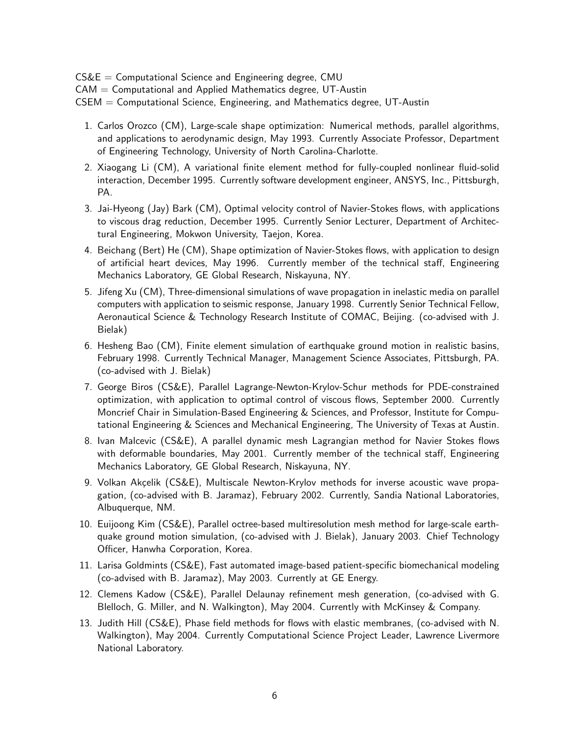CS&E = Computational Science and Engineering degree, CMU
CAM = Computational and Applied Mathematics degree, UT-Austin
CSEM = Computational Science, Engineering, and Mathematics degree, UT-Austin

1. Carlos Orozco (CM), Large-scale shape optimization: Numerical methods, parallel algorithms, and applications to aerodynamic design, May 1993. Currently Associate Professor, Department of Engineering Technology, University of North Carolina-Charlotte.
2. Xiaogang Li (CM), A variational finite element method for fully-coupled nonlinear fluid-solid interaction, December 1995. Currently software development engineer, ANSYS, Inc., Pittsburgh, PA.
3. Jai-Hyeong (Jay) Bark (CM), Optimal velocity control of Navier-Stokes flows, with applications to viscous drag reduction, December 1995. Currently Senior Lecturer, Department of Architectural Engineering, Mokwon University, Taejon, Korea.
4. Beichang (Bert) He (CM), Shape optimization of Navier-Stokes flows, with application to design of artificial heart devices, May 1996. Currently member of the technical staff, Engineering Mechanics Laboratory, GE Global Research, Niskayuna, NY.
5. Jifeng Xu (CM), Three-dimensional simulations of wave propagation in inelastic media on parallel computers with application to seismic response, January 1998. Currently Senior Technical Fellow, Aeronautical Science & Technology Research Institute of COMAC, Beijing. (co-advised with J. Bielak)
6. Hesheng Bao (CM), Finite element simulation of earthquake ground motion in realistic basins, February 1998. Currently Technical Manager, Management Science Associates, Pittsburgh, PA. (co-advised with J. Bielak)
7. George Biros (CS&E), Parallel Lagrange-Newton-Krylov-Schur methods for PDE-constrained optimization, with application to optimal control of viscous flows, September 2000. Currently Moncrief Chair in Simulation-Based Engineering & Sciences, and Professor, Institute for Computational Engineering & Sciences and Mechanical Engineering, The University of Texas at Austin.
8. Ivan Malcevic (CS&E), A parallel dynamic mesh Lagrangian method for Navier Stokes flows with deformable boundaries, May 2001. Currently member of the technical staff, Engineering Mechanics Laboratory, GE Global Research, Niskayuna, NY.
9. Volkan Akçelik (CS&E), Multiscale Newton-Krylov methods for inverse acoustic wave propagation, (co-advised with B. Jaramaz), February 2002. Currently, Sandia National Laboratories, Albuquerque, NM.
10. Euijoong Kim (CS&E), Parallel octree-based multiresolution mesh method for large-scale earthquake ground motion simulation, (co-advised with J. Bielak), January 2003. Chief Technology Officer, Hanwha Corporation, Korea.
11. Larisa Goldmints (CS&E), Fast automated image-based patient-specific biomechanical modeling (co-advised with B. Jaramaz), May 2003. Currently at GE Energy.
12. Clemens Kadow (CS&E), Parallel Delaunay refinement mesh generation, (co-advised with G. Blelloch, G. Miller, and N. Walkington), May 2004. Currently with McKinsey & Company.
13. Judith Hill (CS&E), Phase field methods for flows with elastic membranes, (co-advised with N. Walkington), May 2004. Currently Computational Science Project Leader, Lawrence Livermore National Laboratory.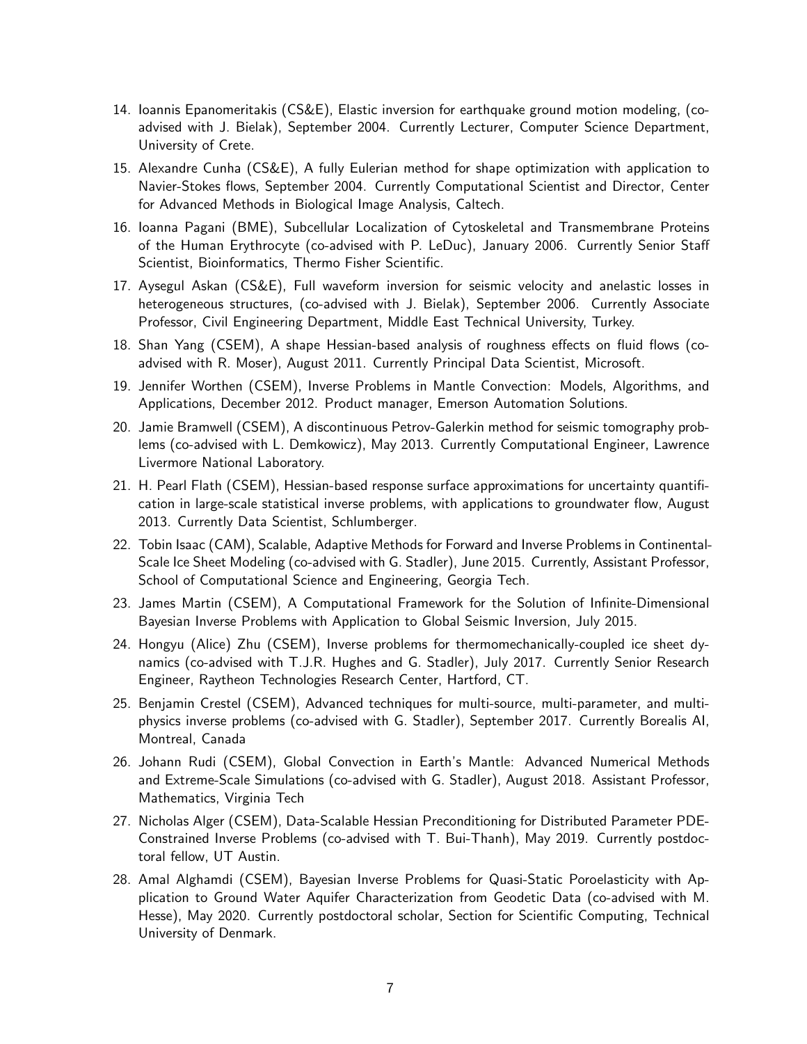14. Ioannis Epanomeritakis (CS&E), Elastic inversion for earthquake ground motion modeling, (co-advised with J. Bielak), September 2004. Currently Lecturer, Computer Science Department, University of Crete.
15. Alexandre Cunha (CS&E), A fully Eulerian method for shape optimization with application to Navier-Stokes flows, September 2004. Currently Computational Scientist and Director, Center for Advanced Methods in Biological Image Analysis, Caltech.
16. Ioanna Pagani (BME), Subcellular Localization of Cytoskeletal and Transmembrane Proteins of the Human Erythrocyte (co-advised with P. LeDuc), January 2006. Currently Senior Staff Scientist, Bioinformatics, Thermo Fisher Scientific.
17. Aysegul Askan (CS&E), Full waveform inversion for seismic velocity and anelastic losses in heterogeneous structures, (co-advised with J. Bielak), September 2006. Currently Associate Professor, Civil Engineering Department, Middle East Technical University, Turkey.
18. Shan Yang (CSEM), A shape Hessian-based analysis of roughness effects on fluid flows (co-advised with R. Moser), August 2011. Currently Principal Data Scientist, Microsoft.
19. Jennifer Worthen (CSEM), Inverse Problems in Mantle Convection: Models, Algorithms, and Applications, December 2012. Product manager, Emerson Automation Solutions.
20. Jamie Bramwell (CSEM), A discontinuous Petrov-Galerkin method for seismic tomography problems (co-advised with L. Demkowicz), May 2013. Currently Computational Engineer, Lawrence Livermore National Laboratory.
21. H. Pearl Flath (CSEM), Hessian-based response surface approximations for uncertainty quantification in large-scale statistical inverse problems, with applications to groundwater flow, August 2013. Currently Data Scientist, Schlumberger.
22. Tobin Isaac (CAM), Scalable, Adaptive Methods for Forward and Inverse Problems in Continental-Scale Ice Sheet Modeling (co-advised with G. Stadler), June 2015. Currently, Assistant Professor, School of Computational Science and Engineering, Georgia Tech.
23. James Martin (CSEM), A Computational Framework for the Solution of Infinite-Dimensional Bayesian Inverse Problems with Application to Global Seismic Inversion, July 2015.
24. Hongyu (Alice) Zhu (CSEM), Inverse problems for thermomechanically-coupled ice sheet dynamics (co-advised with T.J.R. Hughes and G. Stadler), July 2017. Currently Senior Research Engineer, Raytheon Technologies Research Center, Hartford, CT.
25. Benjamin Crestel (CSEM), Advanced techniques for multi-source, multi-parameter, and multi-physics inverse problems (co-advised with G. Stadler), September 2017. Currently Borealis AI, Montreal, Canada
26. Johann Rudi (CSEM), Global Convection in Earth's Mantle: Advanced Numerical Methods and Extreme-Scale Simulations (co-advised with G. Stadler), August 2018. Assistant Professor, Mathematics, Virginia Tech
27. Nicholas Alger (CSEM), Data-Scalable Hessian Preconditioning for Distributed Parameter PDE-Constrained Inverse Problems (co-advised with T. Bui-Thanh), May 2019. Currently postdoctoral fellow, UT Austin.
28. Amal Alghamdi (CSEM), Bayesian Inverse Problems for Quasi-Static Poroelasticity with Application to Ground Water Aquifer Characterization from Geodetic Data (co-advised with M. Hesse), May 2020. Currently postdoctoral scholar, Section for Scientific Computing, Technical University of Denmark.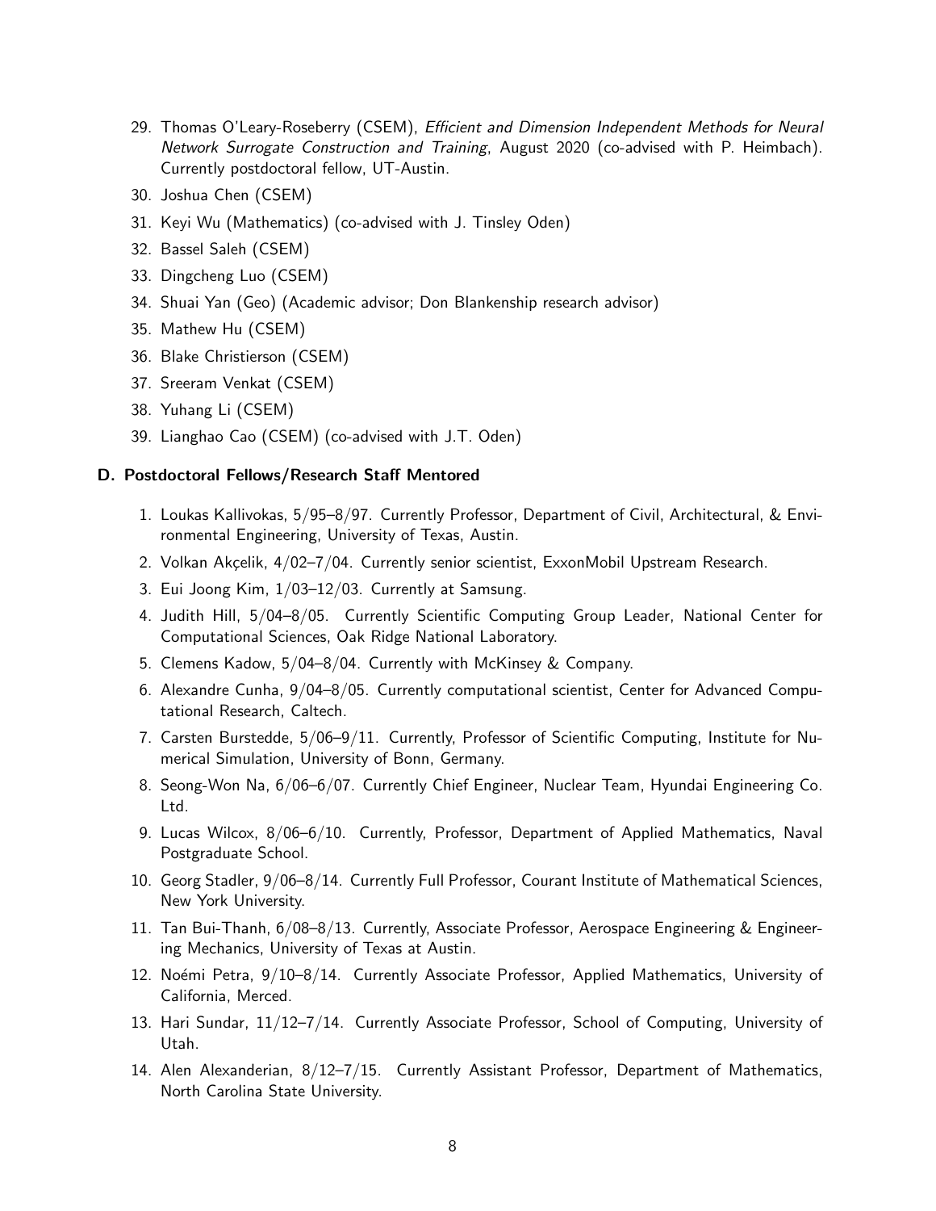29. Thomas O'Leary-Roseberry (CSEM), *Efficient and Dimension Independent Methods for Neural Network Surrogate Construction and Training*, August 2020 (co-advised with P. Heimbach). Currently postdoctoral fellow, UT-Austin.
30. Joshua Chen (CSEM)
31. Keyi Wu (Mathematics) (co-advised with J. Tinsley Oden)
32. Bassel Saleh (CSEM)
33. Dingcheng Luo (CSEM)
34. Shuai Yan (Geo) (Academic advisor; Don Blankenship research advisor)
35. Mathew Hu (CSEM)
36. Blake Christierson (CSEM)
37. Sreeram Venkat (CSEM)
38. Yuhang Li (CSEM)
39. Lianghao Cao (CSEM) (co-advised with J.T. Oden)

### D. Postdoctoral Fellows/Research Staff Mentored

1. Loukas Kallivokas, 5/95–8/97. Currently Professor, Department of Civil, Architectural, & Environmental Engineering, University of Texas, Austin.
2. Volkan Akçelik, 4/02–7/04. Currently senior scientist, ExxonMobil Upstream Research.
3. Eui Joong Kim, 1/03–12/03. Currently at Samsung.
4. Judith Hill, 5/04–8/05. Currently Scientific Computing Group Leader, National Center for Computational Sciences, Oak Ridge National Laboratory.
5. Clemens Kadow, 5/04–8/04. Currently with McKinsey & Company.
6. Alexandre Cunha, 9/04–8/05. Currently computational scientist, Center for Advanced Computational Research, Caltech.
7. Carsten Burstedde, 5/06–9/11. Currently, Professor of Scientific Computing, Institute for Numerical Simulation, University of Bonn, Germany.
8. Seong-Won Na, 6/06–6/07. Currently Chief Engineer, Nuclear Team, Hyundai Engineering Co. Ltd.
9. Lucas Wilcox, 8/06–6/10. Currently, Professor, Department of Applied Mathematics, Naval Postgraduate School.
10. Georg Stadler, 9/06–8/14. Currently Full Professor, Courant Institute of Mathematical Sciences, New York University.
11. Tan Bui-Thanh, 6/08–8/13. Currently, Associate Professor, Aerospace Engineering & Engineering Mechanics, University of Texas at Austin.
12. Noémi Petra, 9/10–8/14. Currently Associate Professor, Applied Mathematics, University of California, Merced.
13. Hari Sundar, 11/12–7/14. Currently Associate Professor, School of Computing, University of Utah.
14. Alen Alexanderian, 8/12–7/15. Currently Assistant Professor, Department of Mathematics, North Carolina State University.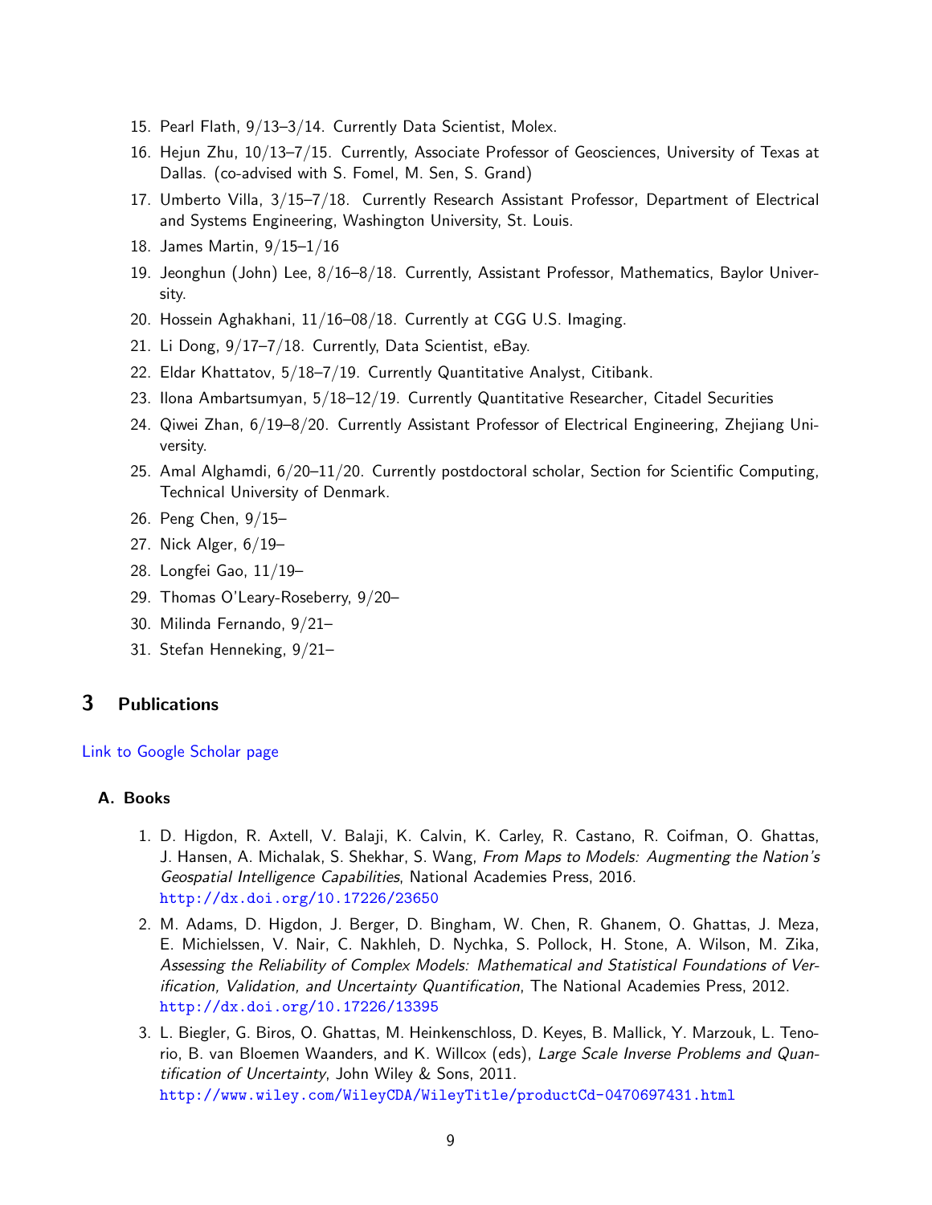15. Pearl Flath, 9/13–3/14. Currently Data Scientist, Molex.
16. Hejun Zhu, 10/13–7/15. Currently, Associate Professor of Geosciences, University of Texas at Dallas. (co-advised with S. Fomel, M. Sen, S. Grand)
17. Umberto Villa, 3/15–7/18. Currently Research Assistant Professor, Department of Electrical and Systems Engineering, Washington University, St. Louis.
18. James Martin, 9/15–1/16
19. Jeonghun (John) Lee, 8/16–8/18. Currently, Assistant Professor, Mathematics, Baylor University.
20. Hossein Aghakhani, 11/16–08/18. Currently at CGG U.S. Imaging.
21. Li Dong, 9/17–7/18. Currently, Data Scientist, eBay.
22. Eldar Khattatov, 5/18–7/19. Currently Quantitative Analyst, Citibank.
23. Ilona Ambartsumyan, 5/18–12/19. Currently Quantitative Researcher, Citadel Securities
24. Qiwei Zhan, 6/19–8/20. Currently Assistant Professor of Electrical Engineering, Zhejiang University.
25. Amal Alghamdi, 6/20–11/20. Currently postdoctoral scholar, Section for Scientific Computing, Technical University of Denmark.
26. Peng Chen, 9/15–
27. Nick Alger, 6/19–
28. Longfei Gao, 11/19–
29. Thomas O'Leary-Roseberry, 9/20–
30. Milinda Fernando, 9/21–
31. Stefan Henneking, 9/21–

## 3 Publications

Link to Google Scholar page

### A. Books

1. D. Higdon, R. Axtell, V. Balaji, K. Calvin, K. Carley, R. Castano, R. Coifman, O. Ghattas, J. Hansen, A. Michalak, S. Shekhar, S. Wang, *From Maps to Models: Augmenting the Nation's Geospatial Intelligence Capabilities*, National Academies Press, 2016. http://dx.doi.org/10.17226/23650
2. M. Adams, D. Higdon, J. Berger, D. Bingham, W. Chen, R. Ghanem, O. Ghattas, J. Meza, E. Michielssen, V. Nair, C. Nakhleh, D. Nychka, S. Pollock, H. Stone, A. Wilson, M. Zika, *Assessing the Reliability of Complex Models: Mathematical and Statistical Foundations of Verification, Validation, and Uncertainty Quantification*, The National Academies Press, 2012. http://dx.doi.org/10.17226/13395
3. L. Biegler, G. Biros, O. Ghattas, M. Heinkenschloss, D. Keyes, B. Mallick, Y. Marzouk, L. Tenorio, B. van Bloemen Waanders, and K. Willcox (eds), *Large Scale Inverse Problems and Quantification of Uncertainty*, John Wiley & Sons, 2011. http://www.wiley.com/WileyCDA/WileyTitle/productCd-0470697431.html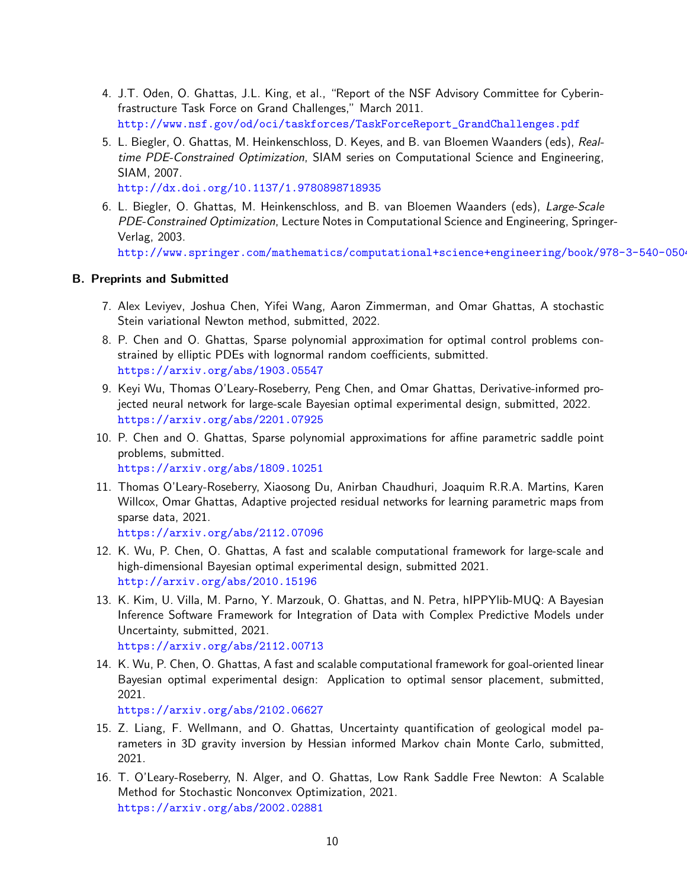4. J.T. Oden, O. Ghattas, J.L. King, et al., "Report of the NSF Advisory Committee for Cyberinfrastructure Task Force on Grand Challenges," March 2011.
   http://www.nsf.gov/od/oci/taskforces/TaskForceReport_GrandChallenges.pdf

5. L. Biegler, O. Ghattas, M. Heinkenschloss, D. Keyes, and B. van Bloemen Waanders (eds), *Real-time PDE-Constrained Optimization*, SIAM series on Computational Science and Engineering, SIAM, 2007.
   http://dx.doi.org/10.1137/1.9780898718935

6. L. Biegler, O. Ghattas, M. Heinkenschloss, and B. van Bloemen Waanders (eds), *Large-Scale PDE-Constrained Optimization*, Lecture Notes in Computational Science and Engineering, Springer-Verlag, 2003.
   http://www.springer.com/mathematics/computational+science+engineering/book/978-3-540-0504

### B. Preprints and Submitted

7. Alex Leviyev, Joshua Chen, Yifei Wang, Aaron Zimmerman, and Omar Ghattas, A stochastic Stein variational Newton method, submitted, 2022.

8. P. Chen and O. Ghattas, Sparse polynomial approximation for optimal control problems constrained by elliptic PDEs with lognormal random coefficients, submitted.
   https://arxiv.org/abs/1903.05547

9. Keyi Wu, Thomas O'Leary-Roseberry, Peng Chen, and Omar Ghattas, Derivative-informed projected neural network for large-scale Bayesian optimal experimental design, submitted, 2022.
   https://arxiv.org/abs/2201.07925

10. P. Chen and O. Ghattas, Sparse polynomial approximations for affine parametric saddle point problems, submitted.
    https://arxiv.org/abs/1809.10251

11. Thomas O'Leary-Roseberry, Xiaosong Du, Anirban Chaudhuri, Joaquim R.R.A. Martins, Karen Willcox, Omar Ghattas, Adaptive projected residual networks for learning parametric maps from sparse data, 2021.
    https://arxiv.org/abs/2112.07096

12. K. Wu, P. Chen, O. Ghattas, A fast and scalable computational framework for large-scale and high-dimensional Bayesian optimal experimental design, submitted 2021.
    http://arxiv.org/abs/2010.15196

13. K. Kim, U. Villa, M. Parno, Y. Marzouk, O. Ghattas, and N. Petra, hIPPYlib-MUQ: A Bayesian Inference Software Framework for Integration of Data with Complex Predictive Models under Uncertainty, submitted, 2021.
    https://arxiv.org/abs/2112.00713

14. K. Wu, P. Chen, O. Ghattas, A fast and scalable computational framework for goal-oriented linear Bayesian optimal experimental design: Application to optimal sensor placement, submitted, 2021.
    https://arxiv.org/abs/2102.06627

15. Z. Liang, F. Wellmann, and O. Ghattas, Uncertainty quantification of geological model parameters in 3D gravity inversion by Hessian informed Markov chain Monte Carlo, submitted, 2021.

16. T. O'Leary-Roseberry, N. Alger, and O. Ghattas, Low Rank Saddle Free Newton: A Scalable Method for Stochastic Nonconvex Optimization, 2021.
    https://arxiv.org/abs/2002.02881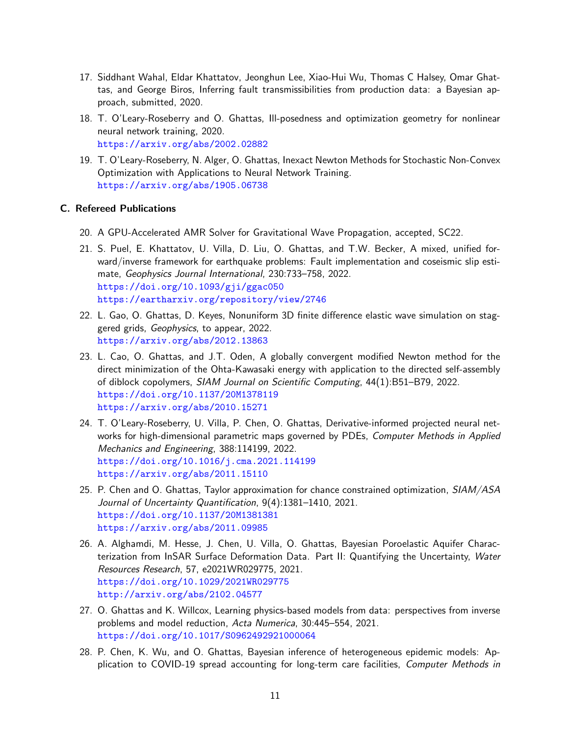17. Siddhant Wahal, Eldar Khattatov, Jeonghun Lee, Xiao-Hui Wu, Thomas C Halsey, Omar Ghattas, and George Biros, Inferring fault transmissibilities from production data: a Bayesian approach, submitted, 2020.

18. T. O'Leary-Roseberry and O. Ghattas, Ill-posedness and optimization geometry for nonlinear neural network training, 2020.
https://arxiv.org/abs/2002.02882

19. T. O'Leary-Roseberry, N. Alger, O. Ghattas, Inexact Newton Methods for Stochastic Non-Convex Optimization with Applications to Neural Network Training.
https://arxiv.org/abs/1905.06738

### C. Refereed Publications

20. A GPU-Accelerated AMR Solver for Gravitational Wave Propagation, accepted, SC22.

21. S. Puel, E. Khattatov, U. Villa, D. Liu, O. Ghattas, and T.W. Becker, A mixed, unified forward/inverse framework for earthquake problems: Fault implementation and coseismic slip estimate, *Geophysics Journal International*, 230:733–758, 2022.
https://doi.org/10.1093/gji/ggac050
https://eartharxiv.org/repository/view/2746

22. L. Gao, O. Ghattas, D. Keyes, Nonuniform 3D finite difference elastic wave simulation on staggered grids, *Geophysics*, to appear, 2022.
https://arxiv.org/abs/2012.13863

23. L. Cao, O. Ghattas, and J.T. Oden, A globally convergent modified Newton method for the direct minimization of the Ohta-Kawasaki energy with application to the directed self-assembly of diblock copolymers, *SIAM Journal on Scientific Computing*, 44(1):B51–B79, 2022.
https://doi.org/10.1137/20M1378119
https://arxiv.org/abs/2010.15271

24. T. O'Leary-Roseberry, U. Villa, P. Chen, O. Ghattas, Derivative-informed projected neural networks for high-dimensional parametric maps governed by PDEs, *Computer Methods in Applied Mechanics and Engineering*, 388:114199, 2022.
https://doi.org/10.1016/j.cma.2021.114199
https://arxiv.org/abs/2011.15110

25. P. Chen and O. Ghattas, Taylor approximation for chance constrained optimization, *SIAM/ASA Journal of Uncertainty Quantification*, 9(4):1381–1410, 2021.
https://doi.org/10.1137/20M1381381
https://arxiv.org/abs/2011.09985

26. A. Alghamdi, M. Hesse, J. Chen, U. Villa, O. Ghattas, Bayesian Poroelastic Aquifer Characterization from InSAR Surface Deformation Data. Part II: Quantifying the Uncertainty, *Water Resources Research*, 57, e2021WR029775, 2021.
https://doi.org/10.1029/2021WR029775
http://arxiv.org/abs/2102.04577

27. O. Ghattas and K. Willcox, Learning physics-based models from data: perspectives from inverse problems and model reduction, *Acta Numerica*, 30:445–554, 2021.
https://doi.org/10.1017/S0962492921000064

28. P. Chen, K. Wu, and O. Ghattas, Bayesian inference of heterogeneous epidemic models: Application to COVID-19 spread accounting for long-term care facilities, *Computer Methods in*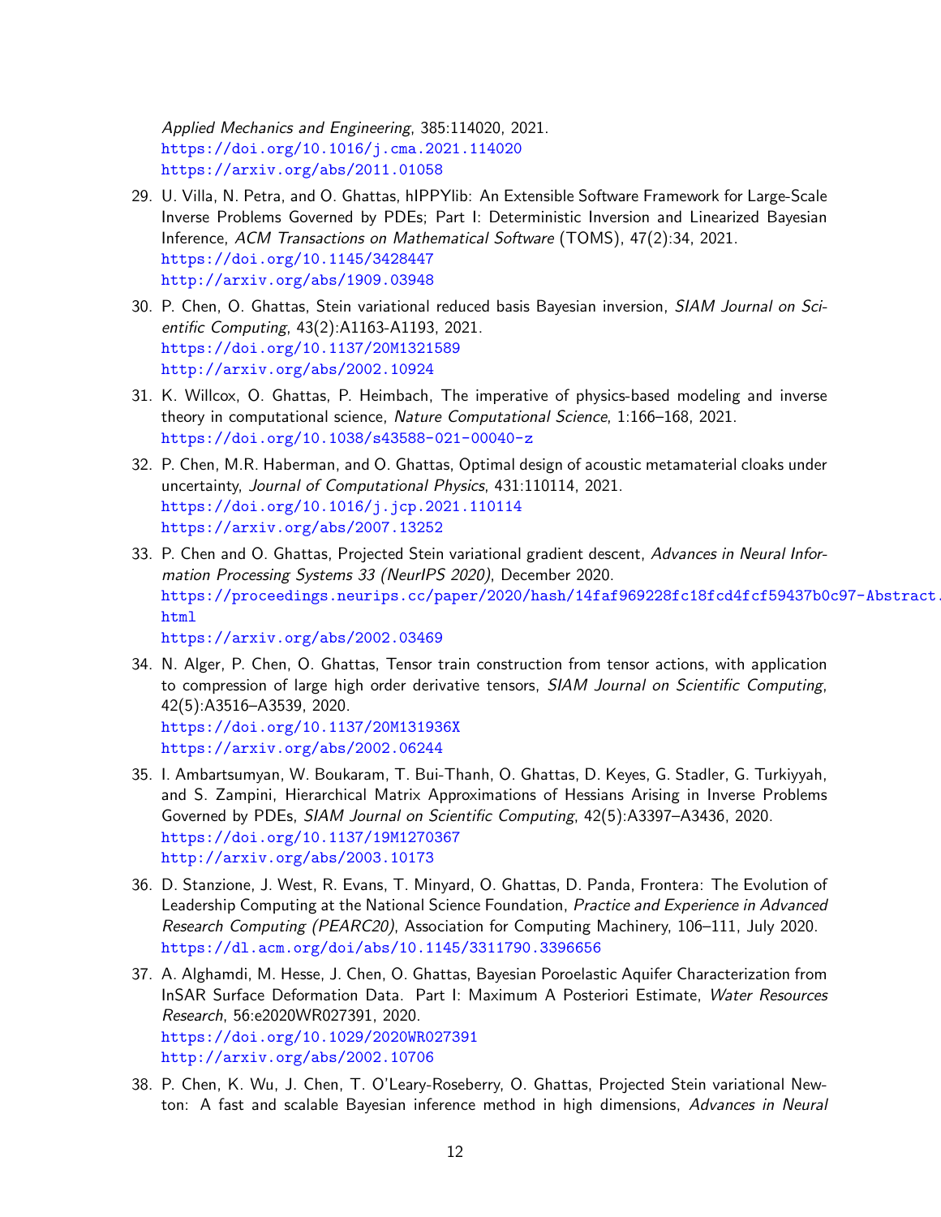*Applied Mechanics and Engineering*, 385:114020, 2021.
https://doi.org/10.1016/j.cma.2021.114020
https://arxiv.org/abs/2011.01058

29. U. Villa, N. Petra, and O. Ghattas, hIPPYlib: An Extensible Software Framework for Large-Scale Inverse Problems Governed by PDEs; Part I: Deterministic Inversion and Linearized Bayesian Inference, *ACM Transactions on Mathematical Software* (TOMS), 47(2):34, 2021.
https://doi.org/10.1145/3428447
http://arxiv.org/abs/1909.03948

30. P. Chen, O. Ghattas, Stein variational reduced basis Bayesian inversion, *SIAM Journal on Scientific Computing*, 43(2):A1163-A1193, 2021.
https://doi.org/10.1137/20M1321589
http://arxiv.org/abs/2002.10924

31. K. Willcox, O. Ghattas, P. Heimbach, The imperative of physics-based modeling and inverse theory in computational science, *Nature Computational Science*, 1:166–168, 2021.
https://doi.org/10.1038/s43588-021-00040-z

32. P. Chen, M.R. Haberman, and O. Ghattas, Optimal design of acoustic metamaterial cloaks under uncertainty, *Journal of Computational Physics*, 431:110114, 2021.
https://doi.org/10.1016/j.jcp.2021.110114
https://arxiv.org/abs/2007.13252

33. P. Chen and O. Ghattas, Projected Stein variational gradient descent, *Advances in Neural Information Processing Systems 33 (NeurIPS 2020)*, December 2020.
https://proceedings.neurips.cc/paper/2020/hash/14faf969228fc18fcd4fcf59437b0c97-Abstract.html
https://arxiv.org/abs/2002.03469

34. N. Alger, P. Chen, O. Ghattas, Tensor train construction from tensor actions, with application to compression of large high order derivative tensors, *SIAM Journal on Scientific Computing*, 42(5):A3516–A3539, 2020.
https://doi.org/10.1137/20M131936X
https://arxiv.org/abs/2002.06244

35. I. Ambartsumyan, W. Boukaram, T. Bui-Thanh, O. Ghattas, D. Keyes, G. Stadler, G. Turkiyyah, and S. Zampini, Hierarchical Matrix Approximations of Hessians Arising in Inverse Problems Governed by PDEs, *SIAM Journal on Scientific Computing*, 42(5):A3397–A3436, 2020.
https://doi.org/10.1137/19M1270367
http://arxiv.org/abs/2003.10173

36. D. Stanzione, J. West, R. Evans, T. Minyard, O. Ghattas, D. Panda, Frontera: The Evolution of Leadership Computing at the National Science Foundation, *Practice and Experience in Advanced Research Computing (PEARC20)*, Association for Computing Machinery, 106–111, July 2020.
https://dl.acm.org/doi/abs/10.1145/3311790.3396656

37. A. Alghamdi, M. Hesse, J. Chen, O. Ghattas, Bayesian Poroelastic Aquifer Characterization from InSAR Surface Deformation Data. Part I: Maximum A Posteriori Estimate, *Water Resources Research*, 56:e2020WR027391, 2020.
https://doi.org/10.1029/2020WR027391
http://arxiv.org/abs/2002.10706

38. P. Chen, K. Wu, J. Chen, T. O'Leary-Roseberry, O. Ghattas, Projected Stein variational Newton: A fast and scalable Bayesian inference method in high dimensions, *Advances in Neural*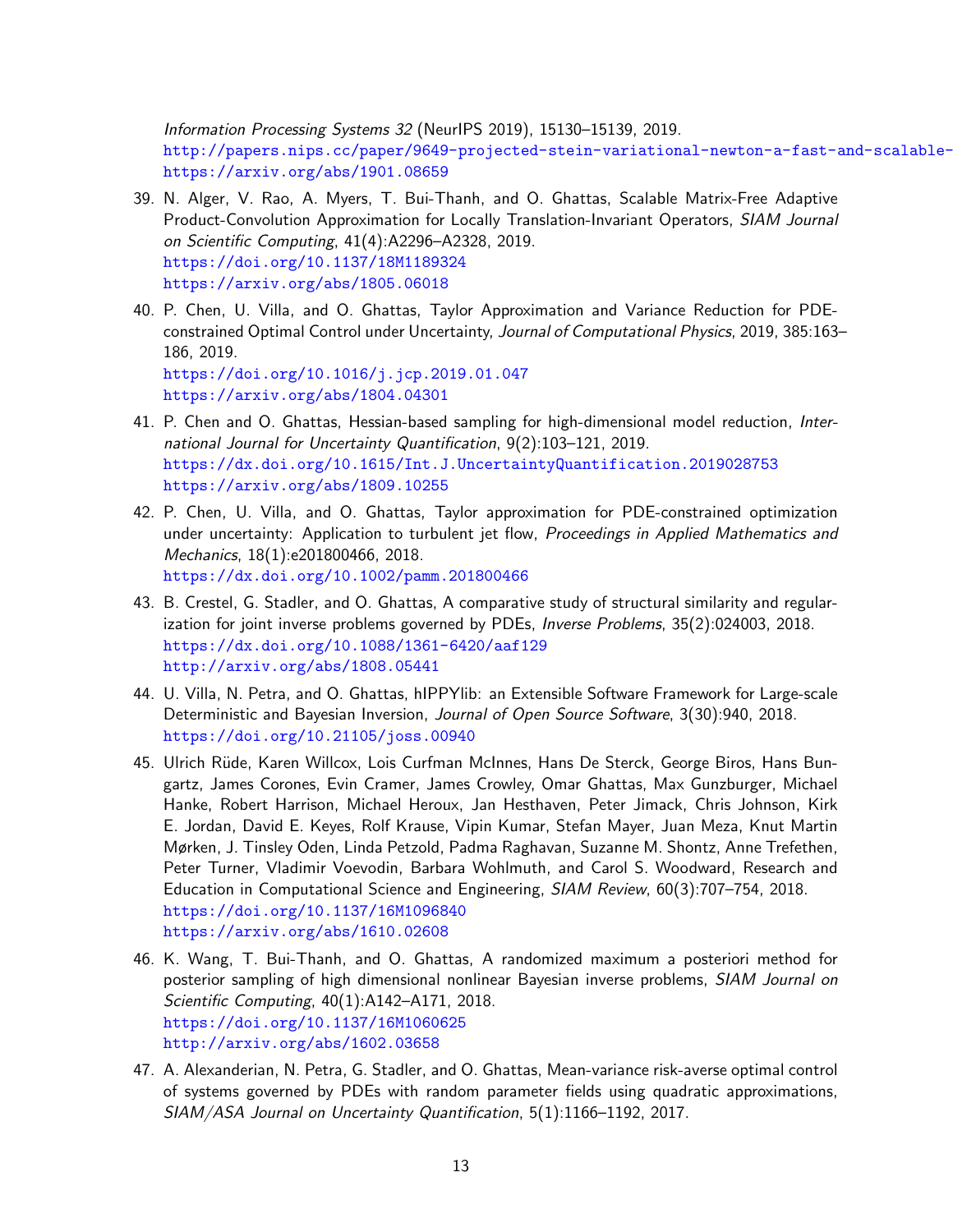*Information Processing Systems 32* (NeurIPS 2019), 15130–15139, 2019.
http://papers.nips.cc/paper/9649-projected-stein-variational-newton-a-fast-and-scalable-
https://arxiv.org/abs/1901.08659

39. N. Alger, V. Rao, A. Myers, T. Bui-Thanh, and O. Ghattas, Scalable Matrix-Free Adaptive Product-Convolution Approximation for Locally Translation-Invariant Operators, *SIAM Journal on Scientific Computing*, 41(4):A2296–A2328, 2019.
https://doi.org/10.1137/18M1189324
https://arxiv.org/abs/1805.06018

40. P. Chen, U. Villa, and O. Ghattas, Taylor Approximation and Variance Reduction for PDE-constrained Optimal Control under Uncertainty, *Journal of Computational Physics*, 2019, 385:163–186, 2019.
https://doi.org/10.1016/j.jcp.2019.01.047
https://arxiv.org/abs/1804.04301

41. P. Chen and O. Ghattas, Hessian-based sampling for high-dimensional model reduction, *International Journal for Uncertainty Quantification*, 9(2):103–121, 2019.
https://dx.doi.org/10.1615/Int.J.UncertaintyQuantification.2019028753
https://arxiv.org/abs/1809.10255

42. P. Chen, U. Villa, and O. Ghattas, Taylor approximation for PDE-constrained optimization under uncertainty: Application to turbulent jet flow, *Proceedings in Applied Mathematics and Mechanics*, 18(1):e201800466, 2018.
https://dx.doi.org/10.1002/pamm.201800466

43. B. Crestel, G. Stadler, and O. Ghattas, A comparative study of structural similarity and regularization for joint inverse problems governed by PDEs, *Inverse Problems*, 35(2):024003, 2018.
https://dx.doi.org/10.1088/1361-6420/aaf129
http://arxiv.org/abs/1808.05441

44. U. Villa, N. Petra, and O. Ghattas, hIPPYlib: an Extensible Software Framework for Large-scale Deterministic and Bayesian Inversion, *Journal of Open Source Software*, 3(30):940, 2018.
https://doi.org/10.21105/joss.00940

45. Ulrich Rüde, Karen Willcox, Lois Curfman McInnes, Hans De Sterck, George Biros, Hans Bungartz, James Corones, Evin Cramer, James Crowley, Omar Ghattas, Max Gunzburger, Michael Hanke, Robert Harrison, Michael Heroux, Jan Hesthaven, Peter Jimack, Chris Johnson, Kirk E. Jordan, David E. Keyes, Rolf Krause, Vipin Kumar, Stefan Mayer, Juan Meza, Knut Martin Mørken, J. Tinsley Oden, Linda Petzold, Padma Raghavan, Suzanne M. Shontz, Anne Trefethen, Peter Turner, Vladimir Voevodin, Barbara Wohlmuth, and Carol S. Woodward, Research and Education in Computational Science and Engineering, *SIAM Review*, 60(3):707–754, 2018.
https://doi.org/10.1137/16M1096840
https://arxiv.org/abs/1610.02608

46. K. Wang, T. Bui-Thanh, and O. Ghattas, A randomized maximum a posteriori method for posterior sampling of high dimensional nonlinear Bayesian inverse problems, *SIAM Journal on Scientific Computing*, 40(1):A142–A171, 2018.
https://doi.org/10.1137/16M1060625
http://arxiv.org/abs/1602.03658

47. A. Alexanderian, N. Petra, G. Stadler, and O. Ghattas, Mean-variance risk-averse optimal control of systems governed by PDEs with random parameter fields using quadratic approximations, *SIAM/ASA Journal on Uncertainty Quantification*, 5(1):1166–1192, 2017.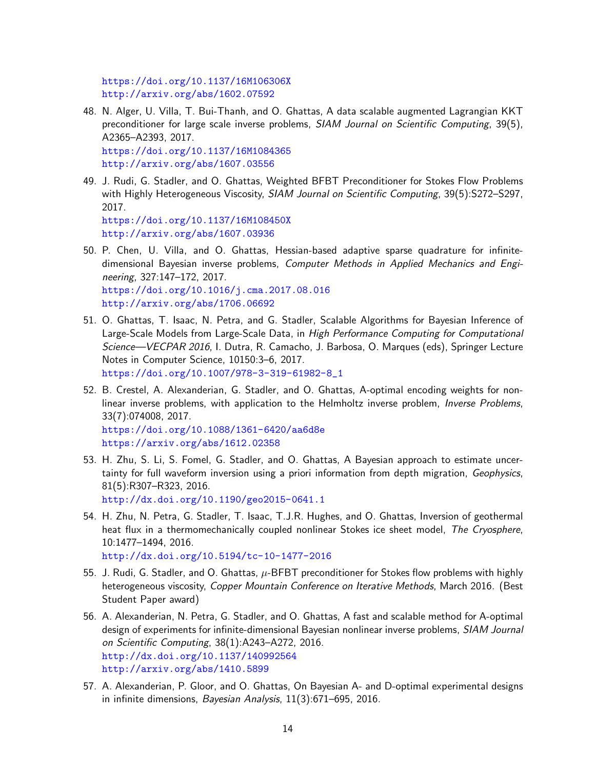https://doi.org/10.1137/16M106306X
http://arxiv.org/abs/1602.07592

48. N. Alger, U. Villa, T. Bui-Thanh, and O. Ghattas, A data scalable augmented Lagrangian KKT preconditioner for large scale inverse problems, *SIAM Journal on Scientific Computing*, 39(5), A2365–A2393, 2017.
https://doi.org/10.1137/16M1084365
http://arxiv.org/abs/1607.03556

49. J. Rudi, G. Stadler, and O. Ghattas, Weighted BFBT Preconditioner for Stokes Flow Problems with Highly Heterogeneous Viscosity, *SIAM Journal on Scientific Computing*, 39(5):S272–S297, 2017.
https://doi.org/10.1137/16M108450X
http://arxiv.org/abs/1607.03936

50. P. Chen, U. Villa, and O. Ghattas, Hessian-based adaptive sparse quadrature for infinite-dimensional Bayesian inverse problems, *Computer Methods in Applied Mechanics and Engineering*, 327:147–172, 2017.
https://doi.org/10.1016/j.cma.2017.08.016
http://arxiv.org/abs/1706.06692

51. O. Ghattas, T. Isaac, N. Petra, and G. Stadler, Scalable Algorithms for Bayesian Inference of Large-Scale Models from Large-Scale Data, in *High Performance Computing for Computational Science—VECPAR 2016*, I. Dutra, R. Camacho, J. Barbosa, O. Marques (eds), Springer Lecture Notes in Computer Science, 10150:3–6, 2017.
https://doi.org/10.1007/978-3-319-61982-8_1

52. B. Crestel, A. Alexanderian, G. Stadler, and O. Ghattas, A-optimal encoding weights for nonlinear inverse problems, with application to the Helmholtz inverse problem, *Inverse Problems*, 33(7):074008, 2017.
https://doi.org/10.1088/1361-6420/aa6d8e
https://arxiv.org/abs/1612.02358

53. H. Zhu, S. Li, S. Fomel, G. Stadler, and O. Ghattas, A Bayesian approach to estimate uncertainty for full waveform inversion using a priori information from depth migration, *Geophysics*, 81(5):R307–R323, 2016.
http://dx.doi.org/10.1190/geo2015-0641.1

54. H. Zhu, N. Petra, G. Stadler, T. Isaac, T.J.R. Hughes, and O. Ghattas, Inversion of geothermal heat flux in a thermomechanically coupled nonlinear Stokes ice sheet model, *The Cryosphere*, 10:1477–1494, 2016.
http://dx.doi.org/10.5194/tc-10-1477-2016

55. J. Rudi, G. Stadler, and O. Ghattas, $\mu$-BFBT preconditioner for Stokes flow problems with highly heterogeneous viscosity, *Copper Mountain Conference on Iterative Methods*, March 2016. (Best Student Paper award)

56. A. Alexanderian, N. Petra, G. Stadler, and O. Ghattas, A fast and scalable method for A-optimal design of experiments for infinite-dimensional Bayesian nonlinear inverse problems, *SIAM Journal on Scientific Computing*, 38(1):A243–A272, 2016.
http://dx.doi.org/10.1137/140992564
http://arxiv.org/abs/1410.5899

57. A. Alexanderian, P. Gloor, and O. Ghattas, On Bayesian A- and D-optimal experimental designs in infinite dimensions, *Bayesian Analysis*, 11(3):671–695, 2016.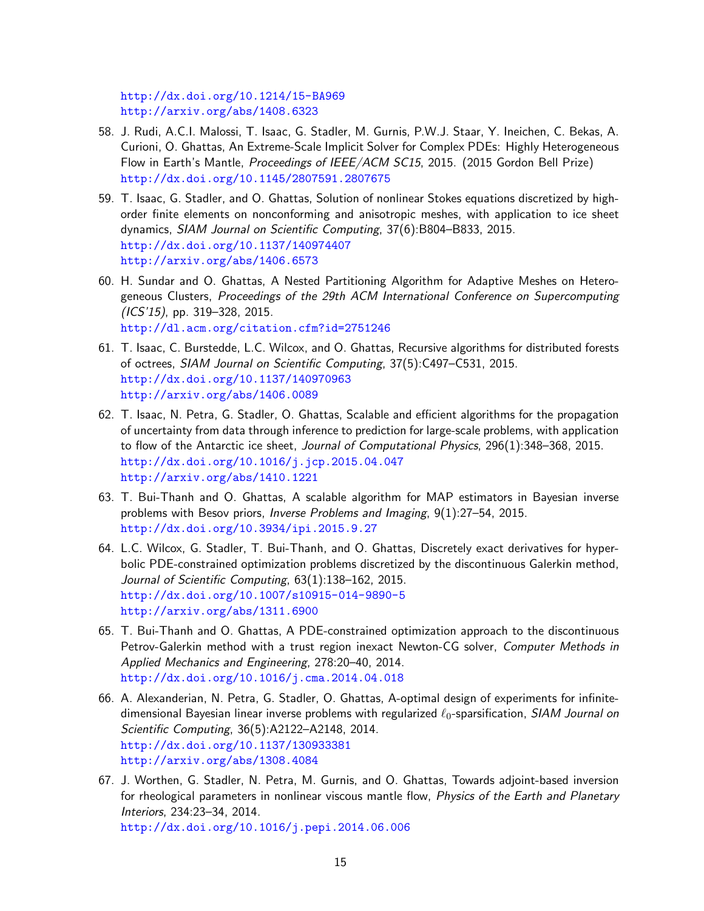http://dx.doi.org/10.1214/15-BA969
http://arxiv.org/abs/1408.6323

58. J. Rudi, A.C.I. Malossi, T. Isaac, G. Stadler, M. Gurnis, P.W.J. Staar, Y. Ineichen, C. Bekas, A. Curioni, O. Ghattas, An Extreme-Scale Implicit Solver for Complex PDEs: Highly Heterogeneous Flow in Earth's Mantle, *Proceedings of IEEE/ACM SC15*, 2015. (2015 Gordon Bell Prize)
http://dx.doi.org/10.1145/2807591.2807675

59. T. Isaac, G. Stadler, and O. Ghattas, Solution of nonlinear Stokes equations discretized by high-order finite elements on nonconforming and anisotropic meshes, with application to ice sheet dynamics, *SIAM Journal on Scientific Computing*, 37(6):B804–B833, 2015.
http://dx.doi.org/10.1137/140974407
http://arxiv.org/abs/1406.6573

60. H. Sundar and O. Ghattas, A Nested Partitioning Algorithm for Adaptive Meshes on Heterogeneous Clusters, *Proceedings of the 29th ACM International Conference on Supercomputing (ICS'15)*, pp. 319–328, 2015.
http://dl.acm.org/citation.cfm?id=2751246

61. T. Isaac, C. Burstedde, L.C. Wilcox, and O. Ghattas, Recursive algorithms for distributed forests of octrees, *SIAM Journal on Scientific Computing*, 37(5):C497–C531, 2015.
http://dx.doi.org/10.1137/140970963
http://arxiv.org/abs/1406.0089

62. T. Isaac, N. Petra, G. Stadler, O. Ghattas, Scalable and efficient algorithms for the propagation of uncertainty from data through inference to prediction for large-scale problems, with application to flow of the Antarctic ice sheet, *Journal of Computational Physics*, 296(1):348–368, 2015.
http://dx.doi.org/10.1016/j.jcp.2015.04.047
http://arxiv.org/abs/1410.1221

63. T. Bui-Thanh and O. Ghattas, A scalable algorithm for MAP estimators in Bayesian inverse problems with Besov priors, *Inverse Problems and Imaging*, 9(1):27–54, 2015.
http://dx.doi.org/10.3934/ipi.2015.9.27

64. L.C. Wilcox, G. Stadler, T. Bui-Thanh, and O. Ghattas, Discretely exact derivatives for hyperbolic PDE-constrained optimization problems discretized by the discontinuous Galerkin method, *Journal of Scientific Computing*, 63(1):138–162, 2015.
http://dx.doi.org/10.1007/s10915-014-9890-5
http://arxiv.org/abs/1311.6900

65. T. Bui-Thanh and O. Ghattas, A PDE-constrained optimization approach to the discontinuous Petrov-Galerkin method with a trust region inexact Newton-CG solver, *Computer Methods in Applied Mechanics and Engineering*, 278:20–40, 2014.
http://dx.doi.org/10.1016/j.cma.2014.04.018

66. A. Alexanderian, N. Petra, G. Stadler, O. Ghattas, A-optimal design of experiments for infinite-dimensional Bayesian linear inverse problems with regularized $\ell_0$-sparsification, *SIAM Journal on Scientific Computing*, 36(5):A2122–A2148, 2014.
http://dx.doi.org/10.1137/130933381
http://arxiv.org/abs/1308.4084

67. J. Worthen, G. Stadler, N. Petra, M. Gurnis, and O. Ghattas, Towards adjoint-based inversion for rheological parameters in nonlinear viscous mantle flow, *Physics of the Earth and Planetary Interiors*, 234:23–34, 2014.
http://dx.doi.org/10.1016/j.pepi.2014.06.006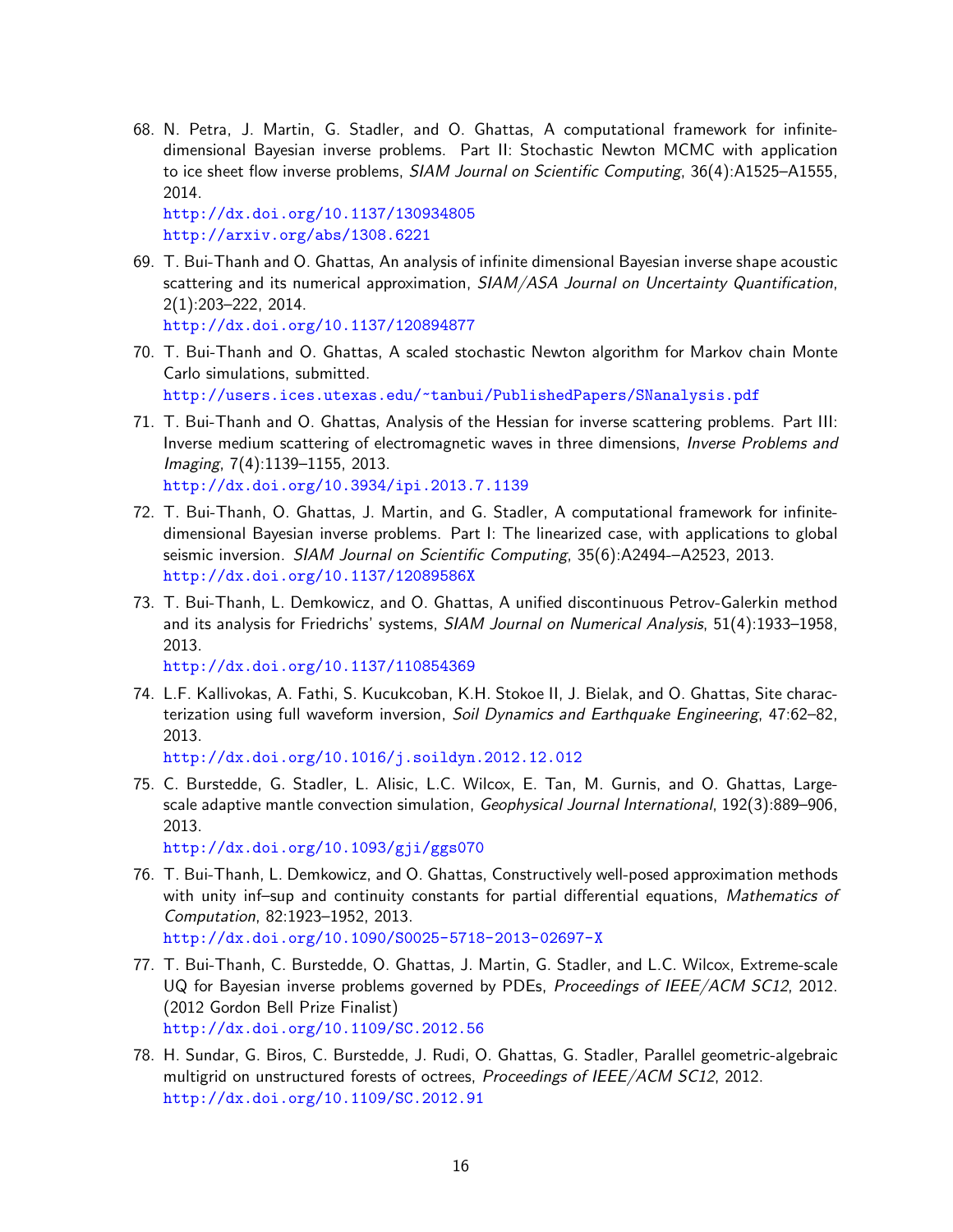68. N. Petra, J. Martin, G. Stadler, and O. Ghattas, A computational framework for infinite-dimensional Bayesian inverse problems. Part II: Stochastic Newton MCMC with application to ice sheet flow inverse problems, *SIAM Journal on Scientific Computing*, 36(4):A1525–A1555, 2014.
    http://dx.doi.org/10.1137/130934805
    http://arxiv.org/abs/1308.6221

69. T. Bui-Thanh and O. Ghattas, An analysis of infinite dimensional Bayesian inverse shape acoustic scattering and its numerical approximation, *SIAM/ASA Journal on Uncertainty Quantification*, 2(1):203–222, 2014.
    http://dx.doi.org/10.1137/120894877

70. T. Bui-Thanh and O. Ghattas, A scaled stochastic Newton algorithm for Markov chain Monte Carlo simulations, submitted.
    http://users.ices.utexas.edu/~tanbui/PublishedPapers/SNanalysis.pdf

71. T. Bui-Thanh and O. Ghattas, Analysis of the Hessian for inverse scattering problems. Part III: Inverse medium scattering of electromagnetic waves in three dimensions, *Inverse Problems and Imaging*, 7(4):1139–1155, 2013.
    http://dx.doi.org/10.3934/ipi.2013.7.1139

72. T. Bui-Thanh, O. Ghattas, J. Martin, and G. Stadler, A computational framework for infinite-dimensional Bayesian inverse problems. Part I: The linearized case, with applications to global seismic inversion. *SIAM Journal on Scientific Computing*, 35(6):A2494-–A2523, 2013.
    http://dx.doi.org/10.1137/12089586X

73. T. Bui-Thanh, L. Demkowicz, and O. Ghattas, A unified discontinuous Petrov-Galerkin method and its analysis for Friedrichs' systems, *SIAM Journal on Numerical Analysis*, 51(4):1933–1958, 2013.
    http://dx.doi.org/10.1137/110854369

74. L.F. Kallivokas, A. Fathi, S. Kucukcoban, K.H. Stokoe II, J. Bielak, and O. Ghattas, Site characterization using full waveform inversion, *Soil Dynamics and Earthquake Engineering*, 47:62–82, 2013.
    http://dx.doi.org/10.1016/j.soildyn.2012.12.012

75. C. Burstedde, G. Stadler, L. Alisic, L.C. Wilcox, E. Tan, M. Gurnis, and O. Ghattas, Large-scale adaptive mantle convection simulation, *Geophysical Journal International*, 192(3):889–906, 2013.
    http://dx.doi.org/10.1093/gji/ggs070

76. T. Bui-Thanh, L. Demkowicz, and O. Ghattas, Constructively well-posed approximation methods with unity inf–sup and continuity constants for partial differential equations, *Mathematics of Computation*, 82:1923–1952, 2013.
    http://dx.doi.org/10.1090/S0025-5718-2013-02697-X

77. T. Bui-Thanh, C. Burstedde, O. Ghattas, J. Martin, G. Stadler, and L.C. Wilcox, Extreme-scale UQ for Bayesian inverse problems governed by PDEs, *Proceedings of IEEE/ACM SC12*, 2012. (2012 Gordon Bell Prize Finalist)
    http://dx.doi.org/10.1109/SC.2012.56

78. H. Sundar, G. Biros, C. Burstedde, J. Rudi, O. Ghattas, G. Stadler, Parallel geometric-algebraic multigrid on unstructured forests of octrees, *Proceedings of IEEE/ACM SC12*, 2012.
    http://dx.doi.org/10.1109/SC.2012.91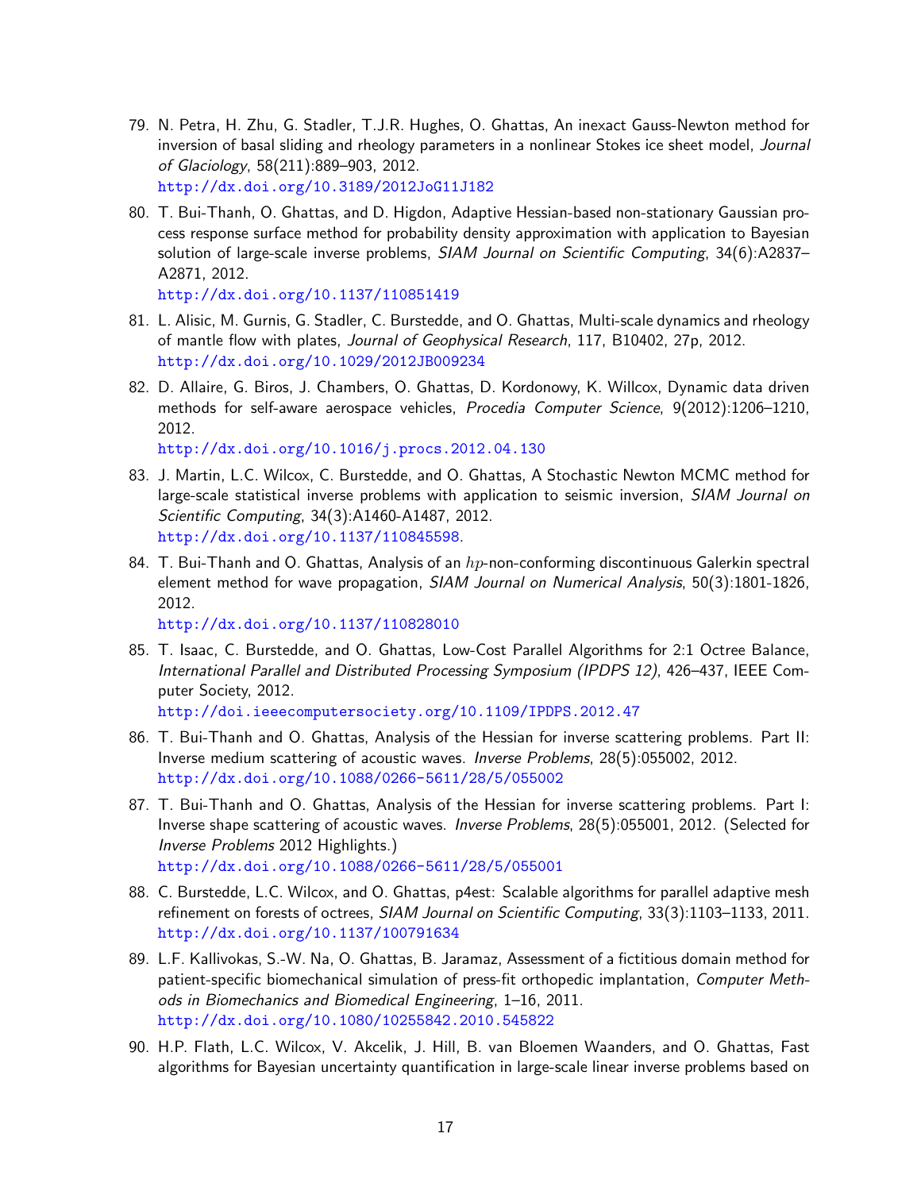79. N. Petra, H. Zhu, G. Stadler, T.J.R. Hughes, O. Ghattas, An inexact Gauss-Newton method for inversion of basal sliding and rheology parameters in a nonlinear Stokes ice sheet model, *Journal of Glaciology*, 58(211):889–903, 2012.
http://dx.doi.org/10.3189/2012JoG11J182

80. T. Bui-Thanh, O. Ghattas, and D. Higdon, Adaptive Hessian-based non-stationary Gaussian process response surface method for probability density approximation with application to Bayesian solution of large-scale inverse problems, *SIAM Journal on Scientific Computing*, 34(6):A2837–A2871, 2012.
http://dx.doi.org/10.1137/110851419

81. L. Alisic, M. Gurnis, G. Stadler, C. Burstedde, and O. Ghattas, Multi-scale dynamics and rheology of mantle flow with plates, *Journal of Geophysical Research*, 117, B10402, 27p, 2012.
http://dx.doi.org/10.1029/2012JB009234

82. D. Allaire, G. Biros, J. Chambers, O. Ghattas, D. Kordonowy, K. Willcox, Dynamic data driven methods for self-aware aerospace vehicles, *Procedia Computer Science*, 9(2012):1206–1210, 2012.
http://dx.doi.org/10.1016/j.procs.2012.04.130

83. J. Martin, L.C. Wilcox, C. Burstedde, and O. Ghattas, A Stochastic Newton MCMC method for large-scale statistical inverse problems with application to seismic inversion, *SIAM Journal on Scientific Computing*, 34(3):A1460-A1487, 2012.
http://dx.doi.org/10.1137/110845598.

84. T. Bui-Thanh and O. Ghattas, Analysis of an $hp$-non-conforming discontinuous Galerkin spectral element method for wave propagation, *SIAM Journal on Numerical Analysis*, 50(3):1801-1826, 2012.
http://dx.doi.org/10.1137/110828010

85. T. Isaac, C. Burstedde, and O. Ghattas, Low-Cost Parallel Algorithms for 2:1 Octree Balance, *International Parallel and Distributed Processing Symposium (IPDPS 12)*, 426–437, IEEE Computer Society, 2012.
http://doi.ieeecomputersociety.org/10.1109/IPDPS.2012.47

86. T. Bui-Thanh and O. Ghattas, Analysis of the Hessian for inverse scattering problems. Part II: Inverse medium scattering of acoustic waves. *Inverse Problems*, 28(5):055002, 2012.
http://dx.doi.org/10.1088/0266-5611/28/5/055002

87. T. Bui-Thanh and O. Ghattas, Analysis of the Hessian for inverse scattering problems. Part I: Inverse shape scattering of acoustic waves. *Inverse Problems*, 28(5):055001, 2012. (Selected for *Inverse Problems* 2012 Highlights.)
http://dx.doi.org/10.1088/0266-5611/28/5/055001

88. C. Burstedde, L.C. Wilcox, and O. Ghattas, p4est: Scalable algorithms for parallel adaptive mesh refinement on forests of octrees, *SIAM Journal on Scientific Computing*, 33(3):1103–1133, 2011.
http://dx.doi.org/10.1137/100791634

89. L.F. Kallivokas, S.-W. Na, O. Ghattas, B. Jaramaz, Assessment of a fictitious domain method for patient-specific biomechanical simulation of press-fit orthopedic implantation, *Computer Methods in Biomechanics and Biomedical Engineering*, 1–16, 2011.
http://dx.doi.org/10.1080/10255842.2010.545822

90. H.P. Flath, L.C. Wilcox, V. Akcelik, J. Hill, B. van Bloemen Waanders, and O. Ghattas, Fast algorithms for Bayesian uncertainty quantification in large-scale linear inverse problems based on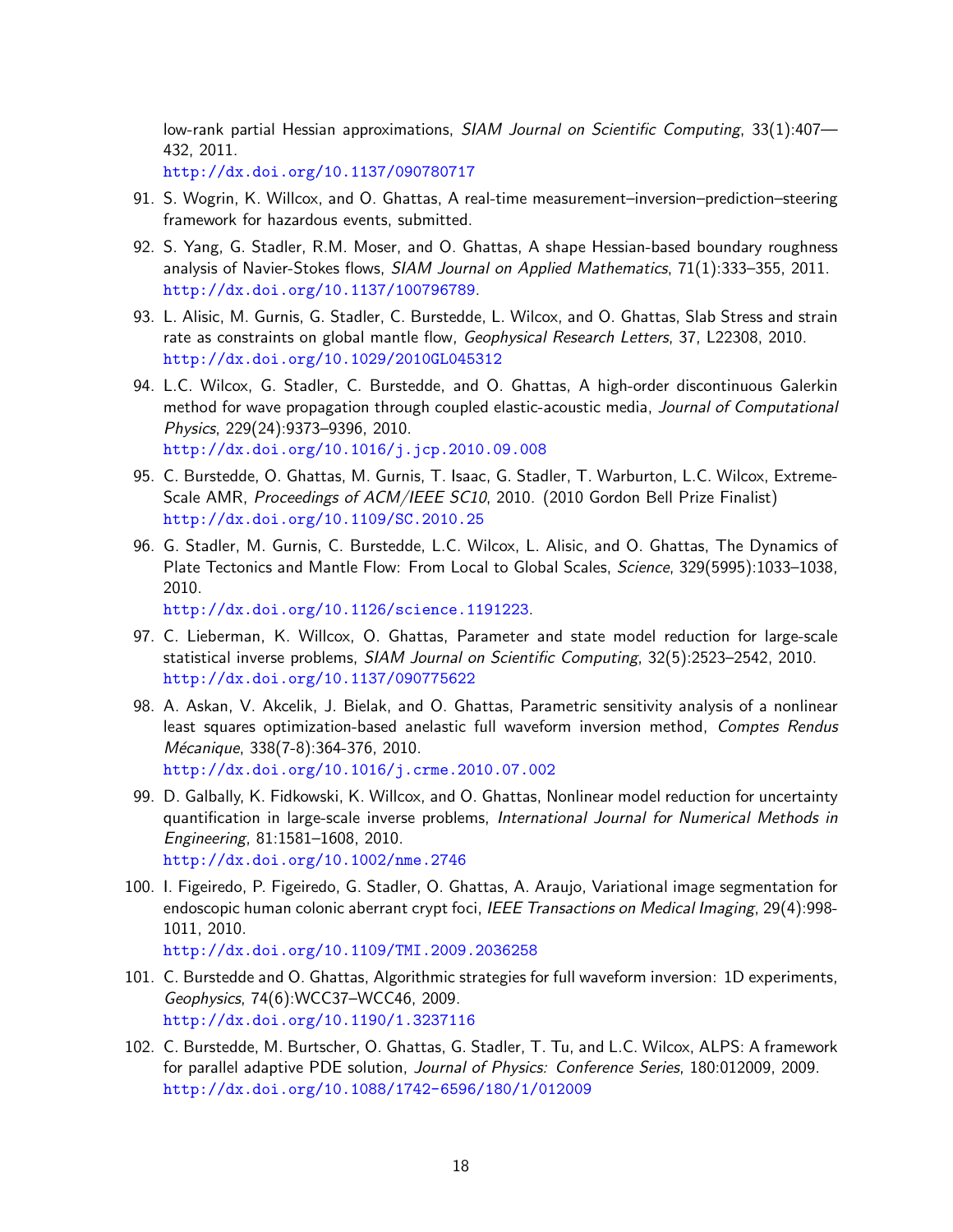low-rank partial Hessian approximations, *SIAM Journal on Scientific Computing*, 33(1):407—432, 2011.
http://dx.doi.org/10.1137/090780717

91. S. Wogrin, K. Willcox, and O. Ghattas, A real-time measurement–inversion–prediction–steering framework for hazardous events, submitted.

92. S. Yang, G. Stadler, R.M. Moser, and O. Ghattas, A shape Hessian-based boundary roughness analysis of Navier-Stokes flows, *SIAM Journal on Applied Mathematics*, 71(1):333–355, 2011.
http://dx.doi.org/10.1137/100796789.

93. L. Alisic, M. Gurnis, G. Stadler, C. Burstedde, L. Wilcox, and O. Ghattas, Slab Stress and strain rate as constraints on global mantle flow, *Geophysical Research Letters*, 37, L22308, 2010.
http://dx.doi.org/10.1029/2010GL045312

94. L.C. Wilcox, G. Stadler, C. Burstedde, and O. Ghattas, A high-order discontinuous Galerkin method for wave propagation through coupled elastic-acoustic media, *Journal of Computational Physics*, 229(24):9373–9396, 2010.
http://dx.doi.org/10.1016/j.jcp.2010.09.008

95. C. Burstedde, O. Ghattas, M. Gurnis, T. Isaac, G. Stadler, T. Warburton, L.C. Wilcox, Extreme-Scale AMR, *Proceedings of ACM/IEEE SC10*, 2010. (2010 Gordon Bell Prize Finalist)
http://dx.doi.org/10.1109/SC.2010.25

96. G. Stadler, M. Gurnis, C. Burstedde, L.C. Wilcox, L. Alisic, and O. Ghattas, The Dynamics of Plate Tectonics and Mantle Flow: From Local to Global Scales, *Science*, 329(5995):1033–1038, 2010.
http://dx.doi.org/10.1126/science.1191223.

97. C. Lieberman, K. Willcox, O. Ghattas, Parameter and state model reduction for large-scale statistical inverse problems, *SIAM Journal on Scientific Computing*, 32(5):2523–2542, 2010.
http://dx.doi.org/10.1137/090775622

98. A. Askan, V. Akcelik, J. Bielak, and O. Ghattas, Parametric sensitivity analysis of a nonlinear least squares optimization-based anelastic full waveform inversion method, *Comptes Rendus Mécanique*, 338(7-8):364-376, 2010.
http://dx.doi.org/10.1016/j.crme.2010.07.002

99. D. Galbally, K. Fidkowski, K. Willcox, and O. Ghattas, Nonlinear model reduction for uncertainty quantification in large-scale inverse problems, *International Journal for Numerical Methods in Engineering*, 81:1581–1608, 2010.
http://dx.doi.org/10.1002/nme.2746

100. I. Figeiredo, P. Figeiredo, G. Stadler, O. Ghattas, A. Araujo, Variational image segmentation for endoscopic human colonic aberrant crypt foci, *IEEE Transactions on Medical Imaging*, 29(4):998-1011, 2010.
http://dx.doi.org/10.1109/TMI.2009.2036258

101. C. Burstedde and O. Ghattas, Algorithmic strategies for full waveform inversion: 1D experiments, *Geophysics*, 74(6):WCC37–WCC46, 2009.
http://dx.doi.org/10.1190/1.3237116

102. C. Burstedde, M. Burtscher, O. Ghattas, G. Stadler, T. Tu, and L.C. Wilcox, ALPS: A framework for parallel adaptive PDE solution, *Journal of Physics: Conference Series*, 180:012009, 2009.
http://dx.doi.org/10.1088/1742-6596/180/1/012009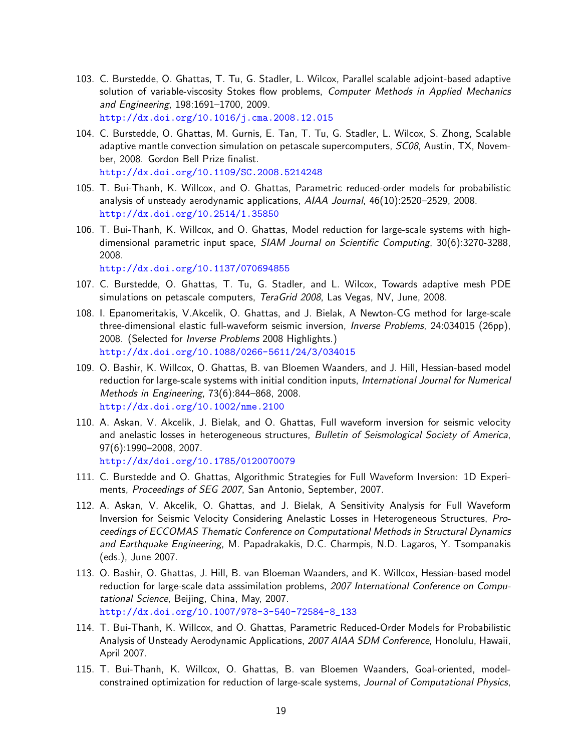103. C. Burstedde, O. Ghattas, T. Tu, G. Stadler, L. Wilcox, Parallel scalable adjoint-based adaptive solution of variable-viscosity Stokes flow problems, *Computer Methods in Applied Mechanics and Engineering*, 198:1691–1700, 2009.
http://dx.doi.org/10.1016/j.cma.2008.12.015

104. C. Burstedde, O. Ghattas, M. Gurnis, E. Tan, T. Tu, G. Stadler, L. Wilcox, S. Zhong, Scalable adaptive mantle convection simulation on petascale supercomputers, *SC08*, Austin, TX, November, 2008. Gordon Bell Prize finalist.
http://dx.doi.org/10.1109/SC.2008.5214248

105. T. Bui-Thanh, K. Willcox, and O. Ghattas, Parametric reduced-order models for probabilistic analysis of unsteady aerodynamic applications, *AIAA Journal*, 46(10):2520–2529, 2008.
http://dx.doi.org/10.2514/1.35850

106. T. Bui-Thanh, K. Willcox, and O. Ghattas, Model reduction for large-scale systems with high-dimensional parametric input space, *SIAM Journal on Scientific Computing*, 30(6):3270-3288, 2008.
http://dx.doi.org/10.1137/070694855

107. C. Burstedde, O. Ghattas, T. Tu, G. Stadler, and L. Wilcox, Towards adaptive mesh PDE simulations on petascale computers, *TeraGrid 2008*, Las Vegas, NV, June, 2008.

108. I. Epanomeritakis, V.Akcelik, O. Ghattas, and J. Bielak, A Newton-CG method for large-scale three-dimensional elastic full-waveform seismic inversion, *Inverse Problems*, 24:034015 (26pp), 2008. (Selected for *Inverse Problems* 2008 Highlights.)
http://dx.doi.org/10.1088/0266-5611/24/3/034015

109. O. Bashir, K. Willcox, O. Ghattas, B. van Bloemen Waanders, and J. Hill, Hessian-based model reduction for large-scale systems with initial condition inputs, *International Journal for Numerical Methods in Engineering*, 73(6):844–868, 2008.
http://dx.doi.org/10.1002/nme.2100

110. A. Askan, V. Akcelik, J. Bielak, and O. Ghattas, Full waveform inversion for seismic velocity and anelastic losses in heterogeneous structures, *Bulletin of Seismological Society of America*, 97(6):1990–2008, 2007.
http://dx/doi.org/10.1785/0120070079

111. C. Burstedde and O. Ghattas, Algorithmic Strategies for Full Waveform Inversion: 1D Experiments, *Proceedings of SEG 2007*, San Antonio, September, 2007.

112. A. Askan, V. Akcelik, O. Ghattas, and J. Bielak, A Sensitivity Analysis for Full Waveform Inversion for Seismic Velocity Considering Anelastic Losses in Heterogeneous Structures, *Proceedings of ECCOMAS Thematic Conference on Computational Methods in Structural Dynamics and Earthquake Engineering*, M. Papadrakakis, D.C. Charmpis, N.D. Lagaros, Y. Tsompanakis (eds.), June 2007.

113. O. Bashir, O. Ghattas, J. Hill, B. van Bloeman Waanders, and K. Willcox, Hessian-based model reduction for large-scale data asssimilation problems, *2007 International Conference on Computational Science*, Beijing, China, May, 2007.
http://dx.doi.org/10.1007/978-3-540-72584-8_133

114. T. Bui-Thanh, K. Willcox, and O. Ghattas, Parametric Reduced-Order Models for Probabilistic Analysis of Unsteady Aerodynamic Applications, *2007 AIAA SDM Conference*, Honolulu, Hawaii, April 2007.

115. T. Bui-Thanh, K. Willcox, O. Ghattas, B. van Bloemen Waanders, Goal-oriented, model-constrained optimization for reduction of large-scale systems, *Journal of Computational Physics*,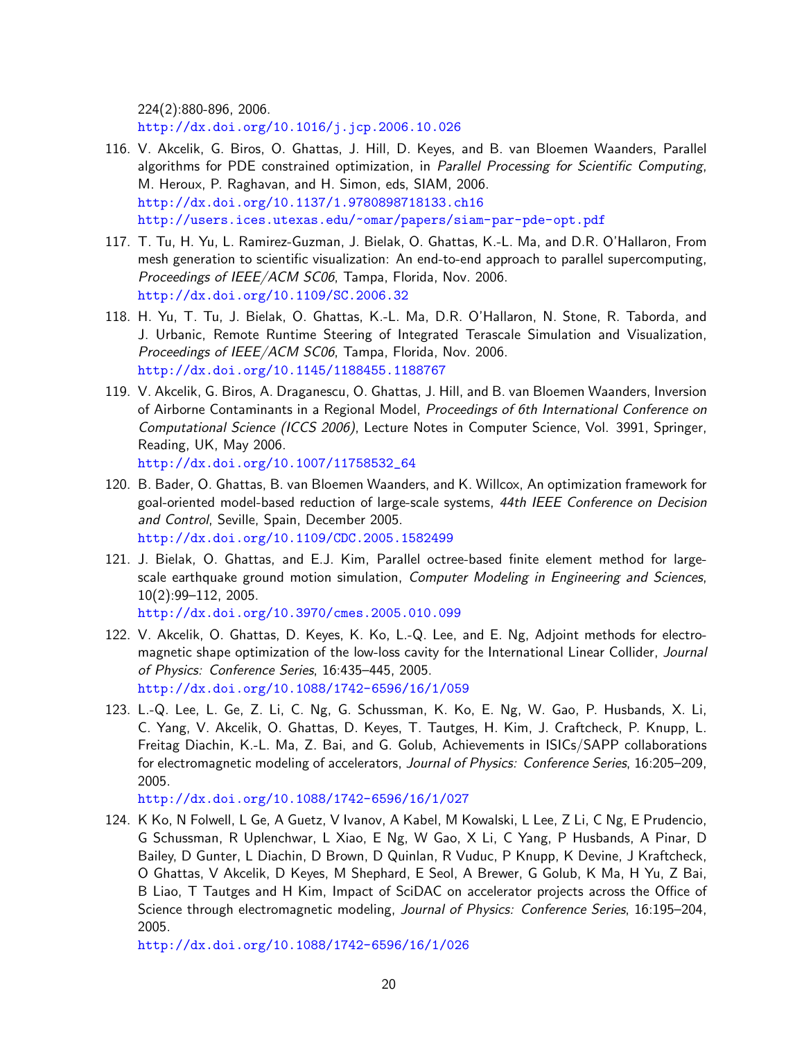224(2):880-896, 2006.
http://dx.doi.org/10.1016/j.jcp.2006.10.026

116. V. Akcelik, G. Biros, O. Ghattas, J. Hill, D. Keyes, and B. van Bloemen Waanders, Parallel algorithms for PDE constrained optimization, in *Parallel Processing for Scientific Computing*, M. Heroux, P. Raghavan, and H. Simon, eds, SIAM, 2006.
http://dx.doi.org/10.1137/1.9780898718133.ch16
http://users.ices.utexas.edu/~omar/papers/siam-par-pde-opt.pdf

117. T. Tu, H. Yu, L. Ramirez-Guzman, J. Bielak, O. Ghattas, K.-L. Ma, and D.R. O'Hallaron, From mesh generation to scientific visualization: An end-to-end approach to parallel supercomputing, *Proceedings of IEEE/ACM SC06*, Tampa, Florida, Nov. 2006.
http://dx.doi.org/10.1109/SC.2006.32

118. H. Yu, T. Tu, J. Bielak, O. Ghattas, K.-L. Ma, D.R. O'Hallaron, N. Stone, R. Taborda, and J. Urbanic, Remote Runtime Steering of Integrated Terascale Simulation and Visualization, *Proceedings of IEEE/ACM SC06*, Tampa, Florida, Nov. 2006.
http://dx.doi.org/10.1145/1188455.1188767

119. V. Akcelik, G. Biros, A. Draganescu, O. Ghattas, J. Hill, and B. van Bloemen Waanders, Inversion of Airborne Contaminants in a Regional Model, *Proceedings of 6th International Conference on Computational Science (ICCS 2006)*, Lecture Notes in Computer Science, Vol. 3991, Springer, Reading, UK, May 2006.
http://dx.doi.org/10.1007/11758532_64

120. B. Bader, O. Ghattas, B. van Bloemen Waanders, and K. Willcox, An optimization framework for goal-oriented model-based reduction of large-scale systems, *44th IEEE Conference on Decision and Control*, Seville, Spain, December 2005.
http://dx.doi.org/10.1109/CDC.2005.1582499

121. J. Bielak, O. Ghattas, and E.J. Kim, Parallel octree-based finite element method for large-scale earthquake ground motion simulation, *Computer Modeling in Engineering and Sciences*, 10(2):99–112, 2005.
http://dx.doi.org/10.3970/cmes.2005.010.099

122. V. Akcelik, O. Ghattas, D. Keyes, K. Ko, L.-Q. Lee, and E. Ng, Adjoint methods for electromagnetic shape optimization of the low-loss cavity for the International Linear Collider, *Journal of Physics: Conference Series*, 16:435–445, 2005.
http://dx.doi.org/10.1088/1742-6596/16/1/059

123. L.-Q. Lee, L. Ge, Z. Li, C. Ng, G. Schussman, K. Ko, E. Ng, W. Gao, P. Husbands, X. Li, C. Yang, V. Akcelik, O. Ghattas, D. Keyes, T. Tautges, H. Kim, J. Craftcheck, P. Knupp, L. Freitag Diachin, K.-L. Ma, Z. Bai, and G. Golub, Achievements in ISICs/SAPP collaborations for electromagnetic modeling of accelerators, *Journal of Physics: Conference Series*, 16:205–209, 2005.
http://dx.doi.org/10.1088/1742-6596/16/1/027

124. K Ko, N Folwell, L Ge, A Guetz, V Ivanov, A Kabel, M Kowalski, L Lee, Z Li, C Ng, E Prudencio, G Schussman, R Uplenchwar, L Xiao, E Ng, W Gao, X Li, C Yang, P Husbands, A Pinar, D Bailey, D Gunter, L Diachin, D Brown, D Quinlan, R Vuduc, P Knupp, K Devine, J Kraftcheck, O Ghattas, V Akcelik, D Keyes, M Shephard, E Seol, A Brewer, G Golub, K Ma, H Yu, Z Bai, B Liao, T Tautges and H Kim, Impact of SciDAC on accelerator projects across the Office of Science through electromagnetic modeling, *Journal of Physics: Conference Series*, 16:195–204, 2005.
http://dx.doi.org/10.1088/1742-6596/16/1/026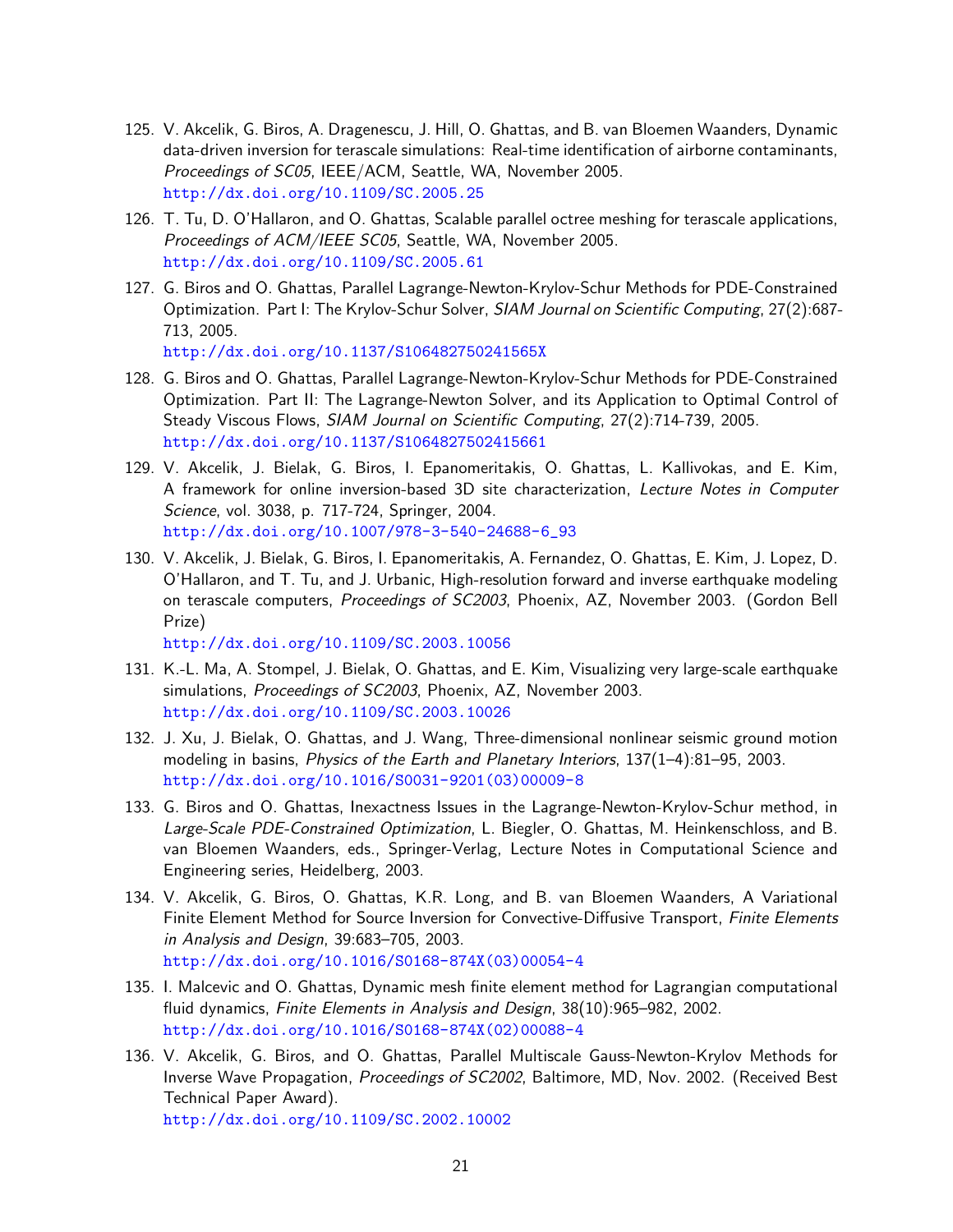125. V. Akcelik, G. Biros, A. Dragenescu, J. Hill, O. Ghattas, and B. van Bloemen Waanders, Dynamic data-driven inversion for terascale simulations: Real-time identification of airborne contaminants, *Proceedings of SC05*, IEEE/ACM, Seattle, WA, November 2005.
http://dx.doi.org/10.1109/SC.2005.25

126. T. Tu, D. O'Hallaron, and O. Ghattas, Scalable parallel octree meshing for terascale applications, *Proceedings of ACM/IEEE SC05*, Seattle, WA, November 2005.
http://dx.doi.org/10.1109/SC.2005.61

127. G. Biros and O. Ghattas, Parallel Lagrange-Newton-Krylov-Schur Methods for PDE-Constrained Optimization. Part I: The Krylov-Schur Solver, *SIAM Journal on Scientific Computing*, 27(2):687-713, 2005.
http://dx.doi.org/10.1137/S106482750241565X

128. G. Biros and O. Ghattas, Parallel Lagrange-Newton-Krylov-Schur Methods for PDE-Constrained Optimization. Part II: The Lagrange-Newton Solver, and its Application to Optimal Control of Steady Viscous Flows, *SIAM Journal on Scientific Computing*, 27(2):714-739, 2005.
http://dx.doi.org/10.1137/S1064827502415661

129. V. Akcelik, J. Bielak, G. Biros, I. Epanomeritakis, O. Ghattas, L. Kallivokas, and E. Kim, A framework for online inversion-based 3D site characterization, *Lecture Notes in Computer Science*, vol. 3038, p. 717-724, Springer, 2004.
http://dx.doi.org/10.1007/978-3-540-24688-6_93

130. V. Akcelik, J. Bielak, G. Biros, I. Epanomeritakis, A. Fernandez, O. Ghattas, E. Kim, J. Lopez, D. O'Hallaron, and T. Tu, and J. Urbanic, High-resolution forward and inverse earthquake modeling on terascale computers, *Proceedings of SC2003*, Phoenix, AZ, November 2003. (Gordon Bell Prize)
http://dx.doi.org/10.1109/SC.2003.10056

131. K.-L. Ma, A. Stompel, J. Bielak, O. Ghattas, and E. Kim, Visualizing very large-scale earthquake simulations, *Proceedings of SC2003*, Phoenix, AZ, November 2003.
http://dx.doi.org/10.1109/SC.2003.10026

132. J. Xu, J. Bielak, O. Ghattas, and J. Wang, Three-dimensional nonlinear seismic ground motion modeling in basins, *Physics of the Earth and Planetary Interiors*, 137(1–4):81–95, 2003.
http://dx.doi.org/10.1016/S0031-9201(03)00009-8

133. G. Biros and O. Ghattas, Inexactness Issues in the Lagrange-Newton-Krylov-Schur method, in *Large-Scale PDE-Constrained Optimization*, L. Biegler, O. Ghattas, M. Heinkenschloss, and B. van Bloemen Waanders, eds., Springer-Verlag, Lecture Notes in Computational Science and Engineering series, Heidelberg, 2003.

134. V. Akcelik, G. Biros, O. Ghattas, K.R. Long, and B. van Bloemen Waanders, A Variational Finite Element Method for Source Inversion for Convective-Diffusive Transport, *Finite Elements in Analysis and Design*, 39:683–705, 2003.
http://dx.doi.org/10.1016/S0168-874X(03)00054-4

135. I. Malcevic and O. Ghattas, Dynamic mesh finite element method for Lagrangian computational fluid dynamics, *Finite Elements in Analysis and Design*, 38(10):965–982, 2002.
http://dx.doi.org/10.1016/S0168-874X(02)00088-4

136. V. Akcelik, G. Biros, and O. Ghattas, Parallel Multiscale Gauss-Newton-Krylov Methods for Inverse Wave Propagation, *Proceedings of SC2002*, Baltimore, MD, Nov. 2002. (Received Best Technical Paper Award).
http://dx.doi.org/10.1109/SC.2002.10002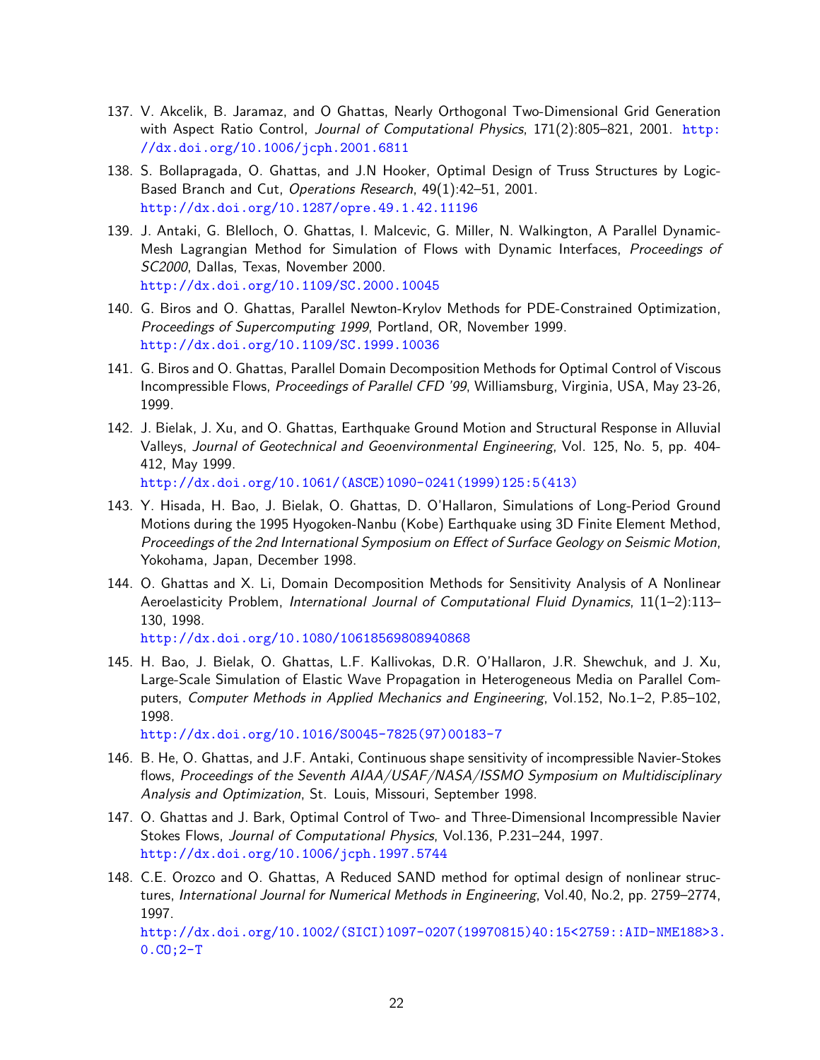137. V. Akcelik, B. Jaramaz, and O Ghattas, Nearly Orthogonal Two-Dimensional Grid Generation with Aspect Ratio Control, *Journal of Computational Physics*, 171(2):805–821, 2001. http://dx.doi.org/10.1006/jcph.2001.6811

138. S. Bollapragada, O. Ghattas, and J.N Hooker, Optimal Design of Truss Structures by Logic-Based Branch and Cut, *Operations Research*, 49(1):42–51, 2001. http://dx.doi.org/10.1287/opre.49.1.42.11196

139. J. Antaki, G. Blelloch, O. Ghattas, I. Malcevic, G. Miller, N. Walkington, A Parallel Dynamic-Mesh Lagrangian Method for Simulation of Flows with Dynamic Interfaces, *Proceedings of SC2000*, Dallas, Texas, November 2000. http://dx.doi.org/10.1109/SC.2000.10045

140. G. Biros and O. Ghattas, Parallel Newton-Krylov Methods for PDE-Constrained Optimization, *Proceedings of Supercomputing 1999*, Portland, OR, November 1999. http://dx.doi.org/10.1109/SC.1999.10036

141. G. Biros and O. Ghattas, Parallel Domain Decomposition Methods for Optimal Control of Viscous Incompressible Flows, *Proceedings of Parallel CFD '99*, Williamsburg, Virginia, USA, May 23-26, 1999.

142. J. Bielak, J. Xu, and O. Ghattas, Earthquake Ground Motion and Structural Response in Alluvial Valleys, *Journal of Geotechnical and Geoenvironmental Engineering*, Vol. 125, No. 5, pp. 404-412, May 1999. http://dx.doi.org/10.1061/(ASCE)1090-0241(1999)125:5(413)

143. Y. Hisada, H. Bao, J. Bielak, O. Ghattas, D. O'Hallaron, Simulations of Long-Period Ground Motions during the 1995 Hyogoken-Nanbu (Kobe) Earthquake using 3D Finite Element Method, *Proceedings of the 2nd International Symposium on Effect of Surface Geology on Seismic Motion*, Yokohama, Japan, December 1998.

144. O. Ghattas and X. Li, Domain Decomposition Methods for Sensitivity Analysis of A Nonlinear Aeroelasticity Problem, *International Journal of Computational Fluid Dynamics*, 11(1–2):113–130, 1998. http://dx.doi.org/10.1080/10618569808940868

145. H. Bao, J. Bielak, O. Ghattas, L.F. Kallivokas, D.R. O'Hallaron, J.R. Shewchuk, and J. Xu, Large-Scale Simulation of Elastic Wave Propagation in Heterogeneous Media on Parallel Computers, *Computer Methods in Applied Mechanics and Engineering*, Vol.152, No.1–2, P.85–102, 1998. http://dx.doi.org/10.1016/S0045-7825(97)00183-7

146. B. He, O. Ghattas, and J.F. Antaki, Continuous shape sensitivity of incompressible Navier-Stokes flows, *Proceedings of the Seventh AIAA/USAF/NASA/ISSMO Symposium on Multidisciplinary Analysis and Optimization*, St. Louis, Missouri, September 1998.

147. O. Ghattas and J. Bark, Optimal Control of Two- and Three-Dimensional Incompressible Navier Stokes Flows, *Journal of Computational Physics*, Vol.136, P.231–244, 1997. http://dx.doi.org/10.1006/jcph.1997.5744

148. C.E. Orozco and O. Ghattas, A Reduced SAND method for optimal design of nonlinear structures, *International Journal for Numerical Methods in Engineering*, Vol.40, No.2, pp. 2759–2774, 1997. http://dx.doi.org/10.1002/(SICI)1097-0207(19970815)40:15<2759::AID-NME188>3.0.CO;2-T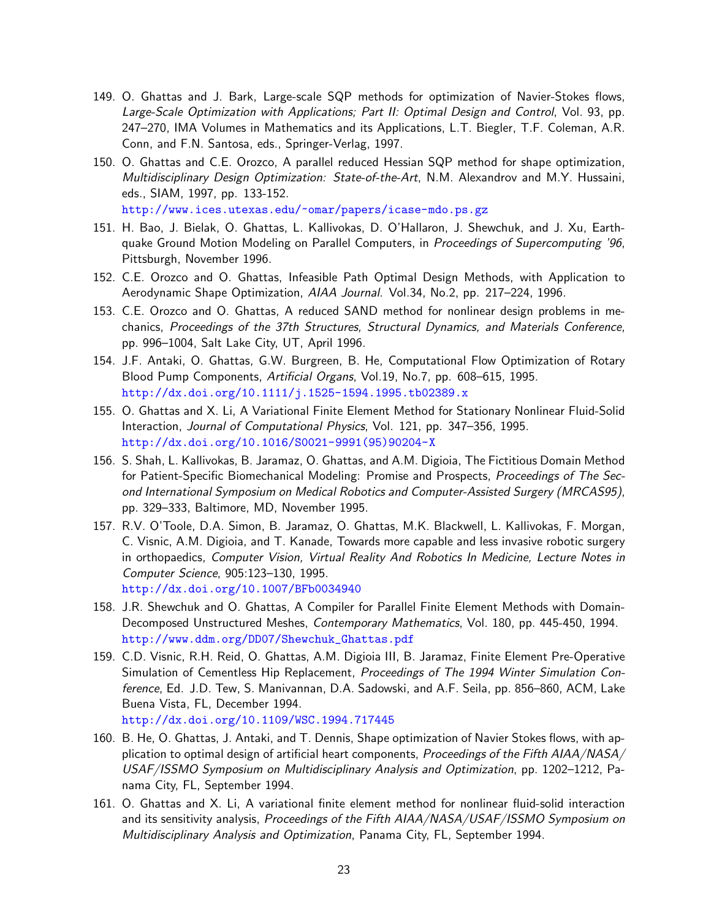149. O. Ghattas and J. Bark, Large-scale SQP methods for optimization of Navier-Stokes flows, *Large-Scale Optimization with Applications; Part II: Optimal Design and Control*, Vol. 93, pp. 247–270, IMA Volumes in Mathematics and its Applications, L.T. Biegler, T.F. Coleman, A.R. Conn, and F.N. Santosa, eds., Springer-Verlag, 1997.

150. O. Ghattas and C.E. Orozco, A parallel reduced Hessian SQP method for shape optimization, *Multidisciplinary Design Optimization: State-of-the-Art*, N.M. Alexandrov and M.Y. Hussaini, eds., SIAM, 1997, pp. 133-152.
http://www.ices.utexas.edu/~omar/papers/icase-mdo.ps.gz

151. H. Bao, J. Bielak, O. Ghattas, L. Kallivokas, D. O'Hallaron, J. Shewchuk, and J. Xu, Earthquake Ground Motion Modeling on Parallel Computers, in *Proceedings of Supercomputing '96*, Pittsburgh, November 1996.

152. C.E. Orozco and O. Ghattas, Infeasible Path Optimal Design Methods, with Application to Aerodynamic Shape Optimization, *AIAA Journal*. Vol.34, No.2, pp. 217–224, 1996.

153. C.E. Orozco and O. Ghattas, A reduced SAND method for nonlinear design problems in mechanics, *Proceedings of the 37th Structures, Structural Dynamics, and Materials Conference*, pp. 996–1004, Salt Lake City, UT, April 1996.

154. J.F. Antaki, O. Ghattas, G.W. Burgreen, B. He, Computational Flow Optimization of Rotary Blood Pump Components, *Artificial Organs*, Vol.19, No.7, pp. 608–615, 1995.
http://dx.doi.org/10.1111/j.1525-1594.1995.tb02389.x

155. O. Ghattas and X. Li, A Variational Finite Element Method for Stationary Nonlinear Fluid-Solid Interaction, *Journal of Computational Physics*, Vol. 121, pp. 347–356, 1995.
http://dx.doi.org/10.1016/S0021-9991(95)90204-X

156. S. Shah, L. Kallivokas, B. Jaramaz, O. Ghattas, and A.M. Digioia, The Fictitious Domain Method for Patient-Specific Biomechanical Modeling: Promise and Prospects, *Proceedings of The Second International Symposium on Medical Robotics and Computer-Assisted Surgery (MRCAS95)*, pp. 329–333, Baltimore, MD, November 1995.

157. R.V. O'Toole, D.A. Simon, B. Jaramaz, O. Ghattas, M.K. Blackwell, L. Kallivokas, F. Morgan, C. Visnic, A.M. Digioia, and T. Kanade, Towards more capable and less invasive robotic surgery in orthopaedics, *Computer Vision, Virtual Reality And Robotics In Medicine, Lecture Notes in Computer Science*, 905:123–130, 1995.
http://dx.doi.org/10.1007/BFb0034940

158. J.R. Shewchuk and O. Ghattas, A Compiler for Parallel Finite Element Methods with Domain-Decomposed Unstructured Meshes, *Contemporary Mathematics*, Vol. 180, pp. 445-450, 1994.
http://www.ddm.org/DD07/Shewchuk_Ghattas.pdf

159. C.D. Visnic, R.H. Reid, O. Ghattas, A.M. Digioia III, B. Jaramaz, Finite Element Pre-Operative Simulation of Cementless Hip Replacement, *Proceedings of The 1994 Winter Simulation Conference*, Ed. J.D. Tew, S. Manivannan, D.A. Sadowski, and A.F. Seila, pp. 856–860, ACM, Lake Buena Vista, FL, December 1994.
http://dx.doi.org/10.1109/WSC.1994.717445

160. B. He, O. Ghattas, J. Antaki, and T. Dennis, Shape optimization of Navier Stokes flows, with application to optimal design of artificial heart components, *Proceedings of the Fifth AIAA/NASA/USAF/ISSMO Symposium on Multidisciplinary Analysis and Optimization*, pp. 1202–1212, Panama City, FL, September 1994.

161. O. Ghattas and X. Li, A variational finite element method for nonlinear fluid-solid interaction and its sensitivity analysis, *Proceedings of the Fifth AIAA/NASA/USAF/ISSMO Symposium on Multidisciplinary Analysis and Optimization*, Panama City, FL, September 1994.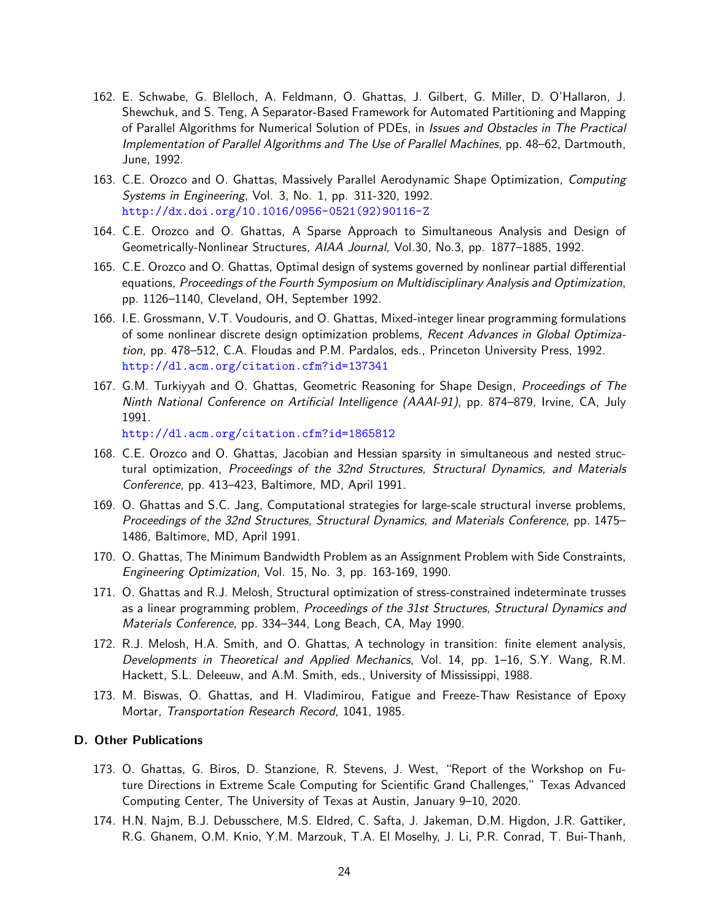162. E. Schwabe, G. Blelloch, A. Feldmann, O. Ghattas, J. Gilbert, G. Miller, D. O'Hallaron, J. Shewchuk, and S. Teng, A Separator-Based Framework for Automated Partitioning and Mapping of Parallel Algorithms for Numerical Solution of PDEs, in *Issues and Obstacles in The Practical Implementation of Parallel Algorithms and The Use of Parallel Machines*, pp. 48–62, Dartmouth, June, 1992.

163. C.E. Orozco and O. Ghattas, Massively Parallel Aerodynamic Shape Optimization, *Computing Systems in Engineering*, Vol. 3, No. 1, pp. 311-320, 1992.
http://dx.doi.org/10.1016/0956-0521(92)90116-Z

164. C.E. Orozco and O. Ghattas, A Sparse Approach to Simultaneous Analysis and Design of Geometrically-Nonlinear Structures, *AIAA Journal*, Vol.30, No.3, pp. 1877–1885, 1992.

165. C.E. Orozco and O. Ghattas, Optimal design of systems governed by nonlinear partial differential equations, *Proceedings of the Fourth Symposium on Multidisciplinary Analysis and Optimization*, pp. 1126–1140, Cleveland, OH, September 1992.

166. I.E. Grossmann, V.T. Voudouris, and O. Ghattas, Mixed-integer linear programming formulations of some nonlinear discrete design optimization problems, *Recent Advances in Global Optimization*, pp. 478–512, C.A. Floudas and P.M. Pardalos, eds., Princeton University Press, 1992.
http://dl.acm.org/citation.cfm?id=137341

167. G.M. Turkiyyah and O. Ghattas, Geometric Reasoning for Shape Design, *Proceedings of The Ninth National Conference on Artificial Intelligence (AAAI-91)*, pp. 874–879, Irvine, CA, July 1991.
http://dl.acm.org/citation.cfm?id=1865812

168. C.E. Orozco and O. Ghattas, Jacobian and Hessian sparsity in simultaneous and nested structural optimization, *Proceedings of the 32nd Structures, Structural Dynamics, and Materials Conference*, pp. 413–423, Baltimore, MD, April 1991.

169. O. Ghattas and S.C. Jang, Computational strategies for large-scale structural inverse problems, *Proceedings of the 32nd Structures, Structural Dynamics, and Materials Conference*, pp. 1475–1486, Baltimore, MD, April 1991.

170. O. Ghattas, The Minimum Bandwidth Problem as an Assignment Problem with Side Constraints, *Engineering Optimization*, Vol. 15, No. 3, pp. 163-169, 1990.

171. O. Ghattas and R.J. Melosh, Structural optimization of stress-constrained indeterminate trusses as a linear programming problem, *Proceedings of the 31st Structures, Structural Dynamics and Materials Conference*, pp. 334–344, Long Beach, CA, May 1990.

172. R.J. Melosh, H.A. Smith, and O. Ghattas, A technology in transition: finite element analysis, *Developments in Theoretical and Applied Mechanics*, Vol. 14, pp. 1–16, S.Y. Wang, R.M. Hackett, S.L. Deleeuw, and A.M. Smith, eds., University of Mississippi, 1988.

173. M. Biswas, O. Ghattas, and H. Vladimirou, Fatigue and Freeze-Thaw Resistance of Epoxy Mortar, *Transportation Research Record*, 1041, 1985.

### D. Other Publications

173. O. Ghattas, G. Biros, D. Stanzione, R. Stevens, J. West, "Report of the Workshop on Future Directions in Extreme Scale Computing for Scientific Grand Challenges," Texas Advanced Computing Center, The University of Texas at Austin, January 9–10, 2020.

174. H.N. Najm, B.J. Debusschere, M.S. Eldred, C. Safta, J. Jakeman, D.M. Higdon, J.R. Gattiker, R.G. Ghanem, O.M. Knio, Y.M. Marzouk, T.A. El Moselhy, J. Li, P.R. Conrad, T. Bui-Thanh,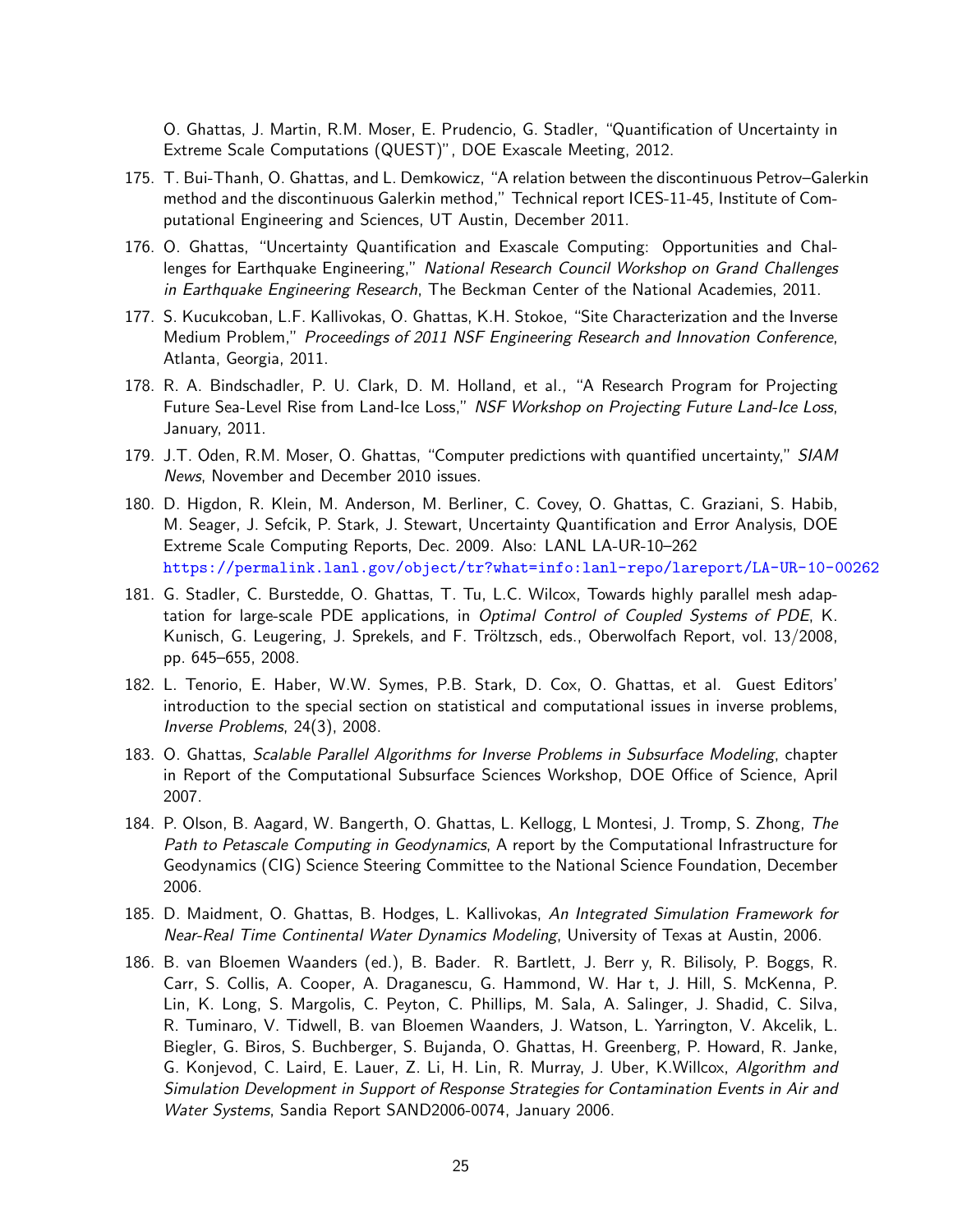O. Ghattas, J. Martin, R.M. Moser, E. Prudencio, G. Stadler, "Quantification of Uncertainty in Extreme Scale Computations (QUEST)", DOE Exascale Meeting, 2012.

175. T. Bui-Thanh, O. Ghattas, and L. Demkowicz, "A relation between the discontinuous Petrov–Galerkin method and the discontinuous Galerkin method," Technical report ICES-11-45, Institute of Computational Engineering and Sciences, UT Austin, December 2011.

176. O. Ghattas, "Uncertainty Quantification and Exascale Computing: Opportunities and Challenges for Earthquake Engineering," *National Research Council Workshop on Grand Challenges in Earthquake Engineering Research*, The Beckman Center of the National Academies, 2011.

177. S. Kucukcoban, L.F. Kallivokas, O. Ghattas, K.H. Stokoe, "Site Characterization and the Inverse Medium Problem," *Proceedings of 2011 NSF Engineering Research and Innovation Conference*, Atlanta, Georgia, 2011.

178. R. A. Bindschadler, P. U. Clark, D. M. Holland, et al., "A Research Program for Projecting Future Sea-Level Rise from Land-Ice Loss," *NSF Workshop on Projecting Future Land-Ice Loss*, January, 2011.

179. J.T. Oden, R.M. Moser, O. Ghattas, "Computer predictions with quantified uncertainty," *SIAM News*, November and December 2010 issues.

180. D. Higdon, R. Klein, M. Anderson, M. Berliner, C. Covey, O. Ghattas, C. Graziani, S. Habib, M. Seager, J. Sefcik, P. Stark, J. Stewart, Uncertainty Quantification and Error Analysis, DOE Extreme Scale Computing Reports, Dec. 2009. Also: LANL LA-UR-10–262 https://permalink.lanl.gov/object/tr?what=info:lanl-repo/lareport/LA-UR-10-00262

181. G. Stadler, C. Burstedde, O. Ghattas, T. Tu, L.C. Wilcox, Towards highly parallel mesh adaptation for large-scale PDE applications, in *Optimal Control of Coupled Systems of PDE*, K. Kunisch, G. Leugering, J. Sprekels, and F. Tröltzsch, eds., Oberwolfach Report, vol. 13/2008, pp. 645–655, 2008.

182. L. Tenorio, E. Haber, W.W. Symes, P.B. Stark, D. Cox, O. Ghattas, et al. Guest Editors' introduction to the special section on statistical and computational issues in inverse problems, *Inverse Problems*, 24(3), 2008.

183. O. Ghattas, *Scalable Parallel Algorithms for Inverse Problems in Subsurface Modeling*, chapter in Report of the Computational Subsurface Sciences Workshop, DOE Office of Science, April 2007.

184. P. Olson, B. Aagard, W. Bangerth, O. Ghattas, L. Kellogg, L Montesi, J. Tromp, S. Zhong, *The Path to Petascale Computing in Geodynamics*, A report by the Computational Infrastructure for Geodynamics (CIG) Science Steering Committee to the National Science Foundation, December 2006.

185. D. Maidment, O. Ghattas, B. Hodges, L. Kallivokas, *An Integrated Simulation Framework for Near-Real Time Continental Water Dynamics Modeling*, University of Texas at Austin, 2006.

186. B. van Bloemen Waanders (ed.), B. Bader. R. Bartlett, J. Berr y, R. Bilisoly, P. Boggs, R. Carr, S. Collis, A. Cooper, A. Draganescu, G. Hammond, W. Har t, J. Hill, S. McKenna, P. Lin, K. Long, S. Margolis, C. Peyton, C. Phillips, M. Sala, A. Salinger, J. Shadid, C. Silva, R. Tuminaro, V. Tidwell, B. van Bloemen Waanders, J. Watson, L. Yarrington, V. Akcelik, L. Biegler, G. Biros, S. Buchberger, S. Bujanda, O. Ghattas, H. Greenberg, P. Howard, R. Janke, G. Konjevod, C. Laird, E. Lauer, Z. Li, H. Lin, R. Murray, J. Uber, K.Willcox, *Algorithm and Simulation Development in Support of Response Strategies for Contamination Events in Air and Water Systems*, Sandia Report SAND2006-0074, January 2006.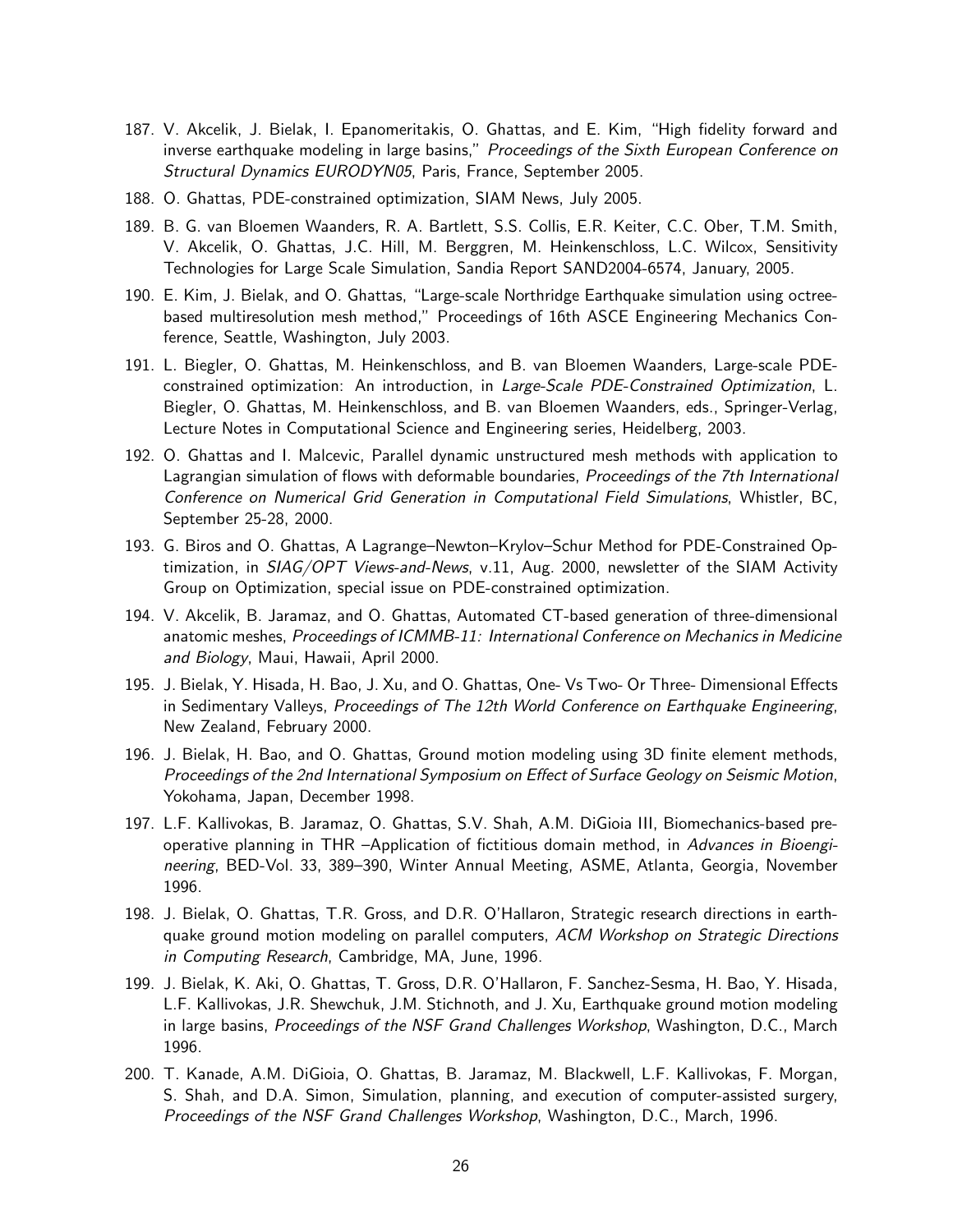187. V. Akcelik, J. Bielak, I. Epanomeritakis, O. Ghattas, and E. Kim, "High fidelity forward and inverse earthquake modeling in large basins," *Proceedings of the Sixth European Conference on Structural Dynamics EURODYN05*, Paris, France, September 2005.

188. O. Ghattas, PDE-constrained optimization, SIAM News, July 2005.

189. B. G. van Bloemen Waanders, R. A. Bartlett, S.S. Collis, E.R. Keiter, C.C. Ober, T.M. Smith, V. Akcelik, O. Ghattas, J.C. Hill, M. Berggren, M. Heinkenschloss, L.C. Wilcox, Sensitivity Technologies for Large Scale Simulation, Sandia Report SAND2004-6574, January, 2005.

190. E. Kim, J. Bielak, and O. Ghattas, "Large-scale Northridge Earthquake simulation using octree-based multiresolution mesh method," Proceedings of 16th ASCE Engineering Mechanics Conference, Seattle, Washington, July 2003.

191. L. Biegler, O. Ghattas, M. Heinkenschloss, and B. van Bloemen Waanders, Large-scale PDE-constrained optimization: An introduction, in *Large-Scale PDE-Constrained Optimization*, L. Biegler, O. Ghattas, M. Heinkenschloss, and B. van Bloemen Waanders, eds., Springer-Verlag, Lecture Notes in Computational Science and Engineering series, Heidelberg, 2003.

192. O. Ghattas and I. Malcevic, Parallel dynamic unstructured mesh methods with application to Lagrangian simulation of flows with deformable boundaries, *Proceedings of the 7th International Conference on Numerical Grid Generation in Computational Field Simulations*, Whistler, BC, September 25-28, 2000.

193. G. Biros and O. Ghattas, A Lagrange–Newton–Krylov–Schur Method for PDE-Constrained Optimization, in *SIAG/OPT Views-and-News*, v.11, Aug. 2000, newsletter of the SIAM Activity Group on Optimization, special issue on PDE-constrained optimization.

194. V. Akcelik, B. Jaramaz, and O. Ghattas, Automated CT-based generation of three-dimensional anatomic meshes, *Proceedings of ICMMB-11: International Conference on Mechanics in Medicine and Biology*, Maui, Hawaii, April 2000.

195. J. Bielak, Y. Hisada, H. Bao, J. Xu, and O. Ghattas, One- Vs Two- Or Three- Dimensional Effects in Sedimentary Valleys, *Proceedings of The 12th World Conference on Earthquake Engineering*, New Zealand, February 2000.

196. J. Bielak, H. Bao, and O. Ghattas, Ground motion modeling using 3D finite element methods, *Proceedings of the 2nd International Symposium on Effect of Surface Geology on Seismic Motion*, Yokohama, Japan, December 1998.

197. L.F. Kallivokas, B. Jaramaz, O. Ghattas, S.V. Shah, A.M. DiGioia III, Biomechanics-based pre-operative planning in THR –Application of fictitious domain method, in *Advances in Bioengineering*, BED-Vol. 33, 389–390, Winter Annual Meeting, ASME, Atlanta, Georgia, November 1996.

198. J. Bielak, O. Ghattas, T.R. Gross, and D.R. O'Hallaron, Strategic research directions in earthquake ground motion modeling on parallel computers, *ACM Workshop on Strategic Directions in Computing Research*, Cambridge, MA, June, 1996.

199. J. Bielak, K. Aki, O. Ghattas, T. Gross, D.R. O'Hallaron, F. Sanchez-Sesma, H. Bao, Y. Hisada, L.F. Kallivokas, J.R. Shewchuk, J.M. Stichnoth, and J. Xu, Earthquake ground motion modeling in large basins, *Proceedings of the NSF Grand Challenges Workshop*, Washington, D.C., March 1996.

200. T. Kanade, A.M. DiGioia, O. Ghattas, B. Jaramaz, M. Blackwell, L.F. Kallivokas, F. Morgan, S. Shah, and D.A. Simon, Simulation, planning, and execution of computer-assisted surgery, *Proceedings of the NSF Grand Challenges Workshop*, Washington, D.C., March, 1996.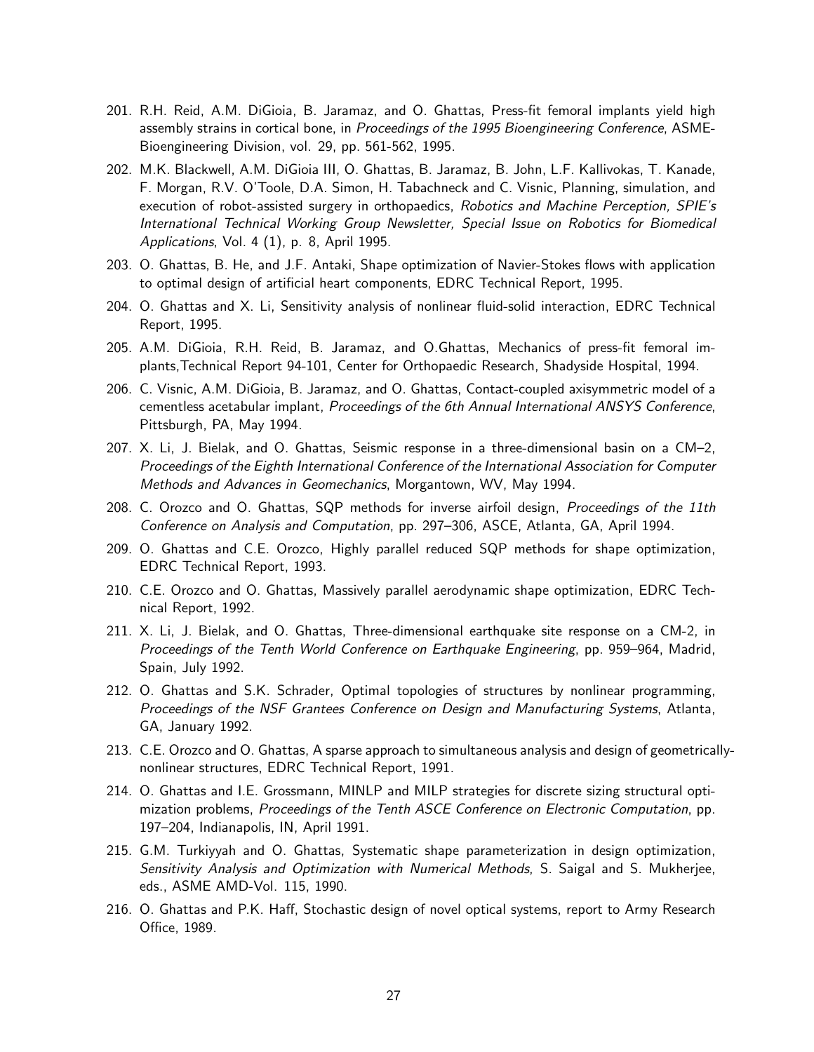201. R.H. Reid, A.M. DiGioia, B. Jaramaz, and O. Ghattas, Press-fit femoral implants yield high assembly strains in cortical bone, in *Proceedings of the 1995 Bioengineering Conference*, ASME-Bioengineering Division, vol. 29, pp. 561-562, 1995.

202. M.K. Blackwell, A.M. DiGioia III, O. Ghattas, B. Jaramaz, B. John, L.F. Kallivokas, T. Kanade, F. Morgan, R.V. O'Toole, D.A. Simon, H. Tabachneck and C. Visnic, Planning, simulation, and execution of robot-assisted surgery in orthopaedics, *Robotics and Machine Perception, SPIE's International Technical Working Group Newsletter, Special Issue on Robotics for Biomedical Applications*, Vol. 4 (1), p. 8, April 1995.

203. O. Ghattas, B. He, and J.F. Antaki, Shape optimization of Navier-Stokes flows with application to optimal design of artificial heart components, EDRC Technical Report, 1995.

204. O. Ghattas and X. Li, Sensitivity analysis of nonlinear fluid-solid interaction, EDRC Technical Report, 1995.

205. A.M. DiGioia, R.H. Reid, B. Jaramaz, and O.Ghattas, Mechanics of press-fit femoral implants,Technical Report 94-101, Center for Orthopaedic Research, Shadyside Hospital, 1994.

206. C. Visnic, A.M. DiGioia, B. Jaramaz, and O. Ghattas, Contact-coupled axisymmetric model of a cementless acetabular implant, *Proceedings of the 6th Annual International ANSYS Conference*, Pittsburgh, PA, May 1994.

207. X. Li, J. Bielak, and O. Ghattas, Seismic response in a three-dimensional basin on a CM–2, *Proceedings of the Eighth International Conference of the International Association for Computer Methods and Advances in Geomechanics*, Morgantown, WV, May 1994.

208. C. Orozco and O. Ghattas, SQP methods for inverse airfoil design, *Proceedings of the 11th Conference on Analysis and Computation*, pp. 297–306, ASCE, Atlanta, GA, April 1994.

209. O. Ghattas and C.E. Orozco, Highly parallel reduced SQP methods for shape optimization, EDRC Technical Report, 1993.

210. C.E. Orozco and O. Ghattas, Massively parallel aerodynamic shape optimization, EDRC Technical Report, 1992.

211. X. Li, J. Bielak, and O. Ghattas, Three-dimensional earthquake site response on a CM-2, in *Proceedings of the Tenth World Conference on Earthquake Engineering*, pp. 959–964, Madrid, Spain, July 1992.

212. O. Ghattas and S.K. Schrader, Optimal topologies of structures by nonlinear programming, *Proceedings of the NSF Grantees Conference on Design and Manufacturing Systems*, Atlanta, GA, January 1992.

213. C.E. Orozco and O. Ghattas, A sparse approach to simultaneous analysis and design of geometrically-nonlinear structures, EDRC Technical Report, 1991.

214. O. Ghattas and I.E. Grossmann, MINLP and MILP strategies for discrete sizing structural optimization problems, *Proceedings of the Tenth ASCE Conference on Electronic Computation*, pp. 197–204, Indianapolis, IN, April 1991.

215. G.M. Turkiyyah and O. Ghattas, Systematic shape parameterization in design optimization, *Sensitivity Analysis and Optimization with Numerical Methods*, S. Saigal and S. Mukherjee, eds., ASME AMD-Vol. 115, 1990.

216. O. Ghattas and P.K. Haff, Stochastic design of novel optical systems, report to Army Research Office, 1989.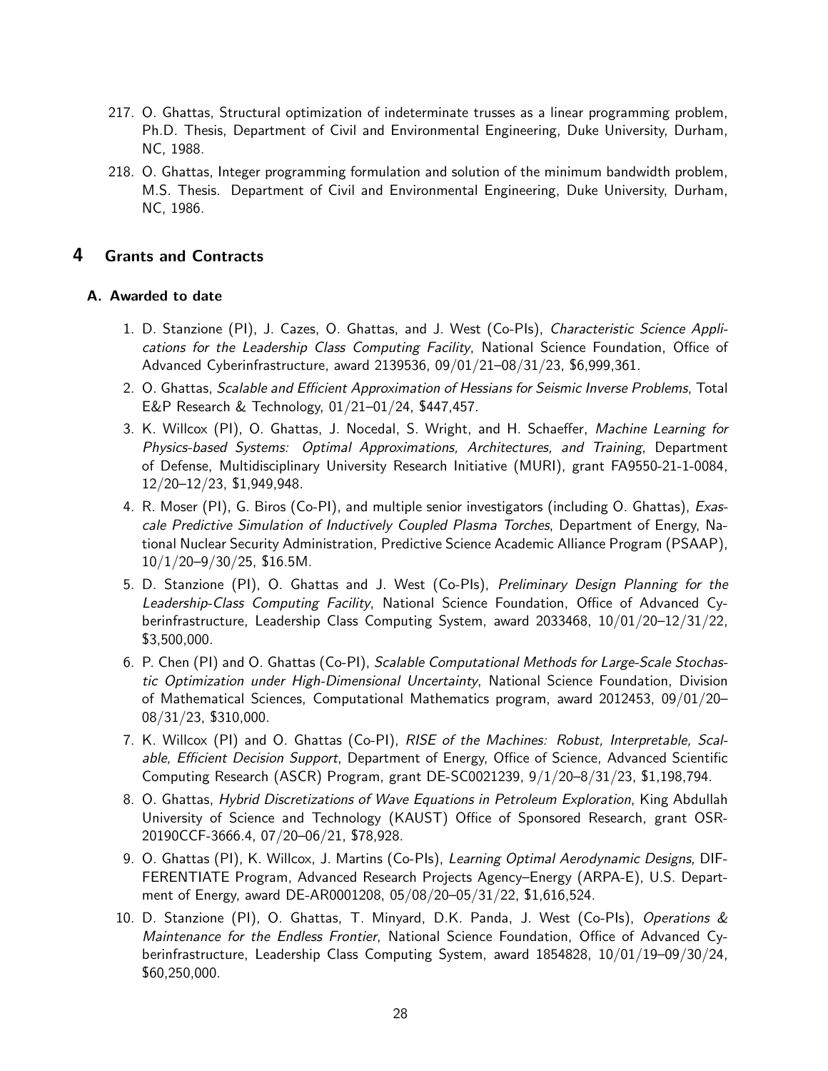217. O. Ghattas, Structural optimization of indeterminate trusses as a linear programming problem, Ph.D. Thesis, Department of Civil and Environmental Engineering, Duke University, Durham, NC, 1988.

218. O. Ghattas, Integer programming formulation and solution of the minimum bandwidth problem, M.S. Thesis. Department of Civil and Environmental Engineering, Duke University, Durham, NC, 1986.

## 4 Grants and Contracts

### A. Awarded to date

1. D. Stanzione (PI), J. Cazes, O. Ghattas, and J. West (Co-PIs), *Characteristic Science Applications for the Leadership Class Computing Facility*, National Science Foundation, Office of Advanced Cyberinfrastructure, award 2139536, 09/01/21–08/31/23, $6,999,361.

2. O. Ghattas, *Scalable and Efficient Approximation of Hessians for Seismic Inverse Problems*, Total E&P Research & Technology, 01/21–01/24, $447,457.

3. K. Willcox (PI), O. Ghattas, J. Nocedal, S. Wright, and H. Schaeffer, *Machine Learning for Physics-based Systems: Optimal Approximations, Architectures, and Training*, Department of Defense, Multidisciplinary University Research Initiative (MURI), grant FA9550-21-1-0084, 12/20–12/23, $1,949,948.

4. R. Moser (PI), G. Biros (Co-PI), and multiple senior investigators (including O. Ghattas), *Exascale Predictive Simulation of Inductively Coupled Plasma Torches*, Department of Energy, National Nuclear Security Administration, Predictive Science Academic Alliance Program (PSAAP), 10/1/20–9/30/25, $16.5M.

5. D. Stanzione (PI), O. Ghattas and J. West (Co-PIs), *Preliminary Design Planning for the Leadership-Class Computing Facility*, National Science Foundation, Office of Advanced Cyberinfrastructure, Leadership Class Computing System, award 2033468, 10/01/20–12/31/22, $3,500,000.

6. P. Chen (PI) and O. Ghattas (Co-PI), *Scalable Computational Methods for Large-Scale Stochastic Optimization under High-Dimensional Uncertainty*, National Science Foundation, Division of Mathematical Sciences, Computational Mathematics program, award 2012453, 09/01/20–08/31/23, $310,000.

7. K. Willcox (PI) and O. Ghattas (Co-PI), *RISE of the Machines: Robust, Interpretable, Scalable, Efficient Decision Support*, Department of Energy, Office of Science, Advanced Scientific Computing Research (ASCR) Program, grant DE-SC0021239, 9/1/20–8/31/23, $1,198,794.

8. O. Ghattas, *Hybrid Discretizations of Wave Equations in Petroleum Exploration*, King Abdullah University of Science and Technology (KAUST) Office of Sponsored Research, grant OSR-20190CCF-3666.4, 07/20–06/21, $78,928.

9. O. Ghattas (PI), K. Willcox, J. Martins (Co-PIs), *Learning Optimal Aerodynamic Designs*, DIFFERENTIATE Program, Advanced Research Projects Agency–Energy (ARPA-E), U.S. Department of Energy, award DE-AR0001208, 05/08/20–05/31/22, $1,616,524.

10. D. Stanzione (PI), O. Ghattas, T. Minyard, D.K. Panda, J. West (Co-PIs), *Operations & Maintenance for the Endless Frontier*, National Science Foundation, Office of Advanced Cyberinfrastructure, Leadership Class Computing System, award 1854828, 10/01/19–09/30/24, $60,250,000.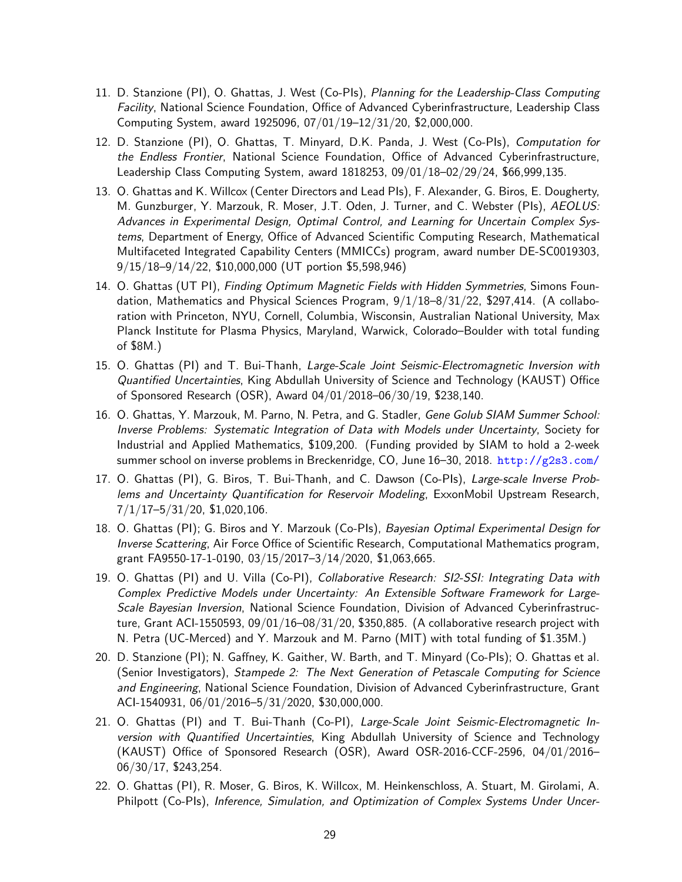11. D. Stanzione (PI), O. Ghattas, J. West (Co-PIs), *Planning for the Leadership-Class Computing Facility*, National Science Foundation, Office of Advanced Cyberinfrastructure, Leadership Class Computing System, award 1925096, 07/01/19–12/31/20, $2,000,000.

12. D. Stanzione (PI), O. Ghattas, T. Minyard, D.K. Panda, J. West (Co-PIs), *Computation for the Endless Frontier*, National Science Foundation, Office of Advanced Cyberinfrastructure, Leadership Class Computing System, award 1818253, 09/01/18–02/29/24, $66,999,135.

13. O. Ghattas and K. Willcox (Center Directors and Lead PIs), F. Alexander, G. Biros, E. Dougherty, M. Gunzburger, Y. Marzouk, R. Moser, J.T. Oden, J. Turner, and C. Webster (PIs), *AEOLUS: Advances in Experimental Design, Optimal Control, and Learning for Uncertain Complex Systems*, Department of Energy, Office of Advanced Scientific Computing Research, Mathematical Multifaceted Integrated Capability Centers (MMICCs) program, award number DE-SC0019303, 9/15/18–9/14/22, $10,000,000 (UT portion $5,598,946)

14. O. Ghattas (UT PI), *Finding Optimum Magnetic Fields with Hidden Symmetries*, Simons Foundation, Mathematics and Physical Sciences Program, 9/1/18–8/31/22, $297,414. (A collaboration with Princeton, NYU, Cornell, Columbia, Wisconsin, Australian National University, Max Planck Institute for Plasma Physics, Maryland, Warwick, Colorado–Boulder with total funding of $8M.)

15. O. Ghattas (PI) and T. Bui-Thanh, *Large-Scale Joint Seismic-Electromagnetic Inversion with Quantified Uncertainties*, King Abdullah University of Science and Technology (KAUST) Office of Sponsored Research (OSR), Award 04/01/2018–06/30/19, $238,140.

16. O. Ghattas, Y. Marzouk, M. Parno, N. Petra, and G. Stadler, *Gene Golub SIAM Summer School: Inverse Problems: Systematic Integration of Data with Models under Uncertainty*, Society for Industrial and Applied Mathematics, $109,200. (Funding provided by SIAM to hold a 2-week summer school on inverse problems in Breckenridge, CO, June 16–30, 2018. http://g2s3.com/

17. O. Ghattas (PI), G. Biros, T. Bui-Thanh, and C. Dawson (Co-PIs), *Large-scale Inverse Problems and Uncertainty Quantification for Reservoir Modeling*, ExxonMobil Upstream Research, 7/1/17–5/31/20, $1,020,106.

18. O. Ghattas (PI); G. Biros and Y. Marzouk (Co-PIs), *Bayesian Optimal Experimental Design for Inverse Scattering*, Air Force Office of Scientific Research, Computational Mathematics program, grant FA9550-17-1-0190, 03/15/2017–3/14/2020, $1,063,665.

19. O. Ghattas (PI) and U. Villa (Co-PI), *Collaborative Research: SI2-SSI: Integrating Data with Complex Predictive Models under Uncertainty: An Extensible Software Framework for Large-Scale Bayesian Inversion*, National Science Foundation, Division of Advanced Cyberinfrastructure, Grant ACI-1550593, 09/01/16–08/31/20, $350,885. (A collaborative research project with N. Petra (UC-Merced) and Y. Marzouk and M. Parno (MIT) with total funding of $1.35M.)

20. D. Stanzione (PI); N. Gaffney, K. Gaither, W. Barth, and T. Minyard (Co-PIs); O. Ghattas et al. (Senior Investigators), *Stampede 2: The Next Generation of Petascale Computing for Science and Engineering*, National Science Foundation, Division of Advanced Cyberinfrastructure, Grant ACI-1540931, 06/01/2016–5/31/2020, $30,000,000.

21. O. Ghattas (PI) and T. Bui-Thanh (Co-PI), *Large-Scale Joint Seismic-Electromagnetic Inversion with Quantified Uncertainties*, King Abdullah University of Science and Technology (KAUST) Office of Sponsored Research (OSR), Award OSR-2016-CCF-2596, 04/01/2016–06/30/17, $243,254.

22. O. Ghattas (PI), R. Moser, G. Biros, K. Willcox, M. Heinkenschloss, A. Stuart, M. Girolami, A. Philpott (Co-PIs), *Inference, Simulation, and Optimization of Complex Systems Under Uncer-*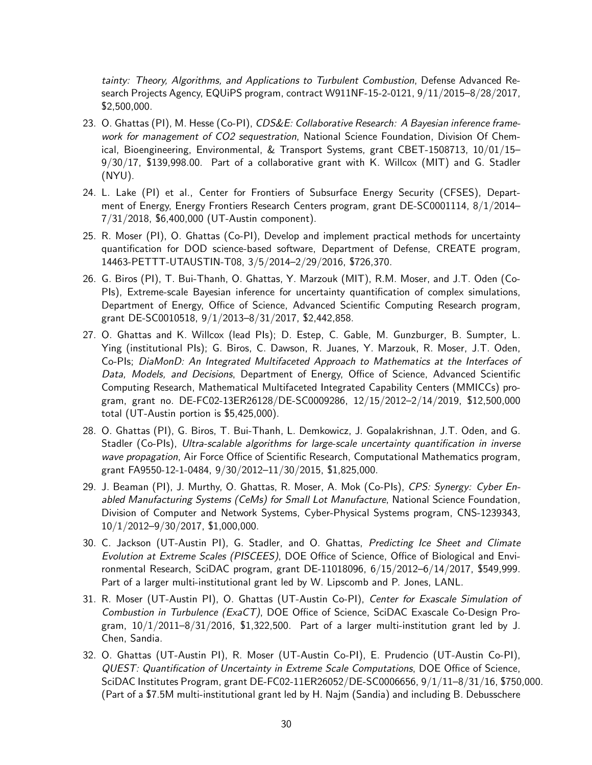*tainty: Theory, Algorithms, and Applications to Turbulent Combustion*, Defense Advanced Research Projects Agency, EQUiPS program, contract W911NF-15-2-0121, 9/11/2015–8/28/2017, $2,500,000.

23. O. Ghattas (PI), M. Hesse (Co-PI), *CDS&E: Collaborative Research: A Bayesian inference framework for management of CO2 sequestration*, National Science Foundation, Division Of Chemical, Bioengineering, Environmental, & Transport Systems, grant CBET-1508713, 10/01/15–9/30/17, $139,998.00. Part of a collaborative grant with K. Willcox (MIT) and G. Stadler (NYU).
24. L. Lake (PI) et al., Center for Frontiers of Subsurface Energy Security (CFSES), Department of Energy, Energy Frontiers Research Centers program, grant DE-SC0001114, 8/1/2014–7/31/2018, $6,400,000 (UT-Austin component).
25. R. Moser (PI), O. Ghattas (Co-PI), Develop and implement practical methods for uncertainty quantification for DOD science-based software, Department of Defense, CREATE program, 14463-PETTT-UTAUSTIN-T08, 3/5/2014–2/29/2016, $726,370.
26. G. Biros (PI), T. Bui-Thanh, O. Ghattas, Y. Marzouk (MIT), R.M. Moser, and J.T. Oden (Co-PIs), Extreme-scale Bayesian inference for uncertainty quantification of complex simulations, Department of Energy, Office of Science, Advanced Scientific Computing Research program, grant DE-SC0010518, 9/1/2013–8/31/2017, $2,442,858.
27. O. Ghattas and K. Willcox (lead PIs); D. Estep, C. Gable, M. Gunzburger, B. Sumpter, L. Ying (institutional PIs); G. Biros, C. Dawson, R. Juanes, Y. Marzouk, R. Moser, J.T. Oden, Co-PIs; *DiaMonD: An Integrated Multifaceted Approach to Mathematics at the Interfaces of Data, Models, and Decisions*, Department of Energy, Office of Science, Advanced Scientific Computing Research, Mathematical Multifaceted Integrated Capability Centers (MMICCs) program, grant no. DE-FC02-13ER26128/DE-SC0009286, 12/15/2012–2/14/2019, $12,500,000 total (UT-Austin portion is $5,425,000).
28. O. Ghattas (PI), G. Biros, T. Bui-Thanh, L. Demkowicz, J. Gopalakrishnan, J.T. Oden, and G. Stadler (Co-PIs), *Ultra-scalable algorithms for large-scale uncertainty quantification in inverse wave propagation*, Air Force Office of Scientific Research, Computational Mathematics program, grant FA9550-12-1-0484, 9/30/2012–11/30/2015, $1,825,000.
29. J. Beaman (PI), J. Murthy, O. Ghattas, R. Moser, A. Mok (Co-PIs), *CPS: Synergy: Cyber Enabled Manufacturing Systems (CeMs) for Small Lot Manufacture*, National Science Foundation, Division of Computer and Network Systems, Cyber-Physical Systems program, CNS-1239343, 10/1/2012–9/30/2017, $1,000,000.
30. C. Jackson (UT-Austin PI), G. Stadler, and O. Ghattas, *Predicting Ice Sheet and Climate Evolution at Extreme Scales (PISCEES)*, DOE Office of Science, Office of Biological and Environmental Research, SciDAC program, grant DE-11018096, 6/15/2012–6/14/2017, $549,999. Part of a larger multi-institutional grant led by W. Lipscomb and P. Jones, LANL.
31. R. Moser (UT-Austin PI), O. Ghattas (UT-Austin Co-PI), *Center for Exascale Simulation of Combustion in Turbulence (ExaCT)*, DOE Office of Science, SciDAC Exascale Co-Design Program, 10/1/2011–8/31/2016, $1,322,500. Part of a larger multi-institution grant led by J. Chen, Sandia.
32. O. Ghattas (UT-Austin PI), R. Moser (UT-Austin Co-PI), E. Prudencio (UT-Austin Co-PI), *QUEST: Quantification of Uncertainty in Extreme Scale Computations*, DOE Office of Science, SciDAC Institutes Program, grant DE-FC02-11ER26052/DE-SC0006656, 9/1/11–8/31/16, $750,000. (Part of a $7.5M multi-institutional grant led by H. Najm (Sandia) and including B. Debusschere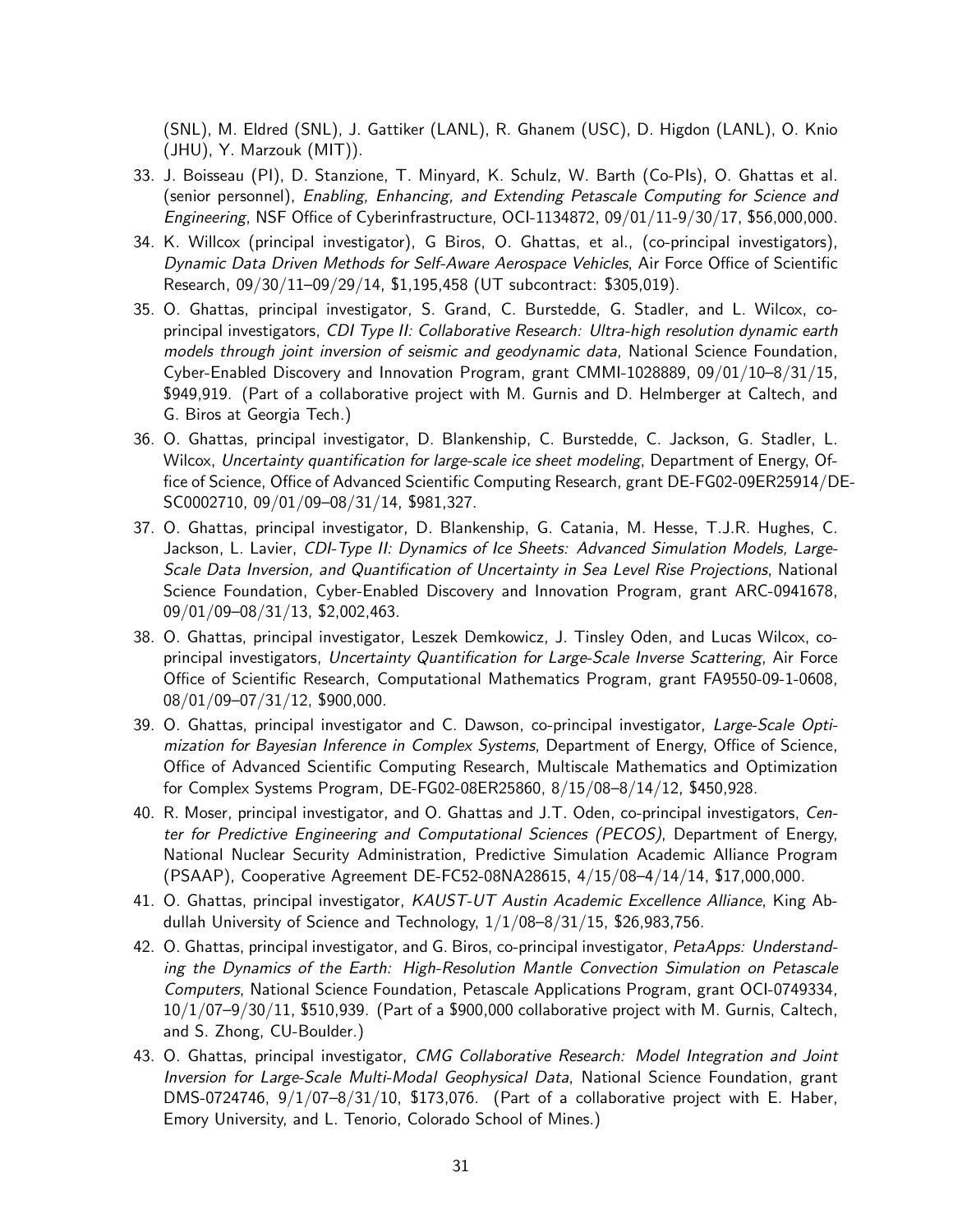(SNL), M. Eldred (SNL), J. Gattiker (LANL), R. Ghanem (USC), D. Higdon (LANL), O. Knio (JHU), Y. Marzouk (MIT)).

33. J. Boisseau (PI), D. Stanzione, T. Minyard, K. Schulz, W. Barth (Co-PIs), O. Ghattas et al. (senior personnel), *Enabling, Enhancing, and Extending Petascale Computing for Science and Engineering*, NSF Office of Cyberinfrastructure, OCI-1134872, 09/01/11-9/30/17, $56,000,000.
34. K. Willcox (principal investigator), G Biros, O. Ghattas, et al., (co-principal investigators), *Dynamic Data Driven Methods for Self-Aware Aerospace Vehicles*, Air Force Office of Scientific Research, 09/30/11–09/29/14, $1,195,458 (UT subcontract: $305,019).
35. O. Ghattas, principal investigator, S. Grand, C. Burstedde, G. Stadler, and L. Wilcox, co-principal investigators, *CDI Type II: Collaborative Research: Ultra-high resolution dynamic earth models through joint inversion of seismic and geodynamic data*, National Science Foundation, Cyber-Enabled Discovery and Innovation Program, grant CMMI-1028889, 09/01/10–8/31/15, $949,919. (Part of a collaborative project with M. Gurnis and D. Helmberger at Caltech, and G. Biros at Georgia Tech.)
36. O. Ghattas, principal investigator, D. Blankenship, C. Burstedde, C. Jackson, G. Stadler, L. Wilcox, *Uncertainty quantification for large-scale ice sheet modeling*, Department of Energy, Office of Science, Office of Advanced Scientific Computing Research, grant DE-FG02-09ER25914/DE-SC0002710, 09/01/09–08/31/14, $981,327.
37. O. Ghattas, principal investigator, D. Blankenship, G. Catania, M. Hesse, T.J.R. Hughes, C. Jackson, L. Lavier, *CDI-Type II: Dynamics of Ice Sheets: Advanced Simulation Models, Large-Scale Data Inversion, and Quantification of Uncertainty in Sea Level Rise Projections*, National Science Foundation, Cyber-Enabled Discovery and Innovation Program, grant ARC-0941678, 09/01/09–08/31/13, $2,002,463.
38. O. Ghattas, principal investigator, Leszek Demkowicz, J. Tinsley Oden, and Lucas Wilcox, co-principal investigators, *Uncertainty Quantification for Large-Scale Inverse Scattering*, Air Force Office of Scientific Research, Computational Mathematics Program, grant FA9550-09-1-0608, 08/01/09–07/31/12, $900,000.
39. O. Ghattas, principal investigator and C. Dawson, co-principal investigator, *Large-Scale Optimization for Bayesian Inference in Complex Systems*, Department of Energy, Office of Science, Office of Advanced Scientific Computing Research, Multiscale Mathematics and Optimization for Complex Systems Program, DE-FG02-08ER25860, 8/15/08–8/14/12, $450,928.
40. R. Moser, principal investigator, and O. Ghattas and J.T. Oden, co-principal investigators, *Center for Predictive Engineering and Computational Sciences (PECOS)*, Department of Energy, National Nuclear Security Administration, Predictive Simulation Academic Alliance Program (PSAAP), Cooperative Agreement DE-FC52-08NA28615, 4/15/08–4/14/14, $17,000,000.
41. O. Ghattas, principal investigator, *KAUST-UT Austin Academic Excellence Alliance*, King Abdullah University of Science and Technology, 1/1/08–8/31/15, $26,983,756.
42. O. Ghattas, principal investigator, and G. Biros, co-principal investigator, *PetaApps: Understanding the Dynamics of the Earth: High-Resolution Mantle Convection Simulation on Petascale Computers*, National Science Foundation, Petascale Applications Program, grant OCI-0749334, 10/1/07–9/30/11, $510,939. (Part of a $900,000 collaborative project with M. Gurnis, Caltech, and S. Zhong, CU-Boulder.)
43. O. Ghattas, principal investigator, *CMG Collaborative Research: Model Integration and Joint Inversion for Large-Scale Multi-Modal Geophysical Data*, National Science Foundation, grant DMS-0724746, 9/1/07–8/31/10, $173,076. (Part of a collaborative project with E. Haber, Emory University, and L. Tenorio, Colorado School of Mines.)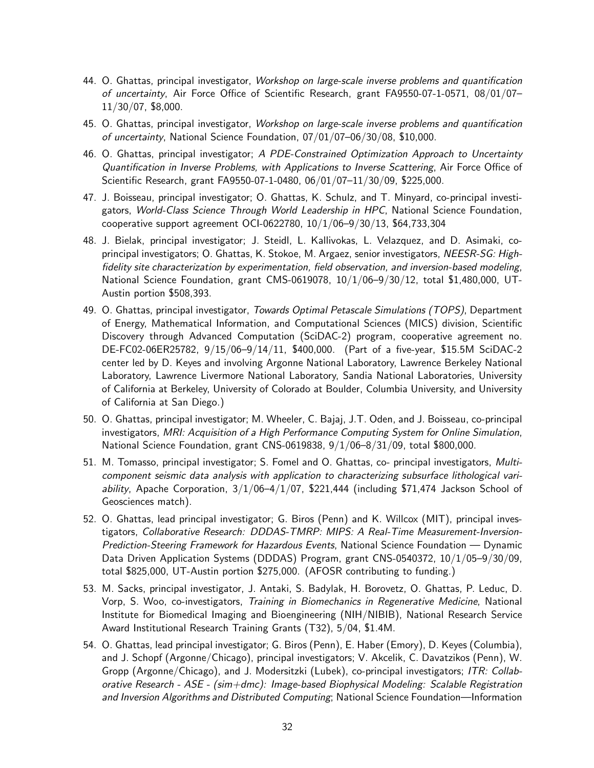44. O. Ghattas, principal investigator, *Workshop on large-scale inverse problems and quantification of uncertainty*, Air Force Office of Scientific Research, grant FA9550-07-1-0571, 08/01/07–11/30/07, $8,000.

45. O. Ghattas, principal investigator, *Workshop on large-scale inverse problems and quantification of uncertainty*, National Science Foundation, 07/01/07–06/30/08, $10,000.

46. O. Ghattas, principal investigator; *A PDE-Constrained Optimization Approach to Uncertainty Quantification in Inverse Problems, with Applications to Inverse Scattering*, Air Force Office of Scientific Research, grant FA9550-07-1-0480, 06/01/07–11/30/09, $225,000.

47. J. Boisseau, principal investigator; O. Ghattas, K. Schulz, and T. Minyard, co-principal investigators, *World-Class Science Through World Leadership in HPC*, National Science Foundation, cooperative support agreement OCI-0622780, 10/1/06–9/30/13, $64,733,304

48. J. Bielak, principal investigator; J. Steidl, L. Kallivokas, L. Velazquez, and D. Asimaki, co-principal investigators; O. Ghattas, K. Stokoe, M. Argaez, senior investigators, *NEESR-SG: High-fidelity site characterization by experimentation, field observation, and inversion-based modeling*, National Science Foundation, grant CMS-0619078, 10/1/06–9/30/12, total $1,480,000, UT-Austin portion $508,393.

49. O. Ghattas, principal investigator, *Towards Optimal Petascale Simulations (TOPS)*, Department of Energy, Mathematical Information, and Computational Sciences (MICS) division, Scientific Discovery through Advanced Computation (SciDAC-2) program, cooperative agreement no. DE-FC02-06ER25782, 9/15/06–9/14/11, $400,000. (Part of a five-year, $15.5M SciDAC-2 center led by D. Keyes and involving Argonne National Laboratory, Lawrence Berkeley National Laboratory, Lawrence Livermore National Laboratory, Sandia National Laboratories, University of California at Berkeley, University of Colorado at Boulder, Columbia University, and University of California at San Diego.)

50. O. Ghattas, principal investigator; M. Wheeler, C. Bajaj, J.T. Oden, and J. Boisseau, co-principal investigators, *MRI: Acquisition of a High Performance Computing System for Online Simulation*, National Science Foundation, grant CNS-0619838, 9/1/06–8/31/09, total $800,000.

51. M. Tomasso, principal investigator; S. Fomel and O. Ghattas, co- principal investigators, *Multi-component seismic data analysis with application to characterizing subsurface lithological variability*, Apache Corporation, 3/1/06–4/1/07, $221,444 (including $71,474 Jackson School of Geosciences match).

52. O. Ghattas, lead principal investigator; G. Biros (Penn) and K. Willcox (MIT), principal investigators, *Collaborative Research: DDDAS-TMRP: MIPS: A Real-Time Measurement-Inversion-Prediction-Steering Framework for Hazardous Events*, National Science Foundation — Dynamic Data Driven Application Systems (DDDAS) Program, grant CNS-0540372, 10/1/05–9/30/09, total $825,000, UT-Austin portion $275,000. (AFOSR contributing to funding.)

53. M. Sacks, principal investigator, J. Antaki, S. Badylak, H. Borovetz, O. Ghattas, P. Leduc, D. Vorp, S. Woo, co-investigators, *Training in Biomechanics in Regenerative Medicine*, National Institute for Biomedical Imaging and Bioengineering (NIH/NIBIB), National Research Service Award Institutional Research Training Grants (T32), 5/04, $1.4M.

54. O. Ghattas, lead principal investigator; G. Biros (Penn), E. Haber (Emory), D. Keyes (Columbia), and J. Schopf (Argonne/Chicago), principal investigators; V. Akcelik, C. Davatzikos (Penn), W. Gropp (Argonne/Chicago), and J. Modersitzki (Lubek), co-principal investigators; *ITR: Collaborative Research - ASE - (sim+dmc): Image-based Biophysical Modeling: Scalable Registration and Inversion Algorithms and Distributed Computing*; National Science Foundation—Information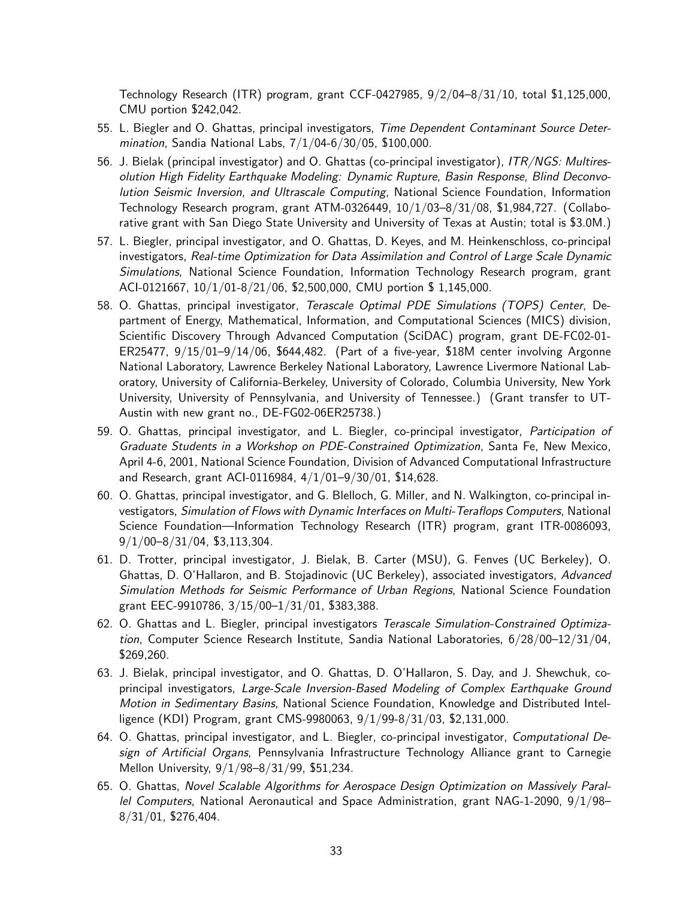Technology Research (ITR) program, grant CCF-0427985, 9/2/04–8/31/10, total $1,125,000, CMU portion $242,042.

55. L. Biegler and O. Ghattas, principal investigators, *Time Dependent Contaminant Source Determination*, Sandia National Labs, 7/1/04-6/30/05, $100,000.
56. J. Bielak (principal investigator) and O. Ghattas (co-principal investigator), *ITR/NGS: Multiresolution High Fidelity Earthquake Modeling: Dynamic Rupture, Basin Response, Blind Deconvolution Seismic Inversion, and Ultrascale Computing*, National Science Foundation, Information Technology Research program, grant ATM-0326449, 10/1/03–8/31/08, $1,984,727. (Collaborative grant with San Diego State University and University of Texas at Austin; total is $3.0M.)
57. L. Biegler, principal investigator, and O. Ghattas, D. Keyes, and M. Heinkenschloss, co-principal investigators, *Real-time Optimization for Data Assimilation and Control of Large Scale Dynamic Simulations*, National Science Foundation, Information Technology Research program, grant ACI-0121667, 10/1/01-8/21/06, $2,500,000, CMU portion $ 1,145,000.
58. O. Ghattas, principal investigator, *Terascale Optimal PDE Simulations (TOPS) Center*, Department of Energy, Mathematical, Information, and Computational Sciences (MICS) division, Scientific Discovery Through Advanced Computation (SciDAC) program, grant DE-FC02-01-ER25477, 9/15/01–9/14/06, $644,482. (Part of a five-year, $18M center involving Argonne National Laboratory, Lawrence Berkeley National Laboratory, Lawrence Livermore National Laboratory, University of California-Berkeley, University of Colorado, Columbia University, New York University, University of Pennsylvania, and University of Tennessee.) (Grant transfer to UT-Austin with new grant no., DE-FG02-06ER25738.)
59. O. Ghattas, principal investigator, and L. Biegler, co-principal investigator, *Participation of Graduate Students in a Workshop on PDE-Constrained Optimization*, Santa Fe, New Mexico, April 4-6, 2001, National Science Foundation, Division of Advanced Computational Infrastructure and Research, grant ACI-0116984, 4/1/01–9/30/01, $14,628.
60. O. Ghattas, principal investigator, and G. Blelloch, G. Miller, and N. Walkington, co-principal investigators, *Simulation of Flows with Dynamic Interfaces on Multi-Teraflops Computers*, National Science Foundation—Information Technology Research (ITR) program, grant ITR-0086093, 9/1/00–8/31/04, $3,113,304.
61. D. Trotter, principal investigator, J. Bielak, B. Carter (MSU), G. Fenves (UC Berkeley), O. Ghattas, D. O'Hallaron, and B. Stojadinovic (UC Berkeley), associated investigators, *Advanced Simulation Methods for Seismic Performance of Urban Regions*, National Science Foundation grant EEC-9910786, 3/15/00–1/31/01, $383,388.
62. O. Ghattas and L. Biegler, principal investigators *Terascale Simulation-Constrained Optimization*, Computer Science Research Institute, Sandia National Laboratories, 6/28/00–12/31/04, $269,260.
63. J. Bielak, principal investigator, and O. Ghattas, D. O'Hallaron, S. Day, and J. Shewchuk, co-principal investigators, *Large-Scale Inversion-Based Modeling of Complex Earthquake Ground Motion in Sedimentary Basins*, National Science Foundation, Knowledge and Distributed Intelligence (KDI) Program, grant CMS-9980063, 9/1/99-8/31/03, $2,131,000.
64. O. Ghattas, principal investigator, and L. Biegler, co-principal investigator, *Computational Design of Artificial Organs*, Pennsylvania Infrastructure Technology Alliance grant to Carnegie Mellon University, 9/1/98–8/31/99, $51,234.
65. O. Ghattas, *Novel Scalable Algorithms for Aerospace Design Optimization on Massively Parallel Computers*, National Aeronautical and Space Administration, grant NAG-1-2090, 9/1/98–8/31/01, $276,404.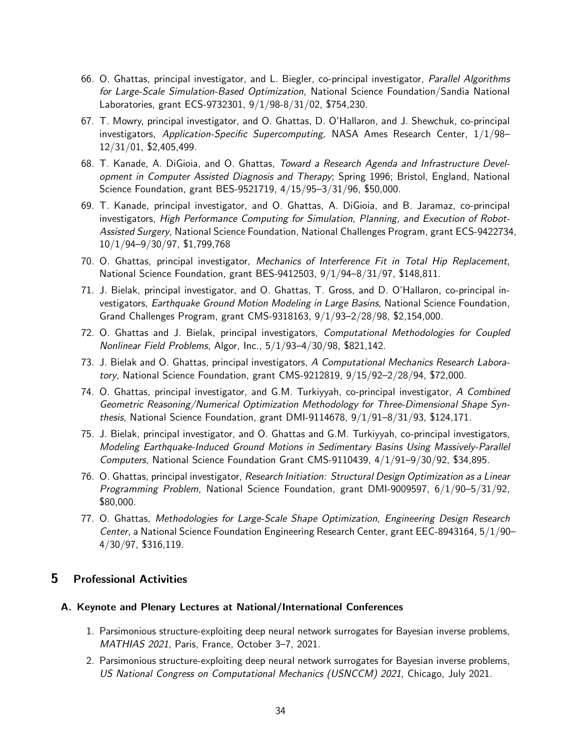66. O. Ghattas, principal investigator, and L. Biegler, co-principal investigator, *Parallel Algorithms for Large-Scale Simulation-Based Optimization*, National Science Foundation/Sandia National Laboratories, grant ECS-9732301, 9/1/98-8/31/02, $754,230.

67. T. Mowry, principal investigator, and O. Ghattas, D. O'Hallaron, and J. Shewchuk, co-principal investigators, *Application-Specific Supercomputing*, NASA Ames Research Center, 1/1/98–12/31/01, $2,405,499.

68. T. Kanade, A. DiGioia, and O. Ghattas, *Toward a Research Agenda and Infrastructure Development in Computer Assisted Diagnosis and Therapy*; Spring 1996; Bristol, England, National Science Foundation, grant BES-9521719, 4/15/95–3/31/96, $50,000.

69. T. Kanade, principal investigator, and O. Ghattas, A. DiGioia, and B. Jaramaz, co-principal investigators, *High Performance Computing for Simulation, Planning, and Execution of Robot-Assisted Surgery*, National Science Foundation, National Challenges Program, grant ECS-9422734, 10/1/94–9/30/97, $1,799,768

70. O. Ghattas, principal investigator, *Mechanics of Interference Fit in Total Hip Replacement*, National Science Foundation, grant BES-9412503, 9/1/94–8/31/97, $148,811.

71. J. Bielak, principal investigator, and O. Ghattas, T. Gross, and D. O'Hallaron, co-principal investigators, *Earthquake Ground Motion Modeling in Large Basins*, National Science Foundation, Grand Challenges Program, grant CMS-9318163, 9/1/93–2/28/98, $2,154,000.

72. O. Ghattas and J. Bielak, principal investigators, *Computational Methodologies for Coupled Nonlinear Field Problems*, Algor, Inc., 5/1/93–4/30/98, $821,142.

73. J. Bielak and O. Ghattas, principal investigators, *A Computational Mechanics Research Laboratory*, National Science Foundation, grant CMS-9212819, 9/15/92–2/28/94, $72,000.

74. O. Ghattas, principal investigator, and G.M. Turkiyyah, co-principal investigator, *A Combined Geometric Reasoning/Numerical Optimization Methodology for Three-Dimensional Shape Synthesis*, National Science Foundation, grant DMI-9114678, 9/1/91–8/31/93, $124,171.

75. J. Bielak, principal investigator, and O. Ghattas and G.M. Turkiyyah, co-principal investigators, *Modeling Earthquake-Induced Ground Motions in Sedimentary Basins Using Massively-Parallel Computers*, National Science Foundation Grant CMS-9110439, 4/1/91–9/30/92, $34,895.

76. O. Ghattas, principal investigator, *Research Initiation: Structural Design Optimization as a Linear Programming Problem*, National Science Foundation, grant DMI-9009597, 6/1/90–5/31/92, $80,000.

77. O. Ghattas, *Methodologies for Large-Scale Shape Optimization, Engineering Design Research Center*, a National Science Foundation Engineering Research Center, grant EEC-8943164, 5/1/90–4/30/97, $316,119.

## 5 Professional Activities

### A. Keynote and Plenary Lectures at National/International Conferences

1. Parsimonious structure-exploiting deep neural network surrogates for Bayesian inverse problems, *MATHIAS 2021*, Paris, France, October 3–7, 2021.

2. Parsimonious structure-exploiting deep neural network surrogates for Bayesian inverse problems, *US National Congress on Computational Mechanics (USNCCM) 2021*, Chicago, July 2021.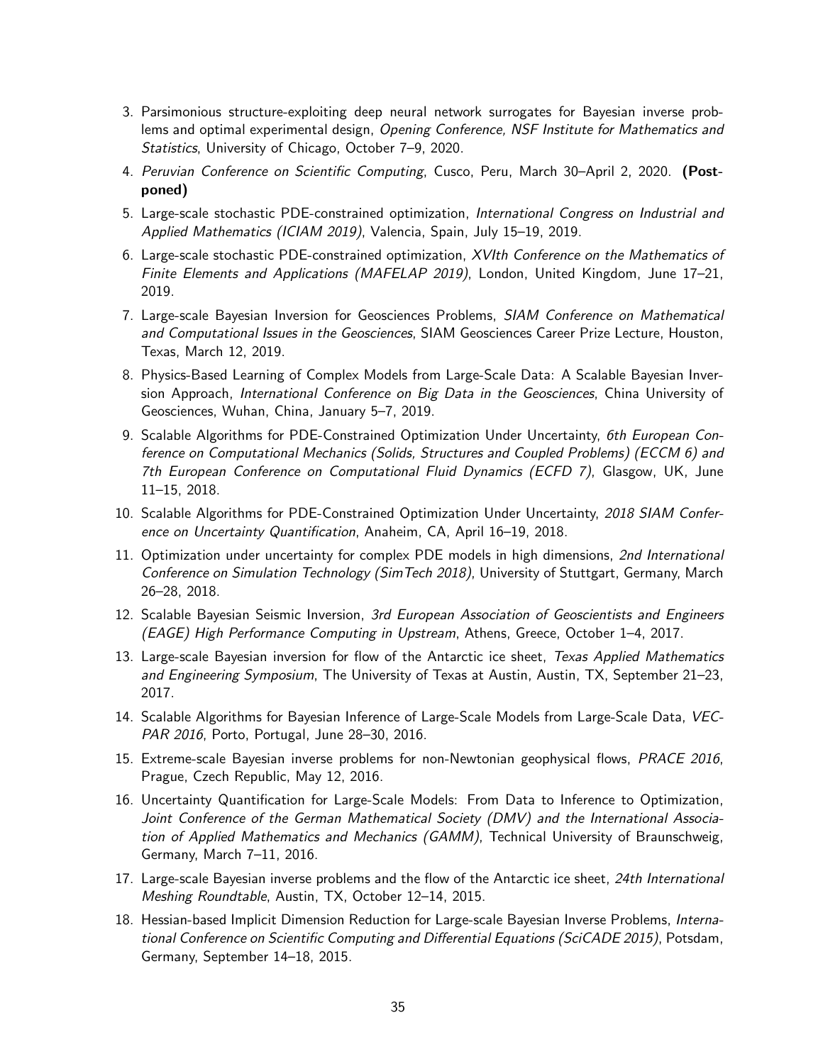3. Parsimonious structure-exploiting deep neural network surrogates for Bayesian inverse problems and optimal experimental design, *Opening Conference, NSF Institute for Mathematics and Statistics*, University of Chicago, October 7–9, 2020.
4. *Peruvian Conference on Scientific Computing*, Cusco, Peru, March 30–April 2, 2020. **(Postponed)**
5. Large-scale stochastic PDE-constrained optimization, *International Congress on Industrial and Applied Mathematics (ICIAM 2019)*, Valencia, Spain, July 15–19, 2019.
6. Large-scale stochastic PDE-constrained optimization, *XVIth Conference on the Mathematics of Finite Elements and Applications (MAFELAP 2019)*, London, United Kingdom, June 17–21, 2019.
7. Large-scale Bayesian Inversion for Geosciences Problems, *SIAM Conference on Mathematical and Computational Issues in the Geosciences*, SIAM Geosciences Career Prize Lecture, Houston, Texas, March 12, 2019.
8. Physics-Based Learning of Complex Models from Large-Scale Data: A Scalable Bayesian Inversion Approach, *International Conference on Big Data in the Geosciences*, China University of Geosciences, Wuhan, China, January 5–7, 2019.
9. Scalable Algorithms for PDE-Constrained Optimization Under Uncertainty, *6th European Conference on Computational Mechanics (Solids, Structures and Coupled Problems) (ECCM 6) and 7th European Conference on Computational Fluid Dynamics (ECFD 7)*, Glasgow, UK, June 11–15, 2018.
10. Scalable Algorithms for PDE-Constrained Optimization Under Uncertainty, *2018 SIAM Conference on Uncertainty Quantification*, Anaheim, CA, April 16–19, 2018.
11. Optimization under uncertainty for complex PDE models in high dimensions, *2nd International Conference on Simulation Technology (SimTech 2018)*, University of Stuttgart, Germany, March 26–28, 2018.
12. Scalable Bayesian Seismic Inversion, *3rd European Association of Geoscientists and Engineers (EAGE) High Performance Computing in Upstream*, Athens, Greece, October 1–4, 2017.
13. Large-scale Bayesian inversion for flow of the Antarctic ice sheet, *Texas Applied Mathematics and Engineering Symposium*, The University of Texas at Austin, Austin, TX, September 21–23, 2017.
14. Scalable Algorithms for Bayesian Inference of Large-Scale Models from Large-Scale Data, *VECPAR 2016*, Porto, Portugal, June 28–30, 2016.
15. Extreme-scale Bayesian inverse problems for non-Newtonian geophysical flows, *PRACE 2016*, Prague, Czech Republic, May 12, 2016.
16. Uncertainty Quantification for Large-Scale Models: From Data to Inference to Optimization, *Joint Conference of the German Mathematical Society (DMV) and the International Association of Applied Mathematics and Mechanics (GAMM)*, Technical University of Braunschweig, Germany, March 7–11, 2016.
17. Large-scale Bayesian inverse problems and the flow of the Antarctic ice sheet, *24th International Meshing Roundtable*, Austin, TX, October 12–14, 2015.
18. Hessian-based Implicit Dimension Reduction for Large-scale Bayesian Inverse Problems, *International Conference on Scientific Computing and Differential Equations (SciCADE 2015)*, Potsdam, Germany, September 14–18, 2015.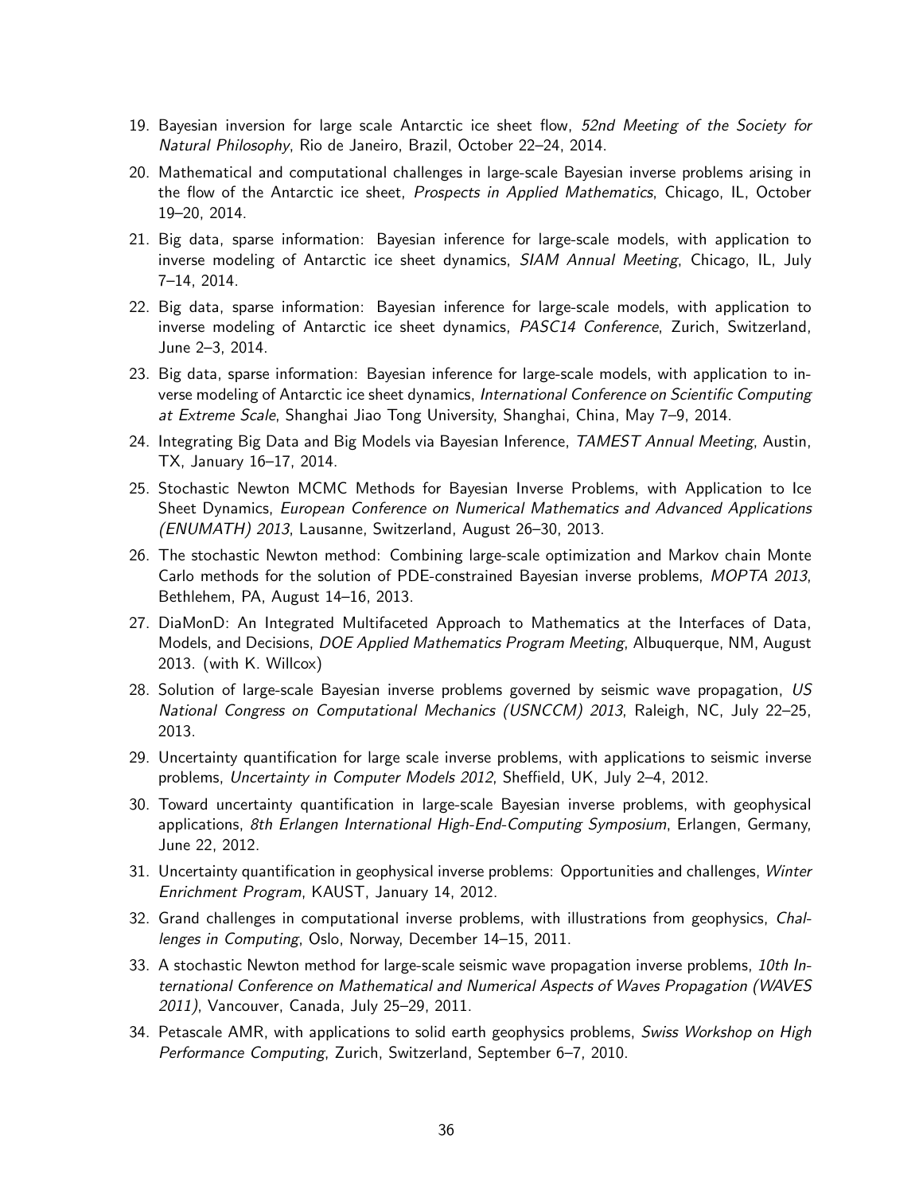19. Bayesian inversion for large scale Antarctic ice sheet flow, *52nd Meeting of the Society for Natural Philosophy*, Rio de Janeiro, Brazil, October 22–24, 2014.
20. Mathematical and computational challenges in large-scale Bayesian inverse problems arising in the flow of the Antarctic ice sheet, *Prospects in Applied Mathematics*, Chicago, IL, October 19–20, 2014.
21. Big data, sparse information: Bayesian inference for large-scale models, with application to inverse modeling of Antarctic ice sheet dynamics, *SIAM Annual Meeting*, Chicago, IL, July 7–14, 2014.
22. Big data, sparse information: Bayesian inference for large-scale models, with application to inverse modeling of Antarctic ice sheet dynamics, *PASC14 Conference*, Zurich, Switzerland, June 2–3, 2014.
23. Big data, sparse information: Bayesian inference for large-scale models, with application to inverse modeling of Antarctic ice sheet dynamics, *International Conference on Scientific Computing at Extreme Scale*, Shanghai Jiao Tong University, Shanghai, China, May 7–9, 2014.
24. Integrating Big Data and Big Models via Bayesian Inference, *TAMEST Annual Meeting*, Austin, TX, January 16–17, 2014.
25. Stochastic Newton MCMC Methods for Bayesian Inverse Problems, with Application to Ice Sheet Dynamics, *European Conference on Numerical Mathematics and Advanced Applications (ENUMATH) 2013*, Lausanne, Switzerland, August 26–30, 2013.
26. The stochastic Newton method: Combining large-scale optimization and Markov chain Monte Carlo methods for the solution of PDE-constrained Bayesian inverse problems, *MOPTA 2013*, Bethlehem, PA, August 14–16, 2013.
27. DiaMonD: An Integrated Multifaceted Approach to Mathematics at the Interfaces of Data, Models, and Decisions, *DOE Applied Mathematics Program Meeting*, Albuquerque, NM, August 2013. (with K. Willcox)
28. Solution of large-scale Bayesian inverse problems governed by seismic wave propagation, *US National Congress on Computational Mechanics (USNCCM) 2013*, Raleigh, NC, July 22–25, 2013.
29. Uncertainty quantification for large scale inverse problems, with applications to seismic inverse problems, *Uncertainty in Computer Models 2012*, Sheffield, UK, July 2–4, 2012.
30. Toward uncertainty quantification in large-scale Bayesian inverse problems, with geophysical applications, *8th Erlangen International High-End-Computing Symposium*, Erlangen, Germany, June 22, 2012.
31. Uncertainty quantification in geophysical inverse problems: Opportunities and challenges, *Winter Enrichment Program*, KAUST, January 14, 2012.
32. Grand challenges in computational inverse problems, with illustrations from geophysics, *Challenges in Computing*, Oslo, Norway, December 14–15, 2011.
33. A stochastic Newton method for large-scale seismic wave propagation inverse problems, *10th International Conference on Mathematical and Numerical Aspects of Waves Propagation (WAVES 2011)*, Vancouver, Canada, July 25–29, 2011.
34. Petascale AMR, with applications to solid earth geophysics problems, *Swiss Workshop on High Performance Computing*, Zurich, Switzerland, September 6–7, 2010.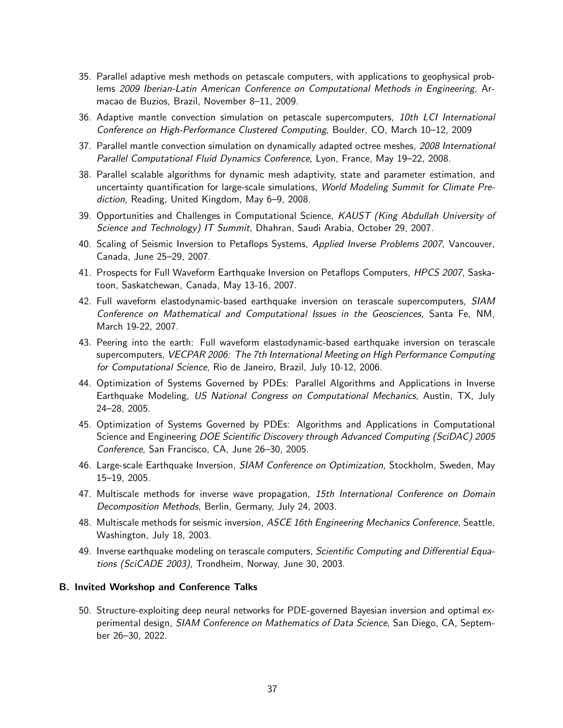35. Parallel adaptive mesh methods on petascale computers, with applications to geophysical problems *2009 Iberian-Latin American Conference on Computational Methods in Engineering*, Armacao de Buzios, Brazil, November 8–11, 2009.
36. Adaptive mantle convection simulation on petascale supercomputers, *10th LCI International Conference on High-Performance Clustered Computing*, Boulder, CO, March 10–12, 2009
37. Parallel mantle convection simulation on dynamically adapted octree meshes, *2008 International Parallel Computational Fluid Dynamics Conference*, Lyon, France, May 19–22, 2008.
38. Parallel scalable algorithms for dynamic mesh adaptivity, state and parameter estimation, and uncertainty quantification for large-scale simulations, *World Modeling Summit for Climate Prediction*, Reading, United Kingdom, May 6–9, 2008.
39. Opportunities and Challenges in Computational Science, *KAUST (King Abdullah University of Science and Technology) IT Summit*, Dhahran, Saudi Arabia, October 29, 2007.
40. Scaling of Seismic Inversion to Petaflops Systems, *Applied Inverse Problems 2007*, Vancouver, Canada, June 25–29, 2007.
41. Prospects for Full Waveform Earthquake Inversion on Petaflops Computers, *HPCS 2007*, Saskatoon, Saskatchewan, Canada, May 13-16, 2007.
42. Full waveform elastodynamic-based earthquake inversion on terascale supercomputers, *SIAM Conference on Mathematical and Computational Issues in the Geosciences*, Santa Fe, NM, March 19-22, 2007.
43. Peering into the earth: Full waveform elastodynamic-based earthquake inversion on terascale supercomputers, *VECPAR 2006: The 7th International Meeting on High Performance Computing for Computational Science*, Rio de Janeiro, Brazil, July 10-12, 2006.
44. Optimization of Systems Governed by PDEs: Parallel Algorithms and Applications in Inverse Earthquake Modeling, *US National Congress on Computational Mechanics*, Austin, TX, July 24–28, 2005.
45. Optimization of Systems Governed by PDEs: Algorithms and Applications in Computational Science and Engineering *DOE Scientific Discovery through Advanced Computing (SciDAC) 2005 Conference*, San Francisco, CA, June 26–30, 2005.
46. Large-scale Earthquake Inversion, *SIAM Conference on Optimization*, Stockholm, Sweden, May 15–19, 2005.
47. Multiscale methods for inverse wave propagation, *15th International Conference on Domain Decomposition Methods*, Berlin, Germany, July 24, 2003.
48. Multiscale methods for seismic inversion, *ASCE 16th Engineering Mechanics Conference*, Seattle, Washington, July 18, 2003.
49. Inverse earthquake modeling on terascale computers, *Scientific Computing and Differential Equations (SciCADE 2003)*, Trondheim, Norway, June 30, 2003.

### B. Invited Workshop and Conference Talks

50. Structure-exploiting deep neural networks for PDE-governed Bayesian inversion and optimal experimental design, *SIAM Conference on Mathematics of Data Science*, San Diego, CA, September 26–30, 2022.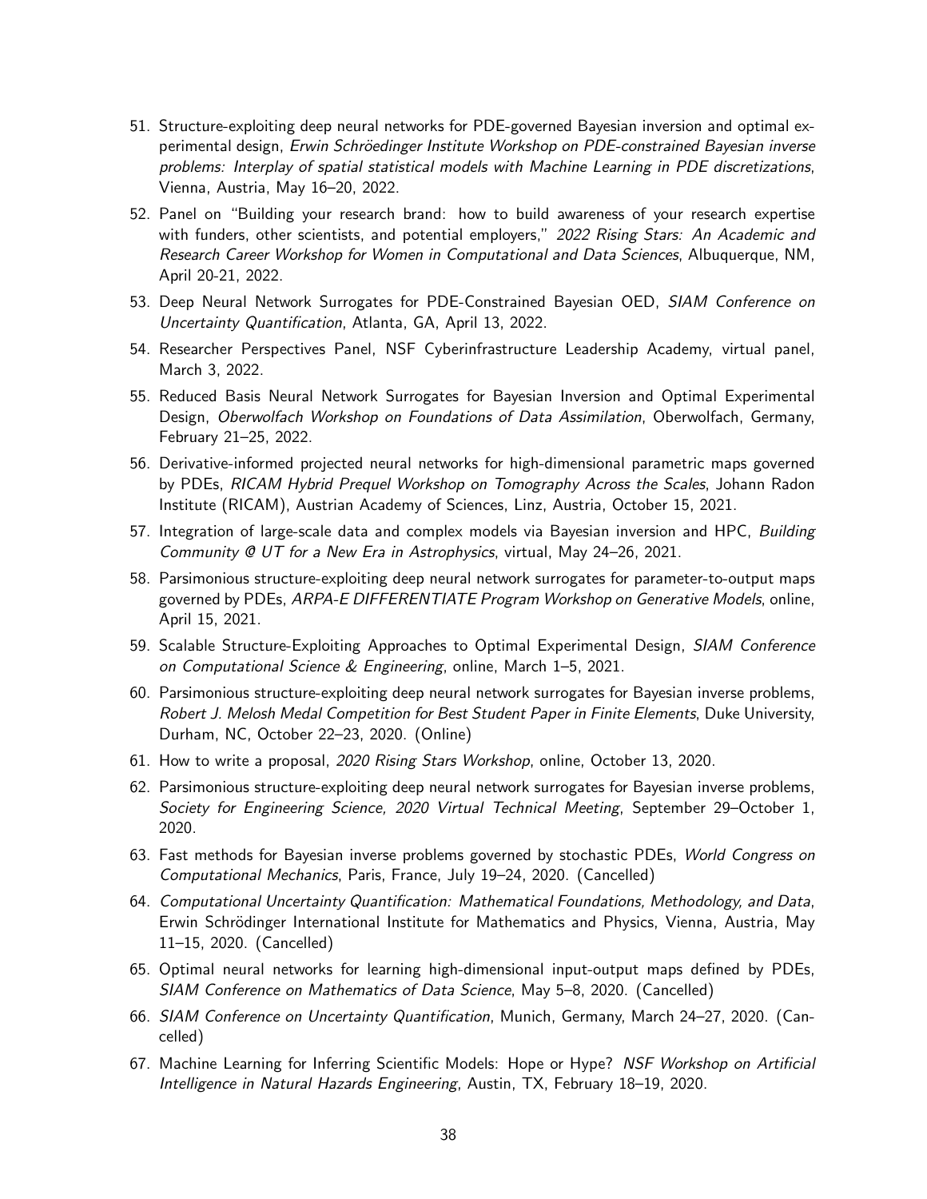51. Structure-exploiting deep neural networks for PDE-governed Bayesian inversion and optimal experimental design, *Erwin Schröedinger Institute Workshop on PDE-constrained Bayesian inverse problems: Interplay of spatial statistical models with Machine Learning in PDE discretizations*, Vienna, Austria, May 16–20, 2022.

52. Panel on "Building your research brand: how to build awareness of your research expertise with funders, other scientists, and potential employers," *2022 Rising Stars: An Academic and Research Career Workshop for Women in Computational and Data Sciences*, Albuquerque, NM, April 20-21, 2022.

53. Deep Neural Network Surrogates for PDE-Constrained Bayesian OED, *SIAM Conference on Uncertainty Quantification*, Atlanta, GA, April 13, 2022.

54. Researcher Perspectives Panel, NSF Cyberinfrastructure Leadership Academy, virtual panel, March 3, 2022.

55. Reduced Basis Neural Network Surrogates for Bayesian Inversion and Optimal Experimental Design, *Oberwolfach Workshop on Foundations of Data Assimilation*, Oberwolfach, Germany, February 21–25, 2022.

56. Derivative-informed projected neural networks for high-dimensional parametric maps governed by PDEs, *RICAM Hybrid Prequel Workshop on Tomography Across the Scales*, Johann Radon Institute (RICAM), Austrian Academy of Sciences, Linz, Austria, October 15, 2021.

57. Integration of large-scale data and complex models via Bayesian inversion and HPC, *Building Community @ UT for a New Era in Astrophysics*, virtual, May 24–26, 2021.

58. Parsimonious structure-exploiting deep neural network surrogates for parameter-to-output maps governed by PDEs, *ARPA-E DIFFERENTIATE Program Workshop on Generative Models*, online, April 15, 2021.

59. Scalable Structure-Exploiting Approaches to Optimal Experimental Design, *SIAM Conference on Computational Science & Engineering*, online, March 1–5, 2021.

60. Parsimonious structure-exploiting deep neural network surrogates for Bayesian inverse problems, *Robert J. Melosh Medal Competition for Best Student Paper in Finite Elements*, Duke University, Durham, NC, October 22–23, 2020. (Online)

61. How to write a proposal, *2020 Rising Stars Workshop*, online, October 13, 2020.

62. Parsimonious structure-exploiting deep neural network surrogates for Bayesian inverse problems, *Society for Engineering Science, 2020 Virtual Technical Meeting*, September 29–October 1, 2020.

63. Fast methods for Bayesian inverse problems governed by stochastic PDEs, *World Congress on Computational Mechanics*, Paris, France, July 19–24, 2020. (Cancelled)

64. *Computational Uncertainty Quantification: Mathematical Foundations, Methodology, and Data*, Erwin Schrödinger International Institute for Mathematics and Physics, Vienna, Austria, May 11–15, 2020. (Cancelled)

65. Optimal neural networks for learning high-dimensional input-output maps defined by PDEs, *SIAM Conference on Mathematics of Data Science*, May 5–8, 2020. (Cancelled)

66. *SIAM Conference on Uncertainty Quantification*, Munich, Germany, March 24–27, 2020. (Cancelled)

67. Machine Learning for Inferring Scientific Models: Hope or Hype? *NSF Workshop on Artificial Intelligence in Natural Hazards Engineering*, Austin, TX, February 18–19, 2020.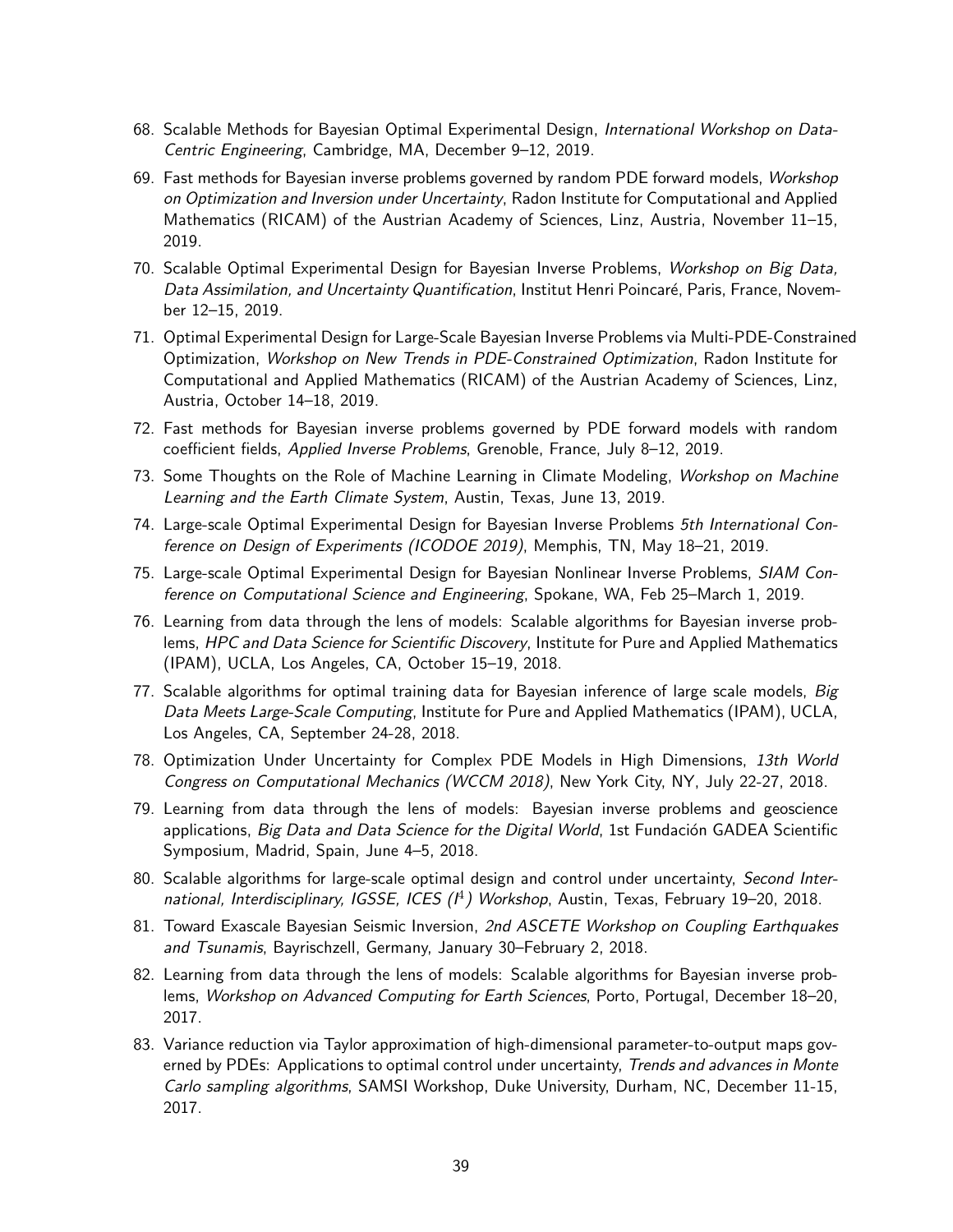68. Scalable Methods for Bayesian Optimal Experimental Design, *International Workshop on Data-Centric Engineering*, Cambridge, MA, December 9–12, 2019.
69. Fast methods for Bayesian inverse problems governed by random PDE forward models, *Workshop on Optimization and Inversion under Uncertainty*, Radon Institute for Computational and Applied Mathematics (RICAM) of the Austrian Academy of Sciences, Linz, Austria, November 11–15, 2019.
70. Scalable Optimal Experimental Design for Bayesian Inverse Problems, *Workshop on Big Data, Data Assimilation, and Uncertainty Quantification*, Institut Henri Poincaré, Paris, France, November 12–15, 2019.
71. Optimal Experimental Design for Large-Scale Bayesian Inverse Problems via Multi-PDE-Constrained Optimization, *Workshop on New Trends in PDE-Constrained Optimization*, Radon Institute for Computational and Applied Mathematics (RICAM) of the Austrian Academy of Sciences, Linz, Austria, October 14–18, 2019.
72. Fast methods for Bayesian inverse problems governed by PDE forward models with random coefficient fields, *Applied Inverse Problems*, Grenoble, France, July 8–12, 2019.
73. Some Thoughts on the Role of Machine Learning in Climate Modeling, *Workshop on Machine Learning and the Earth Climate System*, Austin, Texas, June 13, 2019.
74. Large-scale Optimal Experimental Design for Bayesian Inverse Problems *5th International Conference on Design of Experiments (ICODOE 2019)*, Memphis, TN, May 18–21, 2019.
75. Large-scale Optimal Experimental Design for Bayesian Nonlinear Inverse Problems, *SIAM Conference on Computational Science and Engineering*, Spokane, WA, Feb 25–March 1, 2019.
76. Learning from data through the lens of models: Scalable algorithms for Bayesian inverse problems, *HPC and Data Science for Scientific Discovery*, Institute for Pure and Applied Mathematics (IPAM), UCLA, Los Angeles, CA, October 15–19, 2018.
77. Scalable algorithms for optimal training data for Bayesian inference of large scale models, *Big Data Meets Large-Scale Computing*, Institute for Pure and Applied Mathematics (IPAM), UCLA, Los Angeles, CA, September 24-28, 2018.
78. Optimization Under Uncertainty for Complex PDE Models in High Dimensions, *13th World Congress on Computational Mechanics (WCCM 2018)*, New York City, NY, July 22-27, 2018.
79. Learning from data through the lens of models: Bayesian inverse problems and geoscience applications, *Big Data and Data Science for the Digital World*, 1st Fundación GADEA Scientific Symposium, Madrid, Spain, June 4–5, 2018.
80. Scalable algorithms for large-scale optimal design and control under uncertainty, *Second International, Interdisciplinary, IGSSE, ICES ($I^4$) Workshop*, Austin, Texas, February 19–20, 2018.
81. Toward Exascale Bayesian Seismic Inversion, *2nd ASCETE Workshop on Coupling Earthquakes and Tsunamis*, Bayrischzell, Germany, January 30–February 2, 2018.
82. Learning from data through the lens of models: Scalable algorithms for Bayesian inverse problems, *Workshop on Advanced Computing for Earth Sciences*, Porto, Portugal, December 18–20, 2017.
83. Variance reduction via Taylor approximation of high-dimensional parameter-to-output maps governed by PDEs: Applications to optimal control under uncertainty, *Trends and advances in Monte Carlo sampling algorithms*, SAMSI Workshop, Duke University, Durham, NC, December 11-15, 2017.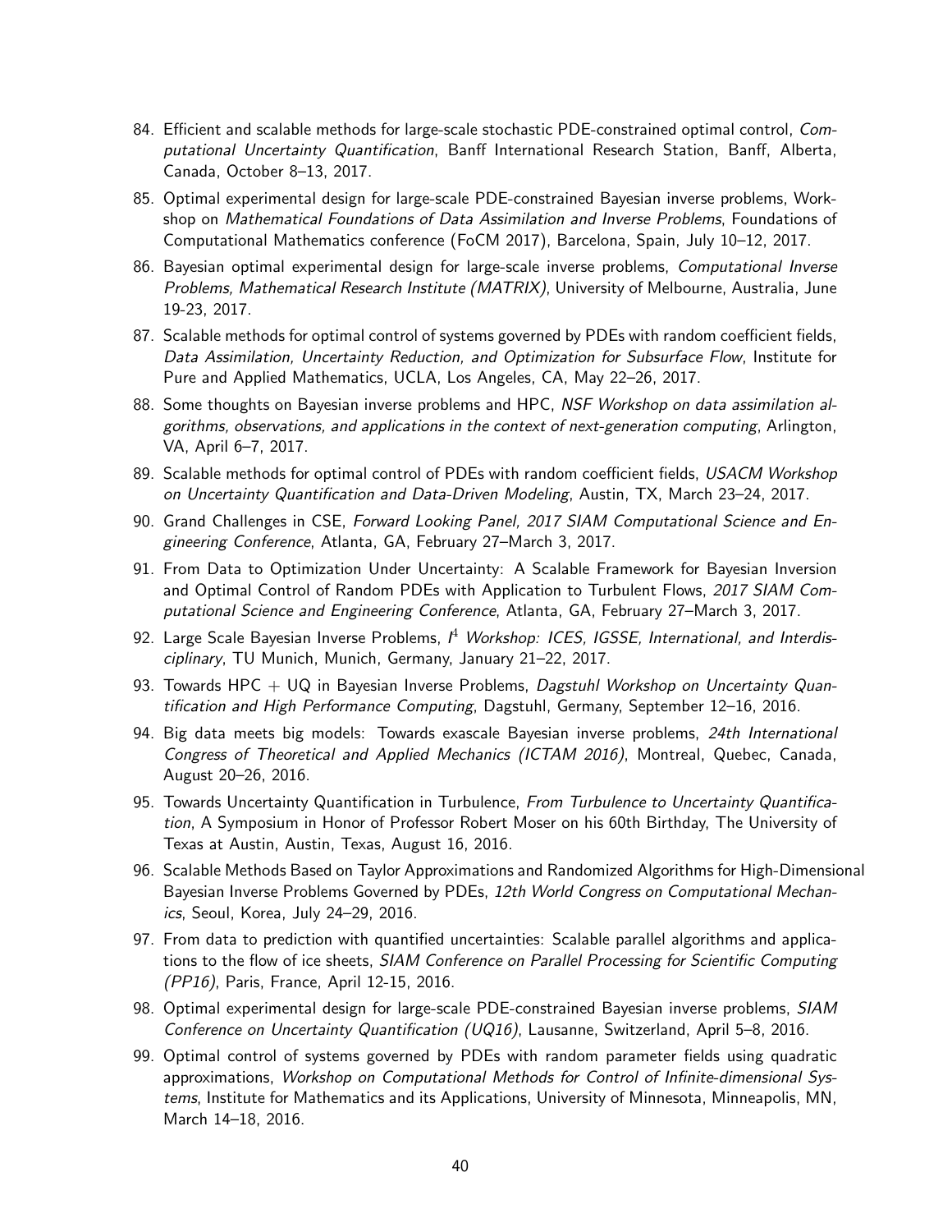84. Efficient and scalable methods for large-scale stochastic PDE-constrained optimal control, *Computational Uncertainty Quantification*, Banff International Research Station, Banff, Alberta, Canada, October 8–13, 2017.
85. Optimal experimental design for large-scale PDE-constrained Bayesian inverse problems, Workshop on *Mathematical Foundations of Data Assimilation and Inverse Problems*, Foundations of Computational Mathematics conference (FoCM 2017), Barcelona, Spain, July 10–12, 2017.
86. Bayesian optimal experimental design for large-scale inverse problems, *Computational Inverse Problems, Mathematical Research Institute (MATRIX)*, University of Melbourne, Australia, June 19-23, 2017.
87. Scalable methods for optimal control of systems governed by PDEs with random coefficient fields, *Data Assimilation, Uncertainty Reduction, and Optimization for Subsurface Flow*, Institute for Pure and Applied Mathematics, UCLA, Los Angeles, CA, May 22–26, 2017.
88. Some thoughts on Bayesian inverse problems and HPC, *NSF Workshop on data assimilation algorithms, observations, and applications in the context of next-generation computing*, Arlington, VA, April 6–7, 2017.
89. Scalable methods for optimal control of PDEs with random coefficient fields, *USACM Workshop on Uncertainty Quantification and Data-Driven Modeling*, Austin, TX, March 23–24, 2017.
90. Grand Challenges in CSE, *Forward Looking Panel, 2017 SIAM Computational Science and Engineering Conference*, Atlanta, GA, February 27–March 3, 2017.
91. From Data to Optimization Under Uncertainty: A Scalable Framework for Bayesian Inversion and Optimal Control of Random PDEs with Application to Turbulent Flows, *2017 SIAM Computational Science and Engineering Conference*, Atlanta, GA, February 27–March 3, 2017.
92. Large Scale Bayesian Inverse Problems, *$I^4$ Workshop: ICES, IGSSE, International, and Interdisciplinary*, TU Munich, Munich, Germany, January 21–22, 2017.
93. Towards HPC + UQ in Bayesian Inverse Problems, *Dagstuhl Workshop on Uncertainty Quantification and High Performance Computing*, Dagstuhl, Germany, September 12–16, 2016.
94. Big data meets big models: Towards exascale Bayesian inverse problems, *24th International Congress of Theoretical and Applied Mechanics (ICTAM 2016)*, Montreal, Quebec, Canada, August 20–26, 2016.
95. Towards Uncertainty Quantification in Turbulence, *From Turbulence to Uncertainty Quantification*, A Symposium in Honor of Professor Robert Moser on his 60th Birthday, The University of Texas at Austin, Austin, Texas, August 16, 2016.
96. Scalable Methods Based on Taylor Approximations and Randomized Algorithms for High-Dimensional Bayesian Inverse Problems Governed by PDEs, *12th World Congress on Computational Mechanics*, Seoul, Korea, July 24–29, 2016.
97. From data to prediction with quantified uncertainties: Scalable parallel algorithms and applications to the flow of ice sheets, *SIAM Conference on Parallel Processing for Scientific Computing (PP16)*, Paris, France, April 12-15, 2016.
98. Optimal experimental design for large-scale PDE-constrained Bayesian inverse problems, *SIAM Conference on Uncertainty Quantification (UQ16)*, Lausanne, Switzerland, April 5–8, 2016.
99. Optimal control of systems governed by PDEs with random parameter fields using quadratic approximations, *Workshop on Computational Methods for Control of Infinite-dimensional Systems*, Institute for Mathematics and its Applications, University of Minnesota, Minneapolis, MN, March 14–18, 2016.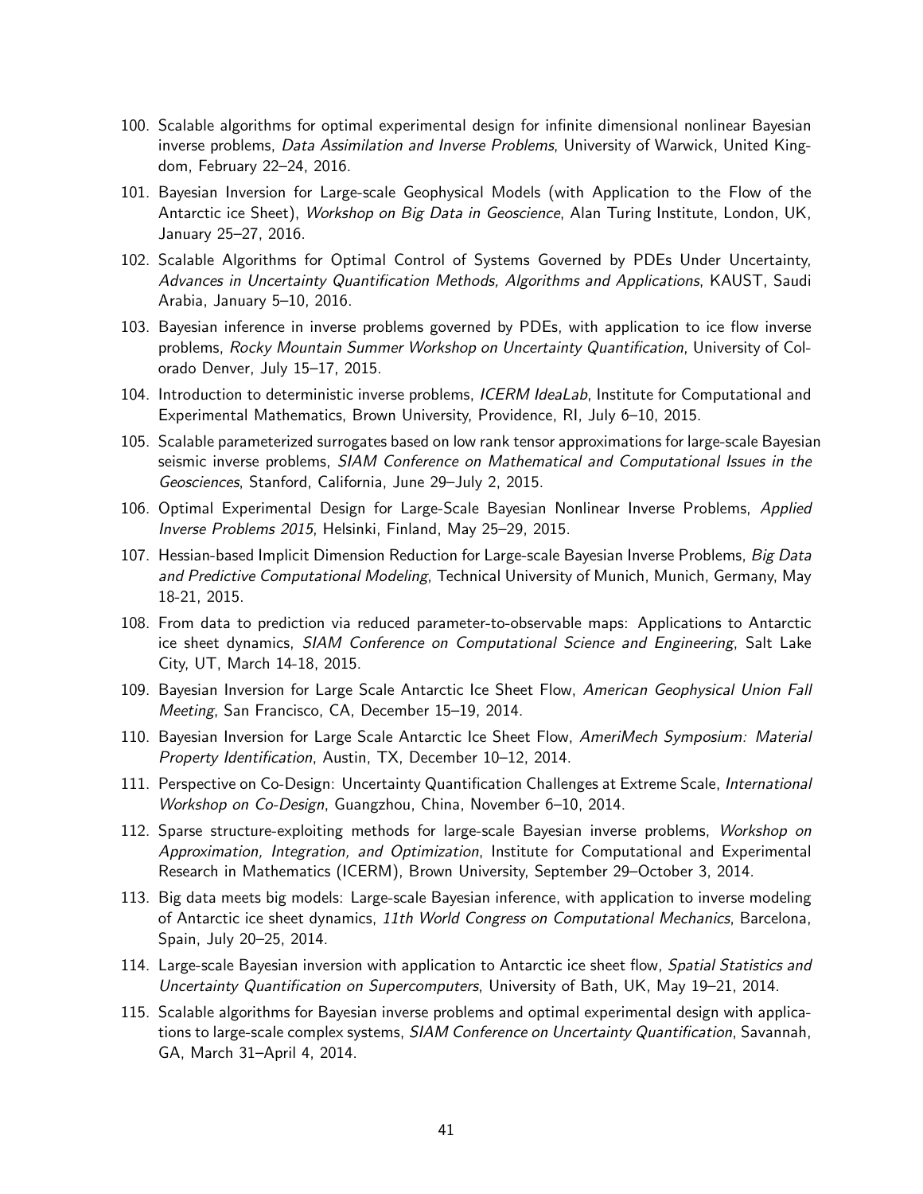100. Scalable algorithms for optimal experimental design for infinite dimensional nonlinear Bayesian inverse problems, *Data Assimilation and Inverse Problems*, University of Warwick, United Kingdom, February 22–24, 2016.
101. Bayesian Inversion for Large-scale Geophysical Models (with Application to the Flow of the Antarctic ice Sheet), *Workshop on Big Data in Geoscience*, Alan Turing Institute, London, UK, January 25–27, 2016.
102. Scalable Algorithms for Optimal Control of Systems Governed by PDEs Under Uncertainty, *Advances in Uncertainty Quantification Methods, Algorithms and Applications*, KAUST, Saudi Arabia, January 5–10, 2016.
103. Bayesian inference in inverse problems governed by PDEs, with application to ice flow inverse problems, *Rocky Mountain Summer Workshop on Uncertainty Quantification*, University of Colorado Denver, July 15–17, 2015.
104. Introduction to deterministic inverse problems, *ICERM IdeaLab*, Institute for Computational and Experimental Mathematics, Brown University, Providence, RI, July 6–10, 2015.
105. Scalable parameterized surrogates based on low rank tensor approximations for large-scale Bayesian seismic inverse problems, *SIAM Conference on Mathematical and Computational Issues in the Geosciences*, Stanford, California, June 29–July 2, 2015.
106. Optimal Experimental Design for Large-Scale Bayesian Nonlinear Inverse Problems, *Applied Inverse Problems 2015*, Helsinki, Finland, May 25–29, 2015.
107. Hessian-based Implicit Dimension Reduction for Large-scale Bayesian Inverse Problems, *Big Data and Predictive Computational Modeling*, Technical University of Munich, Munich, Germany, May 18-21, 2015.
108. From data to prediction via reduced parameter-to-observable maps: Applications to Antarctic ice sheet dynamics, *SIAM Conference on Computational Science and Engineering*, Salt Lake City, UT, March 14-18, 2015.
109. Bayesian Inversion for Large Scale Antarctic Ice Sheet Flow, *American Geophysical Union Fall Meeting*, San Francisco, CA, December 15–19, 2014.
110. Bayesian Inversion for Large Scale Antarctic Ice Sheet Flow, *AmeriMech Symposium: Material Property Identification*, Austin, TX, December 10–12, 2014.
111. Perspective on Co-Design: Uncertainty Quantification Challenges at Extreme Scale, *International Workshop on Co-Design*, Guangzhou, China, November 6–10, 2014.
112. Sparse structure-exploiting methods for large-scale Bayesian inverse problems, *Workshop on Approximation, Integration, and Optimization*, Institute for Computational and Experimental Research in Mathematics (ICERM), Brown University, September 29–October 3, 2014.
113. Big data meets big models: Large-scale Bayesian inference, with application to inverse modeling of Antarctic ice sheet dynamics, *11th World Congress on Computational Mechanics*, Barcelona, Spain, July 20–25, 2014.
114. Large-scale Bayesian inversion with application to Antarctic ice sheet flow, *Spatial Statistics and Uncertainty Quantification on Supercomputers*, University of Bath, UK, May 19–21, 2014.
115. Scalable algorithms for Bayesian inverse problems and optimal experimental design with applications to large-scale complex systems, *SIAM Conference on Uncertainty Quantification*, Savannah, GA, March 31–April 4, 2014.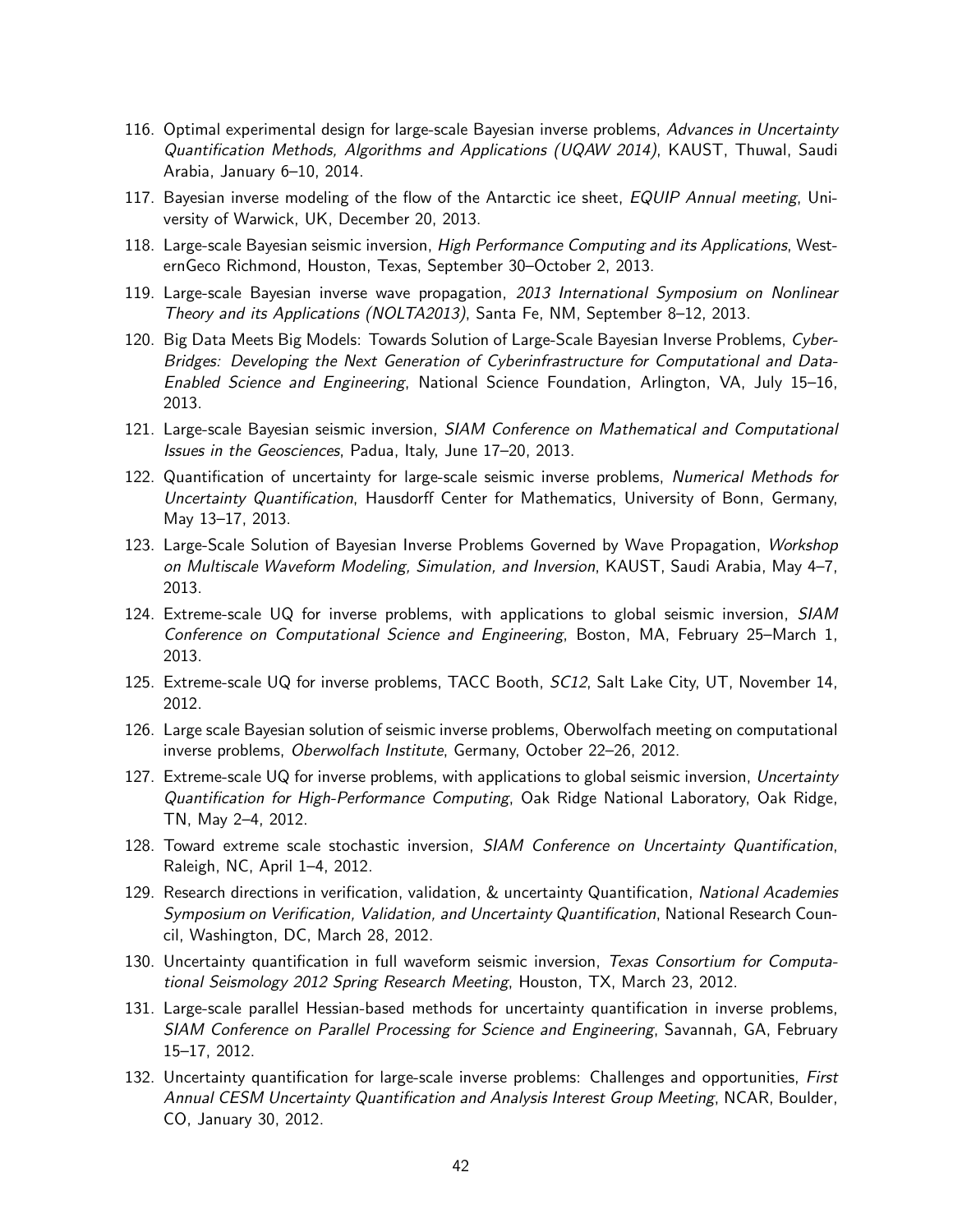116. Optimal experimental design for large-scale Bayesian inverse problems, *Advances in Uncertainty Quantification Methods, Algorithms and Applications (UQAW 2014)*, KAUST, Thuwal, Saudi Arabia, January 6–10, 2014.
117. Bayesian inverse modeling of the flow of the Antarctic ice sheet, *EQUIP Annual meeting*, University of Warwick, UK, December 20, 2013.
118. Large-scale Bayesian seismic inversion, *High Performance Computing and its Applications*, WesternGeco Richmond, Houston, Texas, September 30–October 2, 2013.
119. Large-scale Bayesian inverse wave propagation, *2013 International Symposium on Nonlinear Theory and its Applications (NOLTA2013)*, Santa Fe, NM, September 8–12, 2013.
120. Big Data Meets Big Models: Towards Solution of Large-Scale Bayesian Inverse Problems, *Cyber-Bridges: Developing the Next Generation of Cyberinfrastructure for Computational and Data-Enabled Science and Engineering*, National Science Foundation, Arlington, VA, July 15–16, 2013.
121. Large-scale Bayesian seismic inversion, *SIAM Conference on Mathematical and Computational Issues in the Geosciences*, Padua, Italy, June 17–20, 2013.
122. Quantification of uncertainty for large-scale seismic inverse problems, *Numerical Methods for Uncertainty Quantification*, Hausdorff Center for Mathematics, University of Bonn, Germany, May 13–17, 2013.
123. Large-Scale Solution of Bayesian Inverse Problems Governed by Wave Propagation, *Workshop on Multiscale Waveform Modeling, Simulation, and Inversion*, KAUST, Saudi Arabia, May 4–7, 2013.
124. Extreme-scale UQ for inverse problems, with applications to global seismic inversion, *SIAM Conference on Computational Science and Engineering*, Boston, MA, February 25–March 1, 2013.
125. Extreme-scale UQ for inverse problems, TACC Booth, *SC12*, Salt Lake City, UT, November 14, 2012.
126. Large scale Bayesian solution of seismic inverse problems, Oberwolfach meeting on computational inverse problems, *Oberwolfach Institute*, Germany, October 22–26, 2012.
127. Extreme-scale UQ for inverse problems, with applications to global seismic inversion, *Uncertainty Quantification for High-Performance Computing*, Oak Ridge National Laboratory, Oak Ridge, TN, May 2–4, 2012.
128. Toward extreme scale stochastic inversion, *SIAM Conference on Uncertainty Quantification*, Raleigh, NC, April 1–4, 2012.
129. Research directions in verification, validation, & uncertainty Quantification, *National Academies Symposium on Verification, Validation, and Uncertainty Quantification*, National Research Council, Washington, DC, March 28, 2012.
130. Uncertainty quantification in full waveform seismic inversion, *Texas Consortium for Computational Seismology 2012 Spring Research Meeting*, Houston, TX, March 23, 2012.
131. Large-scale parallel Hessian-based methods for uncertainty quantification in inverse problems, *SIAM Conference on Parallel Processing for Science and Engineering*, Savannah, GA, February 15–17, 2012.
132. Uncertainty quantification for large-scale inverse problems: Challenges and opportunities, *First Annual CESM Uncertainty Quantification and Analysis Interest Group Meeting*, NCAR, Boulder, CO, January 30, 2012.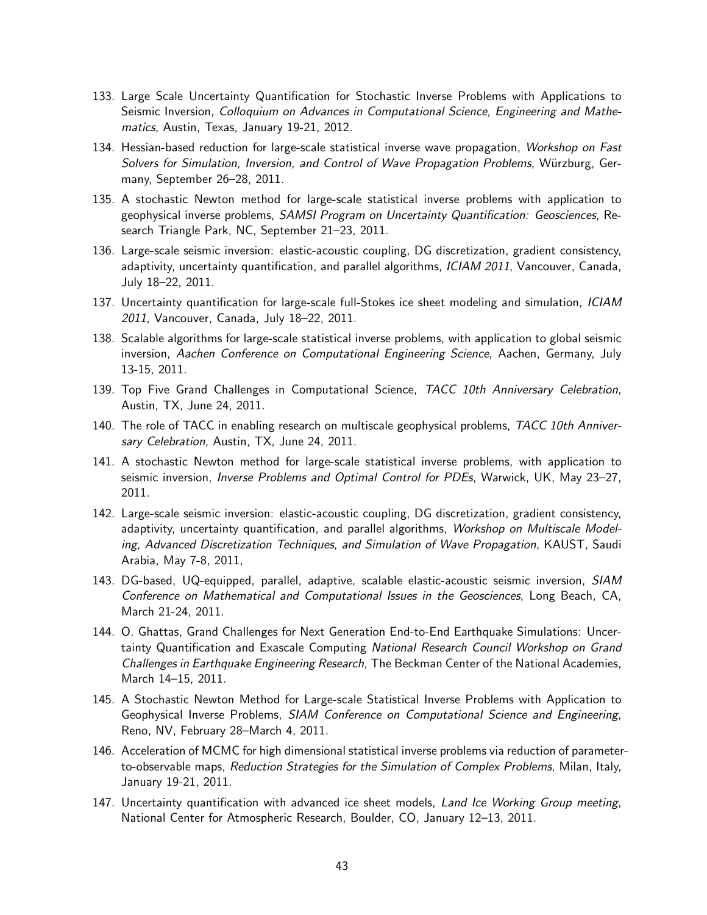133. Large Scale Uncertainty Quantification for Stochastic Inverse Problems with Applications to Seismic Inversion, *Colloquium on Advances in Computational Science, Engineering and Mathematics*, Austin, Texas, January 19-21, 2012.
134. Hessian-based reduction for large-scale statistical inverse wave propagation, *Workshop on Fast Solvers for Simulation, Inversion, and Control of Wave Propagation Problems*, Würzburg, Germany, September 26–28, 2011.
135. A stochastic Newton method for large-scale statistical inverse problems with application to geophysical inverse problems, *SAMSI Program on Uncertainty Quantification: Geosciences*, Research Triangle Park, NC, September 21–23, 2011.
136. Large-scale seismic inversion: elastic-acoustic coupling, DG discretization, gradient consistency, adaptivity, uncertainty quantification, and parallel algorithms, *ICIAM 2011*, Vancouver, Canada, July 18–22, 2011.
137. Uncertainty quantification for large-scale full-Stokes ice sheet modeling and simulation, *ICIAM 2011*, Vancouver, Canada, July 18–22, 2011.
138. Scalable algorithms for large-scale statistical inverse problems, with application to global seismic inversion, *Aachen Conference on Computational Engineering Science*, Aachen, Germany, July 13-15, 2011.
139. Top Five Grand Challenges in Computational Science, *TACC 10th Anniversary Celebration*, Austin, TX, June 24, 2011.
140. The role of TACC in enabling research on multiscale geophysical problems, *TACC 10th Anniversary Celebration*, Austin, TX, June 24, 2011.
141. A stochastic Newton method for large-scale statistical inverse problems, with application to seismic inversion, *Inverse Problems and Optimal Control for PDEs*, Warwick, UK, May 23–27, 2011.
142. Large-scale seismic inversion: elastic-acoustic coupling, DG discretization, gradient consistency, adaptivity, uncertainty quantification, and parallel algorithms, *Workshop on Multiscale Modeling, Advanced Discretization Techniques, and Simulation of Wave Propagation*, KAUST, Saudi Arabia, May 7-8, 2011,
143. DG-based, UQ-equipped, parallel, adaptive, scalable elastic-acoustic seismic inversion, *SIAM Conference on Mathematical and Computational Issues in the Geosciences*, Long Beach, CA, March 21-24, 2011.
144. O. Ghattas, Grand Challenges for Next Generation End-to-End Earthquake Simulations: Uncertainty Quantification and Exascale Computing *National Research Council Workshop on Grand Challenges in Earthquake Engineering Research*, The Beckman Center of the National Academies, March 14–15, 2011.
145. A Stochastic Newton Method for Large-scale Statistical Inverse Problems with Application to Geophysical Inverse Problems, *SIAM Conference on Computational Science and Engineering*, Reno, NV, February 28–March 4, 2011.
146. Acceleration of MCMC for high dimensional statistical inverse problems via reduction of parameter-to-observable maps, *Reduction Strategies for the Simulation of Complex Problems*, Milan, Italy, January 19-21, 2011.
147. Uncertainty quantification with advanced ice sheet models, *Land Ice Working Group meeting*, National Center for Atmospheric Research, Boulder, CO, January 12–13, 2011.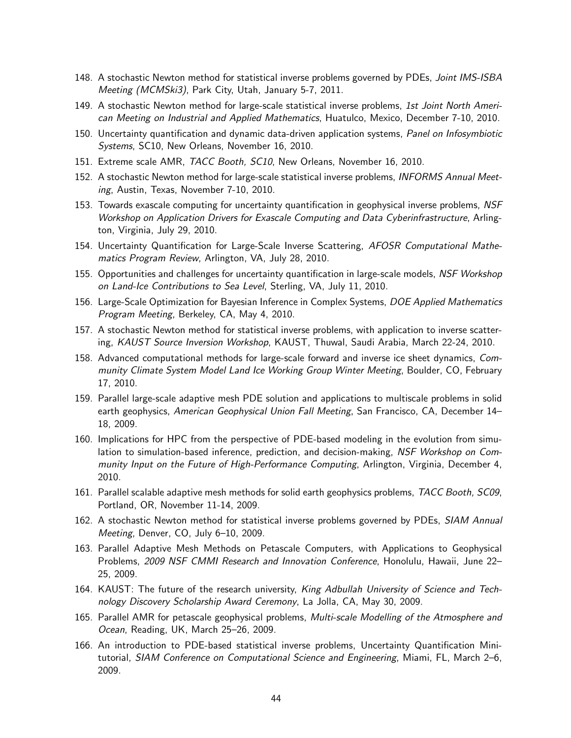148. A stochastic Newton method for statistical inverse problems governed by PDEs, *Joint IMS-ISBA Meeting (MCMSki3)*, Park City, Utah, January 5-7, 2011.
149. A stochastic Newton method for large-scale statistical inverse problems, *1st Joint North American Meeting on Industrial and Applied Mathematics*, Huatulco, Mexico, December 7-10, 2010.
150. Uncertainty quantification and dynamic data-driven application systems, *Panel on Infosymbiotic Systems*, SC10, New Orleans, November 16, 2010.
151. Extreme scale AMR, *TACC Booth, SC10*, New Orleans, November 16, 2010.
152. A stochastic Newton method for large-scale statistical inverse problems, *INFORMS Annual Meeting*, Austin, Texas, November 7-10, 2010.
153. Towards exascale computing for uncertainty quantification in geophysical inverse problems, *NSF Workshop on Application Drivers for Exascale Computing and Data Cyberinfrastructure*, Arlington, Virginia, July 29, 2010.
154. Uncertainty Quantification for Large-Scale Inverse Scattering, *AFOSR Computational Mathematics Program Review*, Arlington, VA, July 28, 2010.
155. Opportunities and challenges for uncertainty quantification in large-scale models, *NSF Workshop on Land-Ice Contributions to Sea Level*, Sterling, VA, July 11, 2010.
156. Large-Scale Optimization for Bayesian Inference in Complex Systems, *DOE Applied Mathematics Program Meeting*, Berkeley, CA, May 4, 2010.
157. A stochastic Newton method for statistical inverse problems, with application to inverse scattering, *KAUST Source Inversion Workshop*, KAUST, Thuwal, Saudi Arabia, March 22-24, 2010.
158. Advanced computational methods for large-scale forward and inverse ice sheet dynamics, *Community Climate System Model Land Ice Working Group Winter Meeting*, Boulder, CO, February 17, 2010.
159. Parallel large-scale adaptive mesh PDE solution and applications to multiscale problems in solid earth geophysics, *American Geophysical Union Fall Meeting*, San Francisco, CA, December 14–18, 2009.
160. Implications for HPC from the perspective of PDE-based modeling in the evolution from simulation to simulation-based inference, prediction, and decision-making, *NSF Workshop on Community Input on the Future of High-Performance Computing*, Arlington, Virginia, December 4, 2010.
161. Parallel scalable adaptive mesh methods for solid earth geophysics problems, *TACC Booth, SC09*, Portland, OR, November 11-14, 2009.
162. A stochastic Newton method for statistical inverse problems governed by PDEs, *SIAM Annual Meeting*, Denver, CO, July 6–10, 2009.
163. Parallel Adaptive Mesh Methods on Petascale Computers, with Applications to Geophysical Problems, *2009 NSF CMMI Research and Innovation Conference*, Honolulu, Hawaii, June 22–25, 2009.
164. KAUST: The future of the research university, *King Adbullah University of Science and Technology Discovery Scholarship Award Ceremony*, La Jolla, CA, May 30, 2009.
165. Parallel AMR for petascale geophysical problems, *Multi-scale Modelling of the Atmosphere and Ocean*, Reading, UK, March 25–26, 2009.
166. An introduction to PDE-based statistical inverse problems, Uncertainty Quantification Minitutorial, *SIAM Conference on Computational Science and Engineering*, Miami, FL, March 2–6, 2009.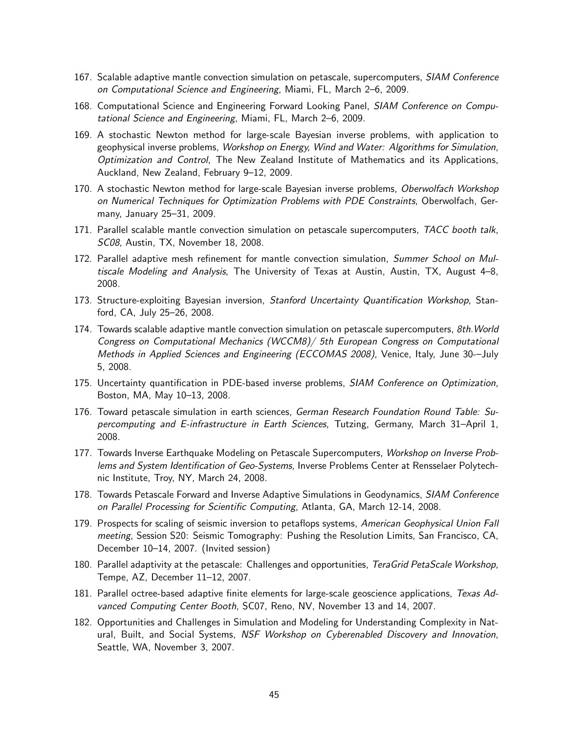167. Scalable adaptive mantle convection simulation on petascale, supercomputers, *SIAM Conference on Computational Science and Engineering*, Miami, FL, March 2–6, 2009.
168. Computational Science and Engineering Forward Looking Panel, *SIAM Conference on Computational Science and Engineering*, Miami, FL, March 2–6, 2009.
169. A stochastic Newton method for large-scale Bayesian inverse problems, with application to geophysical inverse problems, *Workshop on Energy, Wind and Water: Algorithms for Simulation, Optimization and Control*, The New Zealand Institute of Mathematics and its Applications, Auckland, New Zealand, February 9–12, 2009.
170. A stochastic Newton method for large-scale Bayesian inverse problems, *Oberwolfach Workshop on Numerical Techniques for Optimization Problems with PDE Constraints*, Oberwolfach, Germany, January 25–31, 2009.
171. Parallel scalable mantle convection simulation on petascale supercomputers, *TACC booth talk, SC08*, Austin, TX, November 18, 2008.
172. Parallel adaptive mesh refinement for mantle convection simulation, *Summer School on Multiscale Modeling and Analysis*, The University of Texas at Austin, Austin, TX, August 4–8, 2008.
173. Structure-exploiting Bayesian inversion, *Stanford Uncertainty Quantification Workshop*, Stanford, CA, July 25–26, 2008.
174. Towards scalable adaptive mantle convection simulation on petascale supercomputers, *8th.World Congress on Computational Mechanics (WCCM8)/ 5th European Congress on Computational Methods in Applied Sciences and Engineering (ECCOMAS 2008)*, Venice, Italy, June 30-–July 5, 2008.
175. Uncertainty quantification in PDE-based inverse problems, *SIAM Conference on Optimization*, Boston, MA, May 10–13, 2008.
176. Toward petascale simulation in earth sciences, *German Research Foundation Round Table: Supercomputing and E-infrastructure in Earth Sciences*, Tutzing, Germany, March 31–April 1, 2008.
177. Towards Inverse Earthquake Modeling on Petascale Supercomputers, *Workshop on Inverse Problems and System Identification of Geo-Systems*, Inverse Problems Center at Rensselaer Polytechnic Institute, Troy, NY, March 24, 2008.
178. Towards Petascale Forward and Inverse Adaptive Simulations in Geodynamics, *SIAM Conference on Parallel Processing for Scientific Computing*, Atlanta, GA, March 12-14, 2008.
179. Prospects for scaling of seismic inversion to petaflops systems, *American Geophysical Union Fall meeting*, Session S20: Seismic Tomography: Pushing the Resolution Limits, San Francisco, CA, December 10–14, 2007. (Invited session)
180. Parallel adaptivity at the petascale: Challenges and opportunities, *TeraGrid PetaScale Workshop*, Tempe, AZ, December 11–12, 2007.
181. Parallel octree-based adaptive finite elements for large-scale geoscience applications, *Texas Advanced Computing Center Booth*, SC07, Reno, NV, November 13 and 14, 2007.
182. Opportunities and Challenges in Simulation and Modeling for Understanding Complexity in Natural, Built, and Social Systems, *NSF Workshop on Cyberenabled Discovery and Innovation*, Seattle, WA, November 3, 2007.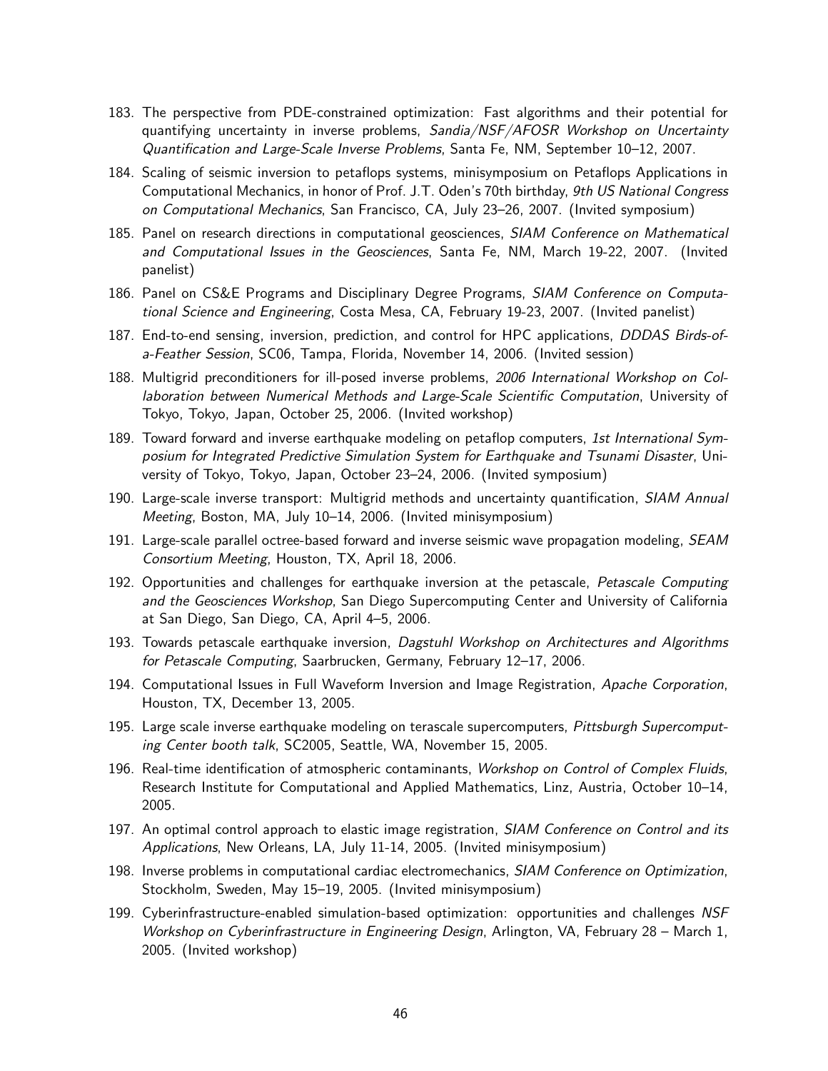183. The perspective from PDE-constrained optimization: Fast algorithms and their potential for quantifying uncertainty in inverse problems, *Sandia/NSF/AFOSR Workshop on Uncertainty Quantification and Large-Scale Inverse Problems*, Santa Fe, NM, September 10–12, 2007.
184. Scaling of seismic inversion to petaflops systems, minisymposium on Petaflops Applications in Computational Mechanics, in honor of Prof. J.T. Oden's 70th birthday, *9th US National Congress on Computational Mechanics*, San Francisco, CA, July 23–26, 2007. (Invited symposium)
185. Panel on research directions in computational geosciences, *SIAM Conference on Mathematical and Computational Issues in the Geosciences*, Santa Fe, NM, March 19-22, 2007. (Invited panelist)
186. Panel on CS&E Programs and Disciplinary Degree Programs, *SIAM Conference on Computational Science and Engineering*, Costa Mesa, CA, February 19-23, 2007. (Invited panelist)
187. End-to-end sensing, inversion, prediction, and control for HPC applications, *DDDAS Birds-of-a-Feather Session*, SC06, Tampa, Florida, November 14, 2006. (Invited session)
188. Multigrid preconditioners for ill-posed inverse problems, *2006 International Workshop on Collaboration between Numerical Methods and Large-Scale Scientific Computation*, University of Tokyo, Tokyo, Japan, October 25, 2006. (Invited workshop)
189. Toward forward and inverse earthquake modeling on petaflop computers, *1st International Symposium for Integrated Predictive Simulation System for Earthquake and Tsunami Disaster*, University of Tokyo, Tokyo, Japan, October 23–24, 2006. (Invited symposium)
190. Large-scale inverse transport: Multigrid methods and uncertainty quantification, *SIAM Annual Meeting*, Boston, MA, July 10–14, 2006. (Invited minisymposium)
191. Large-scale parallel octree-based forward and inverse seismic wave propagation modeling, *SEAM Consortium Meeting*, Houston, TX, April 18, 2006.
192. Opportunities and challenges for earthquake inversion at the petascale, *Petascale Computing and the Geosciences Workshop*, San Diego Supercomputing Center and University of California at San Diego, San Diego, CA, April 4–5, 2006.
193. Towards petascale earthquake inversion, *Dagstuhl Workshop on Architectures and Algorithms for Petascale Computing*, Saarbrucken, Germany, February 12–17, 2006.
194. Computational Issues in Full Waveform Inversion and Image Registration, *Apache Corporation*, Houston, TX, December 13, 2005.
195. Large scale inverse earthquake modeling on terascale supercomputers, *Pittsburgh Supercomputing Center booth talk*, SC2005, Seattle, WA, November 15, 2005.
196. Real-time identification of atmospheric contaminants, *Workshop on Control of Complex Fluids*, Research Institute for Computational and Applied Mathematics, Linz, Austria, October 10–14, 2005.
197. An optimal control approach to elastic image registration, *SIAM Conference on Control and its Applications*, New Orleans, LA, July 11-14, 2005. (Invited minisymposium)
198. Inverse problems in computational cardiac electromechanics, *SIAM Conference on Optimization*, Stockholm, Sweden, May 15–19, 2005. (Invited minisymposium)
199. Cyberinfrastructure-enabled simulation-based optimization: opportunities and challenges *NSF Workshop on Cyberinfrastructure in Engineering Design*, Arlington, VA, February 28 – March 1, 2005. (Invited workshop)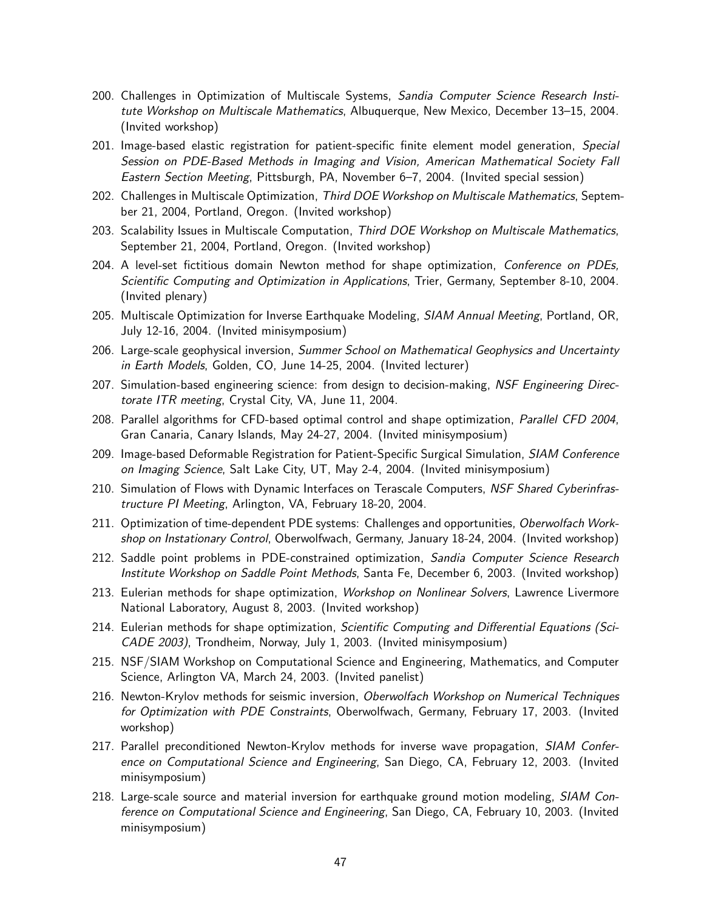200. Challenges in Optimization of Multiscale Systems, *Sandia Computer Science Research Institute Workshop on Multiscale Mathematics*, Albuquerque, New Mexico, December 13–15, 2004. (Invited workshop)
201. Image-based elastic registration for patient-specific finite element model generation, *Special Session on PDE-Based Methods in Imaging and Vision, American Mathematical Society Fall Eastern Section Meeting*, Pittsburgh, PA, November 6–7, 2004. (Invited special session)
202. Challenges in Multiscale Optimization, *Third DOE Workshop on Multiscale Mathematics*, September 21, 2004, Portland, Oregon. (Invited workshop)
203. Scalability Issues in Multiscale Computation, *Third DOE Workshop on Multiscale Mathematics*, September 21, 2004, Portland, Oregon. (Invited workshop)
204. A level-set fictitious domain Newton method for shape optimization, *Conference on PDEs, Scientific Computing and Optimization in Applications*, Trier, Germany, September 8-10, 2004. (Invited plenary)
205. Multiscale Optimization for Inverse Earthquake Modeling, *SIAM Annual Meeting*, Portland, OR, July 12-16, 2004. (Invited minisymposium)
206. Large-scale geophysical inversion, *Summer School on Mathematical Geophysics and Uncertainty in Earth Models*, Golden, CO, June 14-25, 2004. (Invited lecturer)
207. Simulation-based engineering science: from design to decision-making, *NSF Engineering Directorate ITR meeting*, Crystal City, VA, June 11, 2004.
208. Parallel algorithms for CFD-based optimal control and shape optimization, *Parallel CFD 2004*, Gran Canaria, Canary Islands, May 24-27, 2004. (Invited minisymposium)
209. Image-based Deformable Registration for Patient-Specific Surgical Simulation, *SIAM Conference on Imaging Science*, Salt Lake City, UT, May 2-4, 2004. (Invited minisymposium)
210. Simulation of Flows with Dynamic Interfaces on Terascale Computers, *NSF Shared Cyberinfrastructure PI Meeting*, Arlington, VA, February 18-20, 2004.
211. Optimization of time-dependent PDE systems: Challenges and opportunities, *Oberwolfach Workshop on Instationary Control*, Oberwolfwach, Germany, January 18-24, 2004. (Invited workshop)
212. Saddle point problems in PDE-constrained optimization, *Sandia Computer Science Research Institute Workshop on Saddle Point Methods*, Santa Fe, December 6, 2003. (Invited workshop)
213. Eulerian methods for shape optimization, *Workshop on Nonlinear Solvers*, Lawrence Livermore National Laboratory, August 8, 2003. (Invited workshop)
214. Eulerian methods for shape optimization, *Scientific Computing and Differential Equations (SciCADE 2003)*, Trondheim, Norway, July 1, 2003. (Invited minisymposium)
215. NSF/SIAM Workshop on Computational Science and Engineering, Mathematics, and Computer Science, Arlington VA, March 24, 2003. (Invited panelist)
216. Newton-Krylov methods for seismic inversion, *Oberwolfach Workshop on Numerical Techniques for Optimization with PDE Constraints*, Oberwolfwach, Germany, February 17, 2003. (Invited workshop)
217. Parallel preconditioned Newton-Krylov methods for inverse wave propagation, *SIAM Conference on Computational Science and Engineering*, San Diego, CA, February 12, 2003. (Invited minisymposium)
218. Large-scale source and material inversion for earthquake ground motion modeling, *SIAM Conference on Computational Science and Engineering*, San Diego, CA, February 10, 2003. (Invited minisymposium)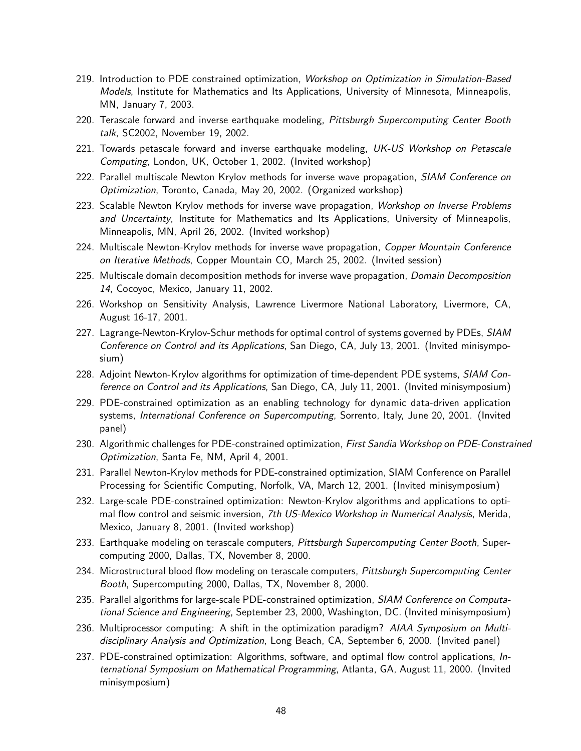219. Introduction to PDE constrained optimization, *Workshop on Optimization in Simulation-Based Models*, Institute for Mathematics and Its Applications, University of Minnesota, Minneapolis, MN, January 7, 2003.
220. Terascale forward and inverse earthquake modeling, *Pittsburgh Supercomputing Center Booth talk*, SC2002, November 19, 2002.
221. Towards petascale forward and inverse earthquake modeling, *UK-US Workshop on Petascale Computing*, London, UK, October 1, 2002. (Invited workshop)
222. Parallel multiscale Newton Krylov methods for inverse wave propagation, *SIAM Conference on Optimization*, Toronto, Canada, May 20, 2002. (Organized workshop)
223. Scalable Newton Krylov methods for inverse wave propagation, *Workshop on Inverse Problems and Uncertainty*, Institute for Mathematics and Its Applications, University of Minneapolis, Minneapolis, MN, April 26, 2002. (Invited workshop)
224. Multiscale Newton-Krylov methods for inverse wave propagation, *Copper Mountain Conference on Iterative Methods*, Copper Mountain CO, March 25, 2002. (Invited session)
225. Multiscale domain decomposition methods for inverse wave propagation, *Domain Decomposition 14*, Cocoyoc, Mexico, January 11, 2002.
226. Workshop on Sensitivity Analysis, Lawrence Livermore National Laboratory, Livermore, CA, August 16-17, 2001.
227. Lagrange-Newton-Krylov-Schur methods for optimal control of systems governed by PDEs, *SIAM Conference on Control and its Applications*, San Diego, CA, July 13, 2001. (Invited minisymposium)
228. Adjoint Newton-Krylov algorithms for optimization of time-dependent PDE systems, *SIAM Conference on Control and its Applications*, San Diego, CA, July 11, 2001. (Invited minisymposium)
229. PDE-constrained optimization as an enabling technology for dynamic data-driven application systems, *International Conference on Supercomputing*, Sorrento, Italy, June 20, 2001. (Invited panel)
230. Algorithmic challenges for PDE-constrained optimization, *First Sandia Workshop on PDE-Constrained Optimization*, Santa Fe, NM, April 4, 2001.
231. Parallel Newton-Krylov methods for PDE-constrained optimization, SIAM Conference on Parallel Processing for Scientific Computing, Norfolk, VA, March 12, 2001. (Invited minisymposium)
232. Large-scale PDE-constrained optimization: Newton-Krylov algorithms and applications to optimal flow control and seismic inversion, *7th US-Mexico Workshop in Numerical Analysis*, Merida, Mexico, January 8, 2001. (Invited workshop)
233. Earthquake modeling on terascale computers, *Pittsburgh Supercomputing Center Booth*, Supercomputing 2000, Dallas, TX, November 8, 2000.
234. Microstructural blood flow modeling on terascale computers, *Pittsburgh Supercomputing Center Booth*, Supercomputing 2000, Dallas, TX, November 8, 2000.
235. Parallel algorithms for large-scale PDE-constrained optimization, *SIAM Conference on Computational Science and Engineering*, September 23, 2000, Washington, DC. (Invited minisymposium)
236. Multiprocessor computing: A shift in the optimization paradigm? *AIAA Symposium on Multidisciplinary Analysis and Optimization*, Long Beach, CA, September 6, 2000. (Invited panel)
237. PDE-constrained optimization: Algorithms, software, and optimal flow control applications, *International Symposium on Mathematical Programming*, Atlanta, GA, August 11, 2000. (Invited minisymposium)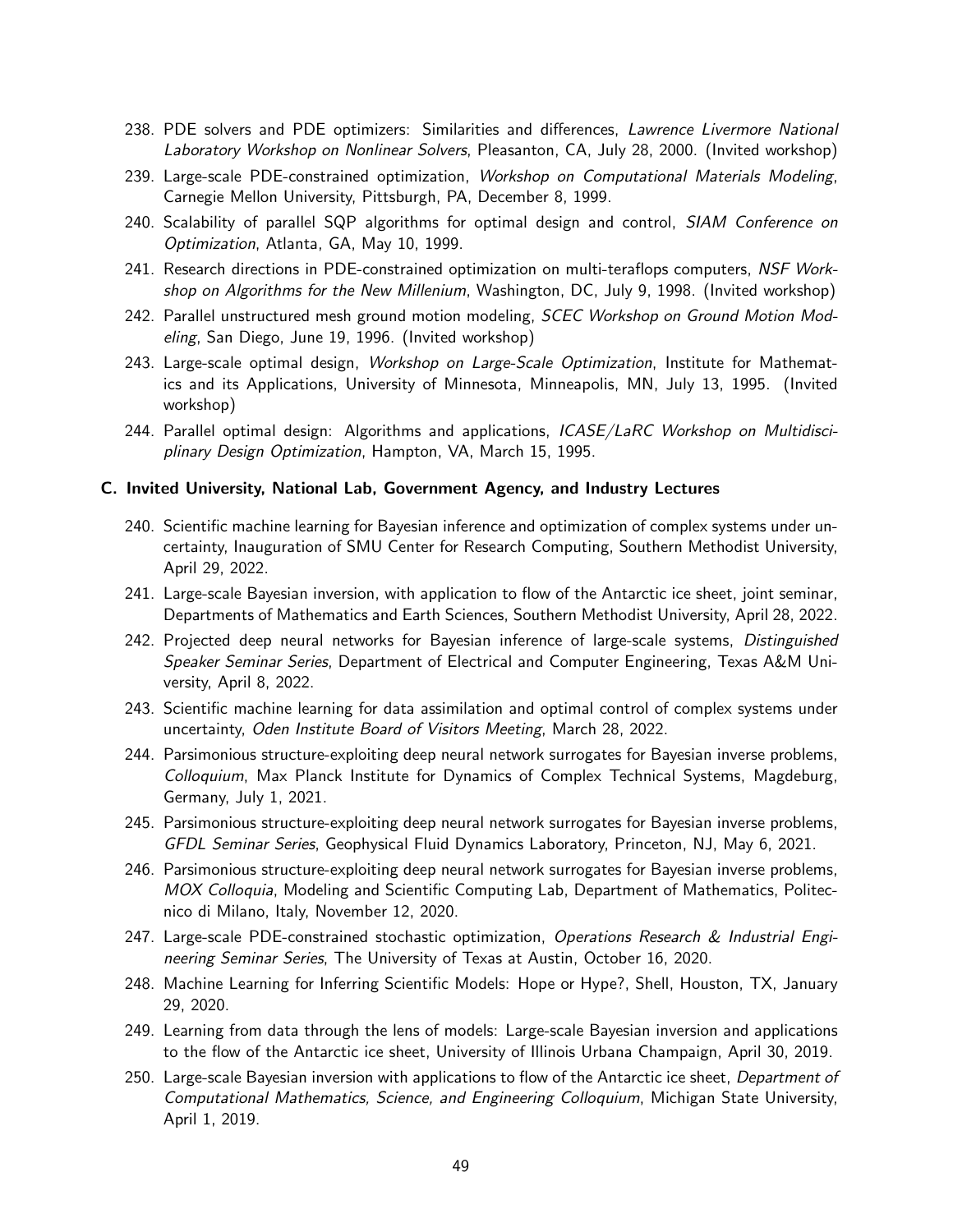238. PDE solvers and PDE optimizers: Similarities and differences, *Lawrence Livermore National Laboratory Workshop on Nonlinear Solvers*, Pleasanton, CA, July 28, 2000. (Invited workshop)
239. Large-scale PDE-constrained optimization, *Workshop on Computational Materials Modeling*, Carnegie Mellon University, Pittsburgh, PA, December 8, 1999.
240. Scalability of parallel SQP algorithms for optimal design and control, *SIAM Conference on Optimization*, Atlanta, GA, May 10, 1999.
241. Research directions in PDE-constrained optimization on multi-teraflops computers, *NSF Workshop on Algorithms for the New Millenium*, Washington, DC, July 9, 1998. (Invited workshop)
242. Parallel unstructured mesh ground motion modeling, *SCEC Workshop on Ground Motion Modeling*, San Diego, June 19, 1996. (Invited workshop)
243. Large-scale optimal design, *Workshop on Large-Scale Optimization*, Institute for Mathematics and its Applications, University of Minnesota, Minneapolis, MN, July 13, 1995. (Invited workshop)
244. Parallel optimal design: Algorithms and applications, *ICASE/LaRC Workshop on Multidisciplinary Design Optimization*, Hampton, VA, March 15, 1995.

### C. Invited University, National Lab, Government Agency, and Industry Lectures

240. Scientific machine learning for Bayesian inference and optimization of complex systems under uncertainty, Inauguration of SMU Center for Research Computing, Southern Methodist University, April 29, 2022.
241. Large-scale Bayesian inversion, with application to flow of the Antarctic ice sheet, joint seminar, Departments of Mathematics and Earth Sciences, Southern Methodist University, April 28, 2022.
242. Projected deep neural networks for Bayesian inference of large-scale systems, *Distinguished Speaker Seminar Series*, Department of Electrical and Computer Engineering, Texas A&M University, April 8, 2022.
243. Scientific machine learning for data assimilation and optimal control of complex systems under uncertainty, *Oden Institute Board of Visitors Meeting*, March 28, 2022.
244. Parsimonious structure-exploiting deep neural network surrogates for Bayesian inverse problems, *Colloquium*, Max Planck Institute for Dynamics of Complex Technical Systems, Magdeburg, Germany, July 1, 2021.
245. Parsimonious structure-exploiting deep neural network surrogates for Bayesian inverse problems, *GFDL Seminar Series*, Geophysical Fluid Dynamics Laboratory, Princeton, NJ, May 6, 2021.
246. Parsimonious structure-exploiting deep neural network surrogates for Bayesian inverse problems, *MOX Colloquia*, Modeling and Scientific Computing Lab, Department of Mathematics, Politecnico di Milano, Italy, November 12, 2020.
247. Large-scale PDE-constrained stochastic optimization, *Operations Research & Industrial Engineering Seminar Series*, The University of Texas at Austin, October 16, 2020.
248. Machine Learning for Inferring Scientific Models: Hope or Hype?, Shell, Houston, TX, January 29, 2020.
249. Learning from data through the lens of models: Large-scale Bayesian inversion and applications to the flow of the Antarctic ice sheet, University of Illinois Urbana Champaign, April 30, 2019.
250. Large-scale Bayesian inversion with applications to flow of the Antarctic ice sheet, *Department of Computational Mathematics, Science, and Engineering Colloquium*, Michigan State University, April 1, 2019.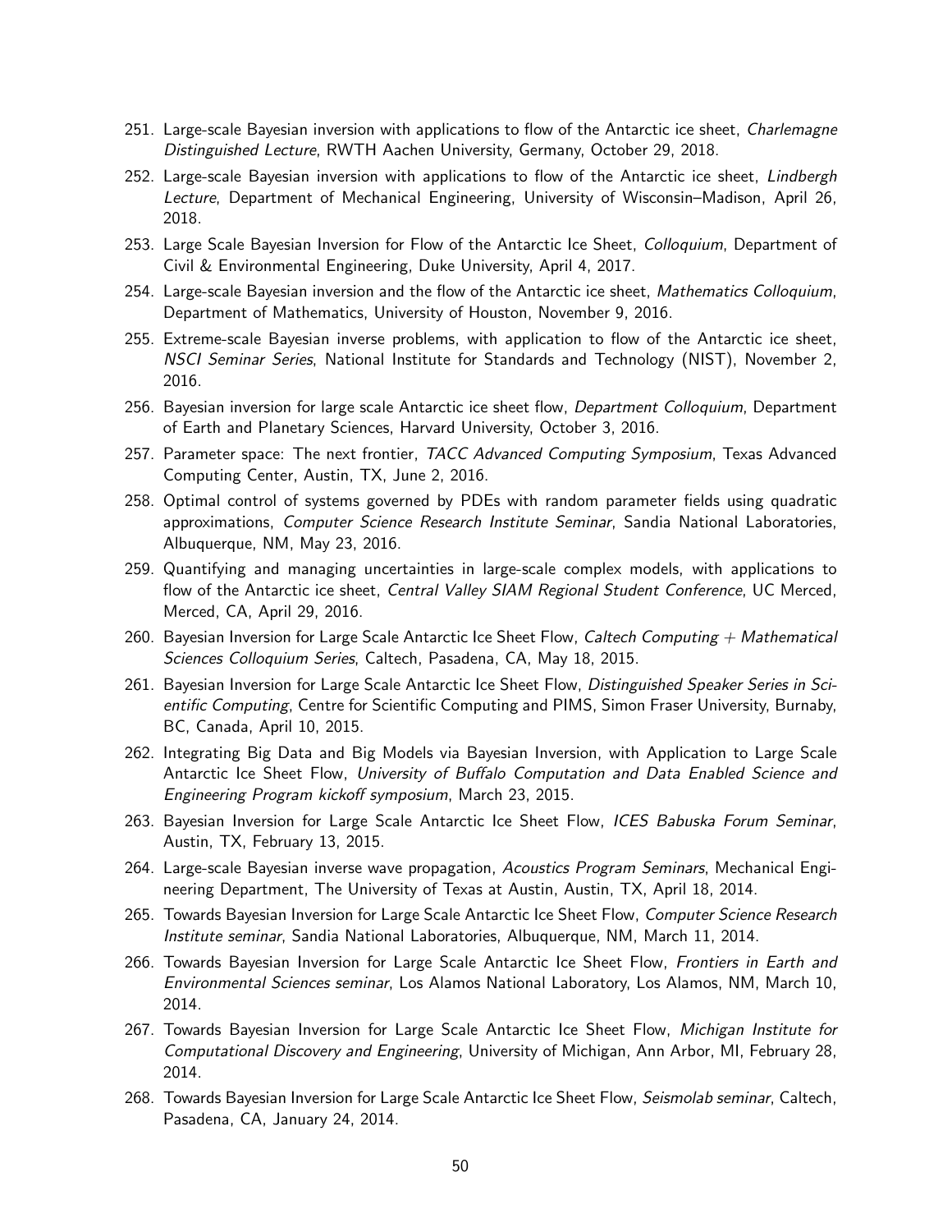251. Large-scale Bayesian inversion with applications to flow of the Antarctic ice sheet, *Charlemagne Distinguished Lecture*, RWTH Aachen University, Germany, October 29, 2018.
252. Large-scale Bayesian inversion with applications to flow of the Antarctic ice sheet, *Lindbergh Lecture*, Department of Mechanical Engineering, University of Wisconsin–Madison, April 26, 2018.
253. Large Scale Bayesian Inversion for Flow of the Antarctic Ice Sheet, *Colloquium*, Department of Civil & Environmental Engineering, Duke University, April 4, 2017.
254. Large-scale Bayesian inversion and the flow of the Antarctic ice sheet, *Mathematics Colloquium*, Department of Mathematics, University of Houston, November 9, 2016.
255. Extreme-scale Bayesian inverse problems, with application to flow of the Antarctic ice sheet, *NSCI Seminar Series*, National Institute for Standards and Technology (NIST), November 2, 2016.
256. Bayesian inversion for large scale Antarctic ice sheet flow, *Department Colloquium*, Department of Earth and Planetary Sciences, Harvard University, October 3, 2016.
257. Parameter space: The next frontier, *TACC Advanced Computing Symposium*, Texas Advanced Computing Center, Austin, TX, June 2, 2016.
258. Optimal control of systems governed by PDEs with random parameter fields using quadratic approximations, *Computer Science Research Institute Seminar*, Sandia National Laboratories, Albuquerque, NM, May 23, 2016.
259. Quantifying and managing uncertainties in large-scale complex models, with applications to flow of the Antarctic ice sheet, *Central Valley SIAM Regional Student Conference*, UC Merced, Merced, CA, April 29, 2016.
260. Bayesian Inversion for Large Scale Antarctic Ice Sheet Flow, *Caltech Computing + Mathematical Sciences Colloquium Series*, Caltech, Pasadena, CA, May 18, 2015.
261. Bayesian Inversion for Large Scale Antarctic Ice Sheet Flow, *Distinguished Speaker Series in Scientific Computing*, Centre for Scientific Computing and PIMS, Simon Fraser University, Burnaby, BC, Canada, April 10, 2015.
262. Integrating Big Data and Big Models via Bayesian Inversion, with Application to Large Scale Antarctic Ice Sheet Flow, *University of Buffalo Computation and Data Enabled Science and Engineering Program kickoff symposium*, March 23, 2015.
263. Bayesian Inversion for Large Scale Antarctic Ice Sheet Flow, *ICES Babuska Forum Seminar*, Austin, TX, February 13, 2015.
264. Large-scale Bayesian inverse wave propagation, *Acoustics Program Seminars*, Mechanical Engineering Department, The University of Texas at Austin, Austin, TX, April 18, 2014.
265. Towards Bayesian Inversion for Large Scale Antarctic Ice Sheet Flow, *Computer Science Research Institute seminar*, Sandia National Laboratories, Albuquerque, NM, March 11, 2014.
266. Towards Bayesian Inversion for Large Scale Antarctic Ice Sheet Flow, *Frontiers in Earth and Environmental Sciences seminar*, Los Alamos National Laboratory, Los Alamos, NM, March 10, 2014.
267. Towards Bayesian Inversion for Large Scale Antarctic Ice Sheet Flow, *Michigan Institute for Computational Discovery and Engineering*, University of Michigan, Ann Arbor, MI, February 28, 2014.
268. Towards Bayesian Inversion for Large Scale Antarctic Ice Sheet Flow, *Seismolab seminar*, Caltech, Pasadena, CA, January 24, 2014.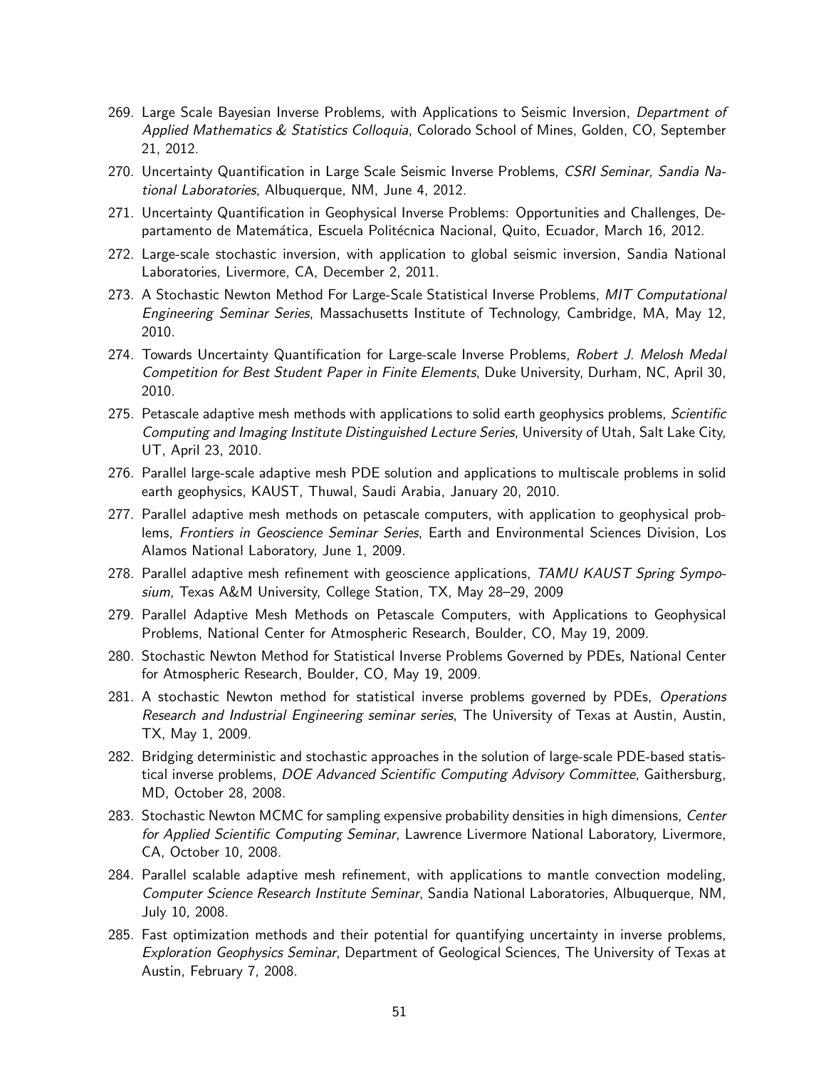269. Large Scale Bayesian Inverse Problems, with Applications to Seismic Inversion, *Department of Applied Mathematics & Statistics Colloquia*, Colorado School of Mines, Golden, CO, September 21, 2012.
270. Uncertainty Quantification in Large Scale Seismic Inverse Problems, *CSRI Seminar, Sandia National Laboratories*, Albuquerque, NM, June 4, 2012.
271. Uncertainty Quantification in Geophysical Inverse Problems: Opportunities and Challenges, Departamento de Matemática, Escuela Politécnica Nacional, Quito, Ecuador, March 16, 2012.
272. Large-scale stochastic inversion, with application to global seismic inversion, Sandia National Laboratories, Livermore, CA, December 2, 2011.
273. A Stochastic Newton Method For Large-Scale Statistical Inverse Problems, *MIT Computational Engineering Seminar Series*, Massachusetts Institute of Technology, Cambridge, MA, May 12, 2010.
274. Towards Uncertainty Quantification for Large-scale Inverse Problems, *Robert J. Melosh Medal Competition for Best Student Paper in Finite Elements*, Duke University, Durham, NC, April 30, 2010.
275. Petascale adaptive mesh methods with applications to solid earth geophysics problems, *Scientific Computing and Imaging Institute Distinguished Lecture Series*, University of Utah, Salt Lake City, UT, April 23, 2010.
276. Parallel large-scale adaptive mesh PDE solution and applications to multiscale problems in solid earth geophysics, KAUST, Thuwal, Saudi Arabia, January 20, 2010.
277. Parallel adaptive mesh methods on petascale computers, with application to geophysical problems, *Frontiers in Geoscience Seminar Series*, Earth and Environmental Sciences Division, Los Alamos National Laboratory, June 1, 2009.
278. Parallel adaptive mesh refinement with geoscience applications, *TAMU KAUST Spring Symposium*, Texas A&M University, College Station, TX, May 28–29, 2009
279. Parallel Adaptive Mesh Methods on Petascale Computers, with Applications to Geophysical Problems, National Center for Atmospheric Research, Boulder, CO, May 19, 2009.
280. Stochastic Newton Method for Statistical Inverse Problems Governed by PDEs, National Center for Atmospheric Research, Boulder, CO, May 19, 2009.
281. A stochastic Newton method for statistical inverse problems governed by PDEs, *Operations Research and Industrial Engineering seminar series*, The University of Texas at Austin, Austin, TX, May 1, 2009.
282. Bridging deterministic and stochastic approaches in the solution of large-scale PDE-based statistical inverse problems, *DOE Advanced Scientific Computing Advisory Committee*, Gaithersburg, MD, October 28, 2008.
283. Stochastic Newton MCMC for sampling expensive probability densities in high dimensions, *Center for Applied Scientific Computing Seminar*, Lawrence Livermore National Laboratory, Livermore, CA, October 10, 2008.
284. Parallel scalable adaptive mesh refinement, with applications to mantle convection modeling, *Computer Science Research Institute Seminar*, Sandia National Laboratories, Albuquerque, NM, July 10, 2008.
285. Fast optimization methods and their potential for quantifying uncertainty in inverse problems, *Exploration Geophysics Seminar*, Department of Geological Sciences, The University of Texas at Austin, February 7, 2008.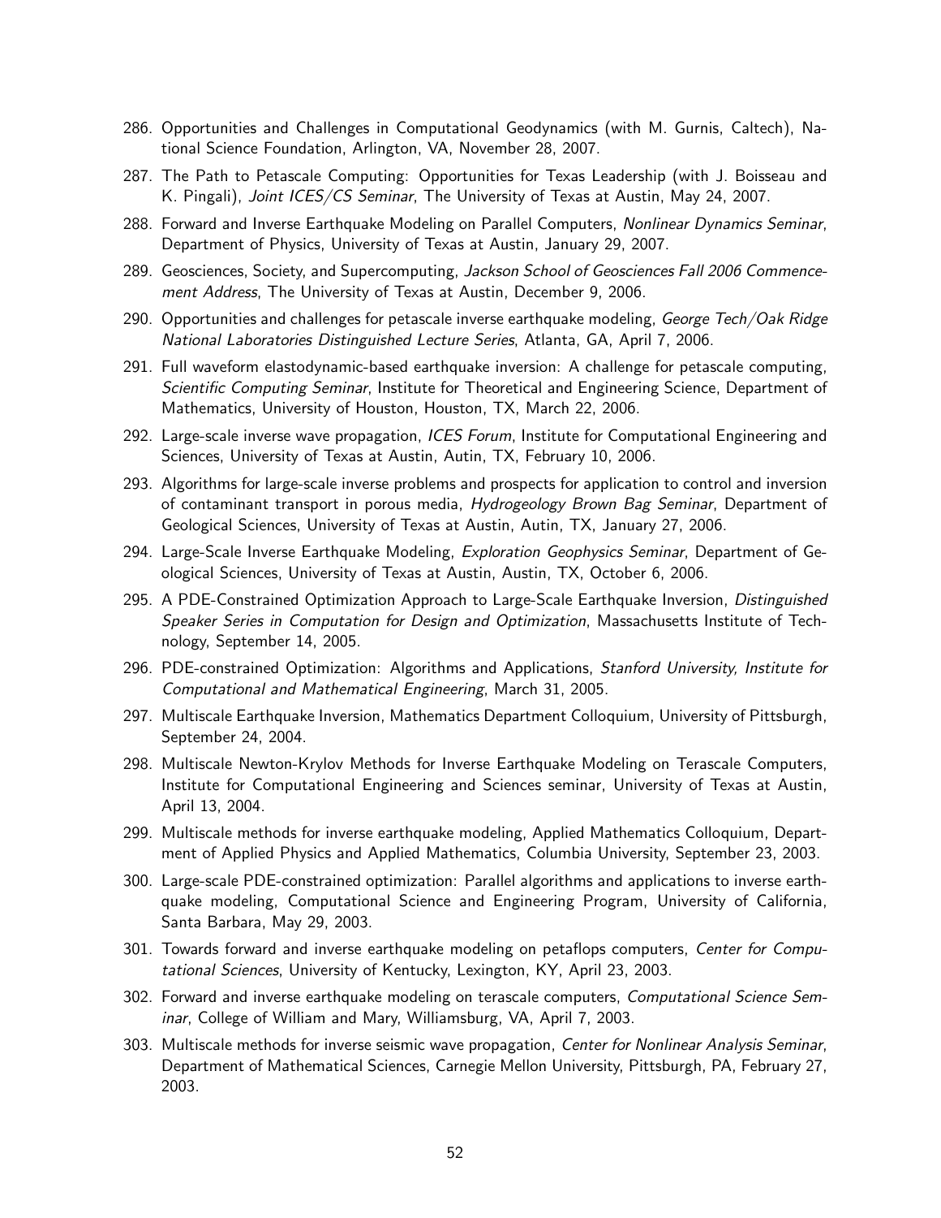286. Opportunities and Challenges in Computational Geodynamics (with M. Gurnis, Caltech), National Science Foundation, Arlington, VA, November 28, 2007.
287. The Path to Petascale Computing: Opportunities for Texas Leadership (with J. Boisseau and K. Pingali), *Joint ICES/CS Seminar*, The University of Texas at Austin, May 24, 2007.
288. Forward and Inverse Earthquake Modeling on Parallel Computers, *Nonlinear Dynamics Seminar*, Department of Physics, University of Texas at Austin, January 29, 2007.
289. Geosciences, Society, and Supercomputing, *Jackson School of Geosciences Fall 2006 Commencement Address*, The University of Texas at Austin, December 9, 2006.
290. Opportunities and challenges for petascale inverse earthquake modeling, *George Tech/Oak Ridge National Laboratories Distinguished Lecture Series*, Atlanta, GA, April 7, 2006.
291. Full waveform elastodynamic-based earthquake inversion: A challenge for petascale computing, *Scientific Computing Seminar*, Institute for Theoretical and Engineering Science, Department of Mathematics, University of Houston, Houston, TX, March 22, 2006.
292. Large-scale inverse wave propagation, *ICES Forum*, Institute for Computational Engineering and Sciences, University of Texas at Austin, Autin, TX, February 10, 2006.
293. Algorithms for large-scale inverse problems and prospects for application to control and inversion of contaminant transport in porous media, *Hydrogeology Brown Bag Seminar*, Department of Geological Sciences, University of Texas at Austin, Autin, TX, January 27, 2006.
294. Large-Scale Inverse Earthquake Modeling, *Exploration Geophysics Seminar*, Department of Geological Sciences, University of Texas at Austin, Austin, TX, October 6, 2006.
295. A PDE-Constrained Optimization Approach to Large-Scale Earthquake Inversion, *Distinguished Speaker Series in Computation for Design and Optimization*, Massachusetts Institute of Technology, September 14, 2005.
296. PDE-constrained Optimization: Algorithms and Applications, *Stanford University, Institute for Computational and Mathematical Engineering*, March 31, 2005.
297. Multiscale Earthquake Inversion, Mathematics Department Colloquium, University of Pittsburgh, September 24, 2004.
298. Multiscale Newton-Krylov Methods for Inverse Earthquake Modeling on Terascale Computers, Institute for Computational Engineering and Sciences seminar, University of Texas at Austin, April 13, 2004.
299. Multiscale methods for inverse earthquake modeling, Applied Mathematics Colloquium, Department of Applied Physics and Applied Mathematics, Columbia University, September 23, 2003.
300. Large-scale PDE-constrained optimization: Parallel algorithms and applications to inverse earthquake modeling, Computational Science and Engineering Program, University of California, Santa Barbara, May 29, 2003.
301. Towards forward and inverse earthquake modeling on petaflops computers, *Center for Computational Sciences*, University of Kentucky, Lexington, KY, April 23, 2003.
302. Forward and inverse earthquake modeling on terascale computers, *Computational Science Seminar*, College of William and Mary, Williamsburg, VA, April 7, 2003.
303. Multiscale methods for inverse seismic wave propagation, *Center for Nonlinear Analysis Seminar*, Department of Mathematical Sciences, Carnegie Mellon University, Pittsburgh, PA, February 27, 2003.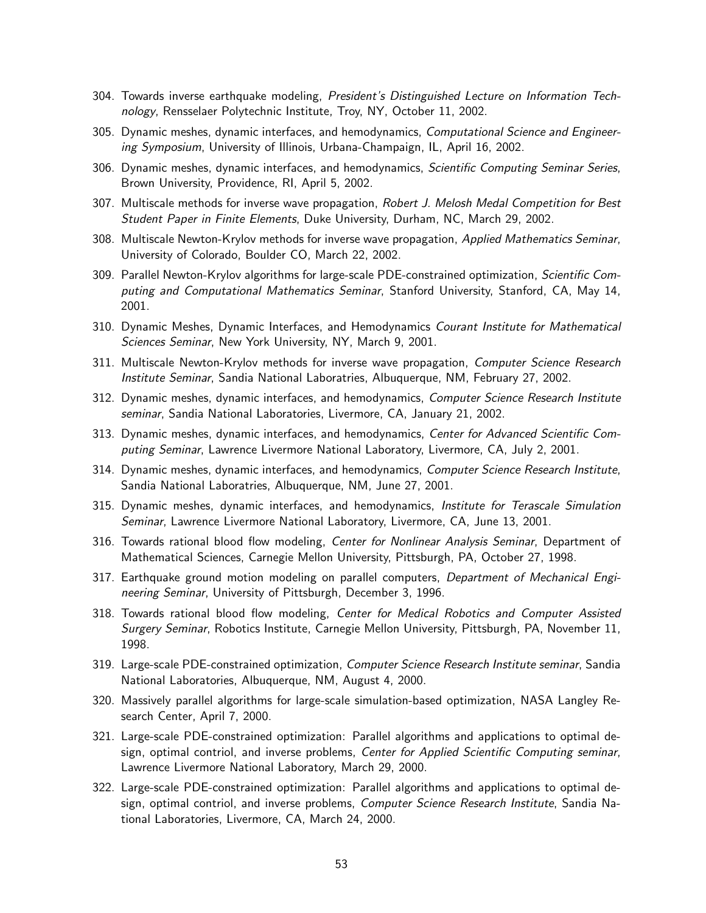304. Towards inverse earthquake modeling, *President's Distinguished Lecture on Information Technology*, Rensselaer Polytechnic Institute, Troy, NY, October 11, 2002.

305. Dynamic meshes, dynamic interfaces, and hemodynamics, *Computational Science and Engineering Symposium*, University of Illinois, Urbana-Champaign, IL, April 16, 2002.

306. Dynamic meshes, dynamic interfaces, and hemodynamics, *Scientific Computing Seminar Series*, Brown University, Providence, RI, April 5, 2002.

307. Multiscale methods for inverse wave propagation, *Robert J. Melosh Medal Competition for Best Student Paper in Finite Elements*, Duke University, Durham, NC, March 29, 2002.

308. Multiscale Newton-Krylov methods for inverse wave propagation, *Applied Mathematics Seminar*, University of Colorado, Boulder CO, March 22, 2002.

309. Parallel Newton-Krylov algorithms for large-scale PDE-constrained optimization, *Scientific Computing and Computational Mathematics Seminar*, Stanford University, Stanford, CA, May 14, 2001.

310. Dynamic Meshes, Dynamic Interfaces, and Hemodynamics *Courant Institute for Mathematical Sciences Seminar*, New York University, NY, March 9, 2001.

311. Multiscale Newton-Krylov methods for inverse wave propagation, *Computer Science Research Institute Seminar*, Sandia National Laboratries, Albuquerque, NM, February 27, 2002.

312. Dynamic meshes, dynamic interfaces, and hemodynamics, *Computer Science Research Institute seminar*, Sandia National Laboratories, Livermore, CA, January 21, 2002.

313. Dynamic meshes, dynamic interfaces, and hemodynamics, *Center for Advanced Scientific Computing Seminar*, Lawrence Livermore National Laboratory, Livermore, CA, July 2, 2001.

314. Dynamic meshes, dynamic interfaces, and hemodynamics, *Computer Science Research Institute*, Sandia National Laboratries, Albuquerque, NM, June 27, 2001.

315. Dynamic meshes, dynamic interfaces, and hemodynamics, *Institute for Terascale Simulation Seminar*, Lawrence Livermore National Laboratory, Livermore, CA, June 13, 2001.

316. Towards rational blood flow modeling, *Center for Nonlinear Analysis Seminar*, Department of Mathematical Sciences, Carnegie Mellon University, Pittsburgh, PA, October 27, 1998.

317. Earthquake ground motion modeling on parallel computers, *Department of Mechanical Engineering Seminar*, University of Pittsburgh, December 3, 1996.

318. Towards rational blood flow modeling, *Center for Medical Robotics and Computer Assisted Surgery Seminar*, Robotics Institute, Carnegie Mellon University, Pittsburgh, PA, November 11, 1998.

319. Large-scale PDE-constrained optimization, *Computer Science Research Institute seminar*, Sandia National Laboratories, Albuquerque, NM, August 4, 2000.

320. Massively parallel algorithms for large-scale simulation-based optimization, NASA Langley Research Center, April 7, 2000.

321. Large-scale PDE-constrained optimization: Parallel algorithms and applications to optimal design, optimal contriol, and inverse problems, *Center for Applied Scientific Computing seminar*, Lawrence Livermore National Laboratory, March 29, 2000.

322. Large-scale PDE-constrained optimization: Parallel algorithms and applications to optimal design, optimal contriol, and inverse problems, *Computer Science Research Institute*, Sandia National Laboratories, Livermore, CA, March 24, 2000.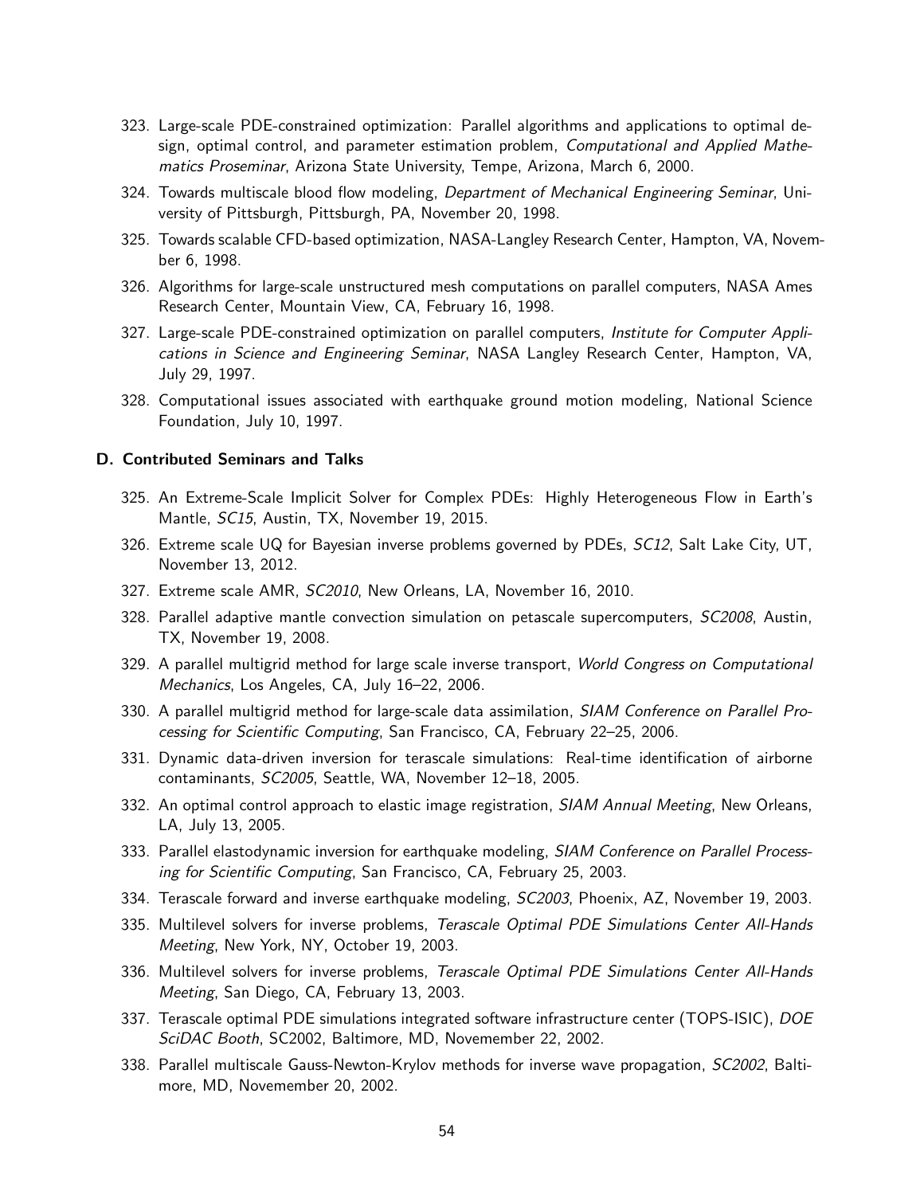323. Large-scale PDE-constrained optimization: Parallel algorithms and applications to optimal design, optimal control, and parameter estimation problem, *Computational and Applied Mathematics Proseminar*, Arizona State University, Tempe, Arizona, March 6, 2000.
324. Towards multiscale blood flow modeling, *Department of Mechanical Engineering Seminar*, University of Pittsburgh, Pittsburgh, PA, November 20, 1998.
325. Towards scalable CFD-based optimization, NASA-Langley Research Center, Hampton, VA, November 6, 1998.
326. Algorithms for large-scale unstructured mesh computations on parallel computers, NASA Ames Research Center, Mountain View, CA, February 16, 1998.
327. Large-scale PDE-constrained optimization on parallel computers, *Institute for Computer Applications in Science and Engineering Seminar*, NASA Langley Research Center, Hampton, VA, July 29, 1997.
328. Computational issues associated with earthquake ground motion modeling, National Science Foundation, July 10, 1997.

### D. Contributed Seminars and Talks

325. An Extreme-Scale Implicit Solver for Complex PDEs: Highly Heterogeneous Flow in Earth's Mantle, *SC15*, Austin, TX, November 19, 2015.
326. Extreme scale UQ for Bayesian inverse problems governed by PDEs, *SC12*, Salt Lake City, UT, November 13, 2012.
327. Extreme scale AMR, *SC2010*, New Orleans, LA, November 16, 2010.
328. Parallel adaptive mantle convection simulation on petascale supercomputers, *SC2008*, Austin, TX, November 19, 2008.
329. A parallel multigrid method for large scale inverse transport, *World Congress on Computational Mechanics*, Los Angeles, CA, July 16–22, 2006.
330. A parallel multigrid method for large-scale data assimilation, *SIAM Conference on Parallel Processing for Scientific Computing*, San Francisco, CA, February 22–25, 2006.
331. Dynamic data-driven inversion for terascale simulations: Real-time identification of airborne contaminants, *SC2005*, Seattle, WA, November 12–18, 2005.
332. An optimal control approach to elastic image registration, *SIAM Annual Meeting*, New Orleans, LA, July 13, 2005.
333. Parallel elastodynamic inversion for earthquake modeling, *SIAM Conference on Parallel Processing for Scientific Computing*, San Francisco, CA, February 25, 2003.
334. Terascale forward and inverse earthquake modeling, *SC2003*, Phoenix, AZ, November 19, 2003.
335. Multilevel solvers for inverse problems, *Terascale Optimal PDE Simulations Center All-Hands Meeting*, New York, NY, October 19, 2003.
336. Multilevel solvers for inverse problems, *Terascale Optimal PDE Simulations Center All-Hands Meeting*, San Diego, CA, February 13, 2003.
337. Terascale optimal PDE simulations integrated software infrastructure center (TOPS-ISIC), *DOE SciDAC Booth*, SC2002, Baltimore, MD, Novemember 22, 2002.
338. Parallel multiscale Gauss-Newton-Krylov methods for inverse wave propagation, *SC2002*, Baltimore, MD, Novemember 20, 2002.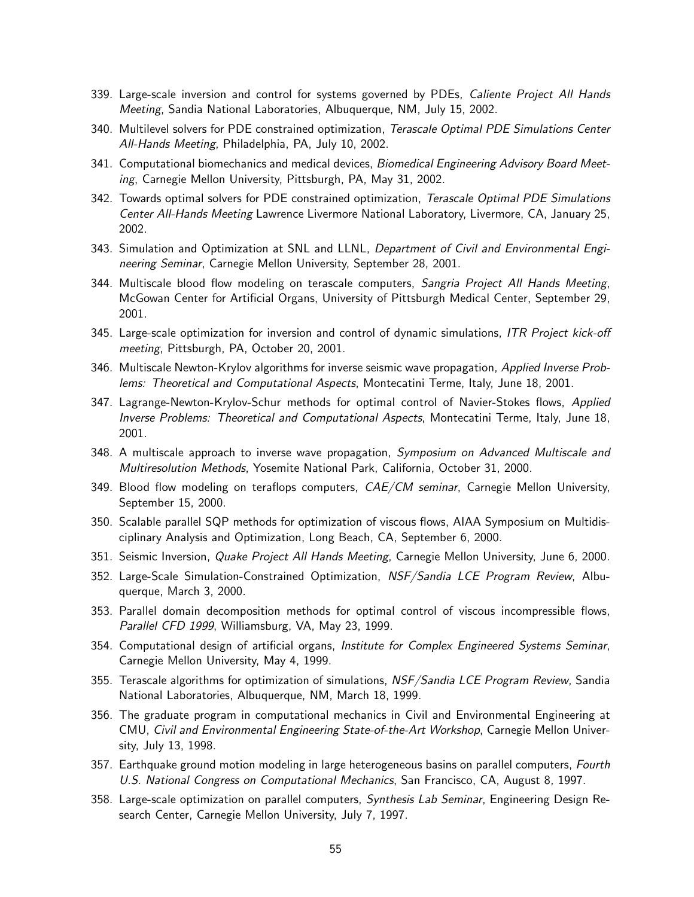339. Large-scale inversion and control for systems governed by PDEs, *Caliente Project All Hands Meeting*, Sandia National Laboratories, Albuquerque, NM, July 15, 2002.
340. Multilevel solvers for PDE constrained optimization, *Terascale Optimal PDE Simulations Center All-Hands Meeting*, Philadelphia, PA, July 10, 2002.
341. Computational biomechanics and medical devices, *Biomedical Engineering Advisory Board Meeting*, Carnegie Mellon University, Pittsburgh, PA, May 31, 2002.
342. Towards optimal solvers for PDE constrained optimization, *Terascale Optimal PDE Simulations Center All-Hands Meeting* Lawrence Livermore National Laboratory, Livermore, CA, January 25, 2002.
343. Simulation and Optimization at SNL and LLNL, *Department of Civil and Environmental Engineering Seminar*, Carnegie Mellon University, September 28, 2001.
344. Multiscale blood flow modeling on terascale computers, *Sangria Project All Hands Meeting*, McGowan Center for Artificial Organs, University of Pittsburgh Medical Center, September 29, 2001.
345. Large-scale optimization for inversion and control of dynamic simulations, *ITR Project kick-off meeting*, Pittsburgh, PA, October 20, 2001.
346. Multiscale Newton-Krylov algorithms for inverse seismic wave propagation, *Applied Inverse Problems: Theoretical and Computational Aspects*, Montecatini Terme, Italy, June 18, 2001.
347. Lagrange-Newton-Krylov-Schur methods for optimal control of Navier-Stokes flows, *Applied Inverse Problems: Theoretical and Computational Aspects*, Montecatini Terme, Italy, June 18, 2001.
348. A multiscale approach to inverse wave propagation, *Symposium on Advanced Multiscale and Multiresolution Methods*, Yosemite National Park, California, October 31, 2000.
349. Blood flow modeling on teraflops computers, *CAE/CM seminar*, Carnegie Mellon University, September 15, 2000.
350. Scalable parallel SQP methods for optimization of viscous flows, AIAA Symposium on Multidisciplinary Analysis and Optimization, Long Beach, CA, September 6, 2000.
351. Seismic Inversion, *Quake Project All Hands Meeting*, Carnegie Mellon University, June 6, 2000.
352. Large-Scale Simulation-Constrained Optimization, *NSF/Sandia LCE Program Review*, Albuquerque, March 3, 2000.
353. Parallel domain decomposition methods for optimal control of viscous incompressible flows, *Parallel CFD 1999*, Williamsburg, VA, May 23, 1999.
354. Computational design of artificial organs, *Institute for Complex Engineered Systems Seminar*, Carnegie Mellon University, May 4, 1999.
355. Terascale algorithms for optimization of simulations, *NSF/Sandia LCE Program Review*, Sandia National Laboratories, Albuquerque, NM, March 18, 1999.
356. The graduate program in computational mechanics in Civil and Environmental Engineering at CMU, *Civil and Environmental Engineering State-of-the-Art Workshop*, Carnegie Mellon University, July 13, 1998.
357. Earthquake ground motion modeling in large heterogeneous basins on parallel computers, *Fourth U.S. National Congress on Computational Mechanics*, San Francisco, CA, August 8, 1997.
358. Large-scale optimization on parallel computers, *Synthesis Lab Seminar*, Engineering Design Research Center, Carnegie Mellon University, July 7, 1997.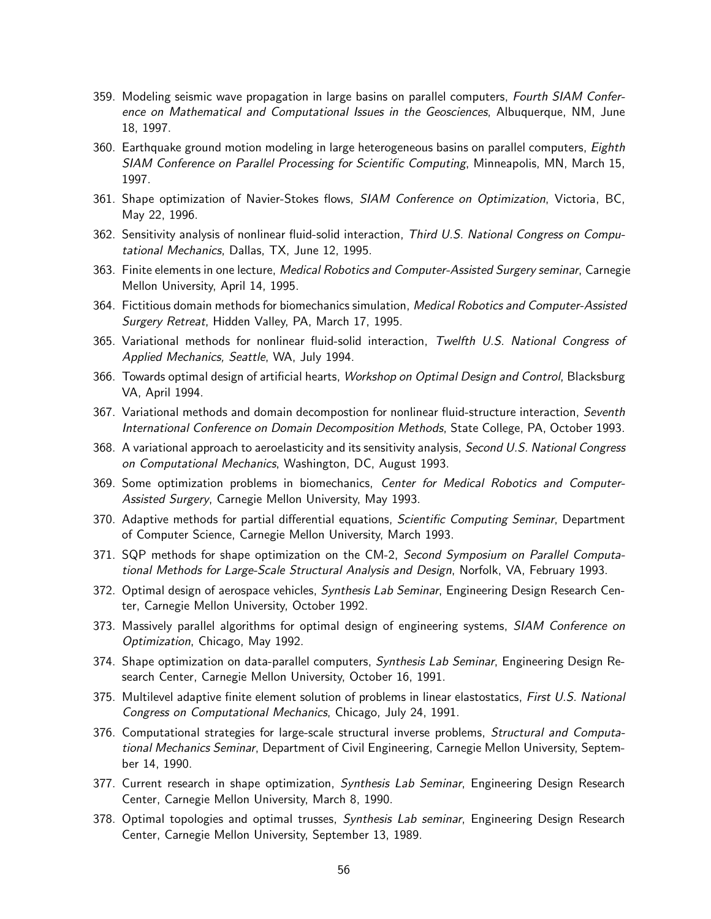359. Modeling seismic wave propagation in large basins on parallel computers, *Fourth SIAM Conference on Mathematical and Computational Issues in the Geosciences*, Albuquerque, NM, June 18, 1997.
360. Earthquake ground motion modeling in large heterogeneous basins on parallel computers, *Eighth SIAM Conference on Parallel Processing for Scientific Computing*, Minneapolis, MN, March 15, 1997.
361. Shape optimization of Navier-Stokes flows, *SIAM Conference on Optimization*, Victoria, BC, May 22, 1996.
362. Sensitivity analysis of nonlinear fluid-solid interaction, *Third U.S. National Congress on Computational Mechanics*, Dallas, TX, June 12, 1995.
363. Finite elements in one lecture, *Medical Robotics and Computer-Assisted Surgery seminar*, Carnegie Mellon University, April 14, 1995.
364. Fictitious domain methods for biomechanics simulation, *Medical Robotics and Computer-Assisted Surgery Retreat*, Hidden Valley, PA, March 17, 1995.
365. Variational methods for nonlinear fluid-solid interaction, *Twelfth U.S. National Congress of Applied Mechanics, Seattle*, WA, July 1994.
366. Towards optimal design of artificial hearts, *Workshop on Optimal Design and Control*, Blacksburg VA, April 1994.
367. Variational methods and domain decompostion for nonlinear fluid-structure interaction, *Seventh International Conference on Domain Decomposition Methods*, State College, PA, October 1993.
368. A variational approach to aeroelasticity and its sensitivity analysis, *Second U.S. National Congress on Computational Mechanics*, Washington, DC, August 1993.
369. Some optimization problems in biomechanics, *Center for Medical Robotics and Computer-Assisted Surgery*, Carnegie Mellon University, May 1993.
370. Adaptive methods for partial differential equations, *Scientific Computing Seminar*, Department of Computer Science, Carnegie Mellon University, March 1993.
371. SQP methods for shape optimization on the CM-2, *Second Symposium on Parallel Computational Methods for Large-Scale Structural Analysis and Design*, Norfolk, VA, February 1993.
372. Optimal design of aerospace vehicles, *Synthesis Lab Seminar*, Engineering Design Research Center, Carnegie Mellon University, October 1992.
373. Massively parallel algorithms for optimal design of engineering systems, *SIAM Conference on Optimization*, Chicago, May 1992.
374. Shape optimization on data-parallel computers, *Synthesis Lab Seminar*, Engineering Design Research Center, Carnegie Mellon University, October 16, 1991.
375. Multilevel adaptive finite element solution of problems in linear elastostatics, *First U.S. National Congress on Computational Mechanics*, Chicago, July 24, 1991.
376. Computational strategies for large-scale structural inverse problems, *Structural and Computational Mechanics Seminar*, Department of Civil Engineering, Carnegie Mellon University, September 14, 1990.
377. Current research in shape optimization, *Synthesis Lab Seminar*, Engineering Design Research Center, Carnegie Mellon University, March 8, 1990.
378. Optimal topologies and optimal trusses, *Synthesis Lab seminar*, Engineering Design Research Center, Carnegie Mellon University, September 13, 1989.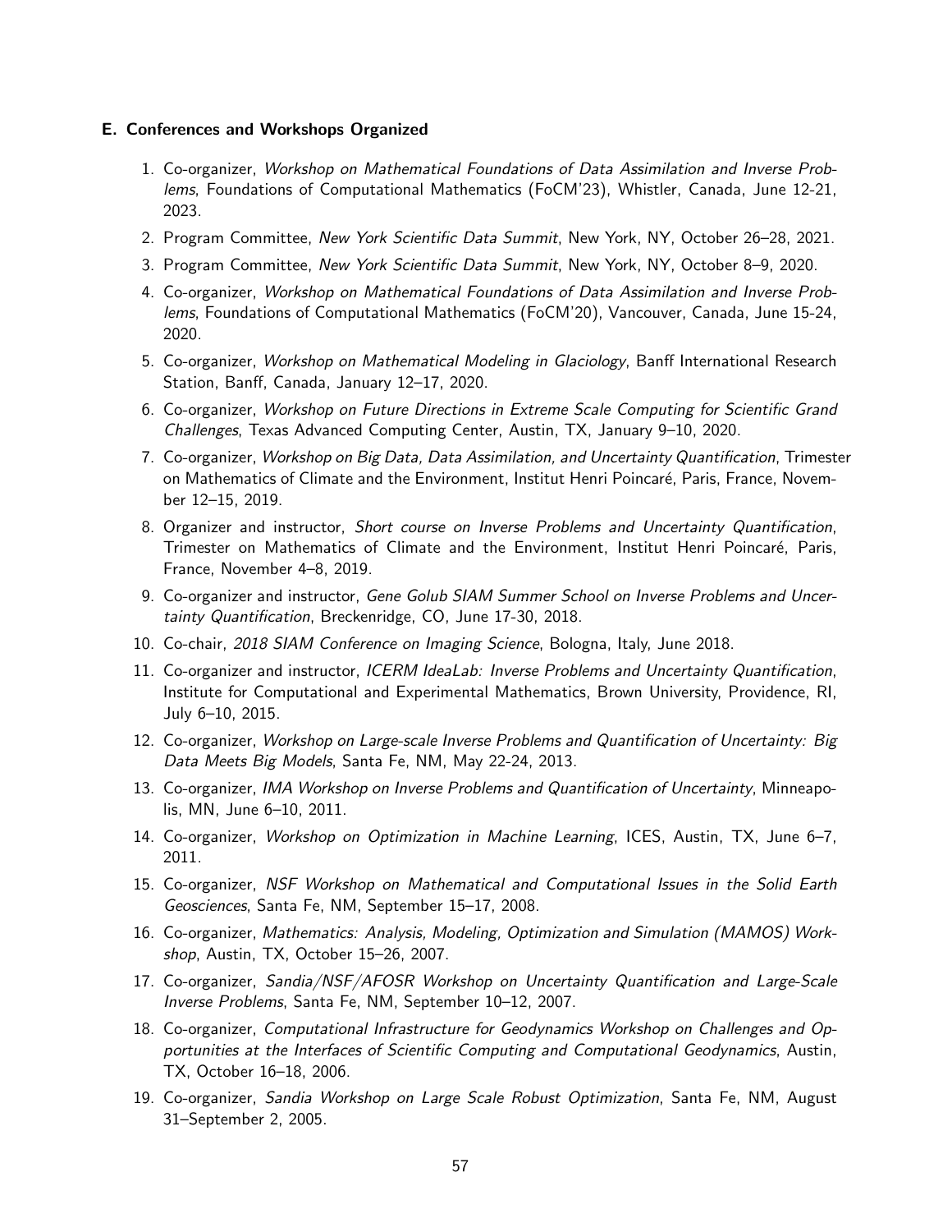### E. Conferences and Workshops Organized

1. Co-organizer, *Workshop on Mathematical Foundations of Data Assimilation and Inverse Problems*, Foundations of Computational Mathematics (FoCM'23), Whistler, Canada, June 12-21, 2023.
2. Program Committee, *New York Scientific Data Summit*, New York, NY, October 26–28, 2021.
3. Program Committee, *New York Scientific Data Summit*, New York, NY, October 8–9, 2020.
4. Co-organizer, *Workshop on Mathematical Foundations of Data Assimilation and Inverse Problems*, Foundations of Computational Mathematics (FoCM'20), Vancouver, Canada, June 15-24, 2020.
5. Co-organizer, *Workshop on Mathematical Modeling in Glaciology*, Banff International Research Station, Banff, Canada, January 12–17, 2020.
6. Co-organizer, *Workshop on Future Directions in Extreme Scale Computing for Scientific Grand Challenges*, Texas Advanced Computing Center, Austin, TX, January 9–10, 2020.
7. Co-organizer, *Workshop on Big Data, Data Assimilation, and Uncertainty Quantification*, Trimester on Mathematics of Climate and the Environment, Institut Henri Poincaré, Paris, France, November 12–15, 2019.
8. Organizer and instructor, *Short course on Inverse Problems and Uncertainty Quantification*, Trimester on Mathematics of Climate and the Environment, Institut Henri Poincaré, Paris, France, November 4–8, 2019.
9. Co-organizer and instructor, *Gene Golub SIAM Summer School on Inverse Problems and Uncertainty Quantification*, Breckenridge, CO, June 17-30, 2018.
10. Co-chair, *2018 SIAM Conference on Imaging Science*, Bologna, Italy, June 2018.
11. Co-organizer and instructor, *ICERM IdeaLab: Inverse Problems and Uncertainty Quantification*, Institute for Computational and Experimental Mathematics, Brown University, Providence, RI, July 6–10, 2015.
12. Co-organizer, *Workshop on Large-scale Inverse Problems and Quantification of Uncertainty: Big Data Meets Big Models*, Santa Fe, NM, May 22-24, 2013.
13. Co-organizer, *IMA Workshop on Inverse Problems and Quantification of Uncertainty*, Minneapolis, MN, June 6–10, 2011.
14. Co-organizer, *Workshop on Optimization in Machine Learning*, ICES, Austin, TX, June 6–7, 2011.
15. Co-organizer, *NSF Workshop on Mathematical and Computational Issues in the Solid Earth Geosciences*, Santa Fe, NM, September 15–17, 2008.
16. Co-organizer, *Mathematics: Analysis, Modeling, Optimization and Simulation (MAMOS) Workshop*, Austin, TX, October 15–26, 2007.
17. Co-organizer, *Sandia/NSF/AFOSR Workshop on Uncertainty Quantification and Large-Scale Inverse Problems*, Santa Fe, NM, September 10–12, 2007.
18. Co-organizer, *Computational Infrastructure for Geodynamics Workshop on Challenges and Opportunities at the Interfaces of Scientific Computing and Computational Geodynamics*, Austin, TX, October 16–18, 2006.
19. Co-organizer, *Sandia Workshop on Large Scale Robust Optimization*, Santa Fe, NM, August 31–September 2, 2005.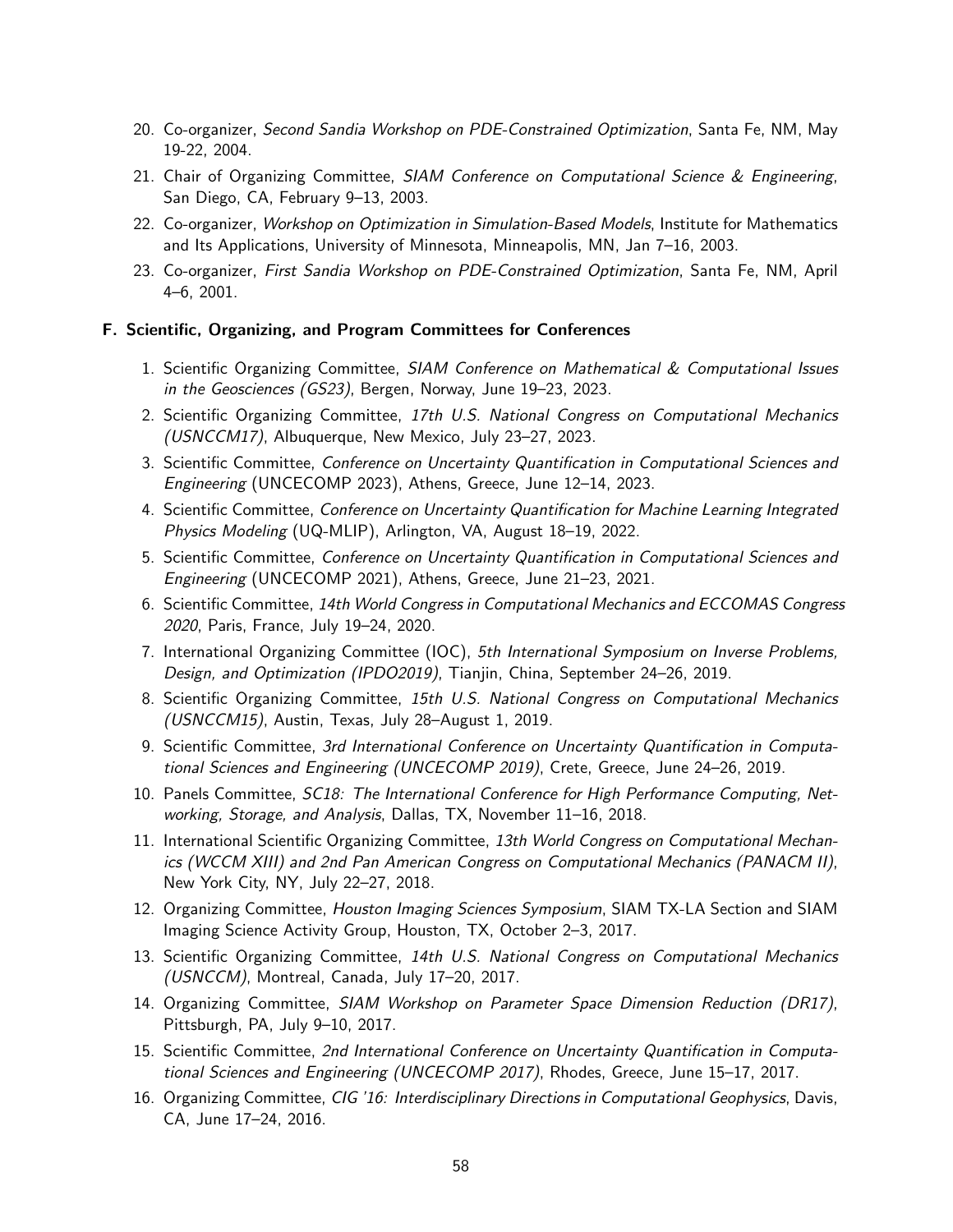20. Co-organizer, *Second Sandia Workshop on PDE-Constrained Optimization*, Santa Fe, NM, May 19-22, 2004.
21. Chair of Organizing Committee, *SIAM Conference on Computational Science & Engineering*, San Diego, CA, February 9–13, 2003.
22. Co-organizer, *Workshop on Optimization in Simulation-Based Models*, Institute for Mathematics and Its Applications, University of Minnesota, Minneapolis, MN, Jan 7–16, 2003.
23. Co-organizer, *First Sandia Workshop on PDE-Constrained Optimization*, Santa Fe, NM, April 4–6, 2001.

### F. Scientific, Organizing, and Program Committees for Conferences

1. Scientific Organizing Committee, *SIAM Conference on Mathematical & Computational Issues in the Geosciences (GS23)*, Bergen, Norway, June 19–23, 2023.
2. Scientific Organizing Committee, *17th U.S. National Congress on Computational Mechanics (USNCCM17)*, Albuquerque, New Mexico, July 23–27, 2023.
3. Scientific Committee, *Conference on Uncertainty Quantification in Computational Sciences and Engineering* (UNCECOMP 2023), Athens, Greece, June 12–14, 2023.
4. Scientific Committee, *Conference on Uncertainty Quantification for Machine Learning Integrated Physics Modeling* (UQ-MLIP), Arlington, VA, August 18–19, 2022.
5. Scientific Committee, *Conference on Uncertainty Quantification in Computational Sciences and Engineering* (UNCECOMP 2021), Athens, Greece, June 21–23, 2021.
6. Scientific Committee, *14th World Congress in Computational Mechanics and ECCOMAS Congress 2020*, Paris, France, July 19–24, 2020.
7. International Organizing Committee (IOC), *5th International Symposium on Inverse Problems, Design, and Optimization (IPDO2019)*, Tianjin, China, September 24–26, 2019.
8. Scientific Organizing Committee, *15th U.S. National Congress on Computational Mechanics (USNCCM15)*, Austin, Texas, July 28–August 1, 2019.
9. Scientific Committee, *3rd International Conference on Uncertainty Quantification in Computational Sciences and Engineering (UNCECOMP 2019)*, Crete, Greece, June 24–26, 2019.
10. Panels Committee, *SC18: The International Conference for High Performance Computing, Networking, Storage, and Analysis*, Dallas, TX, November 11–16, 2018.
11. International Scientific Organizing Committee, *13th World Congress on Computational Mechanics (WCCM XIII) and 2nd Pan American Congress on Computational Mechanics (PANACM II)*, New York City, NY, July 22–27, 2018.
12. Organizing Committee, *Houston Imaging Sciences Symposium*, SIAM TX-LA Section and SIAM Imaging Science Activity Group, Houston, TX, October 2–3, 2017.
13. Scientific Organizing Committee, *14th U.S. National Congress on Computational Mechanics (USNCCM)*, Montreal, Canada, July 17–20, 2017.
14. Organizing Committee, *SIAM Workshop on Parameter Space Dimension Reduction (DR17)*, Pittsburgh, PA, July 9–10, 2017.
15. Scientific Committee, *2nd International Conference on Uncertainty Quantification in Computational Sciences and Engineering (UNCECOMP 2017)*, Rhodes, Greece, June 15–17, 2017.
16. Organizing Committee, *CIG '16: Interdisciplinary Directions in Computational Geophysics*, Davis, CA, June 17–24, 2016.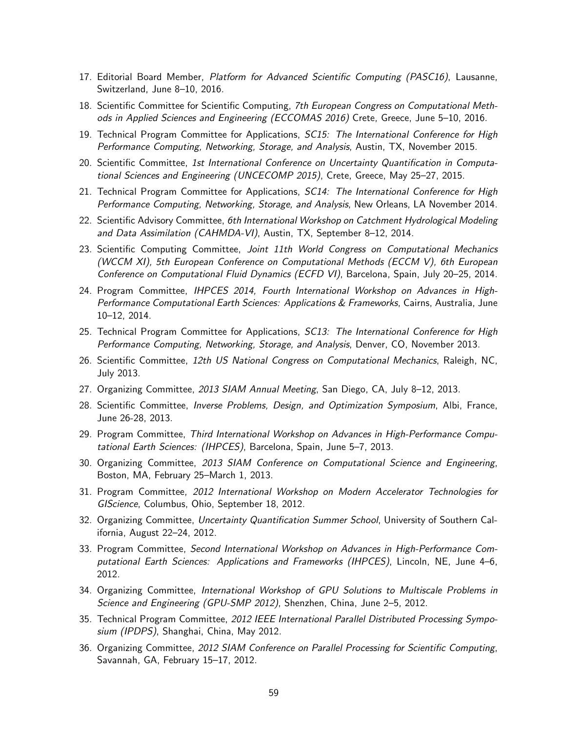17. Editorial Board Member, *Platform for Advanced Scientific Computing (PASC16)*, Lausanne, Switzerland, June 8–10, 2016.
18. Scientific Committee for Scientific Computing, *7th European Congress on Computational Methods in Applied Sciences and Engineering (ECCOMAS 2016)* Crete, Greece, June 5–10, 2016.
19. Technical Program Committee for Applications, *SC15: The International Conference for High Performance Computing, Networking, Storage, and Analysis*, Austin, TX, November 2015.
20. Scientific Committee, *1st International Conference on Uncertainty Quantification in Computational Sciences and Engineering (UNCECOMP 2015)*, Crete, Greece, May 25–27, 2015.
21. Technical Program Committee for Applications, *SC14: The International Conference for High Performance Computing, Networking, Storage, and Analysis*, New Orleans, LA November 2014.
22. Scientific Advisory Committee, *6th International Workshop on Catchment Hydrological Modeling and Data Assimilation (CAHMDA-VI)*, Austin, TX, September 8–12, 2014.
23. Scientific Computing Committee, *Joint 11th World Congress on Computational Mechanics (WCCM XI), 5th European Conference on Computational Methods (ECCM V), 6th European Conference on Computational Fluid Dynamics (ECFD VI)*, Barcelona, Spain, July 20–25, 2014.
24. Program Committee, *IHPCES 2014, Fourth International Workshop on Advances in High-Performance Computational Earth Sciences: Applications & Frameworks*, Cairns, Australia, June 10–12, 2014.
25. Technical Program Committee for Applications, *SC13: The International Conference for High Performance Computing, Networking, Storage, and Analysis*, Denver, CO, November 2013.
26. Scientific Committee, *12th US National Congress on Computational Mechanics*, Raleigh, NC, July 2013.
27. Organizing Committee, *2013 SIAM Annual Meeting*, San Diego, CA, July 8–12, 2013.
28. Scientific Committee, *Inverse Problems, Design, and Optimization Symposium*, Albi, France, June 26-28, 2013.
29. Program Committee, *Third International Workshop on Advances in High-Performance Computational Earth Sciences: (IHPCES)*, Barcelona, Spain, June 5–7, 2013.
30. Organizing Committee, *2013 SIAM Conference on Computational Science and Engineering*, Boston, MA, February 25–March 1, 2013.
31. Program Committee, *2012 International Workshop on Modern Accelerator Technologies for GIScience*, Columbus, Ohio, September 18, 2012.
32. Organizing Committee, *Uncertainty Quantification Summer School*, University of Southern California, August 22–24, 2012.
33. Program Committee, *Second International Workshop on Advances in High-Performance Computational Earth Sciences: Applications and Frameworks (IHPCES)*, Lincoln, NE, June 4–6, 2012.
34. Organizing Committee, *International Workshop of GPU Solutions to Multiscale Problems in Science and Engineering (GPU-SMP 2012)*, Shenzhen, China, June 2–5, 2012.
35. Technical Program Committee, *2012 IEEE International Parallel Distributed Processing Symposium (IPDPS)*, Shanghai, China, May 2012.
36. Organizing Committee, *2012 SIAM Conference on Parallel Processing for Scientific Computing*, Savannah, GA, February 15–17, 2012.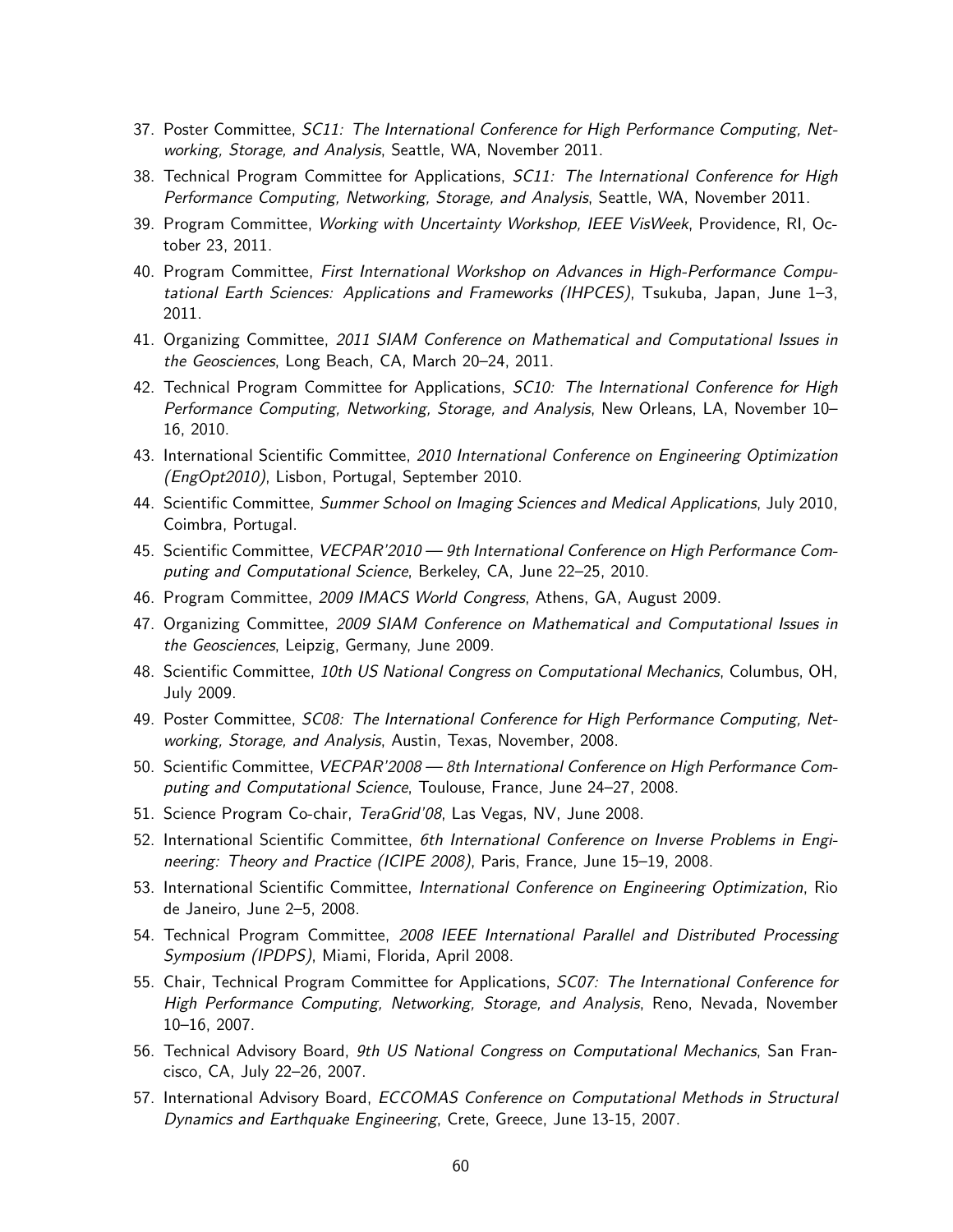37. Poster Committee, *SC11: The International Conference for High Performance Computing, Networking, Storage, and Analysis*, Seattle, WA, November 2011.
38. Technical Program Committee for Applications, *SC11: The International Conference for High Performance Computing, Networking, Storage, and Analysis*, Seattle, WA, November 2011.
39. Program Committee, *Working with Uncertainty Workshop, IEEE VisWeek*, Providence, RI, October 23, 2011.
40. Program Committee, *First International Workshop on Advances in High-Performance Computational Earth Sciences: Applications and Frameworks (IHPCES)*, Tsukuba, Japan, June 1–3, 2011.
41. Organizing Committee, *2011 SIAM Conference on Mathematical and Computational Issues in the Geosciences*, Long Beach, CA, March 20–24, 2011.
42. Technical Program Committee for Applications, *SC10: The International Conference for High Performance Computing, Networking, Storage, and Analysis*, New Orleans, LA, November 10–16, 2010.
43. International Scientific Committee, *2010 International Conference on Engineering Optimization (EngOpt2010)*, Lisbon, Portugal, September 2010.
44. Scientific Committee, *Summer School on Imaging Sciences and Medical Applications*, July 2010, Coimbra, Portugal.
45. Scientific Committee, *VECPAR'2010 — 9th International Conference on High Performance Computing and Computational Science*, Berkeley, CA, June 22–25, 2010.
46. Program Committee, *2009 IMACS World Congress*, Athens, GA, August 2009.
47. Organizing Committee, *2009 SIAM Conference on Mathematical and Computational Issues in the Geosciences*, Leipzig, Germany, June 2009.
48. Scientific Committee, *10th US National Congress on Computational Mechanics*, Columbus, OH, July 2009.
49. Poster Committee, *SC08: The International Conference for High Performance Computing, Networking, Storage, and Analysis*, Austin, Texas, November, 2008.
50. Scientific Committee, *VECPAR'2008 — 8th International Conference on High Performance Computing and Computational Science*, Toulouse, France, June 24–27, 2008.
51. Science Program Co-chair, *TeraGrid'08*, Las Vegas, NV, June 2008.
52. International Scientific Committee, *6th International Conference on Inverse Problems in Engineering: Theory and Practice (ICIPE 2008)*, Paris, France, June 15–19, 2008.
53. International Scientific Committee, *International Conference on Engineering Optimization*, Rio de Janeiro, June 2–5, 2008.
54. Technical Program Committee, *2008 IEEE International Parallel and Distributed Processing Symposium (IPDPS)*, Miami, Florida, April 2008.
55. Chair, Technical Program Committee for Applications, *SC07: The International Conference for High Performance Computing, Networking, Storage, and Analysis*, Reno, Nevada, November 10–16, 2007.
56. Technical Advisory Board, *9th US National Congress on Computational Mechanics*, San Francisco, CA, July 22–26, 2007.
57. International Advisory Board, *ECCOMAS Conference on Computational Methods in Structural Dynamics and Earthquake Engineering*, Crete, Greece, June 13-15, 2007.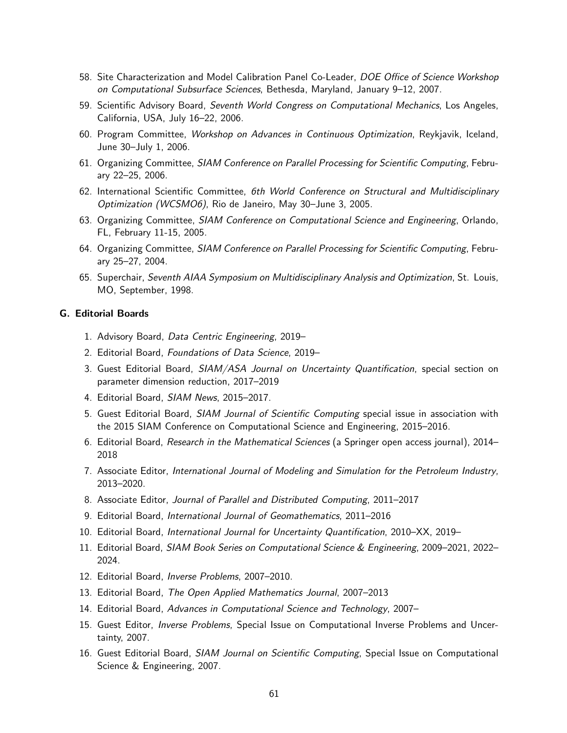58. Site Characterization and Model Calibration Panel Co-Leader, *DOE Office of Science Workshop on Computational Subsurface Sciences*, Bethesda, Maryland, January 9–12, 2007.
59. Scientific Advisory Board, *Seventh World Congress on Computational Mechanics*, Los Angeles, California, USA, July 16–22, 2006.
60. Program Committee, *Workshop on Advances in Continuous Optimization*, Reykjavik, Iceland, June 30–July 1, 2006.
61. Organizing Committee, *SIAM Conference on Parallel Processing for Scientific Computing*, February 22–25, 2006.
62. International Scientific Committee, *6th World Conference on Structural and Multidisciplinary Optimization (WCSMO6)*, Rio de Janeiro, May 30–June 3, 2005.
63. Organizing Committee, *SIAM Conference on Computational Science and Engineering*, Orlando, FL, February 11-15, 2005.
64. Organizing Committee, *SIAM Conference on Parallel Processing for Scientific Computing*, February 25–27, 2004.
65. Superchair, *Seventh AIAA Symposium on Multidisciplinary Analysis and Optimization*, St. Louis, MO, September, 1998.

### G. Editorial Boards

1. Advisory Board, *Data Centric Engineering*, 2019–
2. Editorial Board, *Foundations of Data Science*, 2019–
3. Guest Editorial Board, *SIAM/ASA Journal on Uncertainty Quantification*, special section on parameter dimension reduction, 2017–2019
4. Editorial Board, *SIAM News*, 2015–2017.
5. Guest Editorial Board, *SIAM Journal of Scientific Computing* special issue in association with the 2015 SIAM Conference on Computational Science and Engineering, 2015–2016.
6. Editorial Board, *Research in the Mathematical Sciences* (a Springer open access journal), 2014–2018
7. Associate Editor, *International Journal of Modeling and Simulation for the Petroleum Industry*, 2013–2020.
8. Associate Editor, *Journal of Parallel and Distributed Computing*, 2011–2017
9. Editorial Board, *International Journal of Geomathematics*, 2011–2016
10. Editorial Board, *International Journal for Uncertainty Quantification*, 2010–XX, 2019–
11. Editorial Board, *SIAM Book Series on Computational Science & Engineering*, 2009–2021, 2022–2024.
12. Editorial Board, *Inverse Problems*, 2007–2010.
13. Editorial Board, *The Open Applied Mathematics Journal*, 2007–2013
14. Editorial Board, *Advances in Computational Science and Technology*, 2007–
15. Guest Editor, *Inverse Problems*, Special Issue on Computational Inverse Problems and Uncertainty, 2007.
16. Guest Editorial Board, *SIAM Journal on Scientific Computing*, Special Issue on Computational Science & Engineering, 2007.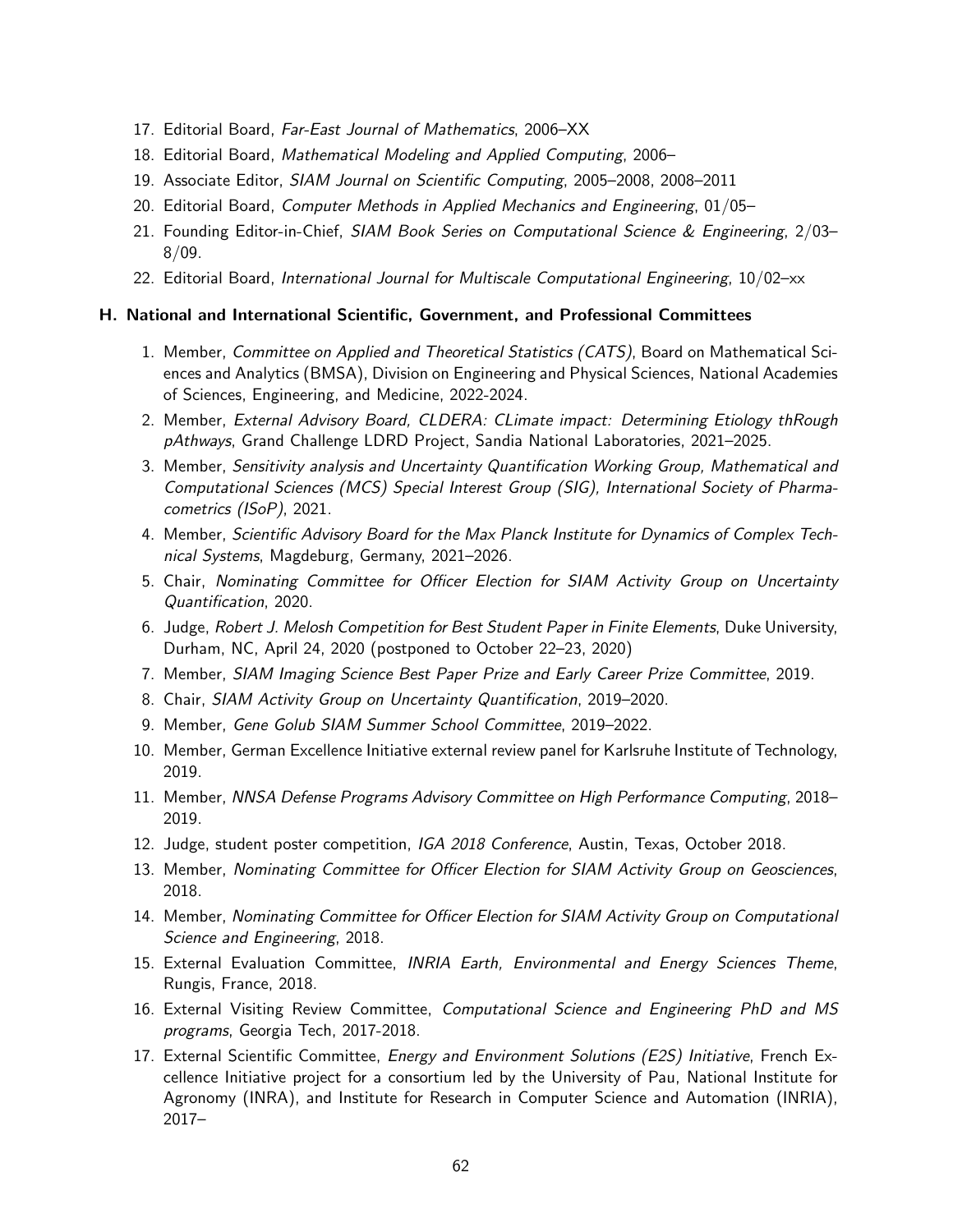17. Editorial Board, *Far-East Journal of Mathematics*, 2006–XX
18. Editorial Board, *Mathematical Modeling and Applied Computing*, 2006–
19. Associate Editor, *SIAM Journal on Scientific Computing*, 2005–2008, 2008–2011
20. Editorial Board, *Computer Methods in Applied Mechanics and Engineering*, 01/05–
21. Founding Editor-in-Chief, *SIAM Book Series on Computational Science & Engineering*, 2/03–8/09.
22. Editorial Board, *International Journal for Multiscale Computational Engineering*, 10/02–xx

### H. National and International Scientific, Government, and Professional Committees

1. Member, *Committee on Applied and Theoretical Statistics (CATS)*, Board on Mathematical Sciences and Analytics (BMSA), Division on Engineering and Physical Sciences, National Academies of Sciences, Engineering, and Medicine, 2022-2024.
2. Member, *External Advisory Board, CLDERA: CLimate impact: Determining Etiology thRough pAthways*, Grand Challenge LDRD Project, Sandia National Laboratories, 2021–2025.
3. Member, *Sensitivity analysis and Uncertainty Quantification Working Group, Mathematical and Computational Sciences (MCS) Special Interest Group (SIG), International Society of Pharmacometrics (ISoP)*, 2021.
4. Member, *Scientific Advisory Board for the Max Planck Institute for Dynamics of Complex Technical Systems*, Magdeburg, Germany, 2021–2026.
5. Chair, *Nominating Committee for Officer Election for SIAM Activity Group on Uncertainty Quantification*, 2020.
6. Judge, *Robert J. Melosh Competition for Best Student Paper in Finite Elements*, Duke University, Durham, NC, April 24, 2020 (postponed to October 22–23, 2020)
7. Member, *SIAM Imaging Science Best Paper Prize and Early Career Prize Committee*, 2019.
8. Chair, *SIAM Activity Group on Uncertainty Quantification*, 2019–2020.
9. Member, *Gene Golub SIAM Summer School Committee*, 2019–2022.
10. Member, German Excellence Initiative external review panel for Karlsruhe Institute of Technology, 2019.
11. Member, *NNSA Defense Programs Advisory Committee on High Performance Computing*, 2018–2019.
12. Judge, student poster competition, *IGA 2018 Conference*, Austin, Texas, October 2018.
13. Member, *Nominating Committee for Officer Election for SIAM Activity Group on Geosciences*, 2018.
14. Member, *Nominating Committee for Officer Election for SIAM Activity Group on Computational Science and Engineering*, 2018.
15. External Evaluation Committee, *INRIA Earth, Environmental and Energy Sciences Theme*, Rungis, France, 2018.
16. External Visiting Review Committee, *Computational Science and Engineering PhD and MS programs*, Georgia Tech, 2017-2018.
17. External Scientific Committee, *Energy and Environment Solutions (E2S) Initiative*, French Excellence Initiative project for a consortium led by the University of Pau, National Institute for Agronomy (INRA), and Institute for Research in Computer Science and Automation (INRIA), 2017–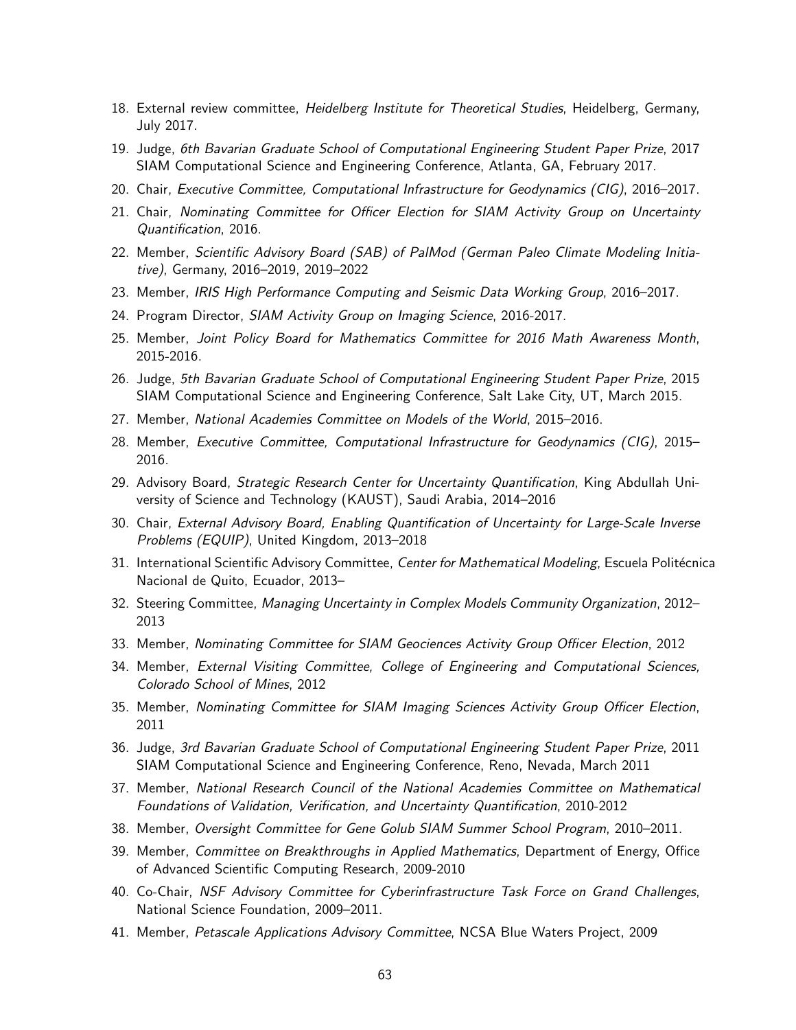18. External review committee, *Heidelberg Institute for Theoretical Studies*, Heidelberg, Germany, July 2017.
19. Judge, *6th Bavarian Graduate School of Computational Engineering Student Paper Prize*, 2017 SIAM Computational Science and Engineering Conference, Atlanta, GA, February 2017.
20. Chair, *Executive Committee, Computational Infrastructure for Geodynamics (CIG)*, 2016–2017.
21. Chair, *Nominating Committee for Officer Election for SIAM Activity Group on Uncertainty Quantification*, 2016.
22. Member, *Scientific Advisory Board (SAB) of PalMod (German Paleo Climate Modeling Initiative)*, Germany, 2016–2019, 2019–2022
23. Member, *IRIS High Performance Computing and Seismic Data Working Group*, 2016–2017.
24. Program Director, *SIAM Activity Group on Imaging Science*, 2016-2017.
25. Member, *Joint Policy Board for Mathematics Committee for 2016 Math Awareness Month*, 2015-2016.
26. Judge, *5th Bavarian Graduate School of Computational Engineering Student Paper Prize*, 2015 SIAM Computational Science and Engineering Conference, Salt Lake City, UT, March 2015.
27. Member, *National Academies Committee on Models of the World*, 2015–2016.
28. Member, *Executive Committee, Computational Infrastructure for Geodynamics (CIG)*, 2015–2016.
29. Advisory Board, *Strategic Research Center for Uncertainty Quantification*, King Abdullah University of Science and Technology (KAUST), Saudi Arabia, 2014–2016
30. Chair, *External Advisory Board, Enabling Quantification of Uncertainty for Large-Scale Inverse Problems (EQUIP)*, United Kingdom, 2013–2018
31. International Scientific Advisory Committee, *Center for Mathematical Modeling*, Escuela Politécnica Nacional de Quito, Ecuador, 2013–
32. Steering Committee, *Managing Uncertainty in Complex Models Community Organization*, 2012–2013
33. Member, *Nominating Committee for SIAM Geociences Activity Group Officer Election*, 2012
34. Member, *External Visiting Committee, College of Engineering and Computational Sciences, Colorado School of Mines*, 2012
35. Member, *Nominating Committee for SIAM Imaging Sciences Activity Group Officer Election*, 2011
36. Judge, *3rd Bavarian Graduate School of Computational Engineering Student Paper Prize*, 2011 SIAM Computational Science and Engineering Conference, Reno, Nevada, March 2011
37. Member, *National Research Council of the National Academies Committee on Mathematical Foundations of Validation, Verification, and Uncertainty Quantification*, 2010-2012
38. Member, *Oversight Committee for Gene Golub SIAM Summer School Program*, 2010–2011.
39. Member, *Committee on Breakthroughs in Applied Mathematics*, Department of Energy, Office of Advanced Scientific Computing Research, 2009-2010
40. Co-Chair, *NSF Advisory Committee for Cyberinfrastructure Task Force on Grand Challenges*, National Science Foundation, 2009–2011.
41. Member, *Petascale Applications Advisory Committee*, NCSA Blue Waters Project, 2009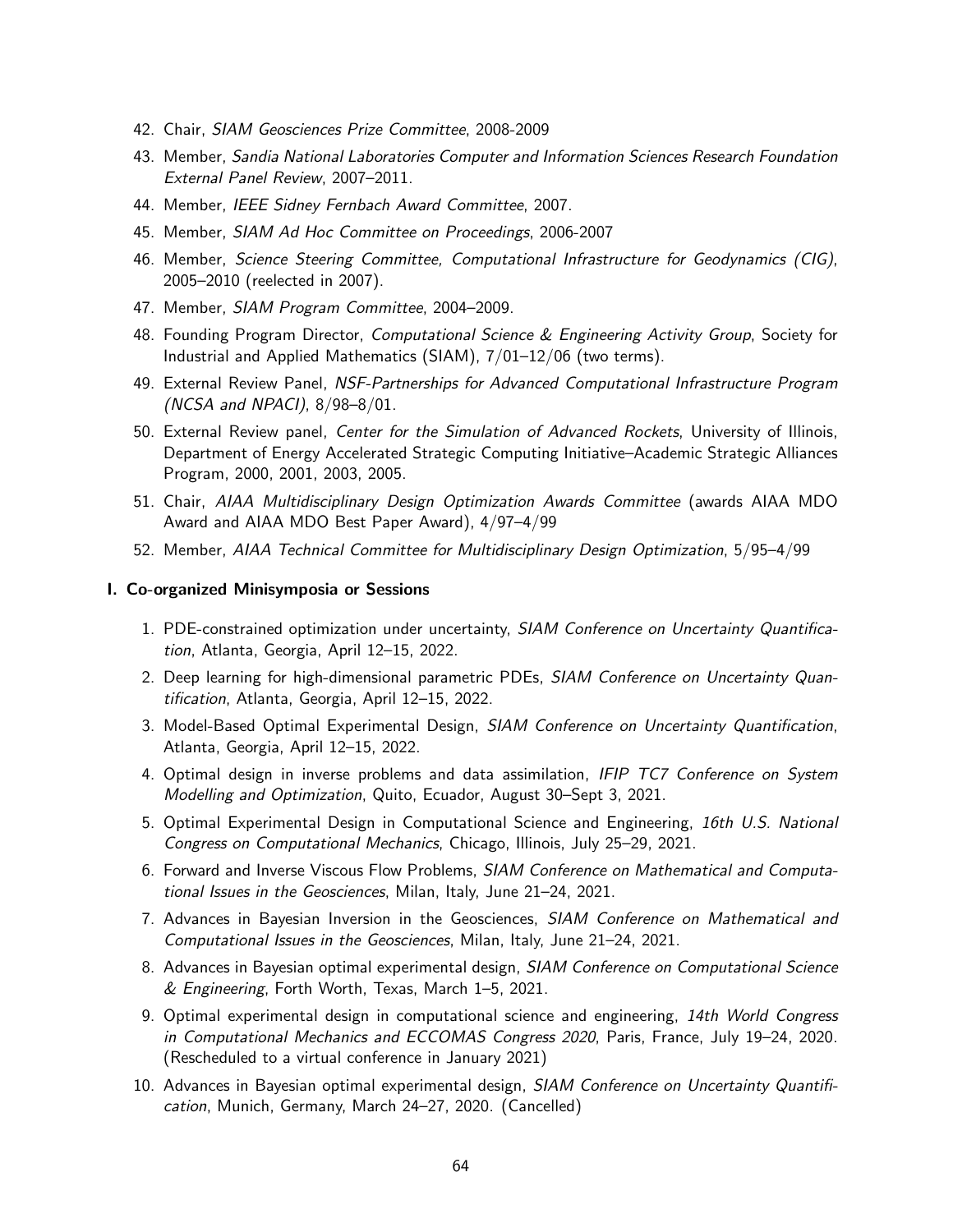42. Chair, *SIAM Geosciences Prize Committee*, 2008-2009
43. Member, *Sandia National Laboratories Computer and Information Sciences Research Foundation External Panel Review*, 2007–2011.
44. Member, *IEEE Sidney Fernbach Award Committee*, 2007.
45. Member, *SIAM Ad Hoc Committee on Proceedings*, 2006-2007
46. Member, *Science Steering Committee, Computational Infrastructure for Geodynamics (CIG)*, 2005–2010 (reelected in 2007).
47. Member, *SIAM Program Committee*, 2004–2009.
48. Founding Program Director, *Computational Science & Engineering Activity Group*, Society for Industrial and Applied Mathematics (SIAM), 7/01–12/06 (two terms).
49. External Review Panel, *NSF-Partnerships for Advanced Computational Infrastructure Program (NCSA and NPACI)*, 8/98–8/01.
50. External Review panel, *Center for the Simulation of Advanced Rockets*, University of Illinois, Department of Energy Accelerated Strategic Computing Initiative–Academic Strategic Alliances Program, 2000, 2001, 2003, 2005.
51. Chair, *AIAA Multidisciplinary Design Optimization Awards Committee* (awards AIAA MDO Award and AIAA MDO Best Paper Award), 4/97–4/99
52. Member, *AIAA Technical Committee for Multidisciplinary Design Optimization*, 5/95–4/99

### I. Co-organized Minisymposia or Sessions

1. PDE-constrained optimization under uncertainty, *SIAM Conference on Uncertainty Quantification*, Atlanta, Georgia, April 12–15, 2022.
2. Deep learning for high-dimensional parametric PDEs, *SIAM Conference on Uncertainty Quantification*, Atlanta, Georgia, April 12–15, 2022.
3. Model-Based Optimal Experimental Design, *SIAM Conference on Uncertainty Quantification*, Atlanta, Georgia, April 12–15, 2022.
4. Optimal design in inverse problems and data assimilation, *IFIP TC7 Conference on System Modelling and Optimization*, Quito, Ecuador, August 30–Sept 3, 2021.
5. Optimal Experimental Design in Computational Science and Engineering, *16th U.S. National Congress on Computational Mechanics*, Chicago, Illinois, July 25–29, 2021.
6. Forward and Inverse Viscous Flow Problems, *SIAM Conference on Mathematical and Computational Issues in the Geosciences*, Milan, Italy, June 21–24, 2021.
7. Advances in Bayesian Inversion in the Geosciences, *SIAM Conference on Mathematical and Computational Issues in the Geosciences*, Milan, Italy, June 21–24, 2021.
8. Advances in Bayesian optimal experimental design, *SIAM Conference on Computational Science & Engineering*, Forth Worth, Texas, March 1–5, 2021.
9. Optimal experimental design in computational science and engineering, *14th World Congress in Computational Mechanics and ECCOMAS Congress 2020*, Paris, France, July 19–24, 2020. (Rescheduled to a virtual conference in January 2021)
10. Advances in Bayesian optimal experimental design, *SIAM Conference on Uncertainty Quantification*, Munich, Germany, March 24–27, 2020. (Cancelled)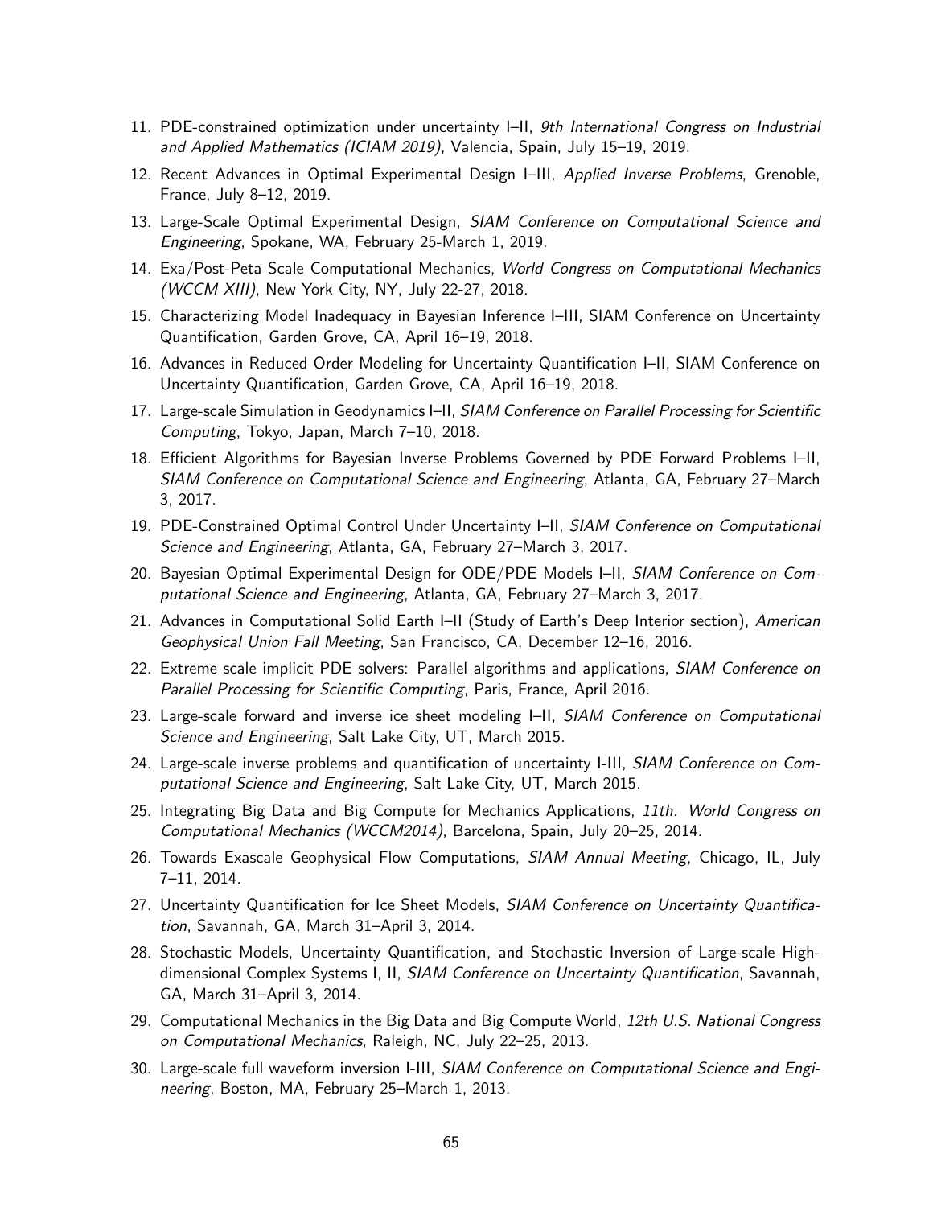11. PDE-constrained optimization under uncertainty I–II, *9th International Congress on Industrial and Applied Mathematics (ICIAM 2019)*, Valencia, Spain, July 15–19, 2019.
12. Recent Advances in Optimal Experimental Design I–III, *Applied Inverse Problems*, Grenoble, France, July 8–12, 2019.
13. Large-Scale Optimal Experimental Design, *SIAM Conference on Computational Science and Engineering*, Spokane, WA, February 25-March 1, 2019.
14. Exa/Post-Peta Scale Computational Mechanics, *World Congress on Computational Mechanics (WCCM XIII)*, New York City, NY, July 22-27, 2018.
15. Characterizing Model Inadequacy in Bayesian Inference I–III, SIAM Conference on Uncertainty Quantification, Garden Grove, CA, April 16–19, 2018.
16. Advances in Reduced Order Modeling for Uncertainty Quantification I–II, SIAM Conference on Uncertainty Quantification, Garden Grove, CA, April 16–19, 2018.
17. Large-scale Simulation in Geodynamics I–II, *SIAM Conference on Parallel Processing for Scientific Computing*, Tokyo, Japan, March 7–10, 2018.
18. Efficient Algorithms for Bayesian Inverse Problems Governed by PDE Forward Problems I–II, *SIAM Conference on Computational Science and Engineering*, Atlanta, GA, February 27–March 3, 2017.
19. PDE-Constrained Optimal Control Under Uncertainty I–II, *SIAM Conference on Computational Science and Engineering*, Atlanta, GA, February 27–March 3, 2017.
20. Bayesian Optimal Experimental Design for ODE/PDE Models I–II, *SIAM Conference on Computational Science and Engineering*, Atlanta, GA, February 27–March 3, 2017.
21. Advances in Computational Solid Earth I–II (Study of Earth's Deep Interior section), *American Geophysical Union Fall Meeting*, San Francisco, CA, December 12–16, 2016.
22. Extreme scale implicit PDE solvers: Parallel algorithms and applications, *SIAM Conference on Parallel Processing for Scientific Computing*, Paris, France, April 2016.
23. Large-scale forward and inverse ice sheet modeling I–II, *SIAM Conference on Computational Science and Engineering*, Salt Lake City, UT, March 2015.
24. Large-scale inverse problems and quantification of uncertainty I-III, *SIAM Conference on Computational Science and Engineering*, Salt Lake City, UT, March 2015.
25. Integrating Big Data and Big Compute for Mechanics Applications, *11th. World Congress on Computational Mechanics (WCCM2014)*, Barcelona, Spain, July 20–25, 2014.
26. Towards Exascale Geophysical Flow Computations, *SIAM Annual Meeting*, Chicago, IL, July 7–11, 2014.
27. Uncertainty Quantification for Ice Sheet Models, *SIAM Conference on Uncertainty Quantification*, Savannah, GA, March 31–April 3, 2014.
28. Stochastic Models, Uncertainty Quantification, and Stochastic Inversion of Large-scale High-dimensional Complex Systems I, II, *SIAM Conference on Uncertainty Quantification*, Savannah, GA, March 31–April 3, 2014.
29. Computational Mechanics in the Big Data and Big Compute World, *12th U.S. National Congress on Computational Mechanics*, Raleigh, NC, July 22–25, 2013.
30. Large-scale full waveform inversion I-III, *SIAM Conference on Computational Science and Engineering*, Boston, MA, February 25–March 1, 2013.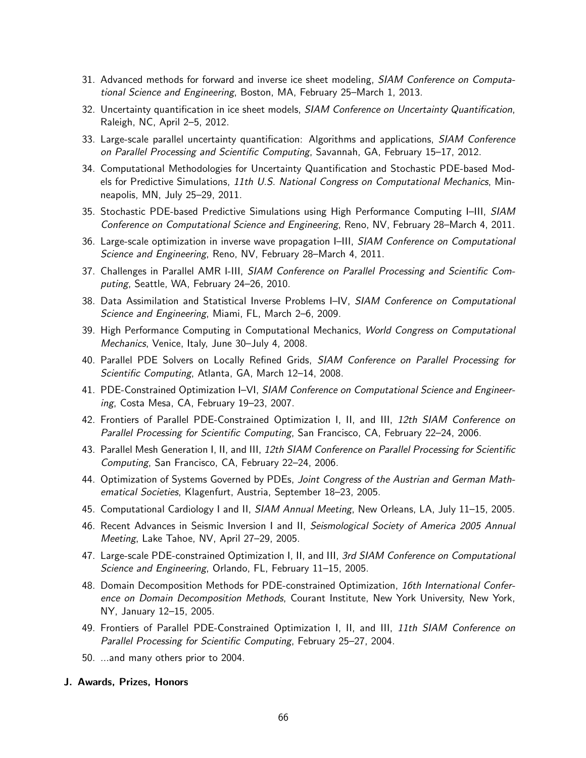31. Advanced methods for forward and inverse ice sheet modeling, *SIAM Conference on Computational Science and Engineering*, Boston, MA, February 25–March 1, 2013.
32. Uncertainty quantification in ice sheet models, *SIAM Conference on Uncertainty Quantification*, Raleigh, NC, April 2–5, 2012.
33. Large-scale parallel uncertainty quantification: Algorithms and applications, *SIAM Conference on Parallel Processing and Scientific Computing*, Savannah, GA, February 15–17, 2012.
34. Computational Methodologies for Uncertainty Quantification and Stochastic PDE-based Models for Predictive Simulations, *11th U.S. National Congress on Computational Mechanics*, Minneapolis, MN, July 25–29, 2011.
35. Stochastic PDE-based Predictive Simulations using High Performance Computing I–III, *SIAM Conference on Computational Science and Engineering*, Reno, NV, February 28–March 4, 2011.
36. Large-scale optimization in inverse wave propagation I–III, *SIAM Conference on Computational Science and Engineering*, Reno, NV, February 28–March 4, 2011.
37. Challenges in Parallel AMR I-III, *SIAM Conference on Parallel Processing and Scientific Computing*, Seattle, WA, February 24–26, 2010.
38. Data Assimilation and Statistical Inverse Problems I–IV, *SIAM Conference on Computational Science and Engineering*, Miami, FL, March 2–6, 2009.
39. High Performance Computing in Computational Mechanics, *World Congress on Computational Mechanics*, Venice, Italy, June 30–July 4, 2008.
40. Parallel PDE Solvers on Locally Refined Grids, *SIAM Conference on Parallel Processing for Scientific Computing*, Atlanta, GA, March 12–14, 2008.
41. PDE-Constrained Optimization I–VI, *SIAM Conference on Computational Science and Engineering*, Costa Mesa, CA, February 19–23, 2007.
42. Frontiers of Parallel PDE-Constrained Optimization I, II, and III, *12th SIAM Conference on Parallel Processing for Scientific Computing*, San Francisco, CA, February 22–24, 2006.
43. Parallel Mesh Generation I, II, and III, *12th SIAM Conference on Parallel Processing for Scientific Computing*, San Francisco, CA, February 22–24, 2006.
44. Optimization of Systems Governed by PDEs, *Joint Congress of the Austrian and German Mathematical Societies*, Klagenfurt, Austria, September 18–23, 2005.
45. Computational Cardiology I and II, *SIAM Annual Meeting*, New Orleans, LA, July 11–15, 2005.
46. Recent Advances in Seismic Inversion I and II, *Seismological Society of America 2005 Annual Meeting*, Lake Tahoe, NV, April 27–29, 2005.
47. Large-scale PDE-constrained Optimization I, II, and III, *3rd SIAM Conference on Computational Science and Engineering*, Orlando, FL, February 11–15, 2005.
48. Domain Decomposition Methods for PDE-constrained Optimization, *16th International Conference on Domain Decomposition Methods*, Courant Institute, New York University, New York, NY, January 12–15, 2005.
49. Frontiers of Parallel PDE-Constrained Optimization I, II, and III, *11th SIAM Conference on Parallel Processing for Scientific Computing*, February 25–27, 2004.
50. ...and many others prior to 2004.

**J. Awards, Prizes, Honors**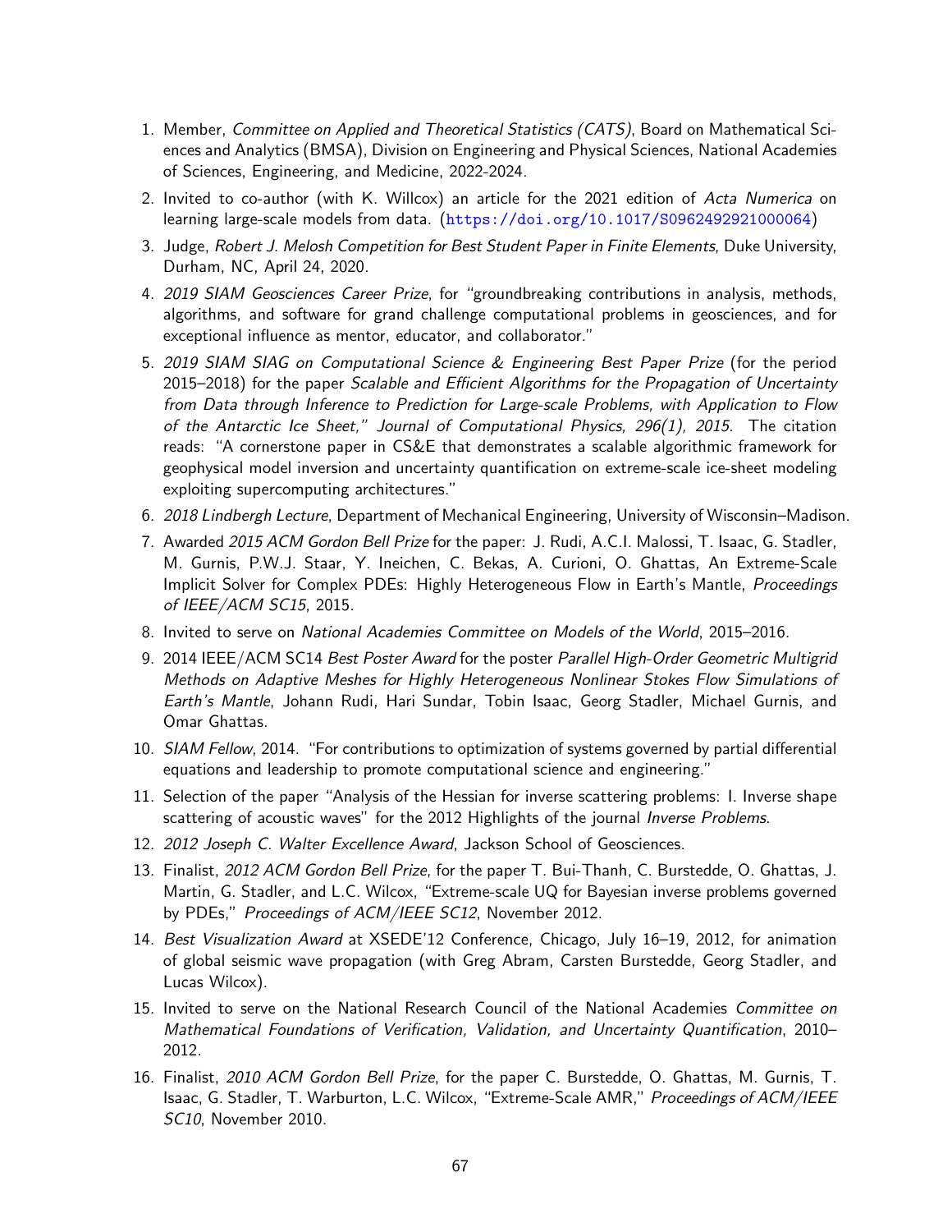1. Member, *Committee on Applied and Theoretical Statistics (CATS)*, Board on Mathematical Sciences and Analytics (BMSA), Division on Engineering and Physical Sciences, National Academies of Sciences, Engineering, and Medicine, 2022-2024.
2. Invited to co-author (with K. Willcox) an article for the 2021 edition of *Acta Numerica* on learning large-scale models from data. (https://doi.org/10.1017/S0962492921000064)
3. Judge, *Robert J. Melosh Competition for Best Student Paper in Finite Elements*, Duke University, Durham, NC, April 24, 2020.
4. *2019 SIAM Geosciences Career Prize*, for "groundbreaking contributions in analysis, methods, algorithms, and software for grand challenge computational problems in geosciences, and for exceptional influence as mentor, educator, and collaborator."
5. *2019 SIAM SIAG on Computational Science & Engineering Best Paper Prize* (for the period 2015–2018) for the paper *Scalable and Efficient Algorithms for the Propagation of Uncertainty from Data through Inference to Prediction for Large-scale Problems, with Application to Flow of the Antarctic Ice Sheet," Journal of Computational Physics, 296(1), 2015.* The citation reads: "A cornerstone paper in CS&E that demonstrates a scalable algorithmic framework for geophysical model inversion and uncertainty quantification on extreme-scale ice-sheet modeling exploiting supercomputing architectures."
6. *2018 Lindbergh Lecture*, Department of Mechanical Engineering, University of Wisconsin–Madison.
7. Awarded *2015 ACM Gordon Bell Prize* for the paper: J. Rudi, A.C.I. Malossi, T. Isaac, G. Stadler, M. Gurnis, P.W.J. Staar, Y. Ineichen, C. Bekas, A. Curioni, O. Ghattas, An Extreme-Scale Implicit Solver for Complex PDEs: Highly Heterogeneous Flow in Earth's Mantle, *Proceedings of IEEE/ACM SC15*, 2015.
8. Invited to serve on *National Academies Committee on Models of the World*, 2015–2016.
9. 2014 IEEE/ACM SC14 *Best Poster Award* for the poster *Parallel High-Order Geometric Multigrid Methods on Adaptive Meshes for Highly Heterogeneous Nonlinear Stokes Flow Simulations of Earth's Mantle*, Johann Rudi, Hari Sundar, Tobin Isaac, Georg Stadler, Michael Gurnis, and Omar Ghattas.
10. *SIAM Fellow*, 2014. "For contributions to optimization of systems governed by partial differential equations and leadership to promote computational science and engineering."
11. Selection of the paper "Analysis of the Hessian for inverse scattering problems: I. Inverse shape scattering of acoustic waves" for the 2012 Highlights of the journal *Inverse Problems*.
12. *2012 Joseph C. Walter Excellence Award*, Jackson School of Geosciences.
13. Finalist, *2012 ACM Gordon Bell Prize*, for the paper T. Bui-Thanh, C. Burstedde, O. Ghattas, J. Martin, G. Stadler, and L.C. Wilcox, "Extreme-scale UQ for Bayesian inverse problems governed by PDEs," *Proceedings of ACM/IEEE SC12*, November 2012.
14. *Best Visualization Award* at XSEDE'12 Conference, Chicago, July 16–19, 2012, for animation of global seismic wave propagation (with Greg Abram, Carsten Burstedde, Georg Stadler, and Lucas Wilcox).
15. Invited to serve on the National Research Council of the National Academies *Committee on Mathematical Foundations of Verification, Validation, and Uncertainty Quantification*, 2010–2012.
16. Finalist, *2010 ACM Gordon Bell Prize*, for the paper C. Burstedde, O. Ghattas, M. Gurnis, T. Isaac, G. Stadler, T. Warburton, L.C. Wilcox, "Extreme-Scale AMR," *Proceedings of ACM/IEEE SC10*, November 2010.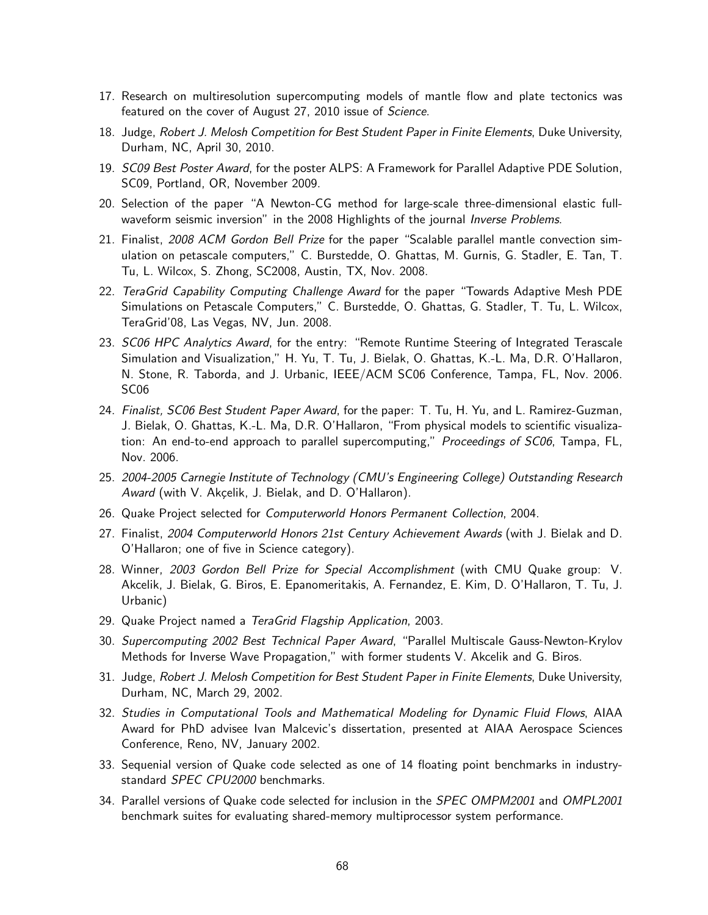17. Research on multiresolution supercomputing models of mantle flow and plate tectonics was featured on the cover of August 27, 2010 issue of *Science*.
18. Judge, *Robert J. Melosh Competition for Best Student Paper in Finite Elements*, Duke University, Durham, NC, April 30, 2010.
19. *SC09 Best Poster Award*, for the poster ALPS: A Framework for Parallel Adaptive PDE Solution, SC09, Portland, OR, November 2009.
20. Selection of the paper "A Newton-CG method for large-scale three-dimensional elastic full-waveform seismic inversion" in the 2008 Highlights of the journal *Inverse Problems*.
21. Finalist, *2008 ACM Gordon Bell Prize* for the paper "Scalable parallel mantle convection simulation on petascale computers," C. Burstedde, O. Ghattas, M. Gurnis, G. Stadler, E. Tan, T. Tu, L. Wilcox, S. Zhong, SC2008, Austin, TX, Nov. 2008.
22. *TeraGrid Capability Computing Challenge Award* for the paper "Towards Adaptive Mesh PDE Simulations on Petascale Computers," C. Burstedde, O. Ghattas, G. Stadler, T. Tu, L. Wilcox, TeraGrid'08, Las Vegas, NV, Jun. 2008.
23. *SC06 HPC Analytics Award*, for the entry: "Remote Runtime Steering of Integrated Terascale Simulation and Visualization," H. Yu, T. Tu, J. Bielak, O. Ghattas, K.-L. Ma, D.R. O'Hallaron, N. Stone, R. Taborda, and J. Urbanic, IEEE/ACM SC06 Conference, Tampa, FL, Nov. 2006. SC06
24. *Finalist, SC06 Best Student Paper Award*, for the paper: T. Tu, H. Yu, and L. Ramirez-Guzman, J. Bielak, O. Ghattas, K.-L. Ma, D.R. O'Hallaron, "From physical models to scientific visualization: An end-to-end approach to parallel supercomputing," *Proceedings of SC06*, Tampa, FL, Nov. 2006.
25. *2004-2005 Carnegie Institute of Technology (CMU's Engineering College) Outstanding Research Award* (with V. Akçelik, J. Bielak, and D. O'Hallaron).
26. Quake Project selected for *Computerworld Honors Permanent Collection*, 2004.
27. Finalist, *2004 Computerworld Honors 21st Century Achievement Awards* (with J. Bielak and D. O'Hallaron; one of five in Science category).
28. Winner, *2003 Gordon Bell Prize for Special Accomplishment* (with CMU Quake group: V. Akcelik, J. Bielak, G. Biros, E. Epanomeritakis, A. Fernandez, E. Kim, D. O'Hallaron, T. Tu, J. Urbanic)
29. Quake Project named a *TeraGrid Flagship Application*, 2003.
30. *Supercomputing 2002 Best Technical Paper Award*, "Parallel Multiscale Gauss-Newton-Krylov Methods for Inverse Wave Propagation," with former students V. Akcelik and G. Biros.
31. Judge, *Robert J. Melosh Competition for Best Student Paper in Finite Elements*, Duke University, Durham, NC, March 29, 2002.
32. *Studies in Computational Tools and Mathematical Modeling for Dynamic Fluid Flows*, AIAA Award for PhD advisee Ivan Malcevic's dissertation, presented at AIAA Aerospace Sciences Conference, Reno, NV, January 2002.
33. Sequenial version of Quake code selected as one of 14 floating point benchmarks in industry-standard *SPEC CPU2000* benchmarks.
34. Parallel versions of Quake code selected for inclusion in the *SPEC OMPM2001* and *OMPL2001* benchmark suites for evaluating shared-memory multiprocessor system performance.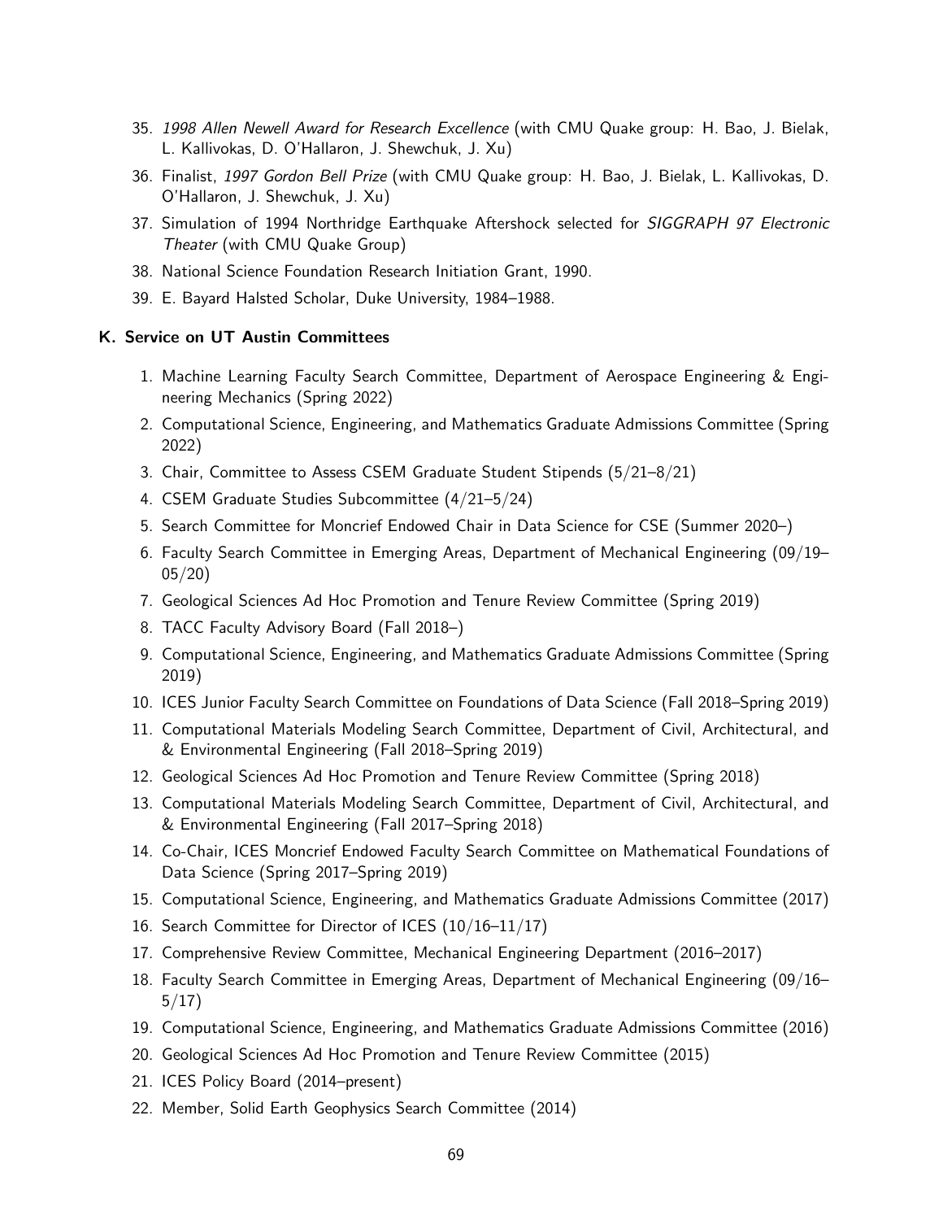35. *1998 Allen Newell Award for Research Excellence* (with CMU Quake group: H. Bao, J. Bielak, L. Kallivokas, D. O'Hallaron, J. Shewchuk, J. Xu)
36. Finalist, *1997 Gordon Bell Prize* (with CMU Quake group: H. Bao, J. Bielak, L. Kallivokas, D. O'Hallaron, J. Shewchuk, J. Xu)
37. Simulation of 1994 Northridge Earthquake Aftershock selected for *SIGGRAPH 97 Electronic Theater* (with CMU Quake Group)
38. National Science Foundation Research Initiation Grant, 1990.
39. E. Bayard Halsted Scholar, Duke University, 1984–1988.

### K. Service on UT Austin Committees

1. Machine Learning Faculty Search Committee, Department of Aerospace Engineering & Engineering Mechanics (Spring 2022)
2. Computational Science, Engineering, and Mathematics Graduate Admissions Committee (Spring 2022)
3. Chair, Committee to Assess CSEM Graduate Student Stipends (5/21–8/21)
4. CSEM Graduate Studies Subcommittee (4/21–5/24)
5. Search Committee for Moncrief Endowed Chair in Data Science for CSE (Summer 2020–)
6. Faculty Search Committee in Emerging Areas, Department of Mechanical Engineering (09/19–05/20)
7. Geological Sciences Ad Hoc Promotion and Tenure Review Committee (Spring 2019)
8. TACC Faculty Advisory Board (Fall 2018–)
9. Computational Science, Engineering, and Mathematics Graduate Admissions Committee (Spring 2019)
10. ICES Junior Faculty Search Committee on Foundations of Data Science (Fall 2018–Spring 2019)
11. Computational Materials Modeling Search Committee, Department of Civil, Architectural, and & Environmental Engineering (Fall 2018–Spring 2019)
12. Geological Sciences Ad Hoc Promotion and Tenure Review Committee (Spring 2018)
13. Computational Materials Modeling Search Committee, Department of Civil, Architectural, and & Environmental Engineering (Fall 2017–Spring 2018)
14. Co-Chair, ICES Moncrief Endowed Faculty Search Committee on Mathematical Foundations of Data Science (Spring 2017–Spring 2019)
15. Computational Science, Engineering, and Mathematics Graduate Admissions Committee (2017)
16. Search Committee for Director of ICES (10/16–11/17)
17. Comprehensive Review Committee, Mechanical Engineering Department (2016–2017)
18. Faculty Search Committee in Emerging Areas, Department of Mechanical Engineering (09/16–5/17)
19. Computational Science, Engineering, and Mathematics Graduate Admissions Committee (2016)
20. Geological Sciences Ad Hoc Promotion and Tenure Review Committee (2015)
21. ICES Policy Board (2014–present)
22. Member, Solid Earth Geophysics Search Committee (2014)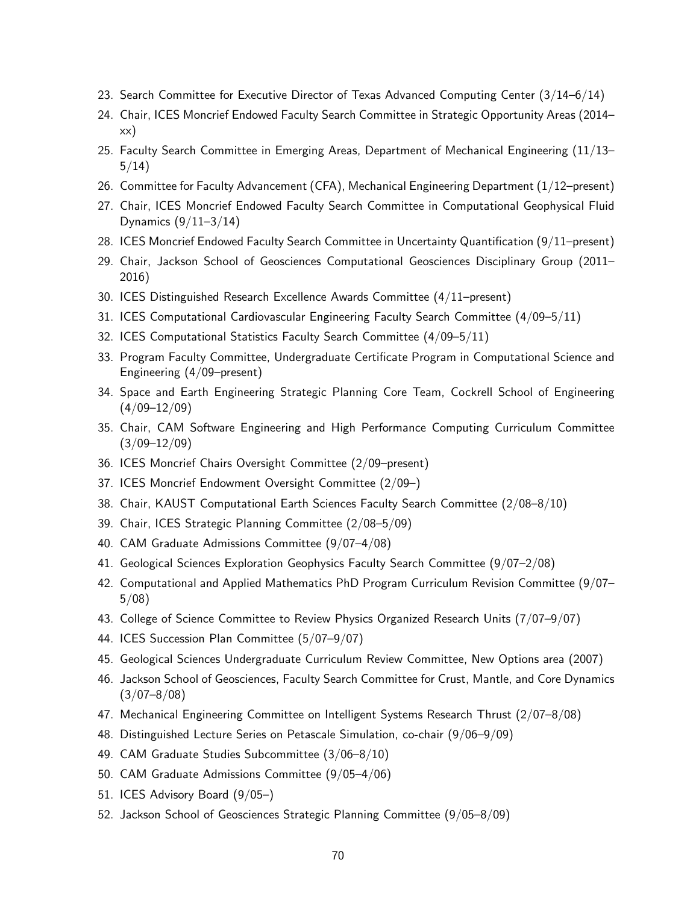23. Search Committee for Executive Director of Texas Advanced Computing Center (3/14–6/14)
24. Chair, ICES Moncrief Endowed Faculty Search Committee in Strategic Opportunity Areas (2014–xx)
25. Faculty Search Committee in Emerging Areas, Department of Mechanical Engineering (11/13–5/14)
26. Committee for Faculty Advancement (CFA), Mechanical Engineering Department (1/12–present)
27. Chair, ICES Moncrief Endowed Faculty Search Committee in Computational Geophysical Fluid Dynamics (9/11–3/14)
28. ICES Moncrief Endowed Faculty Search Committee in Uncertainty Quantification (9/11–present)
29. Chair, Jackson School of Geosciences Computational Geosciences Disciplinary Group (2011–2016)
30. ICES Distinguished Research Excellence Awards Committee (4/11–present)
31. ICES Computational Cardiovascular Engineering Faculty Search Committee (4/09–5/11)
32. ICES Computational Statistics Faculty Search Committee (4/09–5/11)
33. Program Faculty Committee, Undergraduate Certificate Program in Computational Science and Engineering (4/09–present)
34. Space and Earth Engineering Strategic Planning Core Team, Cockrell School of Engineering (4/09–12/09)
35. Chair, CAM Software Engineering and High Performance Computing Curriculum Committee (3/09–12/09)
36. ICES Moncrief Chairs Oversight Committee (2/09–present)
37. ICES Moncrief Endowment Oversight Committee (2/09–)
38. Chair, KAUST Computational Earth Sciences Faculty Search Committee (2/08–8/10)
39. Chair, ICES Strategic Planning Committee (2/08–5/09)
40. CAM Graduate Admissions Committee (9/07–4/08)
41. Geological Sciences Exploration Geophysics Faculty Search Committee (9/07–2/08)
42. Computational and Applied Mathematics PhD Program Curriculum Revision Committee (9/07–5/08)
43. College of Science Committee to Review Physics Organized Research Units (7/07–9/07)
44. ICES Succession Plan Committee (5/07–9/07)
45. Geological Sciences Undergraduate Curriculum Review Committee, New Options area (2007)
46. Jackson School of Geosciences, Faculty Search Committee for Crust, Mantle, and Core Dynamics (3/07–8/08)
47. Mechanical Engineering Committee on Intelligent Systems Research Thrust (2/07–8/08)
48. Distinguished Lecture Series on Petascale Simulation, co-chair (9/06–9/09)
49. CAM Graduate Studies Subcommittee (3/06–8/10)
50. CAM Graduate Admissions Committee (9/05–4/06)
51. ICES Advisory Board (9/05–)
52. Jackson School of Geosciences Strategic Planning Committee (9/05–8/09)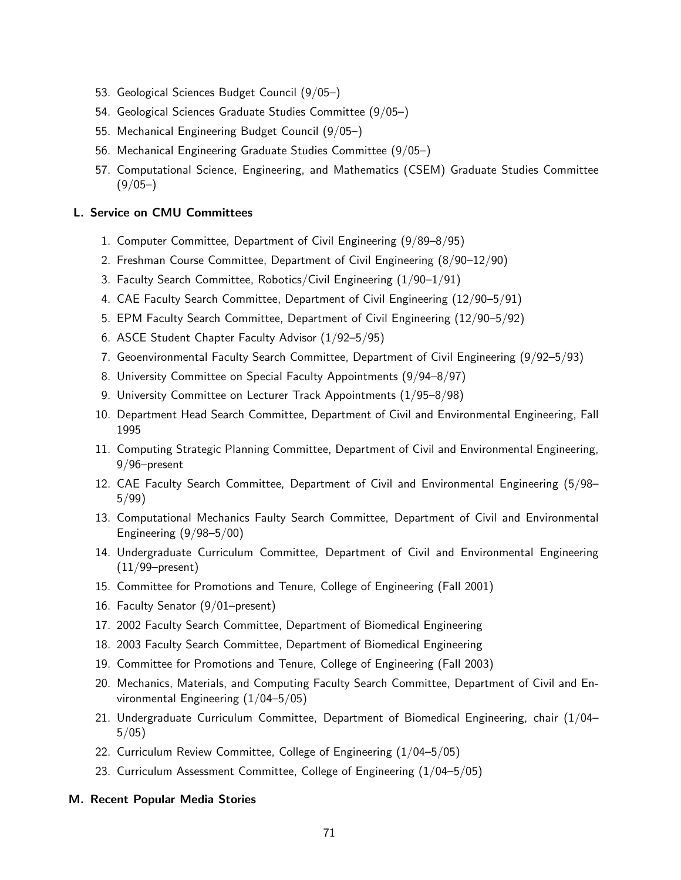53. Geological Sciences Budget Council (9/05–)
54. Geological Sciences Graduate Studies Committee (9/05–)
55. Mechanical Engineering Budget Council (9/05–)
56. Mechanical Engineering Graduate Studies Committee (9/05–)
57. Computational Science, Engineering, and Mathematics (CSEM) Graduate Studies Committee (9/05–)

### L. Service on CMU Committees

1. Computer Committee, Department of Civil Engineering (9/89–8/95)
2. Freshman Course Committee, Department of Civil Engineering (8/90–12/90)
3. Faculty Search Committee, Robotics/Civil Engineering (1/90–1/91)
4. CAE Faculty Search Committee, Department of Civil Engineering (12/90–5/91)
5. EPM Faculty Search Committee, Department of Civil Engineering (12/90–5/92)
6. ASCE Student Chapter Faculty Advisor (1/92–5/95)
7. Geoenvironmental Faculty Search Committee, Department of Civil Engineering (9/92–5/93)
8. University Committee on Special Faculty Appointments (9/94–8/97)
9. University Committee on Lecturer Track Appointments (1/95–8/98)
10. Department Head Search Committee, Department of Civil and Environmental Engineering, Fall 1995
11. Computing Strategic Planning Committee, Department of Civil and Environmental Engineering, 9/96–present
12. CAE Faculty Search Committee, Department of Civil and Environmental Engineering (5/98–5/99)
13. Computational Mechanics Faulty Search Committee, Department of Civil and Environmental Engineering (9/98–5/00)
14. Undergraduate Curriculum Committee, Department of Civil and Environmental Engineering (11/99–present)
15. Committee for Promotions and Tenure, College of Engineering (Fall 2001)
16. Faculty Senator (9/01–present)
17. 2002 Faculty Search Committee, Department of Biomedical Engineering
18. 2003 Faculty Search Committee, Department of Biomedical Engineering
19. Committee for Promotions and Tenure, College of Engineering (Fall 2003)
20. Mechanics, Materials, and Computing Faculty Search Committee, Department of Civil and Environmental Engineering (1/04–5/05)
21. Undergraduate Curriculum Committee, Department of Biomedical Engineering, chair (1/04–5/05)
22. Curriculum Review Committee, College of Engineering (1/04–5/05)
23. Curriculum Assessment Committee, College of Engineering (1/04–5/05)

### M. Recent Popular Media Stories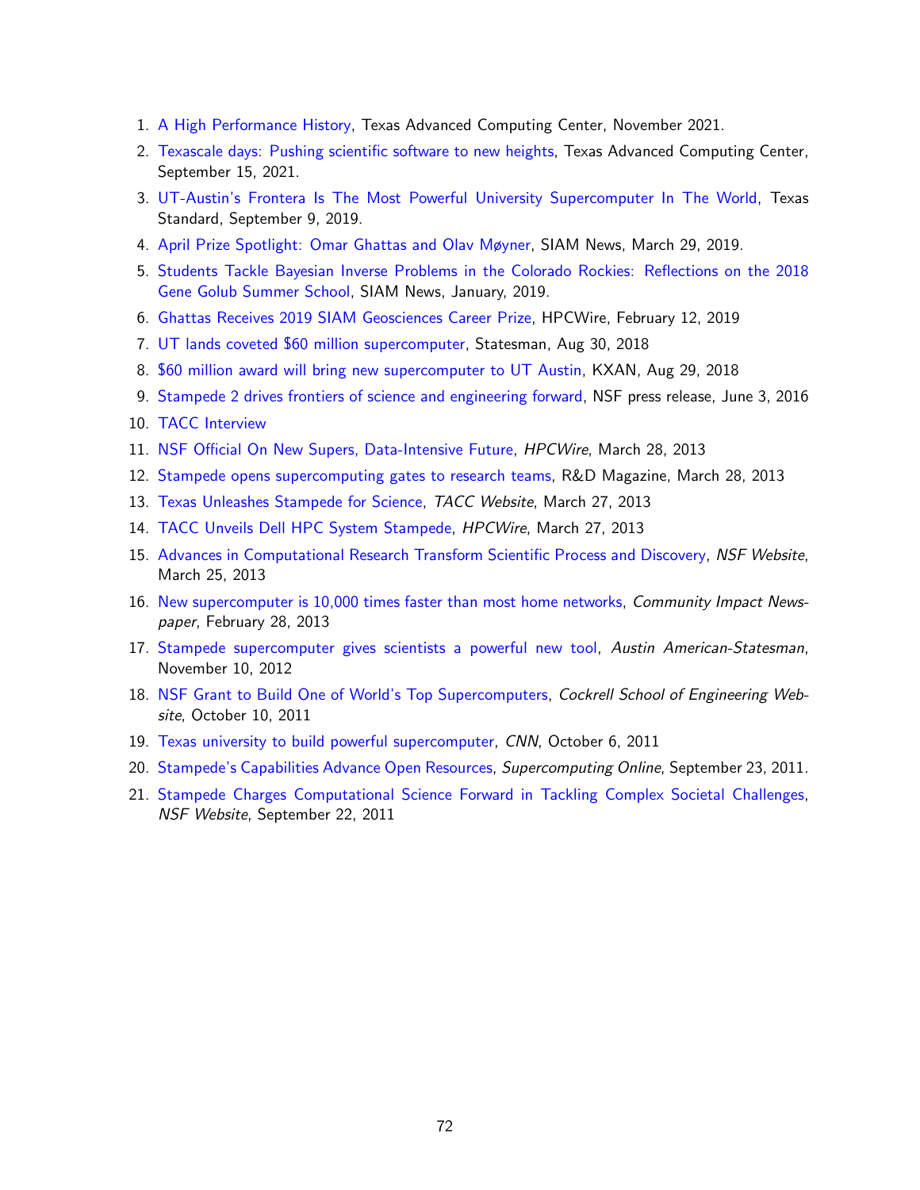1. A High Performance History, Texas Advanced Computing Center, November 2021.
2. Texascale days: Pushing scientific software to new heights, Texas Advanced Computing Center, September 15, 2021.
3. UT-Austin's Frontera Is The Most Powerful University Supercomputer In The World, Texas Standard, September 9, 2019.
4. April Prize Spotlight: Omar Ghattas and Olav Møyner, SIAM News, March 29, 2019.
5. Students Tackle Bayesian Inverse Problems in the Colorado Rockies: Reflections on the 2018 Gene Golub Summer School, SIAM News, January, 2019.
6. Ghattas Receives 2019 SIAM Geosciences Career Prize, HPCWire, February 12, 2019
7. UT lands coveted $60 million supercomputer, Statesman, Aug 30, 2018
8. $60 million award will bring new supercomputer to UT Austin, KXAN, Aug 29, 2018
9. Stampede 2 drives frontiers of science and engineering forward, NSF press release, June 3, 2016
10. TACC Interview
11. NSF Official On New Supers, Data-Intensive Future, *HPCWire*, March 28, 2013
12. Stampede opens supercomputing gates to research teams, R&D Magazine, March 28, 2013
13. Texas Unleashes Stampede for Science, *TACC Website*, March 27, 2013
14. TACC Unveils Dell HPC System Stampede, *HPCWire*, March 27, 2013
15. Advances in Computational Research Transform Scientific Process and Discovery, *NSF Website*, March 25, 2013
16. New supercomputer is 10,000 times faster than most home networks, *Community Impact Newspaper*, February 28, 2013
17. Stampede supercomputer gives scientists a powerful new tool, *Austin American-Statesman*, November 10, 2012
18. NSF Grant to Build One of World's Top Supercomputers, *Cockrell School of Engineering Website*, October 10, 2011
19. Texas university to build powerful supercomputer, *CNN*, October 6, 2011
20. Stampede's Capabilities Advance Open Resources, *Supercomputing Online*, September 23, 2011.
21. Stampede Charges Computational Science Forward in Tackling Complex Societal Challenges, *NSF Website*, September 22, 2011